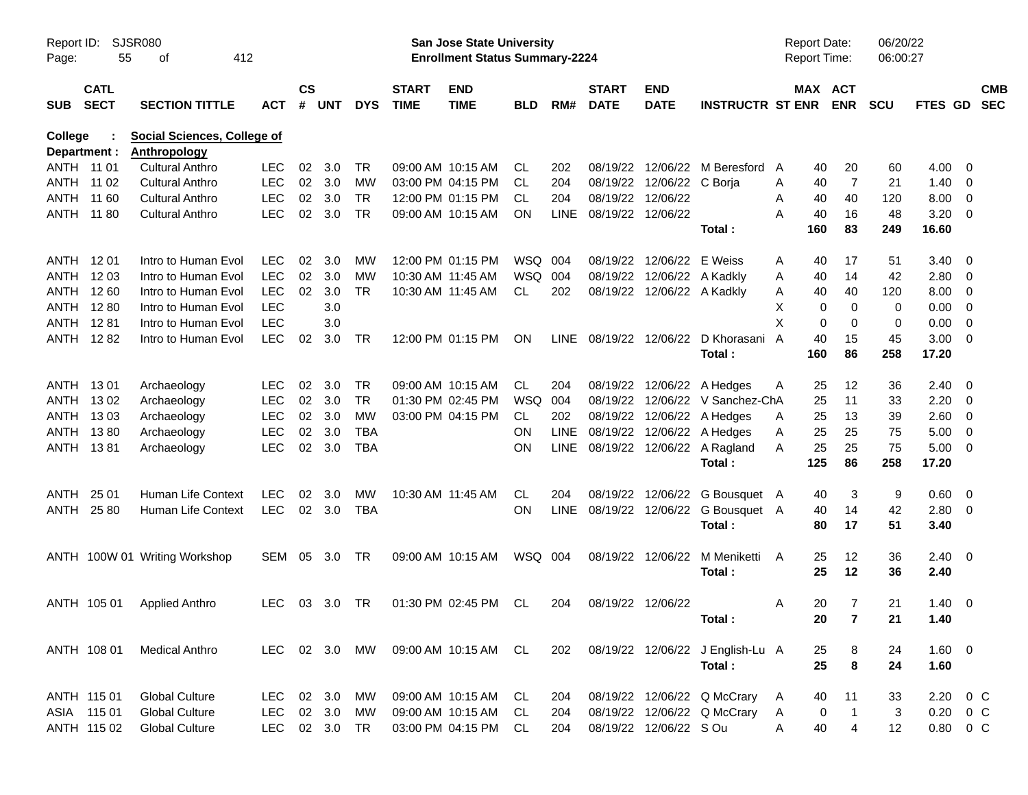**San Jose State University**
**Enrollment Status Summary-2224**

Report ID: SJSR080
Report Date: 06/20/22
Report Time: 06:00:27

**College : Social Sciences, College of**
**Department : Anthropology**

| SUB | CATL SECT | SECTION TITTLE | ACT | CS # | UNT | DYS | START TIME | END TIME | BLD | RM# | START DATE | END DATE | INSTRUCTR | ST | MAX ENR | ACT ENR | SCU | FTES | GD | CMB SEC |
|---|---|---|---|---|---|---|---|---|---|---|---|---|---|---|---|---|---|---|---|---|
| ANTH | 11 01 | Cultural Anthro | LEC | 02 | 3.0 | TR | 09:00 AM | 10:15 AM | CL | 202 | 08/19/22 | 12/06/22 | M Beresford | A | 40 | 20 | 60 | 4.00 | 0 | |
| ANTH | 11 02 | Cultural Anthro | LEC | 02 | 3.0 | MW | 03:00 PM | 04:15 PM | CL | 204 | 08/19/22 | 12/06/22 | C Borja | A | 40 | 7 | 21 | 1.40 | 0 | |
| ANTH | 11 60 | Cultural Anthro | LEC | 02 | 3.0 | TR | 12:00 PM | 01:15 PM | CL | 204 | 08/19/22 | 12/06/22 | | A | 40 | 40 | 120 | 8.00 | 0 | |
| ANTH | 11 80 | Cultural Anthro | LEC | 02 | 3.0 | TR | 09:00 AM | 10:15 AM | ON | LINE | 08/19/22 | 12/06/22 | | A | 40 | 16 | 48 | 3.20 | 0 | |
| | | | | | | | | | | | | | **Total :** | | **160** | **83** | **249** | **16.60** | | |
| ANTH | 12 01 | Intro to Human Evol | LEC | 02 | 3.0 | MW | 12:00 PM | 01:15 PM | WSQ | 004 | 08/19/22 | 12/06/22 | E Weiss | A | 40 | 17 | 51 | 3.40 | 0 | |
| ANTH | 12 03 | Intro to Human Evol | LEC | 02 | 3.0 | MW | 10:30 AM | 11:45 AM | WSQ | 004 | 08/19/22 | 12/06/22 | A Kadkly | A | 40 | 14 | 42 | 2.80 | 0 | |
| ANTH | 12 60 | Intro to Human Evol | LEC | 02 | 3.0 | TR | 10:30 AM | 11:45 AM | CL | 202 | 08/19/22 | 12/06/22 | A Kadkly | A | 40 | 40 | 120 | 8.00 | 0 | |
| ANTH | 12 80 | Intro to Human Evol | LEC | | 3.0 | | | | | | | | | X | 0 | 0 | 0 | 0.00 | 0 | |
| ANTH | 12 81 | Intro to Human Evol | LEC | | 3.0 | | | | | | | | | X | 0 | 0 | 0 | 0.00 | 0 | |
| ANTH | 12 82 | Intro to Human Evol | LEC | 02 | 3.0 | TR | 12:00 PM | 01:15 PM | ON | LINE | 08/19/22 | 12/06/22 | D Khorasani | A | 40 | 15 | 45 | 3.00 | 0 | |
| | | | | | | | | | | | | | **Total :** | | **160** | **86** | **258** | **17.20** | | |
| ANTH | 13 01 | Archaeology | LEC | 02 | 3.0 | TR | 09:00 AM | 10:15 AM | CL | 204 | 08/19/22 | 12/06/22 | A Hedges | A | 25 | 12 | 36 | 2.40 | 0 | |
| ANTH | 13 02 | Archaeology | LEC | 02 | 3.0 | TR | 01:30 PM | 02:45 PM | WSQ | 004 | 08/19/22 | 12/06/22 | V Sanchez-Ch | A | 25 | 11 | 33 | 2.20 | 0 | |
| ANTH | 13 03 | Archaeology | LEC | 02 | 3.0 | MW | 03:00 PM | 04:15 PM | CL | 202 | 08/19/22 | 12/06/22 | A Hedges | A | 25 | 13 | 39 | 2.60 | 0 | |
| ANTH | 13 80 | Archaeology | LEC | 02 | 3.0 | TBA | | | ON | LINE | 08/19/22 | 12/06/22 | A Hedges | A | 25 | 25 | 75 | 5.00 | 0 | |
| ANTH | 13 81 | Archaeology | LEC | 02 | 3.0 | TBA | | | ON | LINE | 08/19/22 | 12/06/22 | A Ragland | A | 25 | 25 | 75 | 5.00 | 0 | |
| | | | | | | | | | | | | | **Total :** | | **125** | **86** | **258** | **17.20** | | |
| ANTH | 25 01 | Human Life Context | LEC | 02 | 3.0 | MW | 10:30 AM | 11:45 AM | CL | 204 | 08/19/22 | 12/06/22 | G Bousquet | A | 40 | 3 | 9 | 0.60 | 0 | |
| ANTH | 25 80 | Human Life Context | LEC | 02 | 3.0 | TBA | | | ON | LINE | 08/19/22 | 12/06/22 | G Bousquet | A | 40 | 14 | 42 | 2.80 | 0 | |
| | | | | | | | | | | | | | **Total :** | | **80** | **17** | **51** | **3.40** | | |
| ANTH | 100W 01 | Writing Workshop | SEM | 05 | 3.0 | TR | 09:00 AM | 10:15 AM | WSQ | 004 | 08/19/22 | 12/06/22 | M Meniketti | A | 25 | 12 | 36 | 2.40 | 0 | |
| | | | | | | | | | | | | | **Total :** | | **25** | **12** | **36** | **2.40** | | |
| ANTH | 105 01 | Applied Anthro | LEC | 03 | 3.0 | TR | 01:30 PM | 02:45 PM | CL | 204 | 08/19/22 | 12/06/22 | | A | 20 | 7 | 21 | 1.40 | 0 | |
| | | | | | | | | | | | | | **Total :** | | **20** | **7** | **21** | **1.40** | | |
| ANTH | 108 01 | Medical Anthro | LEC | 02 | 3.0 | MW | 09:00 AM | 10:15 AM | CL | 202 | 08/19/22 | 12/06/22 | J English-Lu | A | 25 | 8 | 24 | 1.60 | 0 | |
| | | | | | | | | | | | | | **Total :** | | **25** | **8** | **24** | **1.60** | | |
| ANTH | 115 01 | Global Culture | LEC | 02 | 3.0 | MW | 09:00 AM | 10:15 AM | CL | 204 | 08/19/22 | 12/06/22 | Q McCrary | A | 40 | 11 | 33 | 2.20 | 0 | C |
| ASIA | 115 01 | Global Culture | LEC | 02 | 3.0 | MW | 09:00 AM | 10:15 AM | CL | 204 | 08/19/22 | 12/06/22 | Q McCrary | A | 0 | 1 | 3 | 0.20 | 0 | C |
| ANTH | 115 02 | Global Culture | LEC | 02 | 3.0 | TR | 03:00 PM | 04:15 PM | CL | 204 | 08/19/22 | 12/06/22 | S Ou | A | 40 | 4 | 12 | 0.80 | 0 | C |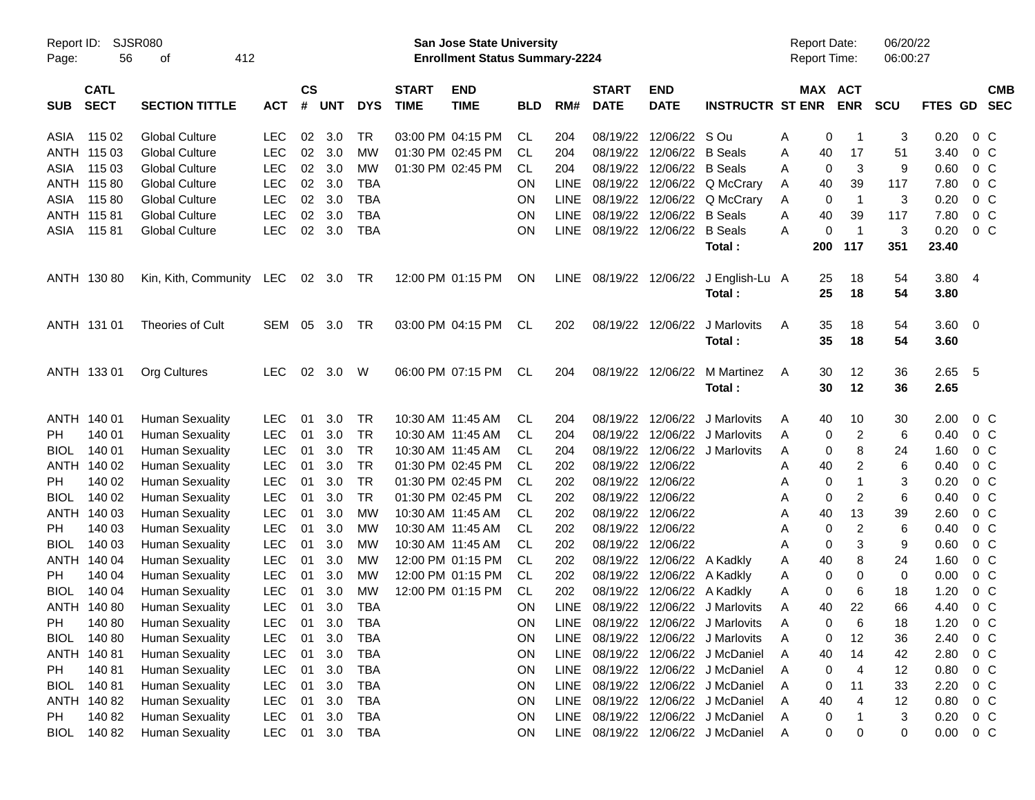Report ID: SJSR080 **San Jose State University** Report Date: 06/20/22
**Enrollment Status Summary-2224** Report Time: 06:00:27

| SUB | CATL SECT | SECTION TITTLE | ACT | CS # | UNT | DYS | START TIME | END TIME | BLD | RM# | START DATE | END DATE | INSTRUCTR | ST | MAX ENR | ACT ENR | SCU | FTES | GD | CMB SEC |
|---|---|---|---|---|---|---|---|---|---|---|---|---|---|---|---|---|---|---|---|---|
| ASIA | 115 02 | Global Culture | LEC | 02 | 3.0 | TR | 03:00 PM | 04:15 PM | CL | 204 | 08/19/22 | 12/06/22 | S Ou | A | 0 | 1 | 3 | 0.20 | 0 | C |
| ANTH | 115 03 | Global Culture | LEC | 02 | 3.0 | MW | 01:30 PM | 02:45 PM | CL | 204 | 08/19/22 | 12/06/22 | B Seals | A | 40 | 17 | 51 | 3.40 | 0 | C |
| ASIA | 115 03 | Global Culture | LEC | 02 | 3.0 | MW | 01:30 PM | 02:45 PM | CL | 204 | 08/19/22 | 12/06/22 | B Seals | A | 0 | 3 | 9 | 0.60 | 0 | C |
| ANTH | 115 80 | Global Culture | LEC | 02 | 3.0 | TBA | | | ON | LINE | 08/19/22 | 12/06/22 | Q McCrary | A | 40 | 39 | 117 | 7.80 | 0 | C |
| ASIA | 115 80 | Global Culture | LEC | 02 | 3.0 | TBA | | | ON | LINE | 08/19/22 | 12/06/22 | Q McCrary | A | 0 | 1 | 3 | 0.20 | 0 | C |
| ANTH | 115 81 | Global Culture | LEC | 02 | 3.0 | TBA | | | ON | LINE | 08/19/22 | 12/06/22 | B Seals | A | 40 | 39 | 117 | 7.80 | 0 | C |
| ASIA | 115 81 | Global Culture | LEC | 02 | 3.0 | TBA | | | ON | LINE | 08/19/22 | 12/06/22 | B Seals | A | 0 | 1 | 3 | 0.20 | 0 | C |
| | | | | | | | | | | | | | **Total :** | | **200** | **117** | **351** | **23.40** | | |
| ANTH | 130 80 | Kin, Kith, Community | LEC | 02 | 3.0 | TR | 12:00 PM | 01:15 PM | ON | LINE | 08/19/22 | 12/06/22 | J English-Lu | A | 25 | 18 | 54 | 3.80 | 4 | |
| | | | | | | | | | | | | | **Total :** | | **25** | **18** | **54** | **3.80** | | |
| ANTH | 131 01 | Theories of Cult | SEM | 05 | 3.0 | TR | 03:00 PM | 04:15 PM | CL | 202 | 08/19/22 | 12/06/22 | J Marlovits | A | 35 | 18 | 54 | 3.60 | 0 | |
| | | | | | | | | | | | | | **Total :** | | **35** | **18** | **54** | **3.60** | | |
| ANTH | 133 01 | Org Cultures | LEC | 02 | 3.0 | W | 06:00 PM | 07:15 PM | CL | 204 | 08/19/22 | 12/06/22 | M Martinez | A | 30 | 12 | 36 | 2.65 | 5 | |
| | | | | | | | | | | | | | **Total :** | | **30** | **12** | **36** | **2.65** | | |
| ANTH | 140 01 | Human Sexuality | LEC | 01 | 3.0 | TR | 10:30 AM | 11:45 AM | CL | 204 | 08/19/22 | 12/06/22 | J Marlovits | A | 40 | 10 | 30 | 2.00 | 0 | C |
| PH | 140 01 | Human Sexuality | LEC | 01 | 3.0 | TR | 10:30 AM | 11:45 AM | CL | 204 | 08/19/22 | 12/06/22 | J Marlovits | A | 0 | 2 | 6 | 0.40 | 0 | C |
| BIOL | 140 01 | Human Sexuality | LEC | 01 | 3.0 | TR | 10:30 AM | 11:45 AM | CL | 204 | 08/19/22 | 12/06/22 | J Marlovits | A | 0 | 8 | 24 | 1.60 | 0 | C |
| ANTH | 140 02 | Human Sexuality | LEC | 01 | 3.0 | TR | 01:30 PM | 02:45 PM | CL | 202 | 08/19/22 | 12/06/22 | | A | 40 | 2 | 6 | 0.40 | 0 | C |
| PH | 140 02 | Human Sexuality | LEC | 01 | 3.0 | TR | 01:30 PM | 02:45 PM | CL | 202 | 08/19/22 | 12/06/22 | | A | 0 | 1 | 3 | 0.20 | 0 | C |
| BIOL | 140 02 | Human Sexuality | LEC | 01 | 3.0 | TR | 01:30 PM | 02:45 PM | CL | 202 | 08/19/22 | 12/06/22 | | A | 0 | 2 | 6 | 0.40 | 0 | C |
| ANTH | 140 03 | Human Sexuality | LEC | 01 | 3.0 | MW | 10:30 AM | 11:45 AM | CL | 202 | 08/19/22 | 12/06/22 | | A | 40 | 13 | 39 | 2.60 | 0 | C |
| PH | 140 03 | Human Sexuality | LEC | 01 | 3.0 | MW | 10:30 AM | 11:45 AM | CL | 202 | 08/19/22 | 12/06/22 | | A | 0 | 2 | 6 | 0.40 | 0 | C |
| BIOL | 140 03 | Human Sexuality | LEC | 01 | 3.0 | MW | 10:30 AM | 11:45 AM | CL | 202 | 08/19/22 | 12/06/22 | | A | 0 | 3 | 9 | 0.60 | 0 | C |
| ANTH | 140 04 | Human Sexuality | LEC | 01 | 3.0 | MW | 12:00 PM | 01:15 PM | CL | 202 | 08/19/22 | 12/06/22 | A Kadkly | A | 40 | 8 | 24 | 1.60 | 0 | C |
| PH | 140 04 | Human Sexuality | LEC | 01 | 3.0 | MW | 12:00 PM | 01:15 PM | CL | 202 | 08/19/22 | 12/06/22 | A Kadkly | A | 0 | 0 | 0 | 0.00 | 0 | C |
| BIOL | 140 04 | Human Sexuality | LEC | 01 | 3.0 | MW | 12:00 PM | 01:15 PM | CL | 202 | 08/19/22 | 12/06/22 | A Kadkly | A | 0 | 6 | 18 | 1.20 | 0 | C |
| ANTH | 140 80 | Human Sexuality | LEC | 01 | 3.0 | TBA | | | ON | LINE | 08/19/22 | 12/06/22 | J Marlovits | A | 40 | 22 | 66 | 4.40 | 0 | C |
| PH | 140 80 | Human Sexuality | LEC | 01 | 3.0 | TBA | | | ON | LINE | 08/19/22 | 12/06/22 | J Marlovits | A | 0 | 6 | 18 | 1.20 | 0 | C |
| BIOL | 140 80 | Human Sexuality | LEC | 01 | 3.0 | TBA | | | ON | LINE | 08/19/22 | 12/06/22 | J Marlovits | A | 0 | 12 | 36 | 2.40 | 0 | C |
| ANTH | 140 81 | Human Sexuality | LEC | 01 | 3.0 | TBA | | | ON | LINE | 08/19/22 | 12/06/22 | J McDaniel | A | 40 | 14 | 42 | 2.80 | 0 | C |
| PH | 140 81 | Human Sexuality | LEC | 01 | 3.0 | TBA | | | ON | LINE | 08/19/22 | 12/06/22 | J McDaniel | A | 0 | 4 | 12 | 0.80 | 0 | C |
| BIOL | 140 81 | Human Sexuality | LEC | 01 | 3.0 | TBA | | | ON | LINE | 08/19/22 | 12/06/22 | J McDaniel | A | 0 | 11 | 33 | 2.20 | 0 | C |
| ANTH | 140 82 | Human Sexuality | LEC | 01 | 3.0 | TBA | | | ON | LINE | 08/19/22 | 12/06/22 | J McDaniel | A | 40 | 4 | 12 | 0.80 | 0 | C |
| PH | 140 82 | Human Sexuality | LEC | 01 | 3.0 | TBA | | | ON | LINE | 08/19/22 | 12/06/22 | J McDaniel | A | 0 | 1 | 3 | 0.20 | 0 | C |
| BIOL | 140 82 | Human Sexuality | LEC | 01 | 3.0 | TBA | | | ON | LINE | 08/19/22 | 12/06/22 | J McDaniel | A | 0 | 0 | 0 | 0.00 | 0 | C |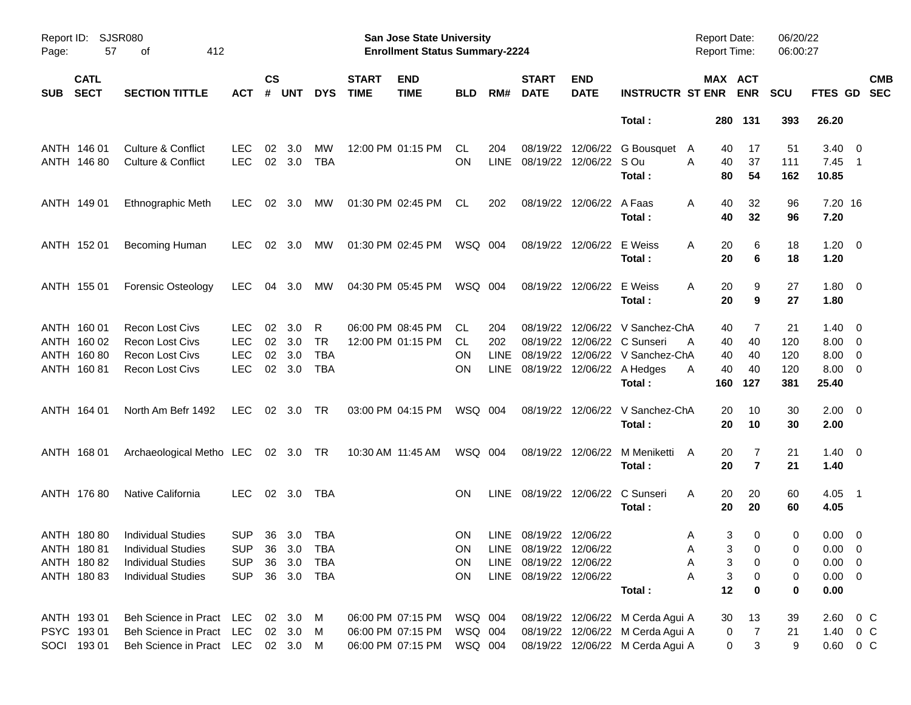| SUB | CATL SECT | SECTION TITTLE | ACT | CS # | UNT | DYS | START TIME | END TIME | BLD | RM# | START DATE | END DATE | INSTRUCTR | ST | MAX ENR | ACT ENR | SCU | FTES | GD | CMB SEC |
|---|---|---|---|---|---|---|---|---|---|---|---|---|---|---|---|---|---|---|---|---|
| | | | | | | | | | | | | | **Total :** | | **280** | **131** | **393** | **26.20** | | |
| ANTH | 146 01 | Culture & Conflict | LEC | 02 | 3.0 | MW | 12:00 PM | 01:15 PM | CL | 204 | 08/19/22 | 12/06/22 | G Bousquet | A | 40 | 17 | 51 | 3.40 | 0 | |
| ANTH | 146 80 | Culture & Conflict | LEC | 02 | 3.0 | TBA | | | ON | LINE | 08/19/22 | 12/06/22 | S Ou | A | 40 | 37 | 111 | 7.45 | 1 | |
| | | | | | | | | | | | | | **Total :** | | **80** | **54** | **162** | **10.85** | | |
| ANTH | 149 01 | Ethnographic Meth | LEC | 02 | 3.0 | MW | 01:30 PM | 02:45 PM | CL | 202 | 08/19/22 | 12/06/22 | A Faas | A | 40 | 32 | 96 | 7.20 | 16 | |
| | | | | | | | | | | | | | **Total :** | | **40** | **32** | **96** | **7.20** | | |
| ANTH | 152 01 | Becoming Human | LEC | 02 | 3.0 | MW | 01:30 PM | 02:45 PM | WSQ | 004 | 08/19/22 | 12/06/22 | E Weiss | A | 20 | 6 | 18 | 1.20 | 0 | |
| | | | | | | | | | | | | | **Total :** | | **20** | **6** | **18** | **1.20** | | |
| ANTH | 155 01 | Forensic Osteology | LEC | 04 | 3.0 | MW | 04:30 PM | 05:45 PM | WSQ | 004 | 08/19/22 | 12/06/22 | E Weiss | A | 20 | 9 | 27 | 1.80 | 0 | |
| | | | | | | | | | | | | | **Total :** | | **20** | **9** | **27** | **1.80** | | |
| ANTH | 160 01 | Recon Lost Civs | LEC | 02 | 3.0 | R | 06:00 PM | 08:45 PM | CL | 204 | 08/19/22 | 12/06/22 | V Sanchez-Ch | A | 40 | 7 | 21 | 1.40 | 0 | |
| ANTH | 160 02 | Recon Lost Civs | LEC | 02 | 3.0 | TR | 12:00 PM | 01:15 PM | CL | 202 | 08/19/22 | 12/06/22 | C Sunseri | A | 40 | 40 | 120 | 8.00 | 0 | |
| ANTH | 160 80 | Recon Lost Civs | LEC | 02 | 3.0 | TBA | | | ON | LINE | 08/19/22 | 12/06/22 | V Sanchez-Ch | A | 40 | 40 | 120 | 8.00 | 0 | |
| ANTH | 160 81 | Recon Lost Civs | LEC | 02 | 3.0 | TBA | | | ON | LINE | 08/19/22 | 12/06/22 | A Hedges | A | 40 | 40 | 120 | 8.00 | 0 | |
| | | | | | | | | | | | | | **Total :** | | **160** | **127** | **381** | **25.40** | | |
| ANTH | 164 01 | North Am Befr 1492 | LEC | 02 | 3.0 | TR | 03:00 PM | 04:15 PM | WSQ | 004 | 08/19/22 | 12/06/22 | V Sanchez-Ch | A | 20 | 10 | 30 | 2.00 | 0 | |
| | | | | | | | | | | | | | **Total :** | | **20** | **10** | **30** | **2.00** | | |
| ANTH | 168 01 | Archaeological Metho | LEC | 02 | 3.0 | TR | 10:30 AM | 11:45 AM | WSQ | 004 | 08/19/22 | 12/06/22 | M Meniketti | A | 20 | 7 | 21 | 1.40 | 0 | |
| | | | | | | | | | | | | | **Total :** | | **20** | **7** | **21** | **1.40** | | |
| ANTH | 176 80 | Native California | LEC | 02 | 3.0 | TBA | | | ON | LINE | 08/19/22 | 12/06/22 | C Sunseri | A | 20 | 20 | 60 | 4.05 | 1 | |
| | | | | | | | | | | | | | **Total :** | | **20** | **20** | **60** | **4.05** | | |
| ANTH | 180 80 | Individual Studies | SUP | 36 | 3.0 | TBA | | | ON | LINE | 08/19/22 | 12/06/22 | | A | 3 | 0 | 0 | 0.00 | 0 | |
| ANTH | 180 81 | Individual Studies | SUP | 36 | 3.0 | TBA | | | ON | LINE | 08/19/22 | 12/06/22 | | A | 3 | 0 | 0 | 0.00 | 0 | |
| ANTH | 180 82 | Individual Studies | SUP | 36 | 3.0 | TBA | | | ON | LINE | 08/19/22 | 12/06/22 | | A | 3 | 0 | 0 | 0.00 | 0 | |
| ANTH | 180 83 | Individual Studies | SUP | 36 | 3.0 | TBA | | | ON | LINE | 08/19/22 | 12/06/22 | | A | 3 | 0 | 0 | 0.00 | 0 | |
| | | | | | | | | | | | | | **Total :** | | **12** | **0** | **0** | **0.00** | | |
| ANTH | 193 01 | Beh Science in Pract | LEC | 02 | 3.0 | M | 06:00 PM | 07:15 PM | WSQ | 004 | 08/19/22 | 12/06/22 | M Cerda Agui | A | 30 | 13 | 39 | 2.60 | 0 | C |
| PSYC | 193 01 | Beh Science in Pract | LEC | 02 | 3.0 | M | 06:00 PM | 07:15 PM | WSQ | 004 | 08/19/22 | 12/06/22 | M Cerda Agui | A | 0 | 7 | 21 | 1.40 | 0 | C |
| SOCI | 193 01 | Beh Science in Pract | LEC | 02 | 3.0 | M | 06:00 PM | 07:15 PM | WSQ | 004 | 08/19/22 | 12/06/22 | M Cerda Agui | A | 0 | 3 | 9 | 0.60 | 0 | C |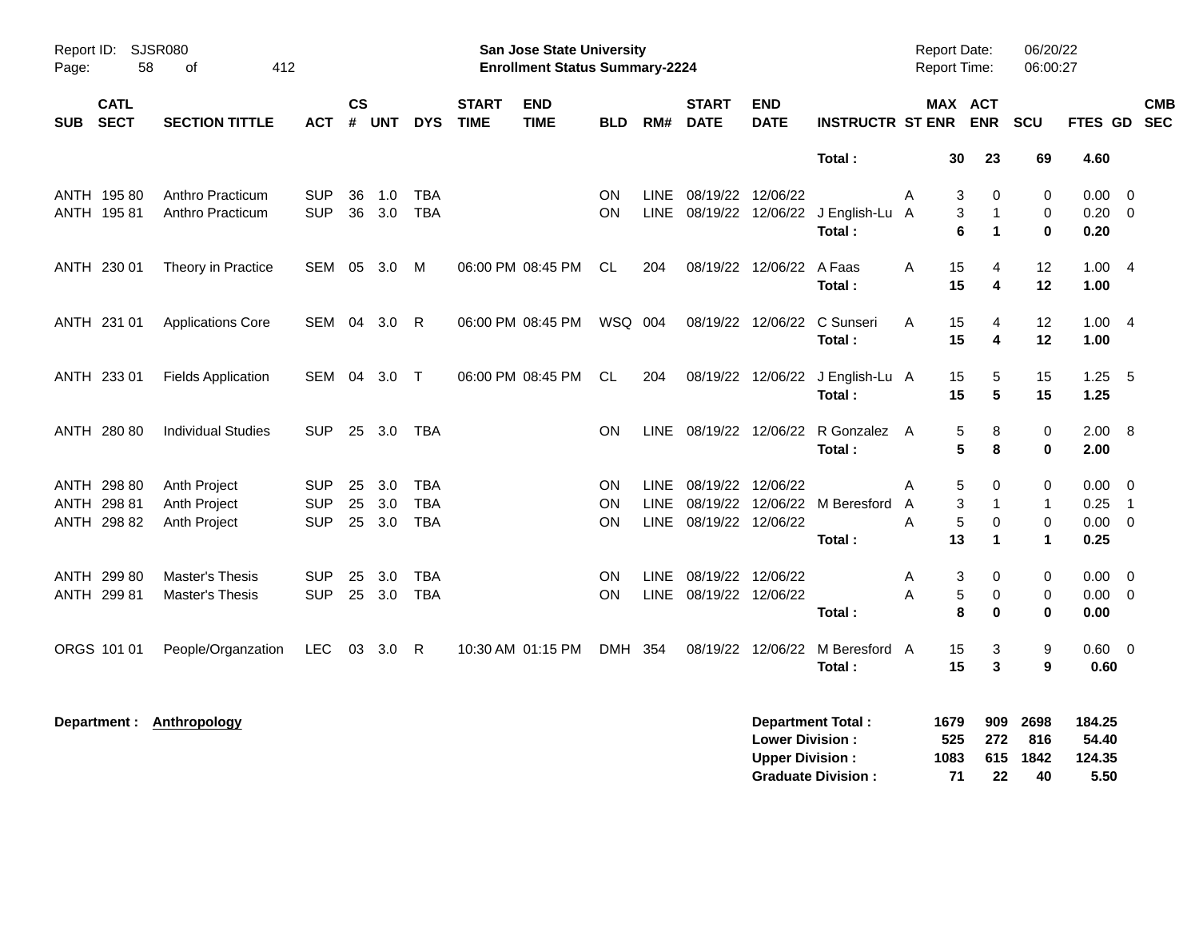| SUB | CATL SECT | SECTION TITTLE | ACT | CS # | UNT | DYS | START TIME | END TIME | BLD | RM# | START DATE | END DATE | INSTRUCTR | ST | MAX ENR | ACT ENR | SCU | FTES | GD | CMB SEC |
|---|---|---|---|---|---|---|---|---|---|---|---|---|---|---|---|---|---|---|---|---|
| | | | | | | | | | | | | | **Total :** | | **30** | **23** | **69** | **4.60** | | |
| ANTH | 195 80 | Anthro Practicum | SUP | 36 | 1.0 | TBA | | | ON | LINE | 08/19/22 | 12/06/22 | | A | 3 | 0 | 0 | 0.00 | 0 | |
| ANTH | 195 81 | Anthro Practicum | SUP | 36 | 3.0 | TBA | | | ON | LINE | 08/19/22 | 12/06/22 | J English-Lu | A | 3 | 1 | 0 | 0.20 | 0 | |
| | | | | | | | | | | | | | **Total :** | | **6** | **1** | **0** | **0.20** | | |
| ANTH | 230 01 | Theory in Practice | SEM | 05 | 3.0 | M | 06:00 PM | 08:45 PM | CL | 204 | 08/19/22 | 12/06/22 | A Faas | A | 15 | 4 | 12 | 1.00 | 4 | |
| | | | | | | | | | | | | | **Total :** | | **15** | **4** | **12** | **1.00** | | |
| ANTH | 231 01 | Applications Core | SEM | 04 | 3.0 | R | 06:00 PM | 08:45 PM | WSQ | 004 | 08/19/22 | 12/06/22 | C Sunseri | A | 15 | 4 | 12 | 1.00 | 4 | |
| | | | | | | | | | | | | | **Total :** | | **15** | **4** | **12** | **1.00** | | |
| ANTH | 233 01 | Fields Application | SEM | 04 | 3.0 | T | 06:00 PM | 08:45 PM | CL | 204 | 08/19/22 | 12/06/22 | J English-Lu | A | 15 | 5 | 15 | 1.25 | 5 | |
| | | | | | | | | | | | | | **Total :** | | **15** | **5** | **15** | **1.25** | | |
| ANTH | 280 80 | Individual Studies | SUP | 25 | 3.0 | TBA | | | ON | LINE | 08/19/22 | 12/06/22 | R Gonzalez | A | 5 | 8 | 0 | 2.00 | 8 | |
| | | | | | | | | | | | | | **Total :** | | **5** | **8** | **0** | **2.00** | | |
| ANTH | 298 80 | Anth Project | SUP | 25 | 3.0 | TBA | | | ON | LINE | 08/19/22 | 12/06/22 | | A | 5 | 0 | 0 | 0.00 | 0 | |
| ANTH | 298 81 | Anth Project | SUP | 25 | 3.0 | TBA | | | ON | LINE | 08/19/22 | 12/06/22 | M Beresford | A | 3 | 1 | 1 | 0.25 | 1 | |
| ANTH | 298 82 | Anth Project | SUP | 25 | 3.0 | TBA | | | ON | LINE | 08/19/22 | 12/06/22 | | A | 5 | 0 | 0 | 0.00 | 0 | |
| | | | | | | | | | | | | | **Total :** | | **13** | **1** | **1** | **0.25** | | |
| ANTH | 299 80 | Master's Thesis | SUP | 25 | 3.0 | TBA | | | ON | LINE | 08/19/22 | 12/06/22 | | A | 3 | 0 | 0 | 0.00 | 0 | |
| ANTH | 299 81 | Master's Thesis | SUP | 25 | 3.0 | TBA | | | ON | LINE | 08/19/22 | 12/06/22 | | A | 5 | 0 | 0 | 0.00 | 0 | |
| | | | | | | | | | | | | | **Total :** | | **8** | **0** | **0** | **0.00** | | |
| ORGS | 101 01 | People/Organzation | LEC | 03 | 3.0 | R | 10:30 AM | 01:15 PM | DMH | 354 | 08/19/22 | 12/06/22 | M Beresford | A | 15 | 3 | 9 | 0.60 | 0 | |
| | | | | | | | | | | | | | **Total :** | | **15** | **3** | **9** | **0.60** | | |

**Department :** **Anthropology**

| | MAX ENR | ACT ENR | SCU | FTES |
|---|---|---|---|---|
| **Department Total :** | **1679** | **909** | **2698** | **184.25** |
| **Lower Division :** | **525** | **272** | **816** | **54.40** |
| **Upper Division :** | **1083** | **615** | **1842** | **124.35** |
| **Graduate Division :** | **71** | **22** | **40** | **5.50** |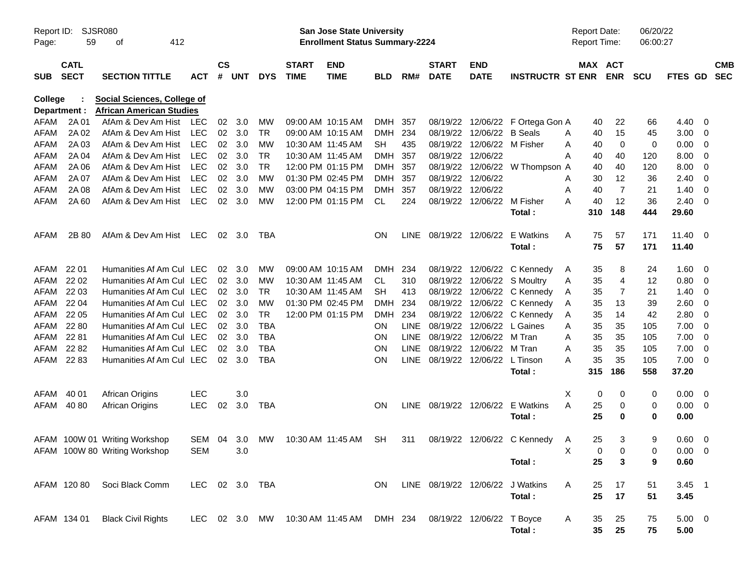Report ID: SJSR080
San Jose State University
Enrollment Status Summary-2224
Report Date: 06/20/22
Report Time: 06:00:27

| SUB | CATL SECT | SECTION TITTLE | ACT | CS # | UNT | DYS | START TIME | END TIME | BLD | RM# | START DATE | END DATE | INSTRUCTR | ST | MAX ENR | ACT ENR | SCU | FTES | GD | CMB SEC |
|---|---|---|---|---|---|---|---|---|---|---|---|---|---|---|---|---|---|---|---|---|
| **College :** | | **Social Sciences, College of** | | | | | | | | | | | | | | | | | | |
| **Department :** | | **African American Studies** | | | | | | | | | | | | | | | | | | |
| AFAM | 2A 01 | AfAm & Dev Am Hist | LEC | 02 | 3.0 | MW | 09:00 AM | 10:15 AM | DMH | 357 | 08/19/22 | 12/06/22 | F Ortega Gon | A | 40 | 22 | 66 | 4.40 | 0 | |
| AFAM | 2A 02 | AfAm & Dev Am Hist | LEC | 02 | 3.0 | TR | 09:00 AM | 10:15 AM | DMH | 234 | 08/19/22 | 12/06/22 | B Seals | A | 40 | 15 | 45 | 3.00 | 0 | |
| AFAM | 2A 03 | AfAm & Dev Am Hist | LEC | 02 | 3.0 | MW | 10:30 AM | 11:45 AM | SH | 435 | 08/19/22 | 12/06/22 | M Fisher | A | 40 | 0 | 0 | 0.00 | 0 | |
| AFAM | 2A 04 | AfAm & Dev Am Hist | LEC | 02 | 3.0 | TR | 10:30 AM | 11:45 AM | DMH | 357 | 08/19/22 | 12/06/22 | | A | 40 | 40 | 120 | 8.00 | 0 | |
| AFAM | 2A 06 | AfAm & Dev Am Hist | LEC | 02 | 3.0 | TR | 12:00 PM | 01:15 PM | DMH | 357 | 08/19/22 | 12/06/22 | W Thompson | A | 40 | 40 | 120 | 8.00 | 0 | |
| AFAM | 2A 07 | AfAm & Dev Am Hist | LEC | 02 | 3.0 | MW | 01:30 PM | 02:45 PM | DMH | 357 | 08/19/22 | 12/06/22 | | A | 30 | 12 | 36 | 2.40 | 0 | |
| AFAM | 2A 08 | AfAm & Dev Am Hist | LEC | 02 | 3.0 | MW | 03:00 PM | 04:15 PM | DMH | 357 | 08/19/22 | 12/06/22 | | A | 40 | 7 | 21 | 1.40 | 0 | |
| AFAM | 2A 60 | AfAm & Dev Am Hist | LEC | 02 | 3.0 | MW | 12:00 PM | 01:15 PM | CL | 224 | 08/19/22 | 12/06/22 | M Fisher | A | 40 | 12 | 36 | 2.40 | 0 | |
| | | | | | | | | | | | | | **Total :** | | **310** | **148** | **444** | **29.60** | | |
| AFAM | 2B 80 | AfAm & Dev Am Hist | LEC | 02 | 3.0 | TBA | | | ON | LINE | 08/19/22 | 12/06/22 | E Watkins | A | 75 | 57 | 171 | 11.40 | 0 | |
| | | | | | | | | | | | | | **Total :** | | **75** | **57** | **171** | **11.40** | | |
| AFAM | 22 01 | Humanities Af Am Cul | LEC | 02 | 3.0 | MW | 09:00 AM | 10:15 AM | DMH | 234 | 08/19/22 | 12/06/22 | C Kennedy | A | 35 | 8 | 24 | 1.60 | 0 | |
| AFAM | 22 02 | Humanities Af Am Cul | LEC | 02 | 3.0 | MW | 10:30 AM | 11:45 AM | CL | 310 | 08/19/22 | 12/06/22 | S Moultry | A | 35 | 4 | 12 | 0.80 | 0 | |
| AFAM | 22 03 | Humanities Af Am Cul | LEC | 02 | 3.0 | TR | 10:30 AM | 11:45 AM | SH | 413 | 08/19/22 | 12/06/22 | C Kennedy | A | 35 | 7 | 21 | 1.40 | 0 | |
| AFAM | 22 04 | Humanities Af Am Cul | LEC | 02 | 3.0 | MW | 01:30 PM | 02:45 PM | DMH | 234 | 08/19/22 | 12/06/22 | C Kennedy | A | 35 | 13 | 39 | 2.60 | 0 | |
| AFAM | 22 05 | Humanities Af Am Cul | LEC | 02 | 3.0 | TR | 12:00 PM | 01:15 PM | DMH | 234 | 08/19/22 | 12/06/22 | C Kennedy | A | 35 | 14 | 42 | 2.80 | 0 | |
| AFAM | 22 80 | Humanities Af Am Cul | LEC | 02 | 3.0 | TBA | | | ON | LINE | 08/19/22 | 12/06/22 | L Gaines | A | 35 | 35 | 105 | 7.00 | 0 | |
| AFAM | 22 81 | Humanities Af Am Cul | LEC | 02 | 3.0 | TBA | | | ON | LINE | 08/19/22 | 12/06/22 | M Tran | A | 35 | 35 | 105 | 7.00 | 0 | |
| AFAM | 22 82 | Humanities Af Am Cul | LEC | 02 | 3.0 | TBA | | | ON | LINE | 08/19/22 | 12/06/22 | M Tran | A | 35 | 35 | 105 | 7.00 | 0 | |
| AFAM | 22 83 | Humanities Af Am Cul | LEC | 02 | 3.0 | TBA | | | ON | LINE | 08/19/22 | 12/06/22 | L Tinson | A | 35 | 35 | 105 | 7.00 | 0 | |
| | | | | | | | | | | | | | **Total :** | | **315** | **186** | **558** | **37.20** | | |
| AFAM | 40 01 | African Origins | LEC | | 3.0 | | | | | | | | | X | 0 | 0 | 0 | 0.00 | 0 | |
| AFAM | 40 80 | African Origins | LEC | 02 | 3.0 | TBA | | | ON | LINE | 08/19/22 | 12/06/22 | E Watkins | A | 25 | 0 | 0 | 0.00 | 0 | |
| | | | | | | | | | | | | | **Total :** | | **25** | **0** | **0** | **0.00** | | |
| AFAM | 100W 01 | Writing Workshop | SEM | 04 | 3.0 | MW | 10:30 AM | 11:45 AM | SH | 311 | 08/19/22 | 12/06/22 | C Kennedy | A | 25 | 3 | 9 | 0.60 | 0 | |
| AFAM | 100W 80 | Writing Workshop | SEM | | 3.0 | | | | | | | | | X | 0 | 0 | 0 | 0.00 | 0 | |
| | | | | | | | | | | | | | **Total :** | | **25** | **3** | **9** | **0.60** | | |
| AFAM | 120 80 | Soci Black Comm | LEC | 02 | 3.0 | TBA | | | ON | LINE | 08/19/22 | 12/06/22 | J Watkins | A | 25 | 17 | 51 | 3.45 | 1 | |
| | | | | | | | | | | | | | **Total :** | | **25** | **17** | **51** | **3.45** | | |
| AFAM | 134 01 | Black Civil Rights | LEC | 02 | 3.0 | MW | 10:30 AM | 11:45 AM | DMH | 234 | 08/19/22 | 12/06/22 | T Boyce | A | 35 | 25 | 75 | 5.00 | 0 | |
| | | | | | | | | | | | | | **Total :** | | **35** | **25** | **75** | **5.00** | | |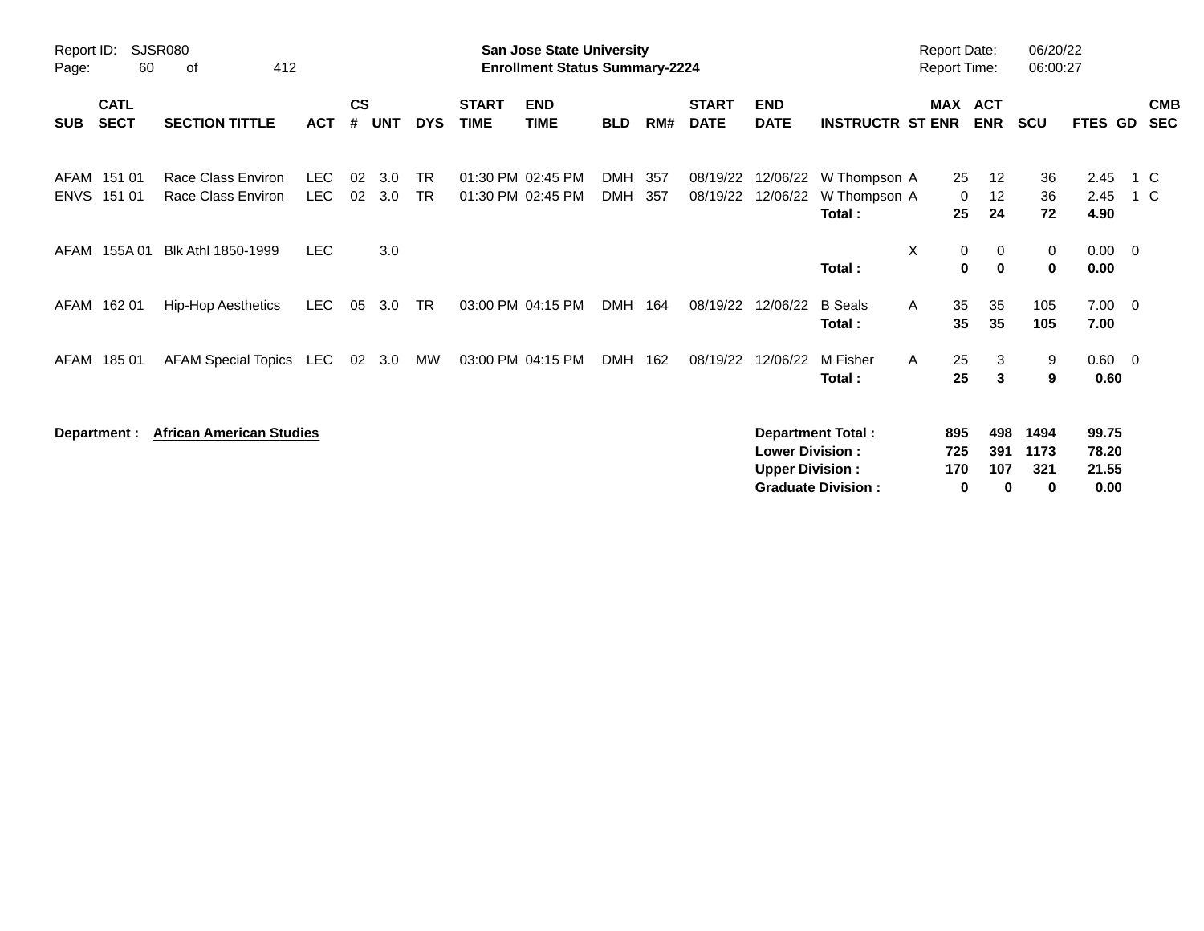**San Jose State University**
**Enrollment Status Summary-2224**

Report ID: SJSR080
Report Date: 06/20/22
Report Time: 06:00:27

| SUB | CATL SECT | SECTION TITTLE | ACT | CS # | UNT | DYS | START TIME | END TIME | BLD | RM# | START DATE | END DATE | INSTRUCTR | ST | MAX ENR | ACT ENR | SCU | FTES | GD | CMB SEC |
|---|---|---|---|---|---|---|---|---|---|---|---|---|---|---|---|---|---|---|---|---|
| AFAM | 151 01 | Race Class Environ | LEC | 02 | 3.0 | TR | 01:30 PM | 02:45 PM | DMH | 357 | 08/19/22 | 12/06/22 | W Thompson | A | 25 | 12 | 36 | 2.45 | 1 | C |
| ENVS | 151 01 | Race Class Environ | LEC | 02 | 3.0 | TR | 01:30 PM | 02:45 PM | DMH | 357 | 08/19/22 | 12/06/22 | W Thompson | A | 0 | 12 | 36 | 2.45 | 1 | C |
| | | | | | | | | | | | | | **Total :** | | **25** | **24** | **72** | **4.90** | | |
| AFAM | 155A 01 | Blk Athl 1850-1999 | LEC | | 3.0 | | | | | | | | | X | 0 | 0 | 0 | 0.00 | 0 | |
| | | | | | | | | | | | | | **Total :** | | **0** | **0** | **0** | **0.00** | | |
| AFAM | 162 01 | Hip-Hop Aesthetics | LEC | 05 | 3.0 | TR | 03:00 PM | 04:15 PM | DMH | 164 | 08/19/22 | 12/06/22 | B Seals | A | 35 | 35 | 105 | 7.00 | 0 | |
| | | | | | | | | | | | | | **Total :** | | **35** | **35** | **105** | **7.00** | | |
| AFAM | 185 01 | AFAM Special Topics | LEC | 02 | 3.0 | MW | 03:00 PM | 04:15 PM | DMH | 162 | 08/19/22 | 12/06/22 | M Fisher | A | 25 | 3 | 9 | 0.60 | 0 | |
| | | | | | | | | | | | | | **Total :** | | **25** | **3** | **9** | **0.60** | | |

**Department :** **African American Studies**

| | MAX ENR | ACT ENR | SCU | FTES |
|---|---|---|---|---|
| **Department Total :** | **895** | **498** | **1494** | **99.75** |
| **Lower Division :** | **725** | **391** | **1173** | **78.20** |
| **Upper Division :** | **170** | **107** | **321** | **21.55** |
| **Graduate Division :** | **0** | **0** | **0** | **0.00** |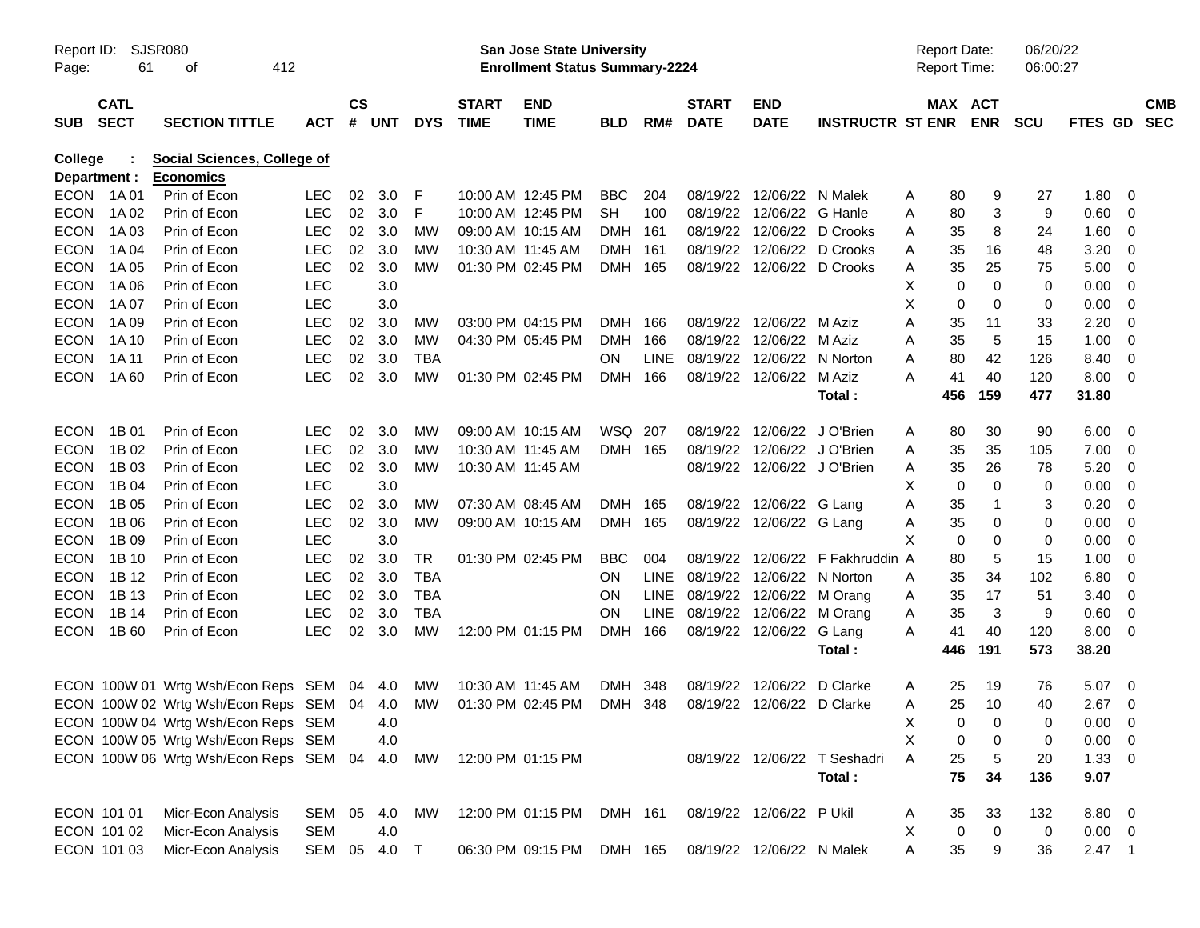Report ID: SJSR080 | **San Jose State University** | Report Date: 06/20/22
**Enrollment Status Summary-2224** | Report Time: 06:00:27

**College : Social Sciences, College of**
**Department : Economics**

| SUB | CATL SECT | SECTION TITTLE | ACT | CS # | UNT | DYS | START TIME | END TIME | BLD | RM# | START DATE | END DATE | INSTRUCTR | ST | MAX ENR | ACT ENR | SCU | FTES | GD | CMB SEC |
|---|---|---|---|---|---|---|---|---|---|---|---|---|---|---|---|---|---|---|---|---|
| ECON | 1A 01 | Prin of Econ | LEC | 02 | 3.0 | F | 10:00 AM | 12:45 PM | BBC | 204 | 08/19/22 | 12/06/22 | N Malek | A | 80 | 9 | 27 | 1.80 | 0 | |
| ECON | 1A 02 | Prin of Econ | LEC | 02 | 3.0 | F | 10:00 AM | 12:45 PM | SH | 100 | 08/19/22 | 12/06/22 | G Hanle | A | 80 | 3 | 9 | 0.60 | 0 | |
| ECON | 1A 03 | Prin of Econ | LEC | 02 | 3.0 | MW | 09:00 AM | 10:15 AM | DMH | 161 | 08/19/22 | 12/06/22 | D Crooks | A | 35 | 8 | 24 | 1.60 | 0 | |
| ECON | 1A 04 | Prin of Econ | LEC | 02 | 3.0 | MW | 10:30 AM | 11:45 AM | DMH | 161 | 08/19/22 | 12/06/22 | D Crooks | A | 35 | 16 | 48 | 3.20 | 0 | |
| ECON | 1A 05 | Prin of Econ | LEC | 02 | 3.0 | MW | 01:30 PM | 02:45 PM | DMH | 165 | 08/19/22 | 12/06/22 | D Crooks | A | 35 | 25 | 75 | 5.00 | 0 | |
| ECON | 1A 06 | Prin of Econ | LEC | | 3.0 | | | | | | | | | X | 0 | 0 | 0 | 0.00 | 0 | |
| ECON | 1A 07 | Prin of Econ | LEC | | 3.0 | | | | | | | | | X | 0 | 0 | 0 | 0.00 | 0 | |
| ECON | 1A 09 | Prin of Econ | LEC | 02 | 3.0 | MW | 03:00 PM | 04:15 PM | DMH | 166 | 08/19/22 | 12/06/22 | M Aziz | A | 35 | 11 | 33 | 2.20 | 0 | |
| ECON | 1A 10 | Prin of Econ | LEC | 02 | 3.0 | MW | 04:30 PM | 05:45 PM | DMH | 166 | 08/19/22 | 12/06/22 | M Aziz | A | 35 | 5 | 15 | 1.00 | 0 | |
| ECON | 1A 11 | Prin of Econ | LEC | 02 | 3.0 | TBA | | | ON | LINE | 08/19/22 | 12/06/22 | N Norton | A | 80 | 42 | 126 | 8.40 | 0 | |
| ECON | 1A 60 | Prin of Econ | LEC | 02 | 3.0 | MW | 01:30 PM | 02:45 PM | DMH | 166 | 08/19/22 | 12/06/22 | M Aziz | A | 41 | 40 | 120 | 8.00 | 0 | |
| | | | | | | | | | | | | | **Total :** | | **456** | **159** | **477** | **31.80** | | |
| ECON | 1B 01 | Prin of Econ | LEC | 02 | 3.0 | MW | 09:00 AM | 10:15 AM | WSQ | 207 | 08/19/22 | 12/06/22 | J O'Brien | A | 80 | 30 | 90 | 6.00 | 0 | |
| ECON | 1B 02 | Prin of Econ | LEC | 02 | 3.0 | MW | 10:30 AM | 11:45 AM | DMH | 165 | 08/19/22 | 12/06/22 | J O'Brien | A | 35 | 35 | 105 | 7.00 | 0 | |
| ECON | 1B 03 | Prin of Econ | LEC | 02 | 3.0 | MW | 10:30 AM | 11:45 AM | | | 08/19/22 | 12/06/22 | J O'Brien | A | 35 | 26 | 78 | 5.20 | 0 | |
| ECON | 1B 04 | Prin of Econ | LEC | | 3.0 | | | | | | | | | X | 0 | 0 | 0 | 0.00 | 0 | |
| ECON | 1B 05 | Prin of Econ | LEC | 02 | 3.0 | MW | 07:30 AM | 08:45 AM | DMH | 165 | 08/19/22 | 12/06/22 | G Lang | A | 35 | 1 | 3 | 0.20 | 0 | |
| ECON | 1B 06 | Prin of Econ | LEC | 02 | 3.0 | MW | 09:00 AM | 10:15 AM | DMH | 165 | 08/19/22 | 12/06/22 | G Lang | A | 35 | 0 | 0 | 0.00 | 0 | |
| ECON | 1B 09 | Prin of Econ | LEC | | 3.0 | | | | | | | | | X | 0 | 0 | 0 | 0.00 | 0 | |
| ECON | 1B 10 | Prin of Econ | LEC | 02 | 3.0 | TR | 01:30 PM | 02:45 PM | BBC | 004 | 08/19/22 | 12/06/22 | F Fakhruddin | A | 80 | 5 | 15 | 1.00 | 0 | |
| ECON | 1B 12 | Prin of Econ | LEC | 02 | 3.0 | TBA | | | ON | LINE | 08/19/22 | 12/06/22 | N Norton | A | 35 | 34 | 102 | 6.80 | 0 | |
| ECON | 1B 13 | Prin of Econ | LEC | 02 | 3.0 | TBA | | | ON | LINE | 08/19/22 | 12/06/22 | M Orang | A | 35 | 17 | 51 | 3.40 | 0 | |
| ECON | 1B 14 | Prin of Econ | LEC | 02 | 3.0 | TBA | | | ON | LINE | 08/19/22 | 12/06/22 | M Orang | A | 35 | 3 | 9 | 0.60 | 0 | |
| ECON | 1B 60 | Prin of Econ | LEC | 02 | 3.0 | MW | 12:00 PM | 01:15 PM | DMH | 166 | 08/19/22 | 12/06/22 | G Lang | A | 41 | 40 | 120 | 8.00 | 0 | |
| | | | | | | | | | | | | | **Total :** | | **446** | **191** | **573** | **38.20** | | |
| ECON | 100W 01 | Wrtg Wsh/Econ Reps | SEM | 04 | 4.0 | MW | 10:30 AM | 11:45 AM | DMH | 348 | 08/19/22 | 12/06/22 | D Clarke | A | 25 | 19 | 76 | 5.07 | 0 | |
| ECON | 100W 02 | Wrtg Wsh/Econ Reps | SEM | 04 | 4.0 | MW | 01:30 PM | 02:45 PM | DMH | 348 | 08/19/22 | 12/06/22 | D Clarke | A | 25 | 10 | 40 | 2.67 | 0 | |
| ECON | 100W 04 | Wrtg Wsh/Econ Reps | SEM | | 4.0 | | | | | | | | | X | 0 | 0 | 0 | 0.00 | 0 | |
| ECON | 100W 05 | Wrtg Wsh/Econ Reps | SEM | | 4.0 | | | | | | | | | X | 0 | 0 | 0 | 0.00 | 0 | |
| ECON | 100W 06 | Wrtg Wsh/Econ Reps | SEM | 04 | 4.0 | MW | 12:00 PM | 01:15 PM | | | 08/19/22 | 12/06/22 | T Seshadri | A | 25 | 5 | 20 | 1.33 | 0 | |
| | | | | | | | | | | | | | **Total :** | | **75** | **34** | **136** | **9.07** | | |
| ECON | 101 01 | Micr-Econ Analysis | SEM | 05 | 4.0 | MW | 12:00 PM | 01:15 PM | DMH | 161 | 08/19/22 | 12/06/22 | P Ukil | A | 35 | 33 | 132 | 8.80 | 0 | |
| ECON | 101 02 | Micr-Econ Analysis | SEM | | 4.0 | | | | | | | | | X | 0 | 0 | 0 | 0.00 | 0 | |
| ECON | 101 03 | Micr-Econ Analysis | SEM | 05 | 4.0 | T | 06:30 PM | 09:15 PM | DMH | 165 | 08/19/22 | 12/06/22 | N Malek | A | 35 | 9 | 36 | 2.47 | 1 | |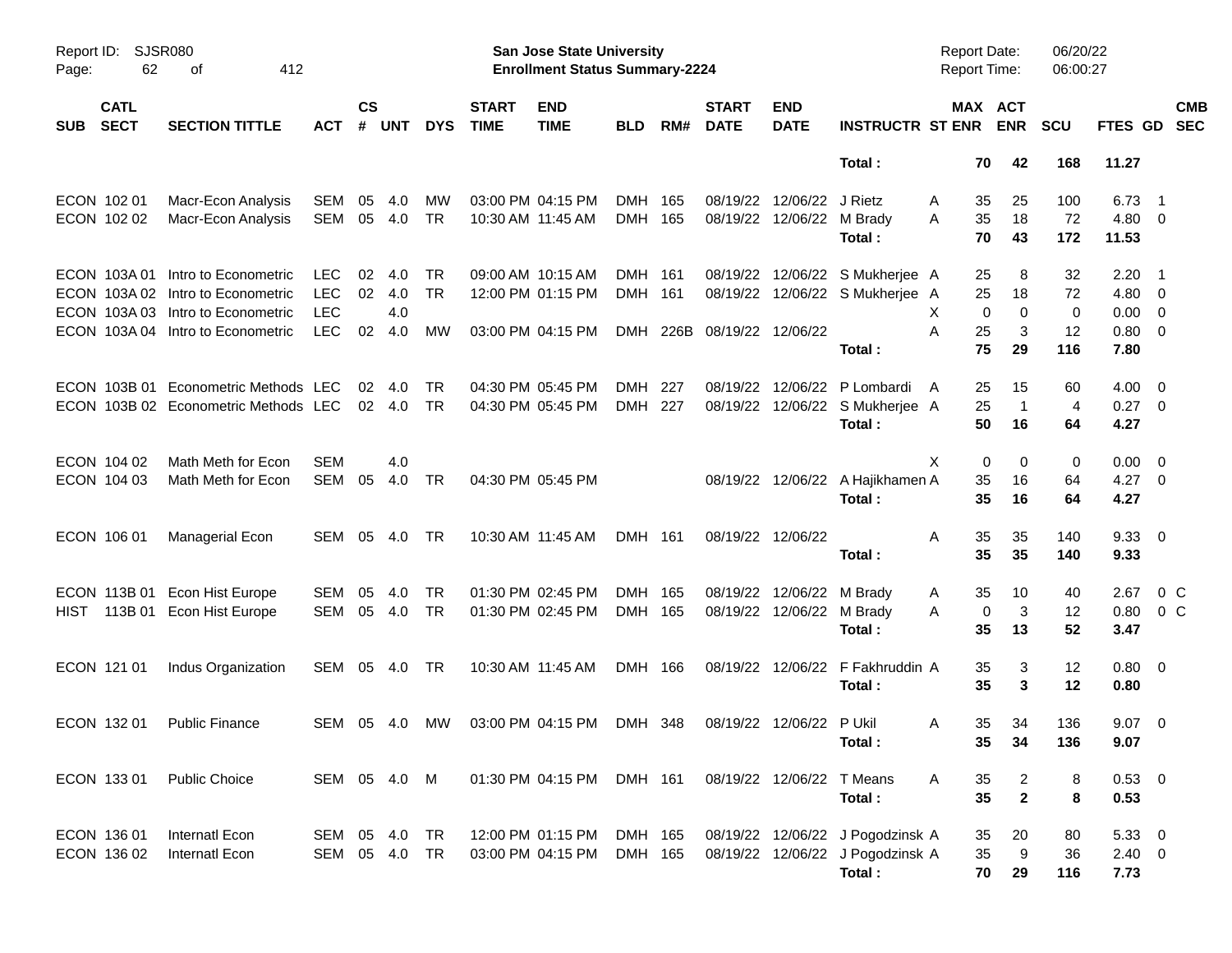| SUB | CATL SECT | SECTION TITTLE | ACT | CS # | UNT | DYS | START TIME | END TIME | BLD | RM# | START DATE | END DATE | INSTRUCTR | ST | MAX ENR | ACT ENR | SCU | FTES | GD | CMB SEC |
|---|---|---|---|---|---|---|---|---|---|---|---|---|---|---|---|---|---|---|---|---|
| | | | | | | | | | | | | | **Total :** | | **70** | **42** | **168** | **11.27** | | |
| ECON | 102 01 | Macr-Econ Analysis | SEM | 05 | 4.0 | MW | 03:00 PM | 04:15 PM | DMH | 165 | 08/19/22 | 12/06/22 | J Rietz | A | 35 | 25 | 100 | 6.73 | 1 | |
| ECON | 102 02 | Macr-Econ Analysis | SEM | 05 | 4.0 | TR | 10:30 AM | 11:45 AM | DMH | 165 | 08/19/22 | 12/06/22 | M Brady | A | 35 | 18 | 72 | 4.80 | 0 | |
| | | | | | | | | | | | | | **Total :** | | **70** | **43** | **172** | **11.53** | | |
| ECON | 103A 01 | Intro to Econometric | LEC | 02 | 4.0 | TR | 09:00 AM | 10:15 AM | DMH | 161 | 08/19/22 | 12/06/22 | S Mukherjee | A | 25 | 8 | 32 | 2.20 | 1 | |
| ECON | 103A 02 | Intro to Econometric | LEC | 02 | 4.0 | TR | 12:00 PM | 01:15 PM | DMH | 161 | 08/19/22 | 12/06/22 | S Mukherjee | A | 25 | 18 | 72 | 4.80 | 0 | |
| ECON | 103A 03 | Intro to Econometric | LEC | | 4.0 | | | | | | | | | X | 0 | 0 | 0 | 0.00 | 0 | |
| ECON | 103A 04 | Intro to Econometric | LEC | 02 | 4.0 | MW | 03:00 PM | 04:15 PM | DMH | 226B | 08/19/22 | 12/06/22 | | A | 25 | 3 | 12 | 0.80 | 0 | |
| | | | | | | | | | | | | | **Total :** | | **75** | **29** | **116** | **7.80** | | |
| ECON | 103B 01 | Econometric Methods | LEC | 02 | 4.0 | TR | 04:30 PM | 05:45 PM | DMH | 227 | 08/19/22 | 12/06/22 | P Lombardi | A | 25 | 15 | 60 | 4.00 | 0 | |
| ECON | 103B 02 | Econometric Methods | LEC | 02 | 4.0 | TR | 04:30 PM | 05:45 PM | DMH | 227 | 08/19/22 | 12/06/22 | S Mukherjee | A | 25 | 1 | 4 | 0.27 | 0 | |
| | | | | | | | | | | | | | **Total :** | | **50** | **16** | **64** | **4.27** | | |
| ECON | 104 02 | Math Meth for Econ | SEM | | 4.0 | | | | | | | | | X | 0 | 0 | 0 | 0.00 | 0 | |
| ECON | 104 03 | Math Meth for Econ | SEM | 05 | 4.0 | TR | 04:30 PM | 05:45 PM | | | 08/19/22 | 12/06/22 | A Hajikhamen | A | 35 | 16 | 64 | 4.27 | 0 | |
| | | | | | | | | | | | | | **Total :** | | **35** | **16** | **64** | **4.27** | | |
| ECON | 106 01 | Managerial Econ | SEM | 05 | 4.0 | TR | 10:30 AM | 11:45 AM | DMH | 161 | 08/19/22 | 12/06/22 | | A | 35 | 35 | 140 | 9.33 | 0 | |
| | | | | | | | | | | | | | **Total :** | | **35** | **35** | **140** | **9.33** | | |
| ECON | 113B 01 | Econ Hist Europe | SEM | 05 | 4.0 | TR | 01:30 PM | 02:45 PM | DMH | 165 | 08/19/22 | 12/06/22 | M Brady | A | 35 | 10 | 40 | 2.67 | 0 | C |
| HIST | 113B 01 | Econ Hist Europe | SEM | 05 | 4.0 | TR | 01:30 PM | 02:45 PM | DMH | 165 | 08/19/22 | 12/06/22 | M Brady | A | 0 | 3 | 12 | 0.80 | 0 | C |
| | | | | | | | | | | | | | **Total :** | | **35** | **13** | **52** | **3.47** | | |
| ECON | 121 01 | Indus Organization | SEM | 05 | 4.0 | TR | 10:30 AM | 11:45 AM | DMH | 166 | 08/19/22 | 12/06/22 | F Fakhruddin | A | 35 | 3 | 12 | 0.80 | 0 | |
| | | | | | | | | | | | | | **Total :** | | **35** | **3** | **12** | **0.80** | | |
| ECON | 132 01 | Public Finance | SEM | 05 | 4.0 | MW | 03:00 PM | 04:15 PM | DMH | 348 | 08/19/22 | 12/06/22 | P Ukil | A | 35 | 34 | 136 | 9.07 | 0 | |
| | | | | | | | | | | | | | **Total :** | | **35** | **34** | **136** | **9.07** | | |
| ECON | 133 01 | Public Choice | SEM | 05 | 4.0 | M | 01:30 PM | 04:15 PM | DMH | 161 | 08/19/22 | 12/06/22 | T Means | A | 35 | 2 | 8 | 0.53 | 0 | |
| | | | | | | | | | | | | | **Total :** | | **35** | **2** | **8** | **0.53** | | |
| ECON | 136 01 | Internatl Econ | SEM | 05 | 4.0 | TR | 12:00 PM | 01:15 PM | DMH | 165 | 08/19/22 | 12/06/22 | J Pogodzinsk | A | 35 | 20 | 80 | 5.33 | 0 | |
| ECON | 136 02 | Internatl Econ | SEM | 05 | 4.0 | TR | 03:00 PM | 04:15 PM | DMH | 165 | 08/19/22 | 12/06/22 | J Pogodzinsk | A | 35 | 9 | 36 | 2.40 | 0 | |
| | | | | | | | | | | | | | **Total :** | | **70** | **29** | **116** | **7.73** | | |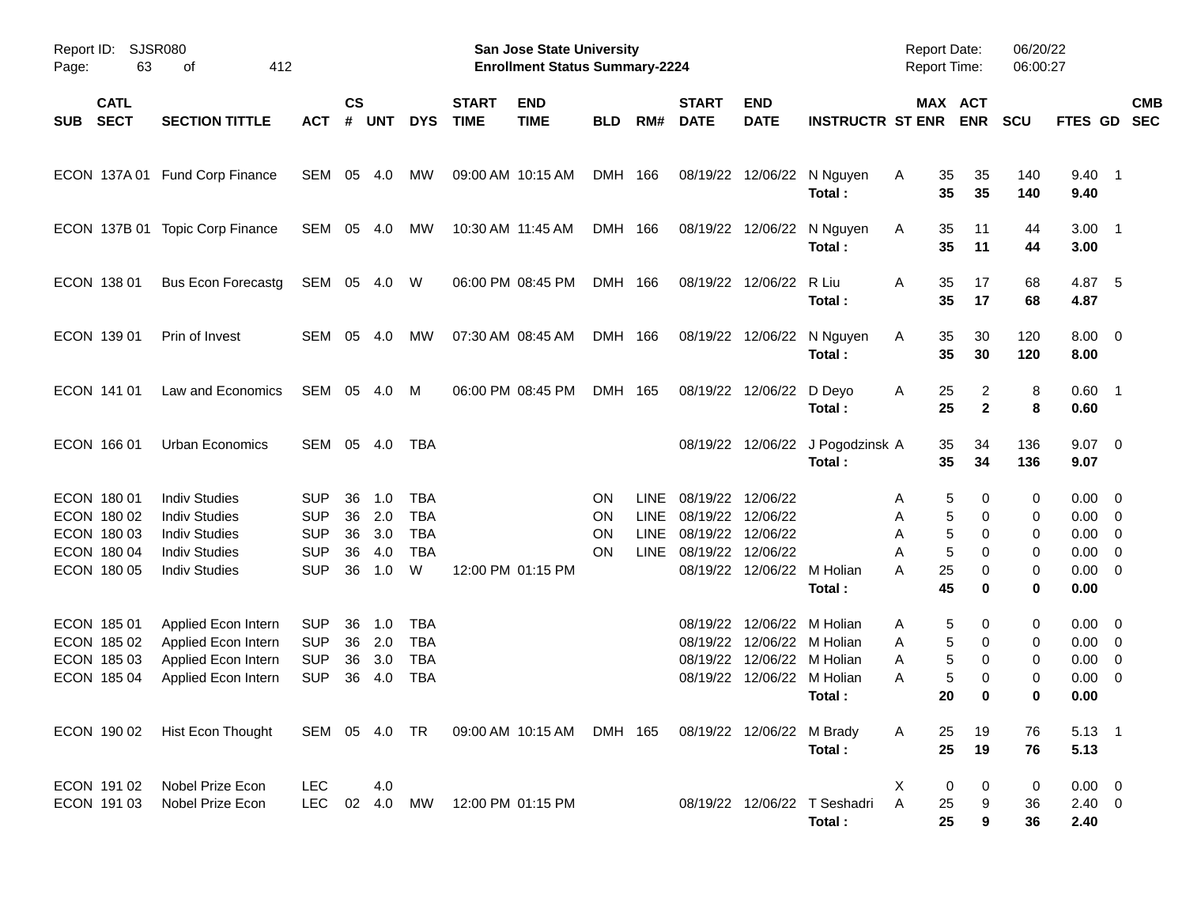Report ID: SJSR080

**San Jose State University**
**Enrollment Status Summary-2224**

Report Date: 06/20/22
Report Time: 06:00:27

| SUB | CATL SECT | SECTION TITTLE | ACT | CS # | UNT | DYS | START TIME | END TIME | BLD | RM# | START DATE | END DATE | INSTRUCTR | ST | MAX ENR | ACT ENR | SCU | FTES | GD | CMB SEC |
|---|---|---|---|---|---|---|---|---|---|---|---|---|---|---|---|---|---|---|---|---|
| ECON | 137A 01 | Fund Corp Finance | SEM | 05 | 4.0 | MW | 09:00 AM | 10:15 AM | DMH | 166 | 08/19/22 | 12/06/22 | N Nguyen | A | 35 | 35 | 140 | 9.40 | 1 | |
| | | | | | | | | | | | | | **Total :** | | **35** | **35** | **140** | **9.40** | | |
| ECON | 137B 01 | Topic Corp Finance | SEM | 05 | 4.0 | MW | 10:30 AM | 11:45 AM | DMH | 166 | 08/19/22 | 12/06/22 | N Nguyen | A | 35 | 11 | 44 | 3.00 | 1 | |
| | | | | | | | | | | | | | **Total :** | | **35** | **11** | **44** | **3.00** | | |
| ECON | 138 01 | Bus Econ Forecastg | SEM | 05 | 4.0 | W | 06:00 PM | 08:45 PM | DMH | 166 | 08/19/22 | 12/06/22 | R Liu | A | 35 | 17 | 68 | 4.87 | 5 | |
| | | | | | | | | | | | | | **Total :** | | **35** | **17** | **68** | **4.87** | | |
| ECON | 139 01 | Prin of Invest | SEM | 05 | 4.0 | MW | 07:30 AM | 08:45 AM | DMH | 166 | 08/19/22 | 12/06/22 | N Nguyen | A | 35 | 30 | 120 | 8.00 | 0 | |
| | | | | | | | | | | | | | **Total :** | | **35** | **30** | **120** | **8.00** | | |
| ECON | 141 01 | Law and Economics | SEM | 05 | 4.0 | M | 06:00 PM | 08:45 PM | DMH | 165 | 08/19/22 | 12/06/22 | D Deyo | A | 25 | 2 | 8 | 0.60 | 1 | |
| | | | | | | | | | | | | | **Total :** | | **25** | **2** | **8** | **0.60** | | |
| ECON | 166 01 | Urban Economics | SEM | 05 | 4.0 | TBA | | | | | 08/19/22 | 12/06/22 | J Pogodzinsk | A | 35 | 34 | 136 | 9.07 | 0 | |
| | | | | | | | | | | | | | **Total :** | | **35** | **34** | **136** | **9.07** | | |
| ECON | 180 01 | Indiv Studies | SUP | 36 | 1.0 | TBA | | | ON | LINE | 08/19/22 | 12/06/22 | | A | 5 | 0 | 0 | 0.00 | 0 | |
| ECON | 180 02 | Indiv Studies | SUP | 36 | 2.0 | TBA | | | ON | LINE | 08/19/22 | 12/06/22 | | A | 5 | 0 | 0 | 0.00 | 0 | |
| ECON | 180 03 | Indiv Studies | SUP | 36 | 3.0 | TBA | | | ON | LINE | 08/19/22 | 12/06/22 | | A | 5 | 0 | 0 | 0.00 | 0 | |
| ECON | 180 04 | Indiv Studies | SUP | 36 | 4.0 | TBA | | | ON | LINE | 08/19/22 | 12/06/22 | | A | 5 | 0 | 0 | 0.00 | 0 | |
| ECON | 180 05 | Indiv Studies | SUP | 36 | 1.0 | W | 12:00 PM | 01:15 PM | | | 08/19/22 | 12/06/22 | M Holian | A | 25 | 0 | 0 | 0.00 | 0 | |
| | | | | | | | | | | | | | **Total :** | | **45** | **0** | **0** | **0.00** | | |
| ECON | 185 01 | Applied Econ Intern | SUP | 36 | 1.0 | TBA | | | | | 08/19/22 | 12/06/22 | M Holian | A | 5 | 0 | 0 | 0.00 | 0 | |
| ECON | 185 02 | Applied Econ Intern | SUP | 36 | 2.0 | TBA | | | | | 08/19/22 | 12/06/22 | M Holian | A | 5 | 0 | 0 | 0.00 | 0 | |
| ECON | 185 03 | Applied Econ Intern | SUP | 36 | 3.0 | TBA | | | | | 08/19/22 | 12/06/22 | M Holian | A | 5 | 0 | 0 | 0.00 | 0 | |
| ECON | 185 04 | Applied Econ Intern | SUP | 36 | 4.0 | TBA | | | | | 08/19/22 | 12/06/22 | M Holian | A | 5 | 0 | 0 | 0.00 | 0 | |
| | | | | | | | | | | | | | **Total :** | | **20** | **0** | **0** | **0.00** | | |
| ECON | 190 02 | Hist Econ Thought | SEM | 05 | 4.0 | TR | 09:00 AM | 10:15 AM | DMH | 165 | 08/19/22 | 12/06/22 | M Brady | A | 25 | 19 | 76 | 5.13 | 1 | |
| | | | | | | | | | | | | | **Total :** | | **25** | **19** | **76** | **5.13** | | |
| ECON | 191 02 | Nobel Prize Econ | LEC | | 4.0 | | | | | | | | | X | 0 | 0 | 0 | 0.00 | 0 | |
| ECON | 191 03 | Nobel Prize Econ | LEC | 02 | 4.0 | MW | 12:00 PM | 01:15 PM | | | 08/19/22 | 12/06/22 | T Seshadri | A | 25 | 9 | 36 | 2.40 | 0 | |
| | | | | | | | | | | | | | **Total :** | | **25** | **9** | **36** | **2.40** | | |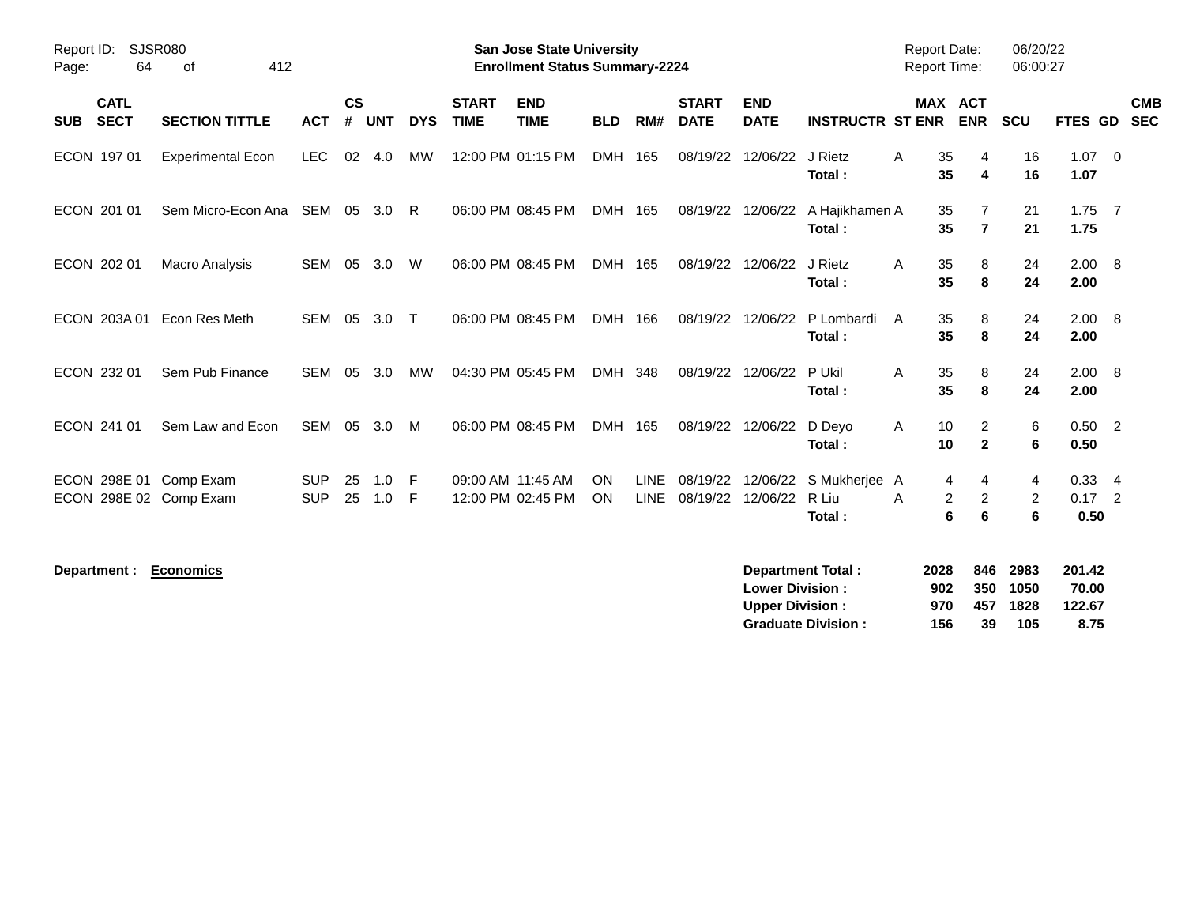| SUB | CATL SECT | SECTION TITTLE | ACT | CS # | UNT | DYS | START TIME | END TIME | BLD | RM# | START DATE | END DATE | INSTRUCTR | ST | MAX ENR | ACT ENR | SCU | FTES | GD | CMB SEC |
|---|---|---|---|---|---|---|---|---|---|---|---|---|---|---|---|---|---|---|---|---|
| ECON | 197 01 | Experimental Econ | LEC | 02 | 4.0 | MW | 12:00 PM | 01:15 PM | DMH | 165 | 08/19/22 | 12/06/22 | J Rietz | A | 35 | 4 | 16 | 1.07 | 0 | |
| | | | | | | | | | | | | | **Total :** | | **35** | **4** | **16** | **1.07** | | |
| ECON | 201 01 | Sem Micro-Econ Ana | SEM | 05 | 3.0 | R | 06:00 PM | 08:45 PM | DMH | 165 | 08/19/22 | 12/06/22 | A Hajikhamen | A | 35 | 7 | 21 | 1.75 | 7 | |
| | | | | | | | | | | | | | **Total :** | | **35** | **7** | **21** | **1.75** | | |
| ECON | 202 01 | Macro Analysis | SEM | 05 | 3.0 | W | 06:00 PM | 08:45 PM | DMH | 165 | 08/19/22 | 12/06/22 | J Rietz | A | 35 | 8 | 24 | 2.00 | 8 | |
| | | | | | | | | | | | | | **Total :** | | **35** | **8** | **24** | **2.00** | | |
| ECON | 203A 01 | Econ Res Meth | SEM | 05 | 3.0 | T | 06:00 PM | 08:45 PM | DMH | 166 | 08/19/22 | 12/06/22 | P Lombardi | A | 35 | 8 | 24 | 2.00 | 8 | |
| | | | | | | | | | | | | | **Total :** | | **35** | **8** | **24** | **2.00** | | |
| ECON | 232 01 | Sem Pub Finance | SEM | 05 | 3.0 | MW | 04:30 PM | 05:45 PM | DMH | 348 | 08/19/22 | 12/06/22 | P Ukil | A | 35 | 8 | 24 | 2.00 | 8 | |
| | | | | | | | | | | | | | **Total :** | | **35** | **8** | **24** | **2.00** | | |
| ECON | 241 01 | Sem Law and Econ | SEM | 05 | 3.0 | M | 06:00 PM | 08:45 PM | DMH | 165 | 08/19/22 | 12/06/22 | D Deyo | A | 10 | 2 | 6 | 0.50 | 2 | |
| | | | | | | | | | | | | | **Total :** | | **10** | **2** | **6** | **0.50** | | |
| ECON | 298E 01 | Comp Exam | SUP | 25 | 1.0 | F | 09:00 AM | 11:45 AM | ON | LINE | 08/19/22 | 12/06/22 | S Mukherjee | A | 4 | 4 | 4 | 0.33 | 4 | |
| ECON | 298E 02 | Comp Exam | SUP | 25 | 1.0 | F | 12:00 PM | 02:45 PM | ON | LINE | 08/19/22 | 12/06/22 | R Liu | A | 2 | 2 | 2 | 0.17 | 2 | |
| | | | | | | | | | | | | | **Total :** | | **6** | **6** | **6** | **0.50** | | |

**Department :** **Economics**

| | MAX ENR | ACT ENR | SCU | FTES |
|---|---|---|---|---|
| **Department Total :** | **2028** | **846** | **2983** | **201.42** |
| **Lower Division :** | **902** | **350** | **1050** | **70.00** |
| **Upper Division :** | **970** | **457** | **1828** | **122.67** |
| **Graduate Division :** | **156** | **39** | **105** | **8.75** |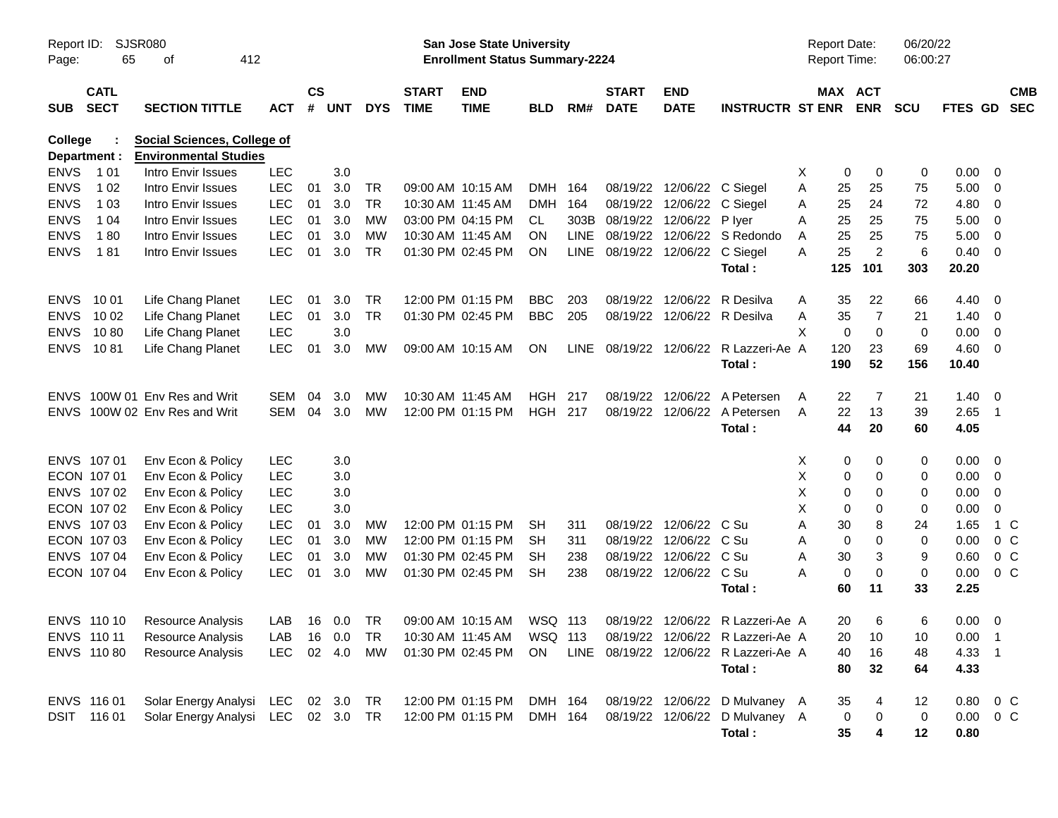Report ID: SJSR080
San Jose State University
Enrollment Status Summary-2224
Report Date: 06/20/22
Report Time: 06:00:27

**College : Social Sciences, College of**
**Department : Environmental Studies**

| SUB | CATL SECT | SECTION TITTLE | ACT | CS # | UNT | DYS | START TIME | END TIME | BLD | RM# | START DATE | END DATE | INSTRUCTR | ST | MAX ENR | ACT ENR | SCU | FTES | GD | CMB SEC |
|---|---|---|---|---|---|---|---|---|---|---|---|---|---|---|---|---|---|---|---|---|
| ENVS | 1 01 | Intro Envir Issues | LEC | | 3.0 | | | | | | | | | X | 0 | 0 | 0 | 0.00 | 0 | |
| ENVS | 1 02 | Intro Envir Issues | LEC | 01 | 3.0 | TR | 09:00 AM | 10:15 AM | DMH | 164 | 08/19/22 | 12/06/22 | C Siegel | A | 25 | 25 | 75 | 5.00 | 0 | |
| ENVS | 1 03 | Intro Envir Issues | LEC | 01 | 3.0 | TR | 10:30 AM | 11:45 AM | DMH | 164 | 08/19/22 | 12/06/22 | C Siegel | A | 25 | 24 | 72 | 4.80 | 0 | |
| ENVS | 1 04 | Intro Envir Issues | LEC | 01 | 3.0 | MW | 03:00 PM | 04:15 PM | CL | 303B | 08/19/22 | 12/06/22 | P Iyer | A | 25 | 25 | 75 | 5.00 | 0 | |
| ENVS | 1 80 | Intro Envir Issues | LEC | 01 | 3.0 | MW | 10:30 AM | 11:45 AM | ON | LINE | 08/19/22 | 12/06/22 | S Redondo | A | 25 | 25 | 75 | 5.00 | 0 | |
| ENVS | 1 81 | Intro Envir Issues | LEC | 01 | 3.0 | TR | 01:30 PM | 02:45 PM | ON | LINE | 08/19/22 | 12/06/22 | C Siegel | A | 25 | 2 | 6 | 0.40 | 0 | |
| | | | | | | | | | | | | | **Total :** | | **125** | **101** | **303** | **20.20** | | |
| ENVS | 10 01 | Life Chang Planet | LEC | 01 | 3.0 | TR | 12:00 PM | 01:15 PM | BBC | 203 | 08/19/22 | 12/06/22 | R Desilva | A | 35 | 22 | 66 | 4.40 | 0 | |
| ENVS | 10 02 | Life Chang Planet | LEC | 01 | 3.0 | TR | 01:30 PM | 02:45 PM | BBC | 205 | 08/19/22 | 12/06/22 | R Desilva | A | 35 | 7 | 21 | 1.40 | 0 | |
| ENVS | 10 80 | Life Chang Planet | LEC | | 3.0 | | | | | | | | | X | 0 | 0 | 0 | 0.00 | 0 | |
| ENVS | 10 81 | Life Chang Planet | LEC | 01 | 3.0 | MW | 09:00 AM | 10:15 AM | ON | LINE | 08/19/22 | 12/06/22 | R Lazzeri-Ae | A | 120 | 23 | 69 | 4.60 | 0 | |
| | | | | | | | | | | | | | **Total :** | | **190** | **52** | **156** | **10.40** | | |
| ENVS | 100W 01 | Env Res and Writ | SEM | 04 | 3.0 | MW | 10:30 AM | 11:45 AM | HGH | 217 | 08/19/22 | 12/06/22 | A Petersen | A | 22 | 7 | 21 | 1.40 | 0 | |
| ENVS | 100W 02 | Env Res and Writ | SEM | 04 | 3.0 | MW | 12:00 PM | 01:15 PM | HGH | 217 | 08/19/22 | 12/06/22 | A Petersen | A | 22 | 13 | 39 | 2.65 | 1 | |
| | | | | | | | | | | | | | **Total :** | | **44** | **20** | **60** | **4.05** | | |
| ENVS | 107 01 | Env Econ & Policy | LEC | | 3.0 | | | | | | | | | X | 0 | 0 | 0 | 0.00 | 0 | |
| ECON | 107 01 | Env Econ & Policy | LEC | | 3.0 | | | | | | | | | X | 0 | 0 | 0 | 0.00 | 0 | |
| ENVS | 107 02 | Env Econ & Policy | LEC | | 3.0 | | | | | | | | | X | 0 | 0 | 0 | 0.00 | 0 | |
| ECON | 107 02 | Env Econ & Policy | LEC | | 3.0 | | | | | | | | | X | 0 | 0 | 0 | 0.00 | 0 | |
| ENVS | 107 03 | Env Econ & Policy | LEC | 01 | 3.0 | MW | 12:00 PM | 01:15 PM | SH | 311 | 08/19/22 | 12/06/22 | C Su | A | 30 | 8 | 24 | 1.65 | 1 | C |
| ECON | 107 03 | Env Econ & Policy | LEC | 01 | 3.0 | MW | 12:00 PM | 01:15 PM | SH | 311 | 08/19/22 | 12/06/22 | C Su | A | 0 | 0 | 0 | 0.00 | 0 | C |
| ENVS | 107 04 | Env Econ & Policy | LEC | 01 | 3.0 | MW | 01:30 PM | 02:45 PM | SH | 238 | 08/19/22 | 12/06/22 | C Su | A | 30 | 3 | 9 | 0.60 | 0 | C |
| ECON | 107 04 | Env Econ & Policy | LEC | 01 | 3.0 | MW | 01:30 PM | 02:45 PM | SH | 238 | 08/19/22 | 12/06/22 | C Su | A | 0 | 0 | 0 | 0.00 | 0 | C |
| | | | | | | | | | | | | | **Total :** | | **60** | **11** | **33** | **2.25** | | |
| ENVS | 110 10 | Resource Analysis | LAB | 16 | 0.0 | TR | 09:00 AM | 10:15 AM | WSQ | 113 | 08/19/22 | 12/06/22 | R Lazzeri-Ae | A | 20 | 6 | 6 | 0.00 | 0 | |
| ENVS | 110 11 | Resource Analysis | LAB | 16 | 0.0 | TR | 10:30 AM | 11:45 AM | WSQ | 113 | 08/19/22 | 12/06/22 | R Lazzeri-Ae | A | 20 | 10 | 10 | 0.00 | 1 | |
| ENVS | 110 80 | Resource Analysis | LEC | 02 | 4.0 | MW | 01:30 PM | 02:45 PM | ON | LINE | 08/19/22 | 12/06/22 | R Lazzeri-Ae | A | 40 | 16 | 48 | 4.33 | 1 | |
| | | | | | | | | | | | | | **Total :** | | **80** | **32** | **64** | **4.33** | | |
| ENVS | 116 01 | Solar Energy Analysi | LEC | 02 | 3.0 | TR | 12:00 PM | 01:15 PM | DMH | 164 | 08/19/22 | 12/06/22 | D Mulvaney | A | 35 | 4 | 12 | 0.80 | 0 | C |
| DSIT | 116 01 | Solar Energy Analysi | LEC | 02 | 3.0 | TR | 12:00 PM | 01:15 PM | DMH | 164 | 08/19/22 | 12/06/22 | D Mulvaney | A | 0 | 0 | 0 | 0.00 | 0 | C |
| | | | | | | | | | | | | | **Total :** | | **35** | **4** | **12** | **0.80** | | |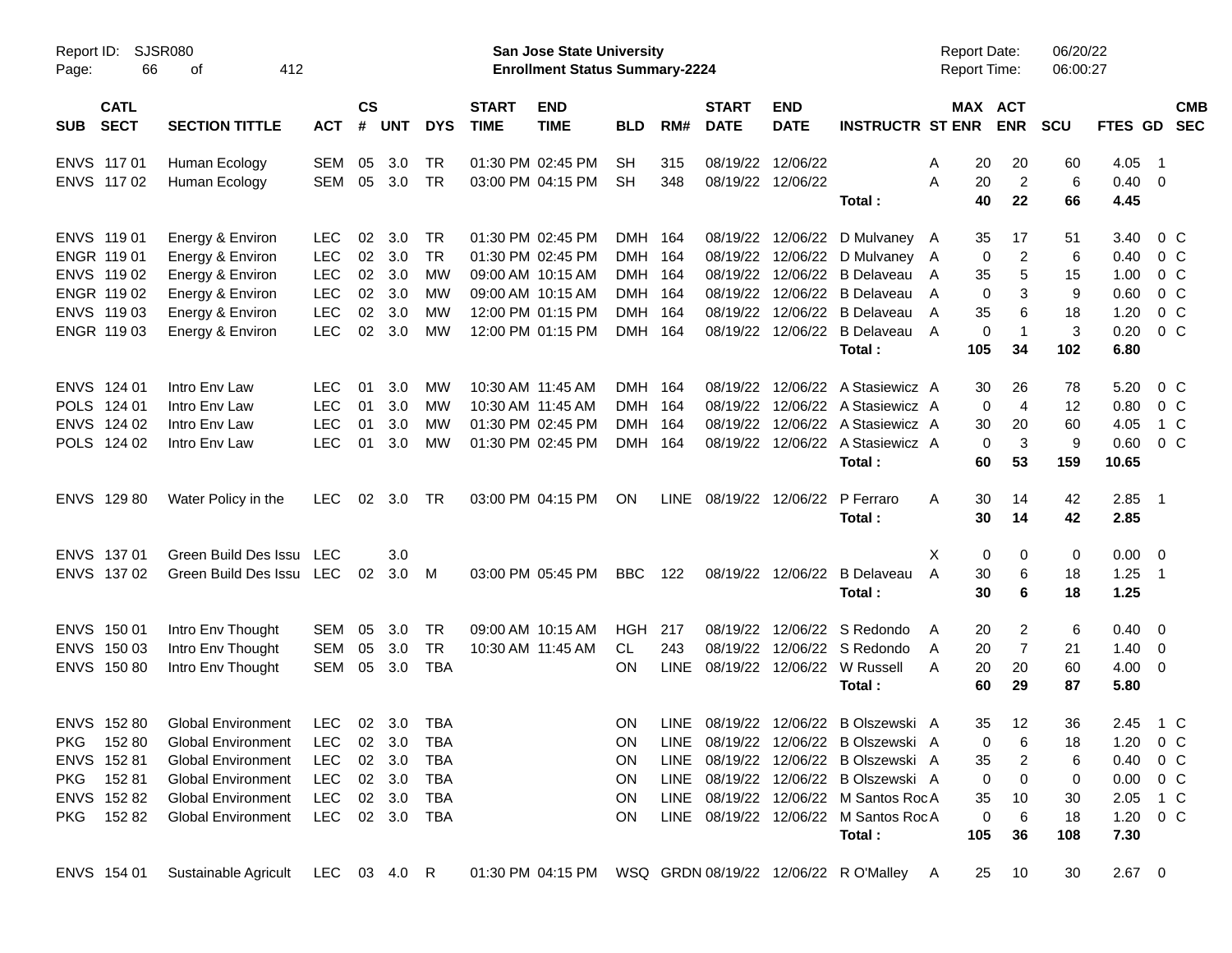| SUB | CATL SECT | SECTION TITTLE | ACT | CS # | UNT | DYS | START TIME | END TIME | BLD | RM# | START DATE | END DATE | INSTRUCTR | ST | MAX ENR | ACT ENR | SCU | FTES | GD | CMB SEC |
|---|---|---|---|---|---|---|---|---|---|---|---|---|---|---|---|---|---|---|---|---|
| ENVS | 117 01 | Human Ecology | SEM | 05 | 3.0 | TR | 01:30 PM | 02:45 PM | SH | 315 | 08/19/22 | 12/06/22 | | A | 20 | 20 | 60 | 4.05 | 1 | |
| ENVS | 117 02 | Human Ecology | SEM | 05 | 3.0 | TR | 03:00 PM | 04:15 PM | SH | 348 | 08/19/22 | 12/06/22 | | A | 20 | 2 | 6 | 0.40 | 0 | |
| | | | | | | | | | | | | | **Total :** | | **40** | **22** | **66** | **4.45** | | |
| ENVS | 119 01 | Energy & Environ | LEC | 02 | 3.0 | TR | 01:30 PM | 02:45 PM | DMH | 164 | 08/19/22 | 12/06/22 | D Mulvaney | A | 35 | 17 | 51 | 3.40 | 0 | C |
| ENGR | 119 01 | Energy & Environ | LEC | 02 | 3.0 | TR | 01:30 PM | 02:45 PM | DMH | 164 | 08/19/22 | 12/06/22 | D Mulvaney | A | 0 | 2 | 6 | 0.40 | 0 | C |
| ENVS | 119 02 | Energy & Environ | LEC | 02 | 3.0 | MW | 09:00 AM | 10:15 AM | DMH | 164 | 08/19/22 | 12/06/22 | B Delaveau | A | 35 | 5 | 15 | 1.00 | 0 | C |
| ENGR | 119 02 | Energy & Environ | LEC | 02 | 3.0 | MW | 09:00 AM | 10:15 AM | DMH | 164 | 08/19/22 | 12/06/22 | B Delaveau | A | 0 | 3 | 9 | 0.60 | 0 | C |
| ENVS | 119 03 | Energy & Environ | LEC | 02 | 3.0 | MW | 12:00 PM | 01:15 PM | DMH | 164 | 08/19/22 | 12/06/22 | B Delaveau | A | 35 | 6 | 18 | 1.20 | 0 | C |
| ENGR | 119 03 | Energy & Environ | LEC | 02 | 3.0 | MW | 12:00 PM | 01:15 PM | DMH | 164 | 08/19/22 | 12/06/22 | B Delaveau | A | 0 | 1 | 3 | 0.20 | 0 | C |
| | | | | | | | | | | | | | **Total :** | | **105** | **34** | **102** | **6.80** | | |
| ENVS | 124 01 | Intro Env Law | LEC | 01 | 3.0 | MW | 10:30 AM | 11:45 AM | DMH | 164 | 08/19/22 | 12/06/22 | A Stasiewicz | A | 30 | 26 | 78 | 5.20 | 0 | C |
| POLS | 124 01 | Intro Env Law | LEC | 01 | 3.0 | MW | 10:30 AM | 11:45 AM | DMH | 164 | 08/19/22 | 12/06/22 | A Stasiewicz | A | 0 | 4 | 12 | 0.80 | 0 | C |
| ENVS | 124 02 | Intro Env Law | LEC | 01 | 3.0 | MW | 01:30 PM | 02:45 PM | DMH | 164 | 08/19/22 | 12/06/22 | A Stasiewicz | A | 30 | 20 | 60 | 4.05 | 1 | C |
| POLS | 124 02 | Intro Env Law | LEC | 01 | 3.0 | MW | 01:30 PM | 02:45 PM | DMH | 164 | 08/19/22 | 12/06/22 | A Stasiewicz | A | 0 | 3 | 9 | 0.60 | 0 | C |
| | | | | | | | | | | | | | **Total :** | | **60** | **53** | **159** | **10.65** | | |
| ENVS | 129 80 | Water Policy in the | LEC | 02 | 3.0 | TR | 03:00 PM | 04:15 PM | ON | LINE | 08/19/22 | 12/06/22 | P Ferraro | A | 30 | 14 | 42 | 2.85 | 1 | |
| | | | | | | | | | | | | | **Total :** | | **30** | **14** | **42** | **2.85** | | |
| ENVS | 137 01 | Green Build Des Issu | LEC | | 3.0 | | | | | | | | | X | 0 | 0 | 0 | 0.00 | 0 | |
| ENVS | 137 02 | Green Build Des Issu | LEC | 02 | 3.0 | M | 03:00 PM | 05:45 PM | BBC | 122 | 08/19/22 | 12/06/22 | B Delaveau | A | 30 | 6 | 18 | 1.25 | 1 | |
| | | | | | | | | | | | | | **Total :** | | **30** | **6** | **18** | **1.25** | | |
| ENVS | 150 01 | Intro Env Thought | SEM | 05 | 3.0 | TR | 09:00 AM | 10:15 AM | HGH | 217 | 08/19/22 | 12/06/22 | S Redondo | A | 20 | 2 | 6 | 0.40 | 0 | |
| ENVS | 150 03 | Intro Env Thought | SEM | 05 | 3.0 | TR | 10:30 AM | 11:45 AM | CL | 243 | 08/19/22 | 12/06/22 | S Redondo | A | 20 | 7 | 21 | 1.40 | 0 | |
| ENVS | 150 80 | Intro Env Thought | SEM | 05 | 3.0 | TBA | | | ON | LINE | 08/19/22 | 12/06/22 | W Russell | A | 20 | 20 | 60 | 4.00 | 0 | |
| | | | | | | | | | | | | | **Total :** | | **60** | **29** | **87** | **5.80** | | |
| ENVS | 152 80 | Global Environment | LEC | 02 | 3.0 | TBA | | | ON | LINE | 08/19/22 | 12/06/22 | B Olszewski | A | 35 | 12 | 36 | 2.45 | 1 | C |
| PKG | 152 80 | Global Environment | LEC | 02 | 3.0 | TBA | | | ON | LINE | 08/19/22 | 12/06/22 | B Olszewski | A | 0 | 6 | 18 | 1.20 | 0 | C |
| ENVS | 152 81 | Global Environment | LEC | 02 | 3.0 | TBA | | | ON | LINE | 08/19/22 | 12/06/22 | B Olszewski | A | 35 | 2 | 6 | 0.40 | 0 | C |
| PKG | 152 81 | Global Environment | LEC | 02 | 3.0 | TBA | | | ON | LINE | 08/19/22 | 12/06/22 | B Olszewski | A | 0 | 0 | 0 | 0.00 | 0 | C |
| ENVS | 152 82 | Global Environment | LEC | 02 | 3.0 | TBA | | | ON | LINE | 08/19/22 | 12/06/22 | M Santos Roc | A | 35 | 10 | 30 | 2.05 | 1 | C |
| PKG | 152 82 | Global Environment | LEC | 02 | 3.0 | TBA | | | ON | LINE | 08/19/22 | 12/06/22 | M Santos Roc | A | 0 | 6 | 18 | 1.20 | 0 | C |
| | | | | | | | | | | | | | **Total :** | | **105** | **36** | **108** | **7.30** | | |
| ENVS | 154 01 | Sustainable Agricult | LEC | 03 | 4.0 | R | 01:30 PM | 04:15 PM | WSQ | GRDN | 08/19/22 | 12/06/22 | R O'Malley | A | 25 | 10 | 30 | 2.67 | 0 | |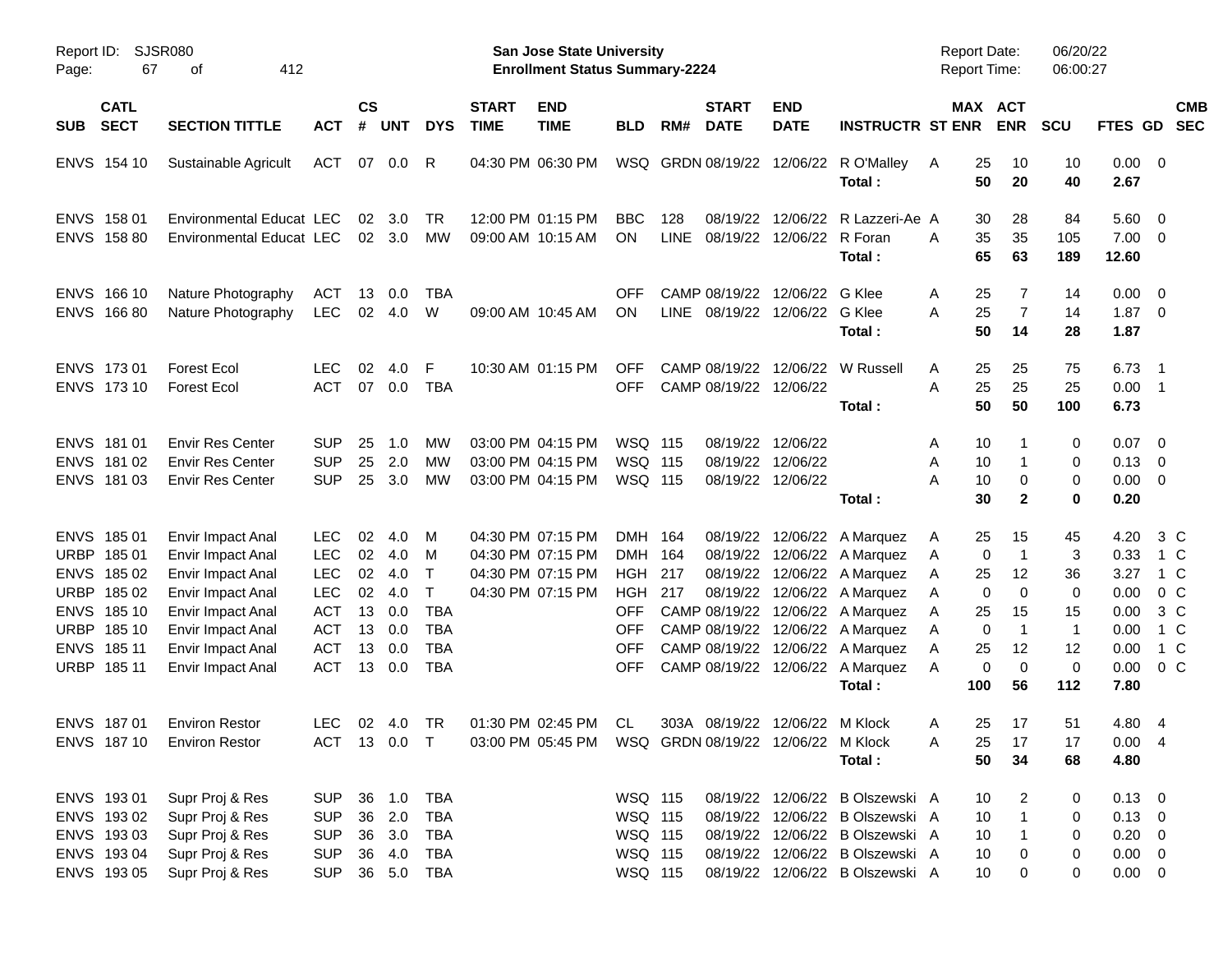Report ID: SJSR080
San Jose State University
Enrollment Status Summary-2224

Report Date: 06/20/22
Report Time: 06:00:27

| SUB | CATL SECT | SECTION TITTLE | ACT | CS # | UNT | DYS | START TIME | END TIME | BLD | RM# | START DATE | END DATE | INSTRUCTR | ST | MAX ENR | ACT ENR | SCU | FTES | GD | CMB SEC |
|---|---|---|---|---|---|---|---|---|---|---|---|---|---|---|---|---|---|---|---|---|
| ENVS | 154 10 | Sustainable Agricult | ACT | 07 | 0.0 | R | 04:30 PM | 06:30 PM | WSQ | GRDN | 08/19/22 | 12/06/22 | R O'Malley | A | 25 | 10 | 10 | 0.00 | 0 | |
| | | | | | | | | | | | | | **Total :** | | **50** | **20** | **40** | **2.67** | | |
| ENVS | 158 01 | Environmental Educat | LEC | 02 | 3.0 | TR | 12:00 PM | 01:15 PM | BBC | 128 | 08/19/22 | 12/06/22 | R Lazzeri-Ae | A | 30 | 28 | 84 | 5.60 | 0 | |
| ENVS | 158 80 | Environmental Educat | LEC | 02 | 3.0 | MW | 09:00 AM | 10:15 AM | ON | LINE | 08/19/22 | 12/06/22 | R Foran | A | 35 | 35 | 105 | 7.00 | 0 | |
| | | | | | | | | | | | | | **Total :** | | **65** | **63** | **189** | **12.60** | | |
| ENVS | 166 10 | Nature Photography | ACT | 13 | 0.0 | TBA | | | OFF | CAMP | 08/19/22 | 12/06/22 | G Klee | A | 25 | 7 | 14 | 0.00 | 0 | |
| ENVS | 166 80 | Nature Photography | LEC | 02 | 4.0 | W | 09:00 AM | 10:45 AM | ON | LINE | 08/19/22 | 12/06/22 | G Klee | A | 25 | 7 | 14 | 1.87 | 0 | |
| | | | | | | | | | | | | | **Total :** | | **50** | **14** | **28** | **1.87** | | |
| ENVS | 173 01 | Forest Ecol | LEC | 02 | 4.0 | F | 10:30 AM | 01:15 PM | OFF | CAMP | 08/19/22 | 12/06/22 | W Russell | A | 25 | 25 | 75 | 6.73 | 1 | |
| ENVS | 173 10 | Forest Ecol | ACT | 07 | 0.0 | TBA | | | OFF | CAMP | 08/19/22 | 12/06/22 | | A | 25 | 25 | 25 | 0.00 | 1 | |
| | | | | | | | | | | | | | **Total :** | | **50** | **50** | **100** | **6.73** | | |
| ENVS | 181 01 | Envir Res Center | SUP | 25 | 1.0 | MW | 03:00 PM | 04:15 PM | WSQ | 115 | 08/19/22 | 12/06/22 | | A | 10 | 1 | 0 | 0.07 | 0 | |
| ENVS | 181 02 | Envir Res Center | SUP | 25 | 2.0 | MW | 03:00 PM | 04:15 PM | WSQ | 115 | 08/19/22 | 12/06/22 | | A | 10 | 1 | 0 | 0.13 | 0 | |
| ENVS | 181 03 | Envir Res Center | SUP | 25 | 3.0 | MW | 03:00 PM | 04:15 PM | WSQ | 115 | 08/19/22 | 12/06/22 | | A | 10 | 0 | 0 | 0.00 | 0 | |
| | | | | | | | | | | | | | **Total :** | | **30** | **2** | **0** | **0.20** | | |
| ENVS | 185 01 | Envir Impact Anal | LEC | 02 | 4.0 | M | 04:30 PM | 07:15 PM | DMH | 164 | 08/19/22 | 12/06/22 | A Marquez | A | 25 | 15 | 45 | 4.20 | 3 | C |
| URBP | 185 01 | Envir Impact Anal | LEC | 02 | 4.0 | M | 04:30 PM | 07:15 PM | DMH | 164 | 08/19/22 | 12/06/22 | A Marquez | A | 0 | 1 | 3 | 0.33 | 1 | C |
| ENVS | 185 02 | Envir Impact Anal | LEC | 02 | 4.0 | T | 04:30 PM | 07:15 PM | HGH | 217 | 08/19/22 | 12/06/22 | A Marquez | A | 25 | 12 | 36 | 3.27 | 1 | C |
| URBP | 185 02 | Envir Impact Anal | LEC | 02 | 4.0 | T | 04:30 PM | 07:15 PM | HGH | 217 | 08/19/22 | 12/06/22 | A Marquez | A | 0 | 0 | 0 | 0.00 | 0 | C |
| ENVS | 185 10 | Envir Impact Anal | ACT | 13 | 0.0 | TBA | | | OFF | CAMP | 08/19/22 | 12/06/22 | A Marquez | A | 25 | 15 | 15 | 0.00 | 3 | C |
| URBP | 185 10 | Envir Impact Anal | ACT | 13 | 0.0 | TBA | | | OFF | CAMP | 08/19/22 | 12/06/22 | A Marquez | A | 0 | 1 | 1 | 0.00 | 1 | C |
| ENVS | 185 11 | Envir Impact Anal | ACT | 13 | 0.0 | TBA | | | OFF | CAMP | 08/19/22 | 12/06/22 | A Marquez | A | 25 | 12 | 12 | 0.00 | 1 | C |
| URBP | 185 11 | Envir Impact Anal | ACT | 13 | 0.0 | TBA | | | OFF | CAMP | 08/19/22 | 12/06/22 | A Marquez | A | 0 | 0 | 0 | 0.00 | 0 | C |
| | | | | | | | | | | | | | **Total :** | | **100** | **56** | **112** | **7.80** | | |
| ENVS | 187 01 | Environ Restor | LEC | 02 | 4.0 | TR | 01:30 PM | 02:45 PM | CL | 303A | 08/19/22 | 12/06/22 | M Klock | A | 25 | 17 | 51 | 4.80 | 4 | |
| ENVS | 187 10 | Environ Restor | ACT | 13 | 0.0 | T | 03:00 PM | 05:45 PM | WSQ | GRDN | 08/19/22 | 12/06/22 | M Klock | A | 25 | 17 | 17 | 0.00 | 4 | |
| | | | | | | | | | | | | | **Total :** | | **50** | **34** | **68** | **4.80** | | |
| ENVS | 193 01 | Supr Proj & Res | SUP | 36 | 1.0 | TBA | | | WSQ | 115 | 08/19/22 | 12/06/22 | B Olszewski | A | 10 | 2 | 0 | 0.13 | 0 | |
| ENVS | 193 02 | Supr Proj & Res | SUP | 36 | 2.0 | TBA | | | WSQ | 115 | 08/19/22 | 12/06/22 | B Olszewski | A | 10 | 1 | 0 | 0.13 | 0 | |
| ENVS | 193 03 | Supr Proj & Res | SUP | 36 | 3.0 | TBA | | | WSQ | 115 | 08/19/22 | 12/06/22 | B Olszewski | A | 10 | 1 | 0 | 0.20 | 0 | |
| ENVS | 193 04 | Supr Proj & Res | SUP | 36 | 4.0 | TBA | | | WSQ | 115 | 08/19/22 | 12/06/22 | B Olszewski | A | 10 | 0 | 0 | 0.00 | 0 | |
| ENVS | 193 05 | Supr Proj & Res | SUP | 36 | 5.0 | TBA | | | WSQ | 115 | 08/19/22 | 12/06/22 | B Olszewski | A | 10 | 0 | 0 | 0.00 | 0 | |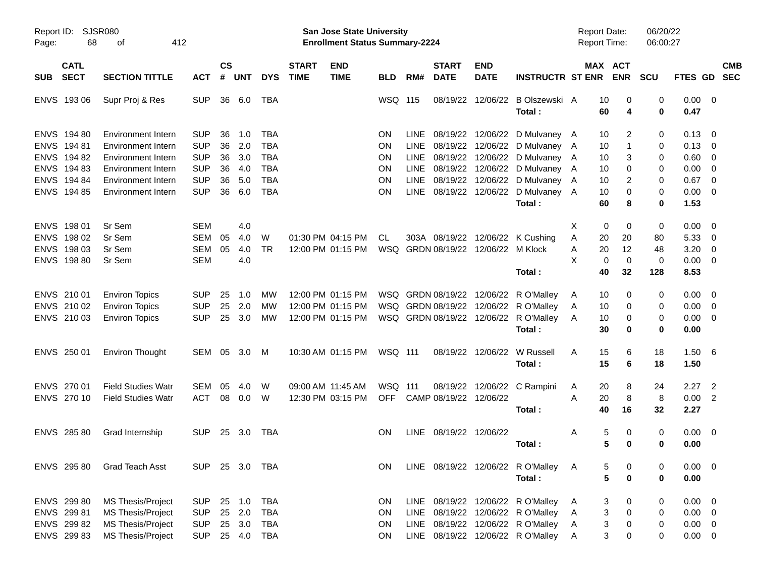| SUB | CATL SECT | SECTION TITTLE | ACT | CS # | UNT | DYS | START TIME | END TIME | BLD | RM# | START DATE | END DATE | INSTRUCTR | ST | MAX ENR | ACT ENR | SCU | FTES | GD | CMB SEC |
|---|---|---|---|---|---|---|---|---|---|---|---|---|---|---|---|---|---|---|---|---|
| ENVS | 193 06 | Supr Proj & Res | SUP | 36 | 6.0 | TBA | | | WSQ | 115 | 08/19/22 | 12/06/22 | B Olszewski | A | 10 | 0 | 0 | 0.00 | 0 | |
| | | | | | | | | | | | | | **Total :** | | **60** | **4** | **0** | **0.47** | | |
| ENVS | 194 80 | Environment Intern | SUP | 36 | 1.0 | TBA | | | ON | LINE | 08/19/22 | 12/06/22 | D Mulvaney | A | 10 | 2 | 0 | 0.13 | 0 | |
| ENVS | 194 81 | Environment Intern | SUP | 36 | 2.0 | TBA | | | ON | LINE | 08/19/22 | 12/06/22 | D Mulvaney | A | 10 | 1 | 0 | 0.13 | 0 | |
| ENVS | 194 82 | Environment Intern | SUP | 36 | 3.0 | TBA | | | ON | LINE | 08/19/22 | 12/06/22 | D Mulvaney | A | 10 | 3 | 0 | 0.60 | 0 | |
| ENVS | 194 83 | Environment Intern | SUP | 36 | 4.0 | TBA | | | ON | LINE | 08/19/22 | 12/06/22 | D Mulvaney | A | 10 | 0 | 0 | 0.00 | 0 | |
| ENVS | 194 84 | Environment Intern | SUP | 36 | 5.0 | TBA | | | ON | LINE | 08/19/22 | 12/06/22 | D Mulvaney | A | 10 | 2 | 0 | 0.67 | 0 | |
| ENVS | 194 85 | Environment Intern | SUP | 36 | 6.0 | TBA | | | ON | LINE | 08/19/22 | 12/06/22 | D Mulvaney | A | 10 | 0 | 0 | 0.00 | 0 | |
| | | | | | | | | | | | | | **Total :** | | **60** | **8** | **0** | **1.53** | | |
| ENVS | 198 01 | Sr Sem | SEM | | 4.0 | | | | | | | | | X | 0 | 0 | 0 | 0.00 | 0 | |
| ENVS | 198 02 | Sr Sem | SEM | 05 | 4.0 | W | 01:30 PM | 04:15 PM | CL | 303A | 08/19/22 | 12/06/22 | K Cushing | A | 20 | 20 | 80 | 5.33 | 0 | |
| ENVS | 198 03 | Sr Sem | SEM | 05 | 4.0 | TR | 12:00 PM | 01:15 PM | WSQ | GRDN | 08/19/22 | 12/06/22 | M Klock | A | 20 | 12 | 48 | 3.20 | 0 | |
| ENVS | 198 80 | Sr Sem | SEM | | 4.0 | | | | | | | | | X | 0 | 0 | 0 | 0.00 | 0 | |
| | | | | | | | | | | | | | **Total :** | | **40** | **32** | **128** | **8.53** | | |
| ENVS | 210 01 | Environ Topics | SUP | 25 | 1.0 | MW | 12:00 PM | 01:15 PM | WSQ | GRDN | 08/19/22 | 12/06/22 | R O'Malley | A | 10 | 0 | 0 | 0.00 | 0 | |
| ENVS | 210 02 | Environ Topics | SUP | 25 | 2.0 | MW | 12:00 PM | 01:15 PM | WSQ | GRDN | 08/19/22 | 12/06/22 | R O'Malley | A | 10 | 0 | 0 | 0.00 | 0 | |
| ENVS | 210 03 | Environ Topics | SUP | 25 | 3.0 | MW | 12:00 PM | 01:15 PM | WSQ | GRDN | 08/19/22 | 12/06/22 | R O'Malley | A | 10 | 0 | 0 | 0.00 | 0 | |
| | | | | | | | | | | | | | **Total :** | | **30** | **0** | **0** | **0.00** | | |
| ENVS | 250 01 | Environ Thought | SEM | 05 | 3.0 | M | 10:30 AM | 01:15 PM | WSQ | 111 | 08/19/22 | 12/06/22 | W Russell | A | 15 | 6 | 18 | 1.50 | 6 | |
| | | | | | | | | | | | | | **Total :** | | **15** | **6** | **18** | **1.50** | | |
| ENVS | 270 01 | Field Studies Watr | SEM | 05 | 4.0 | W | 09:00 AM | 11:45 AM | WSQ | 111 | 08/19/22 | 12/06/22 | C Rampini | A | 20 | 8 | 24 | 2.27 | 2 | |
| ENVS | 270 10 | Field Studies Watr | ACT | 08 | 0.0 | W | 12:30 PM | 03:15 PM | OFF | CAMP | 08/19/22 | 12/06/22 | | A | 20 | 8 | 8 | 0.00 | 2 | |
| | | | | | | | | | | | | | **Total :** | | **40** | **16** | **32** | **2.27** | | |
| ENVS | 285 80 | Grad Internship | SUP | 25 | 3.0 | TBA | | | ON | LINE | 08/19/22 | 12/06/22 | | A | 5 | 0 | 0 | 0.00 | 0 | |
| | | | | | | | | | | | | | **Total :** | | **5** | **0** | **0** | **0.00** | | |
| ENVS | 295 80 | Grad Teach Asst | SUP | 25 | 3.0 | TBA | | | ON | LINE | 08/19/22 | 12/06/22 | R O'Malley | A | 5 | 0 | 0 | 0.00 | 0 | |
| | | | | | | | | | | | | | **Total :** | | **5** | **0** | **0** | **0.00** | | |
| ENVS | 299 80 | MS Thesis/Project | SUP | 25 | 1.0 | TBA | | | ON | LINE | 08/19/22 | 12/06/22 | R O'Malley | A | 3 | 0 | 0 | 0.00 | 0 | |
| ENVS | 299 81 | MS Thesis/Project | SUP | 25 | 2.0 | TBA | | | ON | LINE | 08/19/22 | 12/06/22 | R O'Malley | A | 3 | 0 | 0 | 0.00 | 0 | |
| ENVS | 299 82 | MS Thesis/Project | SUP | 25 | 3.0 | TBA | | | ON | LINE | 08/19/22 | 12/06/22 | R O'Malley | A | 3 | 0 | 0 | 0.00 | 0 | |
| ENVS | 299 83 | MS Thesis/Project | SUP | 25 | 4.0 | TBA | | | ON | LINE | 08/19/22 | 12/06/22 | R O'Malley | A | 3 | 0 | 0 | 0.00 | 0 | |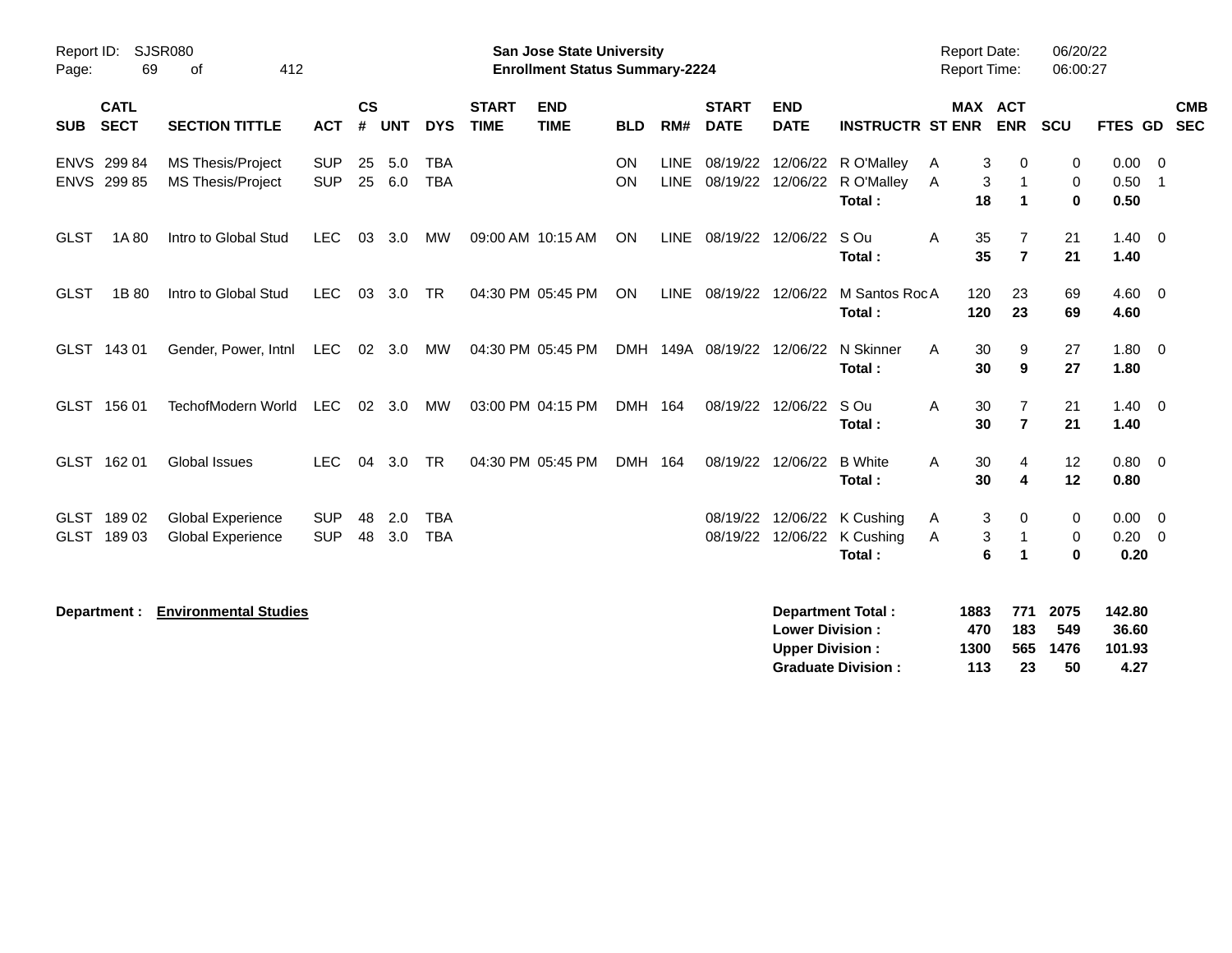Report ID: SJSR080
San Jose State University
Enrollment Status Summary-2224
Report Date: 06/20/22
Report Time: 06:00:27

| SUB | CATL SECT | SECTION TITTLE | ACT | CS # | UNT | DYS | START TIME | END TIME | BLD | RM# | START DATE | END DATE | INSTRUCTR | ST | MAX ENR | ACT ENR | SCU | FTES | GD | CMB SEC |
|---|---|---|---|---|---|---|---|---|---|---|---|---|---|---|---|---|---|---|---|---|
| ENVS | 299 84 | MS Thesis/Project | SUP | 25 | 5.0 | TBA | | | ON | LINE | 08/19/22 | 12/06/22 | R O'Malley | A | 3 | 0 | 0 | 0.00 | 0 | |
| ENVS | 299 85 | MS Thesis/Project | SUP | 25 | 6.0 | TBA | | | ON | LINE | 08/19/22 | 12/06/22 | R O'Malley | A | 3 | 1 | 0 | 0.50 | 1 | |
| | | | | | | | | | | | | | **Total :** | | **18** | **1** | **0** | **0.50** | | |
| GLST | 1A 80 | Intro to Global Stud | LEC | 03 | 3.0 | MW | 09:00 AM | 10:15 AM | ON | LINE | 08/19/22 | 12/06/22 | S Ou | A | 35 | 7 | 21 | 1.40 | 0 | |
| | | | | | | | | | | | | | **Total :** | | **35** | **7** | **21** | **1.40** | | |
| GLST | 1B 80 | Intro to Global Stud | LEC | 03 | 3.0 | TR | 04:30 PM | 05:45 PM | ON | LINE | 08/19/22 | 12/06/22 | M Santos Roc | A | 120 | 23 | 69 | 4.60 | 0 | |
| | | | | | | | | | | | | | **Total :** | | **120** | **23** | **69** | **4.60** | | |
| GLST | 143 01 | Gender, Power, Intnl | LEC | 02 | 3.0 | MW | 04:30 PM | 05:45 PM | DMH | 149A | 08/19/22 | 12/06/22 | N Skinner | A | 30 | 9 | 27 | 1.80 | 0 | |
| | | | | | | | | | | | | | **Total :** | | **30** | **9** | **27** | **1.80** | | |
| GLST | 156 01 | TechofModern World | LEC | 02 | 3.0 | MW | 03:00 PM | 04:15 PM | DMH | 164 | 08/19/22 | 12/06/22 | S Ou | A | 30 | 7 | 21 | 1.40 | 0 | |
| | | | | | | | | | | | | | **Total :** | | **30** | **7** | **21** | **1.40** | | |
| GLST | 162 01 | Global Issues | LEC | 04 | 3.0 | TR | 04:30 PM | 05:45 PM | DMH | 164 | 08/19/22 | 12/06/22 | B White | A | 30 | 4 | 12 | 0.80 | 0 | |
| | | | | | | | | | | | | | **Total :** | | **30** | **4** | **12** | **0.80** | | |
| GLST | 189 02 | Global Experience | SUP | 48 | 2.0 | TBA | | | | | 08/19/22 | 12/06/22 | K Cushing | A | 3 | 0 | 0 | 0.00 | 0 | |
| GLST | 189 03 | Global Experience | SUP | 48 | 3.0 | TBA | | | | | 08/19/22 | 12/06/22 | K Cushing | A | 3 | 1 | 0 | 0.20 | 0 | |
| | | | | | | | | | | | | | **Total :** | | **6** | **1** | **0** | **0.20** | | |

**Department : Environmental Studies**

| | MAX ENR | ACT ENR | SCU | FTES |
|---|---|---|---|---|
| **Department Total :** | **1883** | **771** | **2075** | **142.80** |
| **Lower Division :** | **470** | **183** | **549** | **36.60** |
| **Upper Division :** | **1300** | **565** | **1476** | **101.93** |
| **Graduate Division :** | **113** | **23** | **50** | **4.27** |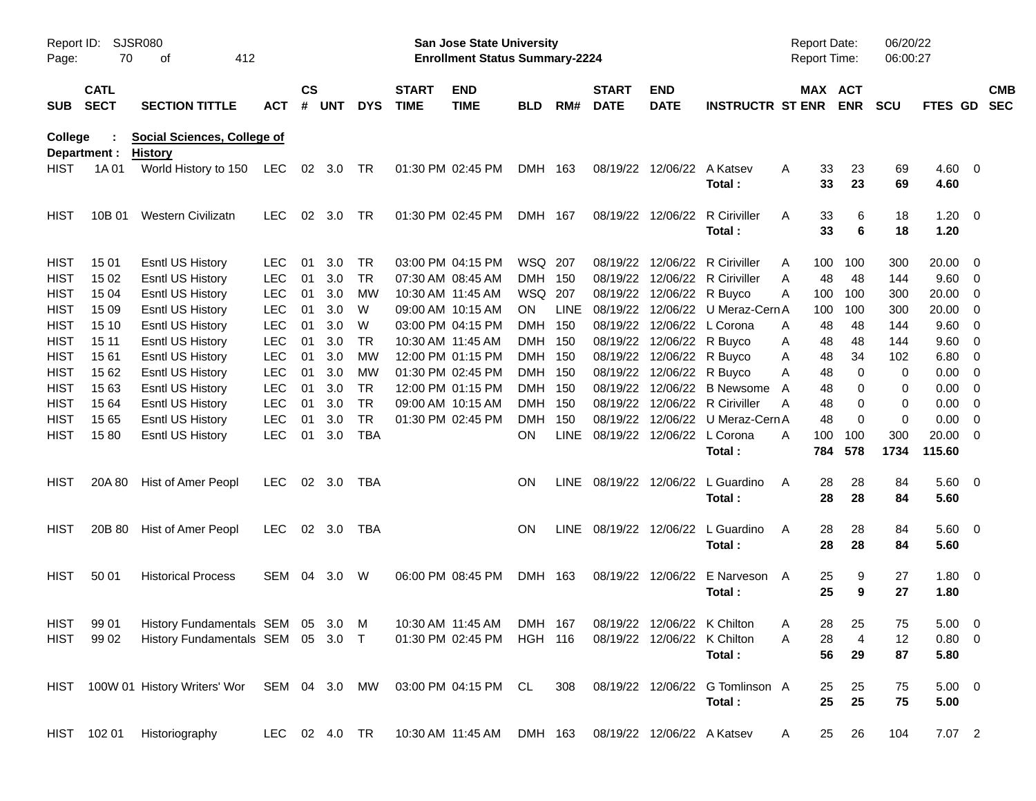Report ID: SJSR080 — San Jose State University — Enrollment Status Summary-2224 — Report Date: 06/20/22 — Report Time: 06:00:27

**College : Social Sciences, College of**
**Department : History**

| SUB | CATL SECT | SECTION TITTLE | ACT | CS # | UNT | DYS | START TIME | END TIME | BLD | RM# | START DATE | END DATE | INSTRUCTR | ST | MAX ENR | ACT ENR | SCU | FTES | GD | CMB SEC |
|---|---|---|---|---|---|---|---|---|---|---|---|---|---|---|---|---|---|---|---|---|
| HIST | 1A 01 | World History to 150 | LEC | 02 | 3.0 | TR | 01:30 PM | 02:45 PM | DMH | 163 | 08/19/22 | 12/06/22 | A Katsev | A | 33 | 23 | 69 | 4.60 | 0 | |
| | | | | | | | | | | | | | **Total :** | | **33** | **23** | **69** | **4.60** | | |
| HIST | 10B 01 | Western Civilizatn | LEC | 02 | 3.0 | TR | 01:30 PM | 02:45 PM | DMH | 167 | 08/19/22 | 12/06/22 | R Ciriviller | A | 33 | 6 | 18 | 1.20 | 0 | |
| | | | | | | | | | | | | | **Total :** | | **33** | **6** | **18** | **1.20** | | |
| HIST | 15 01 | Esntl US History | LEC | 01 | 3.0 | TR | 03:00 PM | 04:15 PM | WSQ | 207 | 08/19/22 | 12/06/22 | R Ciriviller | A | 100 | 100 | 300 | 20.00 | 0 | |
| HIST | 15 02 | Esntl US History | LEC | 01 | 3.0 | TR | 07:30 AM | 08:45 AM | DMH | 150 | 08/19/22 | 12/06/22 | R Ciriviller | A | 48 | 48 | 144 | 9.60 | 0 | |
| HIST | 15 04 | Esntl US History | LEC | 01 | 3.0 | MW | 10:30 AM | 11:45 AM | WSQ | 207 | 08/19/22 | 12/06/22 | R Buyco | A | 100 | 100 | 300 | 20.00 | 0 | |
| HIST | 15 09 | Esntl US History | LEC | 01 | 3.0 | W | 09:00 AM | 10:15 AM | ON | LINE | 08/19/22 | 12/06/22 | U Meraz-Cern | A | 100 | 100 | 300 | 20.00 | 0 | |
| HIST | 15 10 | Esntl US History | LEC | 01 | 3.0 | W | 03:00 PM | 04:15 PM | DMH | 150 | 08/19/22 | 12/06/22 | L Corona | A | 48 | 48 | 144 | 9.60 | 0 | |
| HIST | 15 11 | Esntl US History | LEC | 01 | 3.0 | TR | 10:30 AM | 11:45 AM | DMH | 150 | 08/19/22 | 12/06/22 | R Buyco | A | 48 | 48 | 144 | 9.60 | 0 | |
| HIST | 15 61 | Esntl US History | LEC | 01 | 3.0 | MW | 12:00 PM | 01:15 PM | DMH | 150 | 08/19/22 | 12/06/22 | R Buyco | A | 48 | 34 | 102 | 6.80 | 0 | |
| HIST | 15 62 | Esntl US History | LEC | 01 | 3.0 | MW | 01:30 PM | 02:45 PM | DMH | 150 | 08/19/22 | 12/06/22 | R Buyco | A | 48 | 0 | 0 | 0.00 | 0 | |
| HIST | 15 63 | Esntl US History | LEC | 01 | 3.0 | TR | 12:00 PM | 01:15 PM | DMH | 150 | 08/19/22 | 12/06/22 | B Newsome | A | 48 | 0 | 0 | 0.00 | 0 | |
| HIST | 15 64 | Esntl US History | LEC | 01 | 3.0 | TR | 09:00 AM | 10:15 AM | DMH | 150 | 08/19/22 | 12/06/22 | R Ciriviller | A | 48 | 0 | 0 | 0.00 | 0 | |
| HIST | 15 65 | Esntl US History | LEC | 01 | 3.0 | TR | 01:30 PM | 02:45 PM | DMH | 150 | 08/19/22 | 12/06/22 | U Meraz-Cern | A | 48 | 0 | 0 | 0.00 | 0 | |
| HIST | 15 80 | Esntl US History | LEC | 01 | 3.0 | TBA | | | ON | LINE | 08/19/22 | 12/06/22 | L Corona | A | 100 | 100 | 300 | 20.00 | 0 | |
| | | | | | | | | | | | | | **Total :** | | **784** | **578** | **1734** | **115.60** | | |
| HIST | 20A 80 | Hist of Amer Peopl | LEC | 02 | 3.0 | TBA | | | ON | LINE | 08/19/22 | 12/06/22 | L Guardino | A | 28 | 28 | 84 | 5.60 | 0 | |
| | | | | | | | | | | | | | **Total :** | | **28** | **28** | **84** | **5.60** | | |
| HIST | 20B 80 | Hist of Amer Peopl | LEC | 02 | 3.0 | TBA | | | ON | LINE | 08/19/22 | 12/06/22 | L Guardino | A | 28 | 28 | 84 | 5.60 | 0 | |
| | | | | | | | | | | | | | **Total :** | | **28** | **28** | **84** | **5.60** | | |
| HIST | 50 01 | Historical Process | SEM | 04 | 3.0 | W | 06:00 PM | 08:45 PM | DMH | 163 | 08/19/22 | 12/06/22 | E Narveson | A | 25 | 9 | 27 | 1.80 | 0 | |
| | | | | | | | | | | | | | **Total :** | | **25** | **9** | **27** | **1.80** | | |
| HIST | 99 01 | History Fundamentals | SEM | 05 | 3.0 | M | 10:30 AM | 11:45 AM | DMH | 167 | 08/19/22 | 12/06/22 | K Chilton | A | 28 | 25 | 75 | 5.00 | 0 | |
| HIST | 99 02 | History Fundamentals | SEM | 05 | 3.0 | T | 01:30 PM | 02:45 PM | HGH | 116 | 08/19/22 | 12/06/22 | K Chilton | A | 28 | 4 | 12 | 0.80 | 0 | |
| | | | | | | | | | | | | | **Total :** | | **56** | **29** | **87** | **5.80** | | |
| HIST | 100W 01 | History Writers' Wor | SEM | 04 | 3.0 | MW | 03:00 PM | 04:15 PM | CL | 308 | 08/19/22 | 12/06/22 | G Tomlinson | A | 25 | 25 | 75 | 5.00 | 0 | |
| | | | | | | | | | | | | | **Total :** | | **25** | **25** | **75** | **5.00** | | |
| HIST | 102 01 | Historiography | LEC | 02 | 4.0 | TR | 10:30 AM | 11:45 AM | DMH | 163 | 08/19/22 | 12/06/22 | A Katsev | A | 25 | 26 | 104 | 7.07 | 2 | |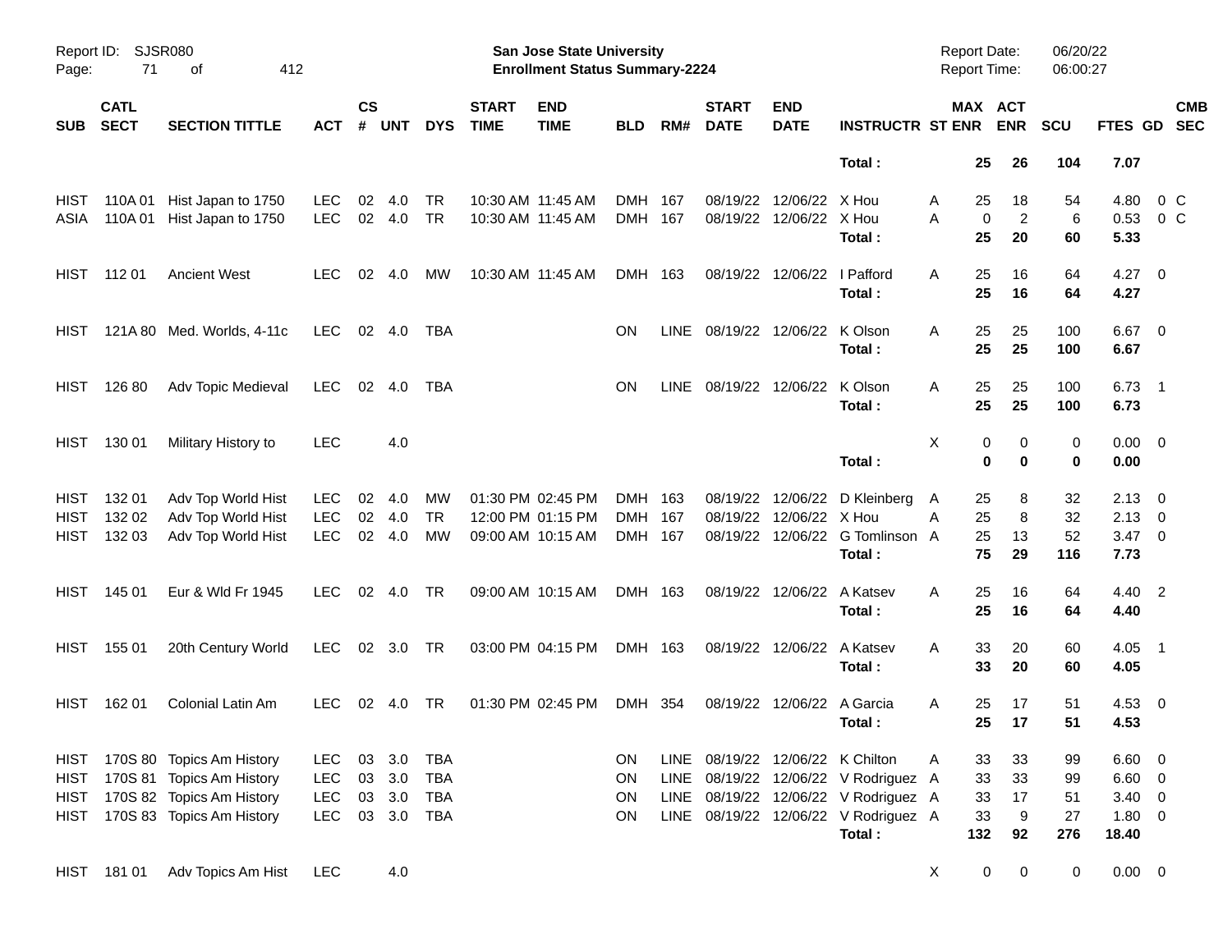Report ID: SJSR080
San Jose State University
Enrollment Status Summary-2224
Report Date: 06/20/22
Report Time: 06:00:27

| SUB | CATL SECT | SECTION TITTLE | ACT | CS # | UNT | DYS | START TIME | END TIME | BLD | RM# | START DATE | END DATE | INSTRUCTR | ST | MAX ENR | ACT ENR | SCU | FTES | GD | CMB SEC |
|---|---|---|---|---|---|---|---|---|---|---|---|---|---|---|---|---|---|---|---|---|
| | | | | | | | | | | | | | **Total :** | | **25** | **26** | **104** | **7.07** | | |
| HIST | 110A 01 | Hist Japan to 1750 | LEC | 02 | 4.0 | TR | 10:30 AM | 11:45 AM | DMH | 167 | 08/19/22 | 12/06/22 | X Hou | A | 25 | 18 | 54 | 4.80 | 0 | C |
| ASIA | 110A 01 | Hist Japan to 1750 | LEC | 02 | 4.0 | TR | 10:30 AM | 11:45 AM | DMH | 167 | 08/19/22 | 12/06/22 | X Hou | A | 0 | 2 | 6 | 0.53 | 0 | C |
| | | | | | | | | | | | | | **Total :** | | **25** | **20** | **60** | **5.33** | | |
| HIST | 112 01 | Ancient West | LEC | 02 | 4.0 | MW | 10:30 AM | 11:45 AM | DMH | 163 | 08/19/22 | 12/06/22 | I Pafford | A | 25 | 16 | 64 | 4.27 | 0 | |
| | | | | | | | | | | | | | **Total :** | | **25** | **16** | **64** | **4.27** | | |
| HIST | 121A 80 | Med. Worlds, 4-11c | LEC | 02 | 4.0 | TBA | | | ON | LINE | 08/19/22 | 12/06/22 | K Olson | A | 25 | 25 | 100 | 6.67 | 0 | |
| | | | | | | | | | | | | | **Total :** | | **25** | **25** | **100** | **6.67** | | |
| HIST | 126 80 | Adv Topic Medieval | LEC | 02 | 4.0 | TBA | | | ON | LINE | 08/19/22 | 12/06/22 | K Olson | A | 25 | 25 | 100 | 6.73 | 1 | |
| | | | | | | | | | | | | | **Total :** | | **25** | **25** | **100** | **6.73** | | |
| HIST | 130 01 | Military History to | LEC | | 4.0 | | | | | | | | | X | 0 | 0 | 0 | 0.00 | 0 | |
| | | | | | | | | | | | | | **Total :** | | **0** | **0** | **0** | **0.00** | | |
| HIST | 132 01 | Adv Top World Hist | LEC | 02 | 4.0 | MW | 01:30 PM | 02:45 PM | DMH | 163 | 08/19/22 | 12/06/22 | D Kleinberg | A | 25 | 8 | 32 | 2.13 | 0 | |
| HIST | 132 02 | Adv Top World Hist | LEC | 02 | 4.0 | TR | 12:00 PM | 01:15 PM | DMH | 167 | 08/19/22 | 12/06/22 | X Hou | A | 25 | 8 | 32 | 2.13 | 0 | |
| HIST | 132 03 | Adv Top World Hist | LEC | 02 | 4.0 | MW | 09:00 AM | 10:15 AM | DMH | 167 | 08/19/22 | 12/06/22 | G Tomlinson | A | 25 | 13 | 52 | 3.47 | 0 | |
| | | | | | | | | | | | | | **Total :** | | **75** | **29** | **116** | **7.73** | | |
| HIST | 145 01 | Eur & Wld Fr 1945 | LEC | 02 | 4.0 | TR | 09:00 AM | 10:15 AM | DMH | 163 | 08/19/22 | 12/06/22 | A Katsev | A | 25 | 16 | 64 | 4.40 | 2 | |
| | | | | | | | | | | | | | **Total :** | | **25** | **16** | **64** | **4.40** | | |
| HIST | 155 01 | 20th Century World | LEC | 02 | 3.0 | TR | 03:00 PM | 04:15 PM | DMH | 163 | 08/19/22 | 12/06/22 | A Katsev | A | 33 | 20 | 60 | 4.05 | 1 | |
| | | | | | | | | | | | | | **Total :** | | **33** | **20** | **60** | **4.05** | | |
| HIST | 162 01 | Colonial Latin Am | LEC | 02 | 4.0 | TR | 01:30 PM | 02:45 PM | DMH | 354 | 08/19/22 | 12/06/22 | A Garcia | A | 25 | 17 | 51 | 4.53 | 0 | |
| | | | | | | | | | | | | | **Total :** | | **25** | **17** | **51** | **4.53** | | |
| HIST | 170S 80 | Topics Am History | LEC | 03 | 3.0 | TBA | | | ON | LINE | 08/19/22 | 12/06/22 | K Chilton | A | 33 | 33 | 99 | 6.60 | 0 | |
| HIST | 170S 81 | Topics Am History | LEC | 03 | 3.0 | TBA | | | ON | LINE | 08/19/22 | 12/06/22 | V Rodriguez | A | 33 | 33 | 99 | 6.60 | 0 | |
| HIST | 170S 82 | Topics Am History | LEC | 03 | 3.0 | TBA | | | ON | LINE | 08/19/22 | 12/06/22 | V Rodriguez | A | 33 | 17 | 51 | 3.40 | 0 | |
| HIST | 170S 83 | Topics Am History | LEC | 03 | 3.0 | TBA | | | ON | LINE | 08/19/22 | 12/06/22 | V Rodriguez | A | 33 | 9 | 27 | 1.80 | 0 | |
| | | | | | | | | | | | | | **Total :** | | **132** | **92** | **276** | **18.40** | | |
| HIST | 181 01 | Adv Topics Am Hist | LEC | | 4.0 | | | | | | | | | X | 0 | 0 | 0 | 0.00 | 0 | |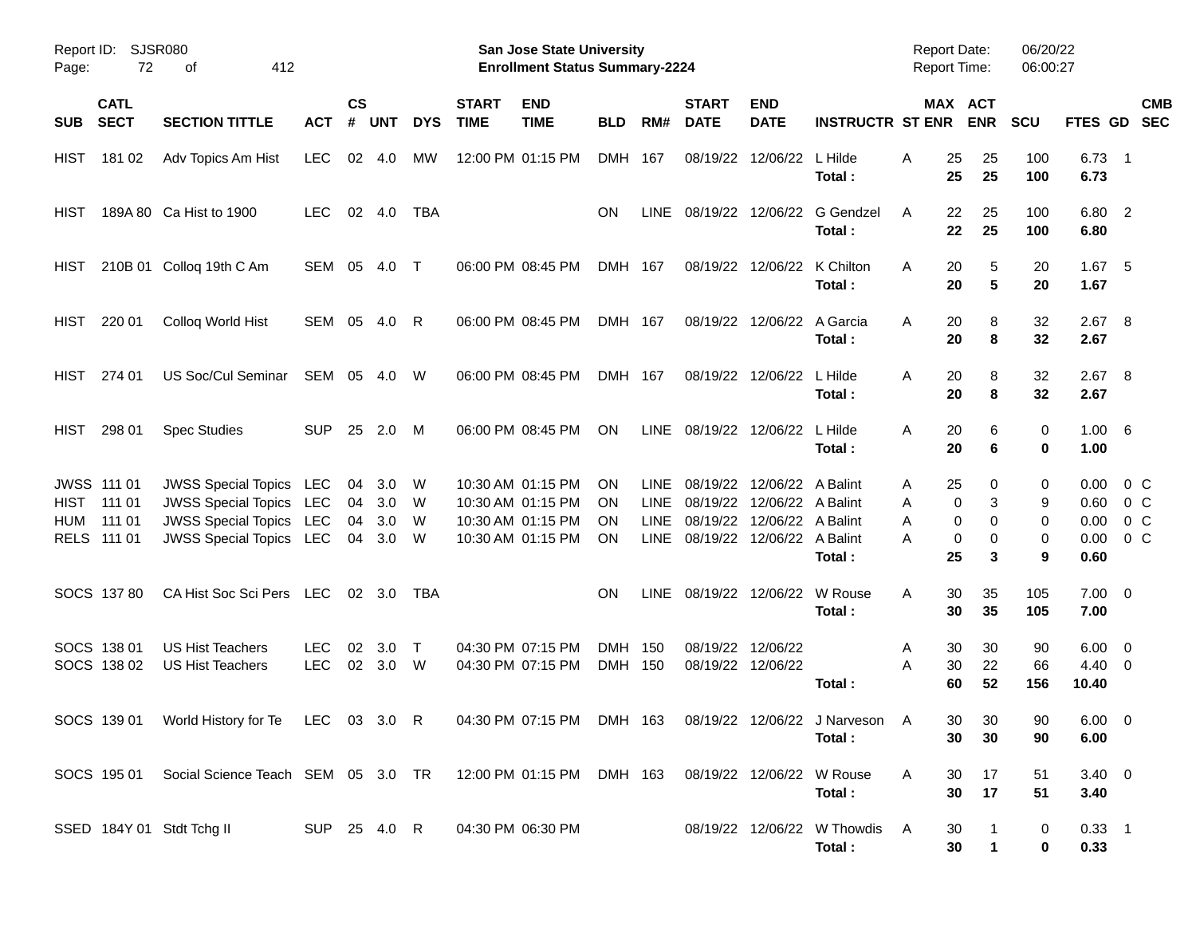| SUB | CATL SECT | SECTION TITTLE | ACT | CS # | UNT | DYS | START TIME | END TIME | BLD | RM# | START DATE | END DATE | INSTRUCTR | ST | MAX ENR | ACT ENR | SCU | FTES | GD | CMB SEC |
|---|---|---|---|---|---|---|---|---|---|---|---|---|---|---|---|---|---|---|---|---|
| HIST | 181 02 | Adv Topics Am Hist | LEC | 02 | 4.0 | MW | 12:00 PM | 01:15 PM | DMH | 167 | 08/19/22 | 12/06/22 | L Hilde | A | 25 | 25 | 100 | 6.73 | 1 | |
| | | | | | | | | | | | | | **Total :** | | **25** | **25** | **100** | **6.73** | | |
| HIST | 189A 80 | Ca Hist to 1900 | LEC | 02 | 4.0 | TBA | | | ON | LINE | 08/19/22 | 12/06/22 | G Gendzel | A | 22 | 25 | 100 | 6.80 | 2 | |
| | | | | | | | | | | | | | **Total :** | | **22** | **25** | **100** | **6.80** | | |
| HIST | 210B 01 | Colloq 19th C Am | SEM | 05 | 4.0 | T | 06:00 PM | 08:45 PM | DMH | 167 | 08/19/22 | 12/06/22 | K Chilton | A | 20 | 5 | 20 | 1.67 | 5 | |
| | | | | | | | | | | | | | **Total :** | | **20** | **5** | **20** | **1.67** | | |
| HIST | 220 01 | Colloq World Hist | SEM | 05 | 4.0 | R | 06:00 PM | 08:45 PM | DMH | 167 | 08/19/22 | 12/06/22 | A Garcia | A | 20 | 8 | 32 | 2.67 | 8 | |
| | | | | | | | | | | | | | **Total :** | | **20** | **8** | **32** | **2.67** | | |
| HIST | 274 01 | US Soc/Cul Seminar | SEM | 05 | 4.0 | W | 06:00 PM | 08:45 PM | DMH | 167 | 08/19/22 | 12/06/22 | L Hilde | A | 20 | 8 | 32 | 2.67 | 8 | |
| | | | | | | | | | | | | | **Total :** | | **20** | **8** | **32** | **2.67** | | |
| HIST | 298 01 | Spec Studies | SUP | 25 | 2.0 | M | 06:00 PM | 08:45 PM | ON | LINE | 08/19/22 | 12/06/22 | L Hilde | A | 20 | 6 | 0 | 1.00 | 6 | |
| | | | | | | | | | | | | | **Total :** | | **20** | **6** | **0** | **1.00** | | |
| JWSS | 111 01 | JWSS Special Topics | LEC | 04 | 3.0 | W | 10:30 AM | 01:15 PM | ON | LINE | 08/19/22 | 12/06/22 | A Balint | A | 25 | 0 | 0 | 0.00 | 0 | C |
| HIST | 111 01 | JWSS Special Topics | LEC | 04 | 3.0 | W | 10:30 AM | 01:15 PM | ON | LINE | 08/19/22 | 12/06/22 | A Balint | A | 0 | 3 | 9 | 0.60 | 0 | C |
| HUM | 111 01 | JWSS Special Topics | LEC | 04 | 3.0 | W | 10:30 AM | 01:15 PM | ON | LINE | 08/19/22 | 12/06/22 | A Balint | A | 0 | 0 | 0 | 0.00 | 0 | C |
| RELS | 111 01 | JWSS Special Topics | LEC | 04 | 3.0 | W | 10:30 AM | 01:15 PM | ON | LINE | 08/19/22 | 12/06/22 | A Balint | A | 0 | 0 | 0 | 0.00 | 0 | C |
| | | | | | | | | | | | | | **Total :** | | **25** | **3** | **9** | **0.60** | | |
| SOCS | 137 80 | CA Hist Soc Sci Pers | LEC | 02 | 3.0 | TBA | | | ON | LINE | 08/19/22 | 12/06/22 | W Rouse | A | 30 | 35 | 105 | 7.00 | 0 | |
| | | | | | | | | | | | | | **Total :** | | **30** | **35** | **105** | **7.00** | | |
| SOCS | 138 01 | US Hist Teachers | LEC | 02 | 3.0 | T | 04:30 PM | 07:15 PM | DMH | 150 | 08/19/22 | 12/06/22 | | A | 30 | 30 | 90 | 6.00 | 0 | |
| SOCS | 138 02 | US Hist Teachers | LEC | 02 | 3.0 | W | 04:30 PM | 07:15 PM | DMH | 150 | 08/19/22 | 12/06/22 | | A | 30 | 22 | 66 | 4.40 | 0 | |
| | | | | | | | | | | | | | **Total :** | | **60** | **52** | **156** | **10.40** | | |
| SOCS | 139 01 | World History for Te | LEC | 03 | 3.0 | R | 04:30 PM | 07:15 PM | DMH | 163 | 08/19/22 | 12/06/22 | J Narveson | A | 30 | 30 | 90 | 6.00 | 0 | |
| | | | | | | | | | | | | | **Total :** | | **30** | **30** | **90** | **6.00** | | |
| SOCS | 195 01 | Social Science Teach | SEM | 05 | 3.0 | TR | 12:00 PM | 01:15 PM | DMH | 163 | 08/19/22 | 12/06/22 | W Rouse | A | 30 | 17 | 51 | 3.40 | 0 | |
| | | | | | | | | | | | | | **Total :** | | **30** | **17** | **51** | **3.40** | | |
| SSED | 184Y 01 | Stdt Tchg II | SUP | 25 | 4.0 | R | 04:30 PM | 06:30 PM | | | 08/19/22 | 12/06/22 | W Thowdis | A | 30 | 1 | 0 | 0.33 | 1 | |
| | | | | | | | | | | | | | **Total :** | | **30** | **1** | **0** | **0.33** | | |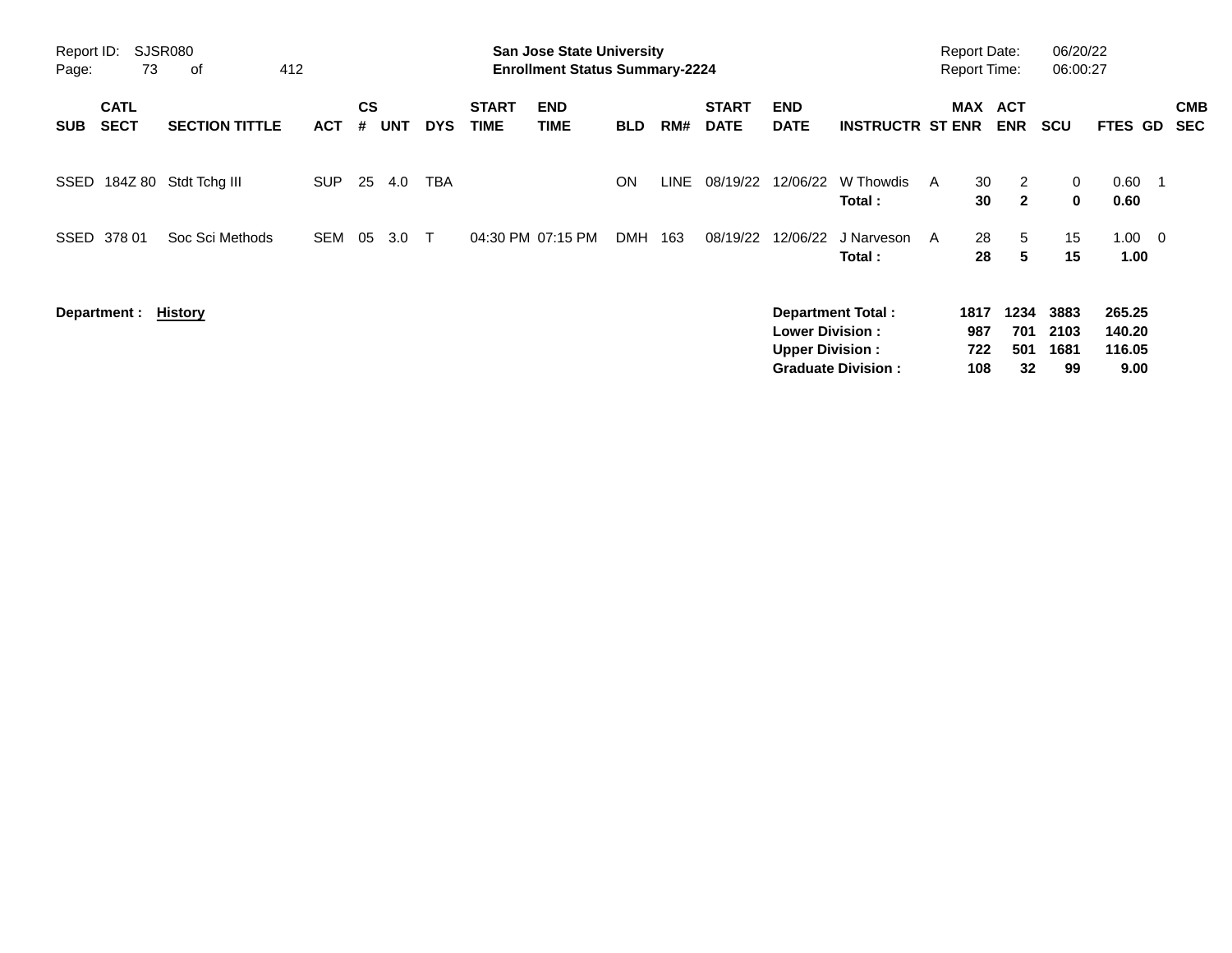| SUB | CATL SECT | SECTION TITTLE | ACT | CS # | UNT | DYS | START TIME | END TIME | BLD | RM# | START DATE | END DATE | INSTRUCTR | ST | MAX ENR | ACT ENR | SCU | FTES | GD | CMB SEC |
|---|---|---|---|---|---|---|---|---|---|---|---|---|---|---|---|---|---|---|---|---|
| SSED | 184Z 80 | Stdt Tchg III | SUP | 25 | 4.0 | TBA | | | ON | LINE | 08/19/22 | 12/06/22 | W Thowdis | A | 30 | 2 | 0 | 0.60 | 1 | |
| | | | | | | | | | | | | | **Total :** | | **30** | **2** | **0** | **0.60** | | |
| SSED | 378 01 | Soc Sci Methods | SEM | 05 | 3.0 | T | 04:30 PM | 07:15 PM | DMH | 163 | 08/19/22 | 12/06/22 | J Narveson | A | 28 | 5 | 15 | 1.00 | 0 | |
| | | | | | | | | | | | | | **Total :** | | **28** | **5** | **15** | **1.00** | | |

**Department :** **History**

| | MAX ENR | ACT ENR | SCU | FTES |
|---|---|---|---|---|
| **Department Total :** | **1817** | **1234** | **3883** | **265.25** |
| **Lower Division :** | **987** | **701** | **2103** | **140.20** |
| **Upper Division :** | **722** | **501** | **1681** | **116.05** |
| **Graduate Division :** | **108** | **32** | **99** | **9.00** |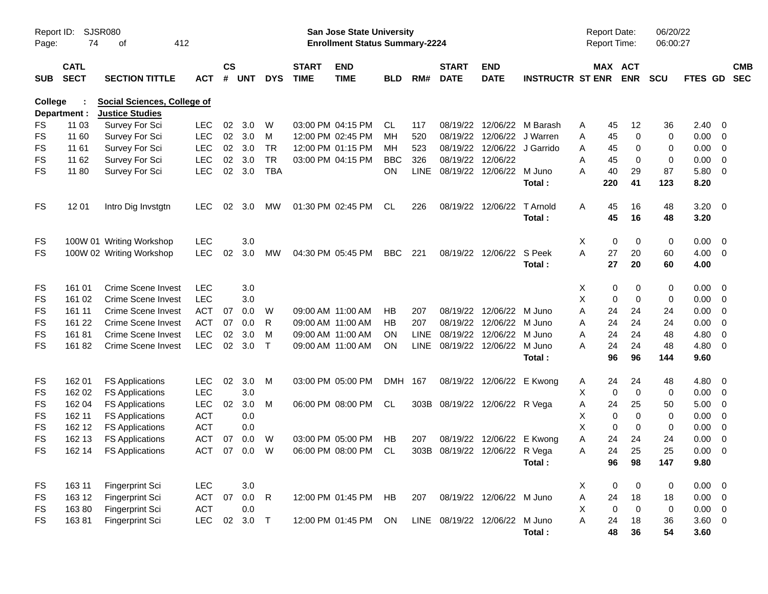Report ID: SJSR080 — San Jose State University — Enrollment Status Summary-2224 — Report Date: 06/20/22 — Report Time: 06:00:27

**College : Social Sciences, College of**
**Department : Justice Studies**

| SUB | CATL SECT | SECTION TITTLE | ACT | CS # | UNT | DYS | START TIME | END TIME | BLD | RM# | START DATE | END DATE | INSTRUCTR | ST | MAX ENR | ACT ENR | SCU | FTES | GD | CMB SEC |
|---|---|---|---|---|---|---|---|---|---|---|---|---|---|---|---|---|---|---|---|---|
| FS | 11 03 | Survey For Sci | LEC | 02 | 3.0 | W | 03:00 PM | 04:15 PM | CL | 117 | 08/19/22 | 12/06/22 | M Barash | A | 45 | 12 | 36 | 2.40 | 0 | |
| FS | 11 60 | Survey For Sci | LEC | 02 | 3.0 | M | 12:00 PM | 02:45 PM | MH | 520 | 08/19/22 | 12/06/22 | J Warren | A | 45 | 0 | 0 | 0.00 | 0 | |
| FS | 11 61 | Survey For Sci | LEC | 02 | 3.0 | TR | 12:00 PM | 01:15 PM | MH | 523 | 08/19/22 | 12/06/22 | J Garrido | A | 45 | 0 | 0 | 0.00 | 0 | |
| FS | 11 62 | Survey For Sci | LEC | 02 | 3.0 | TR | 03:00 PM | 04:15 PM | BBC | 326 | 08/19/22 | 12/06/22 | | A | 45 | 0 | 0 | 0.00 | 0 | |
| FS | 11 80 | Survey For Sci | LEC | 02 | 3.0 | TBA | | | ON | LINE | 08/19/22 | 12/06/22 | M Juno | A | 40 | 29 | 87 | 5.80 | 0 | |
| | | | | | | | | | | | | | **Total :** | | **220** | **41** | **123** | **8.20** | | |
| FS | 12 01 | Intro Dig Invstgtn | LEC | 02 | 3.0 | MW | 01:30 PM | 02:45 PM | CL | 226 | 08/19/22 | 12/06/22 | T Arnold | A | 45 | 16 | 48 | 3.20 | 0 | |
| | | | | | | | | | | | | | **Total :** | | **45** | **16** | **48** | **3.20** | | |
| FS | 100W 01 | Writing Workshop | LEC | | 3.0 | | | | | | | | | X | 0 | 0 | 0 | 0.00 | 0 | |
| FS | 100W 02 | Writing Workshop | LEC | 02 | 3.0 | MW | 04:30 PM | 05:45 PM | BBC | 221 | 08/19/22 | 12/06/22 | S Peek | A | 27 | 20 | 60 | 4.00 | 0 | |
| | | | | | | | | | | | | | **Total :** | | **27** | **20** | **60** | **4.00** | | |
| FS | 161 01 | Crime Scene Invest | LEC | | 3.0 | | | | | | | | | X | 0 | 0 | 0 | 0.00 | 0 | |
| FS | 161 02 | Crime Scene Invest | LEC | | 3.0 | | | | | | | | | X | 0 | 0 | 0 | 0.00 | 0 | |
| FS | 161 11 | Crime Scene Invest | ACT | 07 | 0.0 | W | 09:00 AM | 11:00 AM | HB | 207 | 08/19/22 | 12/06/22 | M Juno | A | 24 | 24 | 24 | 0.00 | 0 | |
| FS | 161 22 | Crime Scene Invest | ACT | 07 | 0.0 | R | 09:00 AM | 11:00 AM | HB | 207 | 08/19/22 | 12/06/22 | M Juno | A | 24 | 24 | 24 | 0.00 | 0 | |
| FS | 161 81 | Crime Scene Invest | LEC | 02 | 3.0 | M | 09:00 AM | 11:00 AM | ON | LINE | 08/19/22 | 12/06/22 | M Juno | A | 24 | 24 | 48 | 4.80 | 0 | |
| FS | 161 82 | Crime Scene Invest | LEC | 02 | 3.0 | T | 09:00 AM | 11:00 AM | ON | LINE | 08/19/22 | 12/06/22 | M Juno | A | 24 | 24 | 48 | 4.80 | 0 | |
| | | | | | | | | | | | | | **Total :** | | **96** | **96** | **144** | **9.60** | | |
| FS | 162 01 | FS Applications | LEC | 02 | 3.0 | M | 03:00 PM | 05:00 PM | DMH | 167 | 08/19/22 | 12/06/22 | E Kwong | A | 24 | 24 | 48 | 4.80 | 0 | |
| FS | 162 02 | FS Applications | LEC | | 3.0 | | | | | | | | | X | 0 | 0 | 0 | 0.00 | 0 | |
| FS | 162 04 | FS Applications | LEC | 02 | 3.0 | M | 06:00 PM | 08:00 PM | CL | 303B | 08/19/22 | 12/06/22 | R Vega | A | 24 | 25 | 50 | 5.00 | 0 | |
| FS | 162 11 | FS Applications | ACT | | 0.0 | | | | | | | | | X | 0 | 0 | 0 | 0.00 | 0 | |
| FS | 162 12 | FS Applications | ACT | | 0.0 | | | | | | | | | X | 0 | 0 | 0 | 0.00 | 0 | |
| FS | 162 13 | FS Applications | ACT | 07 | 0.0 | W | 03:00 PM | 05:00 PM | HB | 207 | 08/19/22 | 12/06/22 | E Kwong | A | 24 | 24 | 24 | 0.00 | 0 | |
| FS | 162 14 | FS Applications | ACT | 07 | 0.0 | W | 06:00 PM | 08:00 PM | CL | 303B | 08/19/22 | 12/06/22 | R Vega | A | 24 | 25 | 25 | 0.00 | 0 | |
| | | | | | | | | | | | | | **Total :** | | **96** | **98** | **147** | **9.80** | | |
| FS | 163 11 | Fingerprint Sci | LEC | | 3.0 | | | | | | | | | X | 0 | 0 | 0 | 0.00 | 0 | |
| FS | 163 12 | Fingerprint Sci | ACT | 07 | 0.0 | R | 12:00 PM | 01:45 PM | HB | 207 | 08/19/22 | 12/06/22 | M Juno | A | 24 | 18 | 18 | 0.00 | 0 | |
| FS | 163 80 | Fingerprint Sci | ACT | | 0.0 | | | | | | | | | X | 0 | 0 | 0 | 0.00 | 0 | |
| FS | 163 81 | Fingerprint Sci | LEC | 02 | 3.0 | T | 12:00 PM | 01:45 PM | ON | LINE | 08/19/22 | 12/06/22 | M Juno | A | 24 | 18 | 36 | 3.60 | 0 | |
| | | | | | | | | | | | | | **Total :** | | **48** | **36** | **54** | **3.60** | | |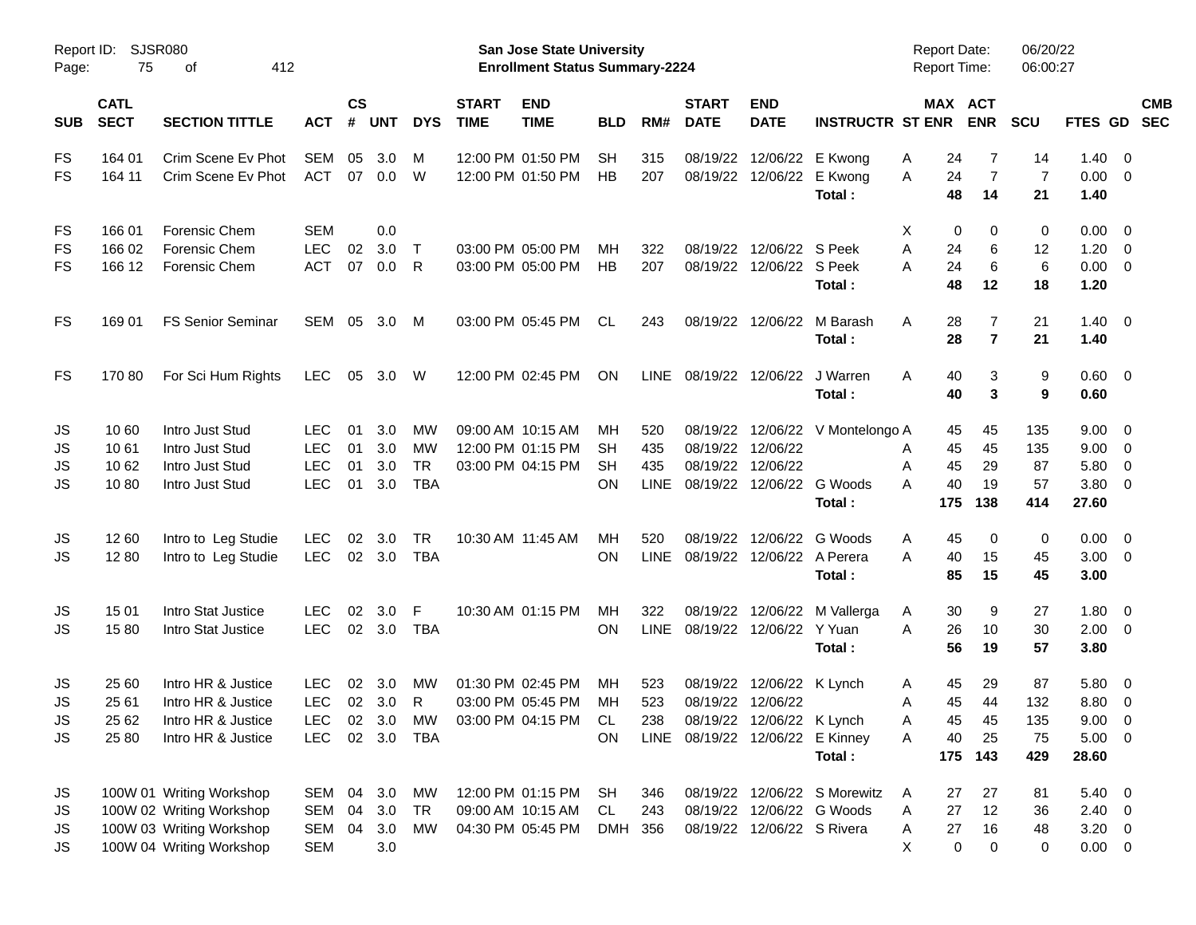Report ID: SJSR080 | San Jose State University | Report Date: 06/20/22
Page: 75 of 412 | Enrollment Status Summary-2224 | Report Time: 06:00:27

| SUB | CATL SECT | SECTION TITTLE | ACT | CS # | UNT | DYS | START TIME | END TIME | BLD | RM# | START DATE | END DATE | INSTRUCTR | ST | MAX ENR | ACT ENR | SCU | FTES | GD | CMB SEC |
|---|---|---|---|---|---|---|---|---|---|---|---|---|---|---|---|---|---|---|---|---|
| FS | 164 01 | Crim Scene Ev Phot | SEM | 05 | 3.0 | M | 12:00 PM | 01:50 PM | SH | 315 | 08/19/22 | 12/06/22 | E Kwong | A | 24 | 7 | 14 | 1.40 | 0 | |
| FS | 164 11 | Crim Scene Ev Phot | ACT | 07 | 0.0 | W | 12:00 PM | 01:50 PM | HB | 207 | 08/19/22 | 12/06/22 | E Kwong | A | 24 | 7 | 7 | 0.00 | 0 | |
| | | | | | | | | | | | | | **Total :** | | **48** | **14** | **21** | **1.40** | | |
| FS | 166 01 | Forensic Chem | SEM | | 0.0 | | | | | | | | | X | 0 | 0 | 0 | 0.00 | 0 | |
| FS | 166 02 | Forensic Chem | LEC | 02 | 3.0 | T | 03:00 PM | 05:00 PM | MH | 322 | 08/19/22 | 12/06/22 | S Peek | A | 24 | 6 | 12 | 1.20 | 0 | |
| FS | 166 12 | Forensic Chem | ACT | 07 | 0.0 | R | 03:00 PM | 05:00 PM | HB | 207 | 08/19/22 | 12/06/22 | S Peek | A | 24 | 6 | 6 | 0.00 | 0 | |
| | | | | | | | | | | | | | **Total :** | | **48** | **12** | **18** | **1.20** | | |
| FS | 169 01 | FS Senior Seminar | SEM | 05 | 3.0 | M | 03:00 PM | 05:45 PM | CL | 243 | 08/19/22 | 12/06/22 | M Barash | A | 28 | 7 | 21 | 1.40 | 0 | |
| | | | | | | | | | | | | | **Total :** | | **28** | **7** | **21** | **1.40** | | |
| FS | 170 80 | For Sci Hum Rights | LEC | 05 | 3.0 | W | 12:00 PM | 02:45 PM | ON | LINE | 08/19/22 | 12/06/22 | J Warren | A | 40 | 3 | 9 | 0.60 | 0 | |
| | | | | | | | | | | | | | **Total :** | | **40** | **3** | **9** | **0.60** | | |
| JS | 10 60 | Intro Just Stud | LEC | 01 | 3.0 | MW | 09:00 AM | 10:15 AM | MH | 520 | 08/19/22 | 12/06/22 | V Montelongo | A | 45 | 45 | 135 | 9.00 | 0 | |
| JS | 10 61 | Intro Just Stud | LEC | 01 | 3.0 | MW | 12:00 PM | 01:15 PM | SH | 435 | 08/19/22 | 12/06/22 | | A | 45 | 45 | 135 | 9.00 | 0 | |
| JS | 10 62 | Intro Just Stud | LEC | 01 | 3.0 | TR | 03:00 PM | 04:15 PM | SH | 435 | 08/19/22 | 12/06/22 | | A | 45 | 29 | 87 | 5.80 | 0 | |
| JS | 10 80 | Intro Just Stud | LEC | 01 | 3.0 | TBA | | | ON | LINE | 08/19/22 | 12/06/22 | G Woods | A | 40 | 19 | 57 | 3.80 | 0 | |
| | | | | | | | | | | | | | **Total :** | | **175** | **138** | **414** | **27.60** | | |
| JS | 12 60 | Intro to Leg Studie | LEC | 02 | 3.0 | TR | 10:30 AM | 11:45 AM | MH | 520 | 08/19/22 | 12/06/22 | G Woods | A | 45 | 0 | 0 | 0.00 | 0 | |
| JS | 12 80 | Intro to Leg Studie | LEC | 02 | 3.0 | TBA | | | ON | LINE | 08/19/22 | 12/06/22 | A Perera | A | 40 | 15 | 45 | 3.00 | 0 | |
| | | | | | | | | | | | | | **Total :** | | **85** | **15** | **45** | **3.00** | | |
| JS | 15 01 | Intro Stat Justice | LEC | 02 | 3.0 | F | 10:30 AM | 01:15 PM | MH | 322 | 08/19/22 | 12/06/22 | M Vallerga | A | 30 | 9 | 27 | 1.80 | 0 | |
| JS | 15 80 | Intro Stat Justice | LEC | 02 | 3.0 | TBA | | | ON | LINE | 08/19/22 | 12/06/22 | Y Yuan | A | 26 | 10 | 30 | 2.00 | 0 | |
| | | | | | | | | | | | | | **Total :** | | **56** | **19** | **57** | **3.80** | | |
| JS | 25 60 | Intro HR & Justice | LEC | 02 | 3.0 | MW | 01:30 PM | 02:45 PM | MH | 523 | 08/19/22 | 12/06/22 | K Lynch | A | 45 | 29 | 87 | 5.80 | 0 | |
| JS | 25 61 | Intro HR & Justice | LEC | 02 | 3.0 | R | 03:00 PM | 05:45 PM | MH | 523 | 08/19/22 | 12/06/22 | | A | 45 | 44 | 132 | 8.80 | 0 | |
| JS | 25 62 | Intro HR & Justice | LEC | 02 | 3.0 | MW | 03:00 PM | 04:15 PM | CL | 238 | 08/19/22 | 12/06/22 | K Lynch | A | 45 | 45 | 135 | 9.00 | 0 | |
| JS | 25 80 | Intro HR & Justice | LEC | 02 | 3.0 | TBA | | | ON | LINE | 08/19/22 | 12/06/22 | E Kinney | A | 40 | 25 | 75 | 5.00 | 0 | |
| | | | | | | | | | | | | | **Total :** | | **175** | **143** | **429** | **28.60** | | |
| JS | 100W 01 | Writing Workshop | SEM | 04 | 3.0 | MW | 12:00 PM | 01:15 PM | SH | 346 | 08/19/22 | 12/06/22 | S Morewitz | A | 27 | 27 | 81 | 5.40 | 0 | |
| JS | 100W 02 | Writing Workshop | SEM | 04 | 3.0 | TR | 09:00 AM | 10:15 AM | CL | 243 | 08/19/22 | 12/06/22 | G Woods | A | 27 | 12 | 36 | 2.40 | 0 | |
| JS | 100W 03 | Writing Workshop | SEM | 04 | 3.0 | MW | 04:30 PM | 05:45 PM | DMH | 356 | 08/19/22 | 12/06/22 | S Rivera | A | 27 | 16 | 48 | 3.20 | 0 | |
| JS | 100W 04 | Writing Workshop | SEM | | 3.0 | | | | | | | | | X | 0 | 0 | 0 | 0.00 | 0 | |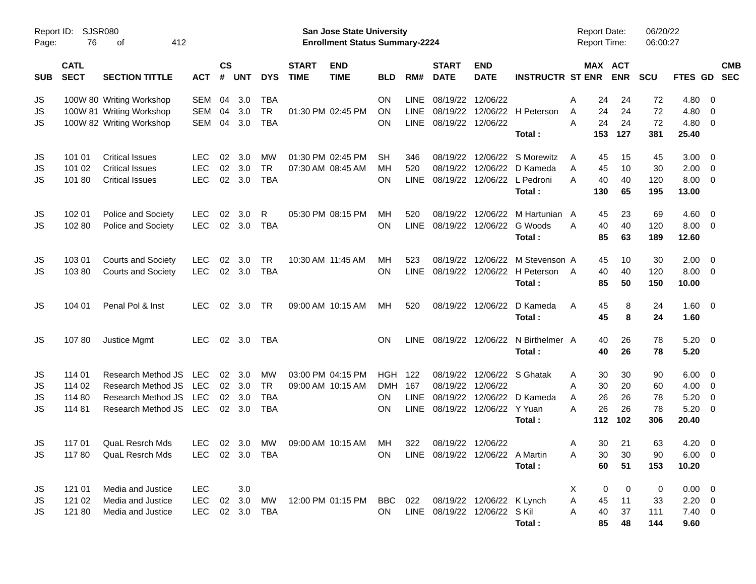Report ID: SJSR080

**San Jose State University**
**Enrollment Status Summary-2224**

Report Date: 06/20/22
Report Time: 06:00:27

| SUB | CATL SECT | SECTION TITTLE | ACT | CS # | UNT | DYS | START TIME | END TIME | BLD | RM# | START DATE | END DATE | INSTRUCTR | ST | MAX ENR | ACT ENR | SCU | FTES | GD | CMB SEC |
|---|---|---|---|---|---|---|---|---|---|---|---|---|---|---|---|---|---|---|---|---|
| JS | 100W 80 | Writing Workshop | SEM | 04 | 3.0 | TBA | | | ON | LINE | 08/19/22 | 12/06/22 | | A | 24 | 24 | 72 | 4.80 | 0 | |
| JS | 100W 81 | Writing Workshop | SEM | 04 | 3.0 | TR | 01:30 PM | 02:45 PM | ON | LINE | 08/19/22 | 12/06/22 | H Peterson | A | 24 | 24 | 72 | 4.80 | 0 | |
| JS | 100W 82 | Writing Workshop | SEM | 04 | 3.0 | TBA | | | ON | LINE | 08/19/22 | 12/06/22 | | A | 24 | 24 | 72 | 4.80 | 0 | |
| | | | | | | | | | | | | | **Total :** | | **153** | **127** | **381** | **25.40** | | |
| JS | 101 01 | Critical Issues | LEC | 02 | 3.0 | MW | 01:30 PM | 02:45 PM | SH | 346 | 08/19/22 | 12/06/22 | S Morewitz | A | 45 | 15 | 45 | 3.00 | 0 | |
| JS | 101 02 | Critical Issues | LEC | 02 | 3.0 | TR | 07:30 AM | 08:45 AM | MH | 520 | 08/19/22 | 12/06/22 | D Kameda | A | 45 | 10 | 30 | 2.00 | 0 | |
| JS | 101 80 | Critical Issues | LEC | 02 | 3.0 | TBA | | | ON | LINE | 08/19/22 | 12/06/22 | L Pedroni | A | 40 | 40 | 120 | 8.00 | 0 | |
| | | | | | | | | | | | | | **Total :** | | **130** | **65** | **195** | **13.00** | | |
| JS | 102 01 | Police and Society | LEC | 02 | 3.0 | R | 05:30 PM | 08:15 PM | MH | 520 | 08/19/22 | 12/06/22 | M Hartunian | A | 45 | 23 | 69 | 4.60 | 0 | |
| JS | 102 80 | Police and Society | LEC | 02 | 3.0 | TBA | | | ON | LINE | 08/19/22 | 12/06/22 | G Woods | A | 40 | 40 | 120 | 8.00 | 0 | |
| | | | | | | | | | | | | | **Total :** | | **85** | **63** | **189** | **12.60** | | |
| JS | 103 01 | Courts and Society | LEC | 02 | 3.0 | TR | 10:30 AM | 11:45 AM | MH | 523 | 08/19/22 | 12/06/22 | M Stevenson | A | 45 | 10 | 30 | 2.00 | 0 | |
| JS | 103 80 | Courts and Society | LEC | 02 | 3.0 | TBA | | | ON | LINE | 08/19/22 | 12/06/22 | H Peterson | A | 40 | 40 | 120 | 8.00 | 0 | |
| | | | | | | | | | | | | | **Total :** | | **85** | **50** | **150** | **10.00** | | |
| JS | 104 01 | Penal Pol & Inst | LEC | 02 | 3.0 | TR | 09:00 AM | 10:15 AM | MH | 520 | 08/19/22 | 12/06/22 | D Kameda | A | 45 | 8 | 24 | 1.60 | 0 | |
| | | | | | | | | | | | | | **Total :** | | **45** | **8** | **24** | **1.60** | | |
| JS | 107 80 | Justice Mgmt | LEC | 02 | 3.0 | TBA | | | ON | LINE | 08/19/22 | 12/06/22 | N Birthelmer | A | 40 | 26 | 78 | 5.20 | 0 | |
| | | | | | | | | | | | | | **Total :** | | **40** | **26** | **78** | **5.20** | | |
| JS | 114 01 | Research Method JS | LEC | 02 | 3.0 | MW | 03:00 PM | 04:15 PM | HGH | 122 | 08/19/22 | 12/06/22 | S Ghatak | A | 30 | 30 | 90 | 6.00 | 0 | |
| JS | 114 02 | Research Method JS | LEC | 02 | 3.0 | TR | 09:00 AM | 10:15 AM | DMH | 167 | 08/19/22 | 12/06/22 | | A | 30 | 20 | 60 | 4.00 | 0 | |
| JS | 114 80 | Research Method JS | LEC | 02 | 3.0 | TBA | | | ON | LINE | 08/19/22 | 12/06/22 | D Kameda | A | 26 | 26 | 78 | 5.20 | 0 | |
| JS | 114 81 | Research Method JS | LEC | 02 | 3.0 | TBA | | | ON | LINE | 08/19/22 | 12/06/22 | Y Yuan | A | 26 | 26 | 78 | 5.20 | 0 | |
| | | | | | | | | | | | | | **Total :** | | **112** | **102** | **306** | **20.40** | | |
| JS | 117 01 | QuaL Resrch Mds | LEC | 02 | 3.0 | MW | 09:00 AM | 10:15 AM | MH | 322 | 08/19/22 | 12/06/22 | | A | 30 | 21 | 63 | 4.20 | 0 | |
| JS | 117 80 | QuaL Resrch Mds | LEC | 02 | 3.0 | TBA | | | ON | LINE | 08/19/22 | 12/06/22 | A Martin | A | 30 | 30 | 90 | 6.00 | 0 | |
| | | | | | | | | | | | | | **Total :** | | **60** | **51** | **153** | **10.20** | | |
| JS | 121 01 | Media and Justice | LEC | | 3.0 | | | | | | | | | X | 0 | 0 | 0 | 0.00 | 0 | |
| JS | 121 02 | Media and Justice | LEC | 02 | 3.0 | MW | 12:00 PM | 01:15 PM | BBC | 022 | 08/19/22 | 12/06/22 | K Lynch | A | 45 | 11 | 33 | 2.20 | 0 | |
| JS | 121 80 | Media and Justice | LEC | 02 | 3.0 | TBA | | | ON | LINE | 08/19/22 | 12/06/22 | S Kil | A | 40 | 37 | 111 | 7.40 | 0 | |
| | | | | | | | | | | | | | **Total :** | | **85** | **48** | **144** | **9.60** | | |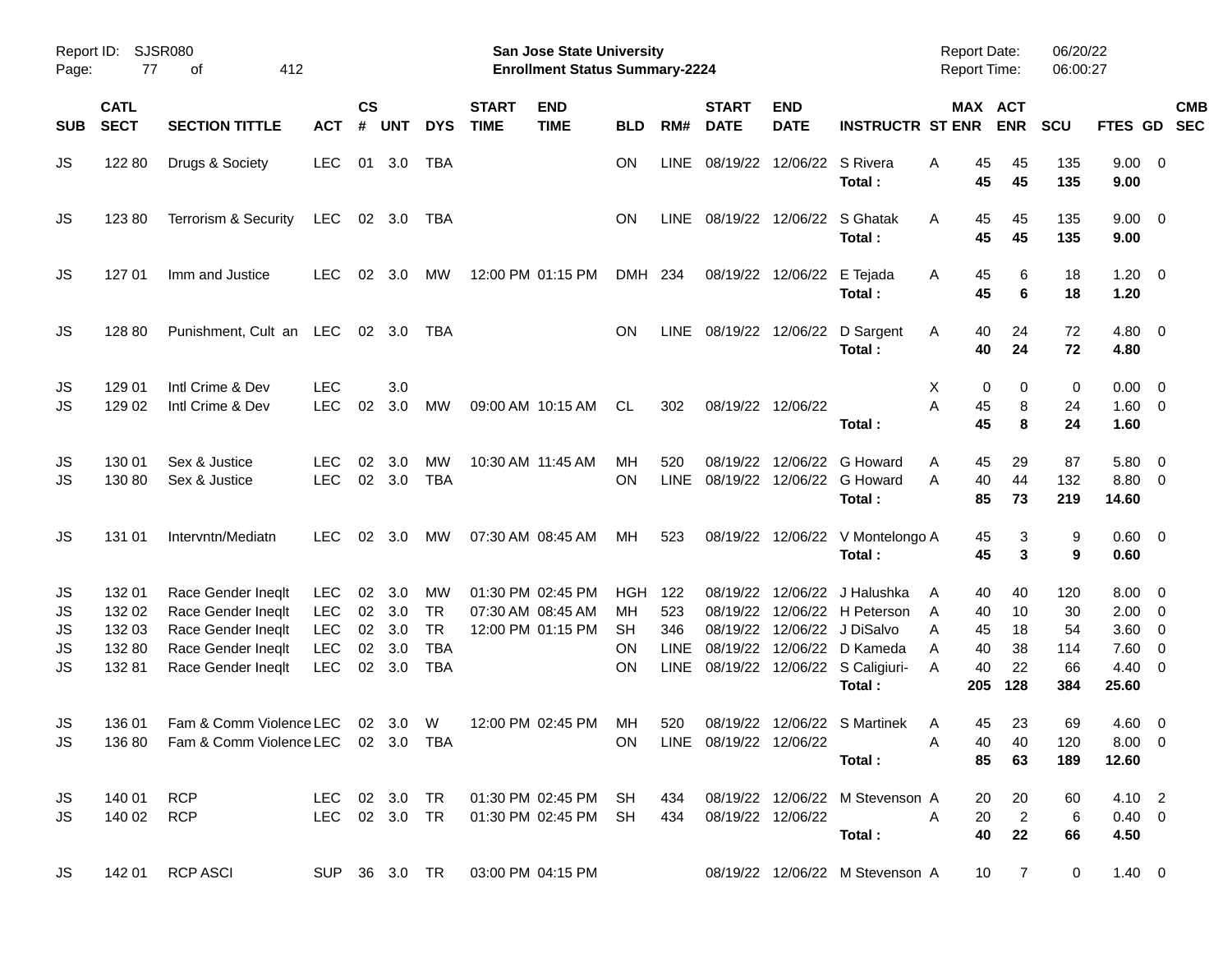Report ID: SJSR080 | San Jose State University | Report Date: 06/20/22
Page: 77 of 412 | Enrollment Status Summary-2224 | Report Time: 06:00:27

| SUB | CATL SECT | SECTION TITTLE | ACT | CS # | UNT | DYS | START TIME | END TIME | BLD | RM# | START DATE | END DATE | INSTRUCTR | ST | MAX ENR | ACT ENR | SCU | FTES | GD | CMB SEC |
|---|---|---|---|---|---|---|---|---|---|---|---|---|---|---|---|---|---|---|---|---|
| JS | 122 80 | Drugs & Society | LEC | 01 | 3.0 | TBA | | | ON | LINE | 08/19/22 | 12/06/22 | S Rivera | A | 45 | 45 | 135 | 9.00 | 0 | |
| | | | | | | | | | | | | | **Total :** | | **45** | **45** | **135** | **9.00** | | |
| JS | 123 80 | Terrorism & Security | LEC | 02 | 3.0 | TBA | | | ON | LINE | 08/19/22 | 12/06/22 | S Ghatak | A | 45 | 45 | 135 | 9.00 | 0 | |
| | | | | | | | | | | | | | **Total :** | | **45** | **45** | **135** | **9.00** | | |
| JS | 127 01 | Imm and Justice | LEC | 02 | 3.0 | MW | 12:00 PM | 01:15 PM | DMH | 234 | 08/19/22 | 12/06/22 | E Tejada | A | 45 | 6 | 18 | 1.20 | 0 | |
| | | | | | | | | | | | | | **Total :** | | **45** | **6** | **18** | **1.20** | | |
| JS | 128 80 | Punishment, Cult an | LEC | 02 | 3.0 | TBA | | | ON | LINE | 08/19/22 | 12/06/22 | D Sargent | A | 40 | 24 | 72 | 4.80 | 0 | |
| | | | | | | | | | | | | | **Total :** | | **40** | **24** | **72** | **4.80** | | |
| JS | 129 01 | Intl Crime & Dev | LEC | | 3.0 | | | | | | | | | X | 0 | 0 | 0 | 0.00 | 0 | |
| JS | 129 02 | Intl Crime & Dev | LEC | 02 | 3.0 | MW | 09:00 AM | 10:15 AM | CL | 302 | 08/19/22 | 12/06/22 | | A | 45 | 8 | 24 | 1.60 | 0 | |
| | | | | | | | | | | | | | **Total :** | | **45** | **8** | **24** | **1.60** | | |
| JS | 130 01 | Sex & Justice | LEC | 02 | 3.0 | MW | 10:30 AM | 11:45 AM | MH | 520 | 08/19/22 | 12/06/22 | G Howard | A | 45 | 29 | 87 | 5.80 | 0 | |
| JS | 130 80 | Sex & Justice | LEC | 02 | 3.0 | TBA | | | ON | LINE | 08/19/22 | 12/06/22 | G Howard | A | 40 | 44 | 132 | 8.80 | 0 | |
| | | | | | | | | | | | | | **Total :** | | **85** | **73** | **219** | **14.60** | | |
| JS | 131 01 | Intervntn/Mediatn | LEC | 02 | 3.0 | MW | 07:30 AM | 08:45 AM | MH | 523 | 08/19/22 | 12/06/22 | V Montelongo | A | 45 | 3 | 9 | 0.60 | 0 | |
| | | | | | | | | | | | | | **Total :** | | **45** | **3** | **9** | **0.60** | | |
| JS | 132 01 | Race Gender Ineqlt | LEC | 02 | 3.0 | MW | 01:30 PM | 02:45 PM | HGH | 122 | 08/19/22 | 12/06/22 | J Halushka | A | 40 | 40 | 120 | 8.00 | 0 | |
| JS | 132 02 | Race Gender Ineqlt | LEC | 02 | 3.0 | TR | 07:30 AM | 08:45 AM | MH | 523 | 08/19/22 | 12/06/22 | H Peterson | A | 40 | 10 | 30 | 2.00 | 0 | |
| JS | 132 03 | Race Gender Ineqlt | LEC | 02 | 3.0 | TR | 12:00 PM | 01:15 PM | SH | 346 | 08/19/22 | 12/06/22 | J DiSalvo | A | 45 | 18 | 54 | 3.60 | 0 | |
| JS | 132 80 | Race Gender Ineqlt | LEC | 02 | 3.0 | TBA | | | ON | LINE | 08/19/22 | 12/06/22 | D Kameda | A | 40 | 38 | 114 | 7.60 | 0 | |
| JS | 132 81 | Race Gender Ineqlt | LEC | 02 | 3.0 | TBA | | | ON | LINE | 08/19/22 | 12/06/22 | S Caligiuri- | A | 40 | 22 | 66 | 4.40 | 0 | |
| | | | | | | | | | | | | | **Total :** | | **205** | **128** | **384** | **25.60** | | |
| JS | 136 01 | Fam & Comm Violence | LEC | 02 | 3.0 | W | 12:00 PM | 02:45 PM | MH | 520 | 08/19/22 | 12/06/22 | S Martinek | A | 45 | 23 | 69 | 4.60 | 0 | |
| JS | 136 80 | Fam & Comm Violence | LEC | 02 | 3.0 | TBA | | | ON | LINE | 08/19/22 | 12/06/22 | | A | 40 | 40 | 120 | 8.00 | 0 | |
| | | | | | | | | | | | | | **Total :** | | **85** | **63** | **189** | **12.60** | | |
| JS | 140 01 | RCP | LEC | 02 | 3.0 | TR | 01:30 PM | 02:45 PM | SH | 434 | 08/19/22 | 12/06/22 | M Stevenson | A | 20 | 20 | 60 | 4.10 | 2 | |
| JS | 140 02 | RCP | LEC | 02 | 3.0 | TR | 01:30 PM | 02:45 PM | SH | 434 | 08/19/22 | 12/06/22 | | A | 20 | 2 | 6 | 0.40 | 0 | |
| | | | | | | | | | | | | | **Total :** | | **40** | **22** | **66** | **4.50** | | |
| JS | 142 01 | RCP ASCI | SUP | 36 | 3.0 | TR | 03:00 PM | 04:15 PM | | | 08/19/22 | 12/06/22 | M Stevenson | A | 10 | 7 | 0 | 1.40 | 0 | |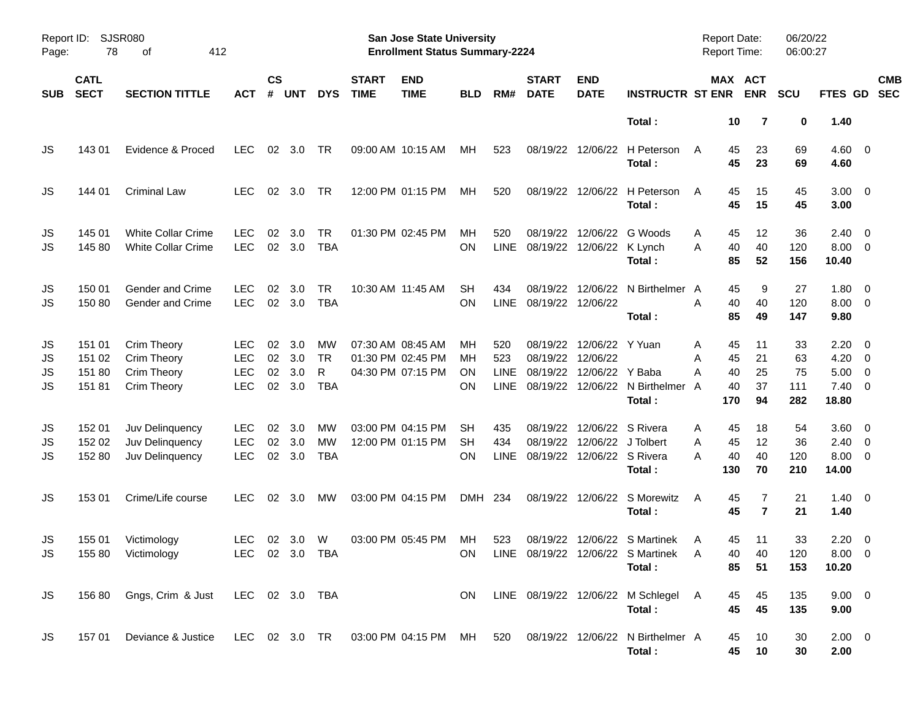Report ID: SJSR080
Page: 78 of 412

**San Jose State University**
**Enrollment Status Summary-2224**

Report Date: 06/20/22
Report Time: 06:00:27

| SUB | CATL SECT | SECTION TITTLE | ACT | CS # | UNT | DYS | START TIME | END TIME | BLD | RM# | START DATE | END DATE | INSTRUCTR | ST | MAX ENR | ACT ENR | SCU | FTES | GD | CMB SEC |
|---|---|---|---|---|---|---|---|---|---|---|---|---|---|---|---|---|---|---|---|---|
| | | | | | | | | | | | | | **Total :** | | **10** | **7** | **0** | **1.40** | | |
| JS | 143 01 | Evidence & Proced | LEC | 02 | 3.0 | TR | 09:00 AM | 10:15 AM | MH | 523 | 08/19/22 | 12/06/22 | H Peterson | A | 45 | 23 | 69 | 4.60 | 0 | |
| | | | | | | | | | | | | | **Total :** | | **45** | **23** | **69** | **4.60** | | |
| JS | 144 01 | Criminal Law | LEC | 02 | 3.0 | TR | 12:00 PM | 01:15 PM | MH | 520 | 08/19/22 | 12/06/22 | H Peterson | A | 45 | 15 | 45 | 3.00 | 0 | |
| | | | | | | | | | | | | | **Total :** | | **45** | **15** | **45** | **3.00** | | |
| JS | 145 01 | White Collar Crime | LEC | 02 | 3.0 | TR | 01:30 PM | 02:45 PM | MH | 520 | 08/19/22 | 12/06/22 | G Woods | A | 45 | 12 | 36 | 2.40 | 0 | |
| JS | 145 80 | White Collar Crime | LEC | 02 | 3.0 | TBA | | | ON | LINE | 08/19/22 | 12/06/22 | K Lynch | A | 40 | 40 | 120 | 8.00 | 0 | |
| | | | | | | | | | | | | | **Total :** | | **85** | **52** | **156** | **10.40** | | |
| JS | 150 01 | Gender and Crime | LEC | 02 | 3.0 | TR | 10:30 AM | 11:45 AM | SH | 434 | 08/19/22 | 12/06/22 | N Birthelmer | A | 45 | 9 | 27 | 1.80 | 0 | |
| JS | 150 80 | Gender and Crime | LEC | 02 | 3.0 | TBA | | | ON | LINE | 08/19/22 | 12/06/22 | | A | 40 | 40 | 120 | 8.00 | 0 | |
| | | | | | | | | | | | | | **Total :** | | **85** | **49** | **147** | **9.80** | | |
| JS | 151 01 | Crim Theory | LEC | 02 | 3.0 | MW | 07:30 AM | 08:45 AM | MH | 520 | 08/19/22 | 12/06/22 | Y Yuan | A | 45 | 11 | 33 | 2.20 | 0 | |
| JS | 151 02 | Crim Theory | LEC | 02 | 3.0 | TR | 01:30 PM | 02:45 PM | MH | 523 | 08/19/22 | 12/06/22 | | A | 45 | 21 | 63 | 4.20 | 0 | |
| JS | 151 80 | Crim Theory | LEC | 02 | 3.0 | R | 04:30 PM | 07:15 PM | ON | LINE | 08/19/22 | 12/06/22 | Y Baba | A | 40 | 25 | 75 | 5.00 | 0 | |
| JS | 151 81 | Crim Theory | LEC | 02 | 3.0 | TBA | | | ON | LINE | 08/19/22 | 12/06/22 | N Birthelmer | A | 40 | 37 | 111 | 7.40 | 0 | |
| | | | | | | | | | | | | | **Total :** | | **170** | **94** | **282** | **18.80** | | |
| JS | 152 01 | Juv Delinquency | LEC | 02 | 3.0 | MW | 03:00 PM | 04:15 PM | SH | 435 | 08/19/22 | 12/06/22 | S Rivera | A | 45 | 18 | 54 | 3.60 | 0 | |
| JS | 152 02 | Juv Delinquency | LEC | 02 | 3.0 | MW | 12:00 PM | 01:15 PM | SH | 434 | 08/19/22 | 12/06/22 | J Tolbert | A | 45 | 12 | 36 | 2.40 | 0 | |
| JS | 152 80 | Juv Delinquency | LEC | 02 | 3.0 | TBA | | | ON | LINE | 08/19/22 | 12/06/22 | S Rivera | A | 40 | 40 | 120 | 8.00 | 0 | |
| | | | | | | | | | | | | | **Total :** | | **130** | **70** | **210** | **14.00** | | |
| JS | 153 01 | Crime/Life course | LEC | 02 | 3.0 | MW | 03:00 PM | 04:15 PM | DMH | 234 | 08/19/22 | 12/06/22 | S Morewitz | A | 45 | 7 | 21 | 1.40 | 0 | |
| | | | | | | | | | | | | | **Total :** | | **45** | **7** | **21** | **1.40** | | |
| JS | 155 01 | Victimology | LEC | 02 | 3.0 | W | 03:00 PM | 05:45 PM | MH | 523 | 08/19/22 | 12/06/22 | S Martinek | A | 45 | 11 | 33 | 2.20 | 0 | |
| JS | 155 80 | Victimology | LEC | 02 | 3.0 | TBA | | | ON | LINE | 08/19/22 | 12/06/22 | S Martinek | A | 40 | 40 | 120 | 8.00 | 0 | |
| | | | | | | | | | | | | | **Total :** | | **85** | **51** | **153** | **10.20** | | |
| JS | 156 80 | Gngs, Crim & Just | LEC | 02 | 3.0 | TBA | | | ON | LINE | 08/19/22 | 12/06/22 | M Schlegel | A | 45 | 45 | 135 | 9.00 | 0 | |
| | | | | | | | | | | | | | **Total :** | | **45** | **45** | **135** | **9.00** | | |
| JS | 157 01 | Deviance & Justice | LEC | 02 | 3.0 | TR | 03:00 PM | 04:15 PM | MH | 520 | 08/19/22 | 12/06/22 | N Birthelmer | A | 45 | 10 | 30 | 2.00 | 0 | |
| | | | | | | | | | | | | | **Total :** | | **45** | **10** | **30** | **2.00** | | |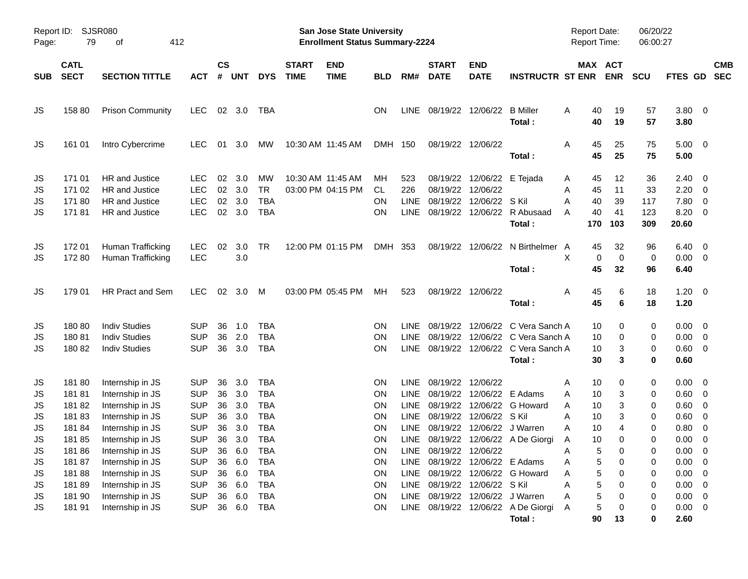| SUB | CATL SECT | SECTION TITTLE | ACT | CS # | UNT | DYS | START TIME | END TIME | BLD | RM# | START DATE | END DATE | INSTRUCTR | ST | MAX ENR | ACT ENR | SCU | FTES | GD | CMB SEC |
|---|---|---|---|---|---|---|---|---|---|---|---|---|---|---|---|---|---|---|---|---|
| JS | 158 80 | Prison Community | LEC | 02 | 3.0 | TBA | | | ON | LINE | 08/19/22 | 12/06/22 | B Miller | A | 40 | 19 | 57 | 3.80 | 0 | |
| | | | | | | | | | | | | | Total : | | 40 | 19 | 57 | 3.80 | | |
| JS | 161 01 | Intro Cybercrime | LEC | 01 | 3.0 | MW | 10:30 AM | 11:45 AM | DMH | 150 | 08/19/22 | 12/06/22 | | A | 45 | 25 | 75 | 5.00 | 0 | |
| | | | | | | | | | | | | | Total : | | 45 | 25 | 75 | 5.00 | | |
| JS | 171 01 | HR and Justice | LEC | 02 | 3.0 | MW | 10:30 AM | 11:45 AM | MH | 523 | 08/19/22 | 12/06/22 | E Tejada | A | 45 | 12 | 36 | 2.40 | 0 | |
| JS | 171 02 | HR and Justice | LEC | 02 | 3.0 | TR | 03:00 PM | 04:15 PM | CL | 226 | 08/19/22 | 12/06/22 | | A | 45 | 11 | 33 | 2.20 | 0 | |
| JS | 171 80 | HR and Justice | LEC | 02 | 3.0 | TBA | | | ON | LINE | 08/19/22 | 12/06/22 | S Kil | A | 40 | 39 | 117 | 7.80 | 0 | |
| JS | 171 81 | HR and Justice | LEC | 02 | 3.0 | TBA | | | ON | LINE | 08/19/22 | 12/06/22 | R Abusaad | A | 40 | 41 | 123 | 8.20 | 0 | |
| | | | | | | | | | | | | | Total : | | 170 | 103 | 309 | 20.60 | | |
| JS | 172 01 | Human Trafficking | LEC | 02 | 3.0 | TR | 12:00 PM | 01:15 PM | DMH | 353 | 08/19/22 | 12/06/22 | N Birthelmer | A | 45 | 32 | 96 | 6.40 | 0 | |
| JS | 172 80 | Human Trafficking | LEC | | 3.0 | | | | | | | | | X | 0 | 0 | 0 | 0.00 | 0 | |
| | | | | | | | | | | | | | Total : | | 45 | 32 | 96 | 6.40 | | |
| JS | 179 01 | HR Pract and Sem | LEC | 02 | 3.0 | M | 03:00 PM | 05:45 PM | MH | 523 | 08/19/22 | 12/06/22 | | A | 45 | 6 | 18 | 1.20 | 0 | |
| | | | | | | | | | | | | | Total : | | 45 | 6 | 18 | 1.20 | | |
| JS | 180 80 | Indiv Studies | SUP | 36 | 1.0 | TBA | | | ON | LINE | 08/19/22 | 12/06/22 | C Vera Sanch | A | 10 | 0 | 0 | 0.00 | 0 | |
| JS | 180 81 | Indiv Studies | SUP | 36 | 2.0 | TBA | | | ON | LINE | 08/19/22 | 12/06/22 | C Vera Sanch | A | 10 | 0 | 0 | 0.00 | 0 | |
| JS | 180 82 | Indiv Studies | SUP | 36 | 3.0 | TBA | | | ON | LINE | 08/19/22 | 12/06/22 | C Vera Sanch | A | 10 | 3 | 0 | 0.60 | 0 | |
| | | | | | | | | | | | | | Total : | | 30 | 3 | 0 | 0.60 | | |
| JS | 181 80 | Internship in JS | SUP | 36 | 3.0 | TBA | | | ON | LINE | 08/19/22 | 12/06/22 | | A | 10 | 0 | 0 | 0.00 | 0 | |
| JS | 181 81 | Internship in JS | SUP | 36 | 3.0 | TBA | | | ON | LINE | 08/19/22 | 12/06/22 | E Adams | A | 10 | 3 | 0 | 0.60 | 0 | |
| JS | 181 82 | Internship in JS | SUP | 36 | 3.0 | TBA | | | ON | LINE | 08/19/22 | 12/06/22 | G Howard | A | 10 | 3 | 0 | 0.60 | 0 | |
| JS | 181 83 | Internship in JS | SUP | 36 | 3.0 | TBA | | | ON | LINE | 08/19/22 | 12/06/22 | S Kil | A | 10 | 3 | 0 | 0.60 | 0 | |
| JS | 181 84 | Internship in JS | SUP | 36 | 3.0 | TBA | | | ON | LINE | 08/19/22 | 12/06/22 | J Warren | A | 10 | 4 | 0 | 0.80 | 0 | |
| JS | 181 85 | Internship in JS | SUP | 36 | 3.0 | TBA | | | ON | LINE | 08/19/22 | 12/06/22 | A De Giorgi | A | 10 | 0 | 0 | 0.00 | 0 | |
| JS | 181 86 | Internship in JS | SUP | 36 | 6.0 | TBA | | | ON | LINE | 08/19/22 | 12/06/22 | | A | 5 | 0 | 0 | 0.00 | 0 | |
| JS | 181 87 | Internship in JS | SUP | 36 | 6.0 | TBA | | | ON | LINE | 08/19/22 | 12/06/22 | E Adams | A | 5 | 0 | 0 | 0.00 | 0 | |
| JS | 181 88 | Internship in JS | SUP | 36 | 6.0 | TBA | | | ON | LINE | 08/19/22 | 12/06/22 | G Howard | A | 5 | 0 | 0 | 0.00 | 0 | |
| JS | 181 89 | Internship in JS | SUP | 36 | 6.0 | TBA | | | ON | LINE | 08/19/22 | 12/06/22 | S Kil | A | 5 | 0 | 0 | 0.00 | 0 | |
| JS | 181 90 | Internship in JS | SUP | 36 | 6.0 | TBA | | | ON | LINE | 08/19/22 | 12/06/22 | J Warren | A | 5 | 0 | 0 | 0.00 | 0 | |
| JS | 181 91 | Internship in JS | SUP | 36 | 6.0 | TBA | | | ON | LINE | 08/19/22 | 12/06/22 | A De Giorgi | A | 5 | 0 | 0 | 0.00 | 0 | |
| | | | | | | | | | | | | | Total : | | 90 | 13 | 0 | 2.60 | | |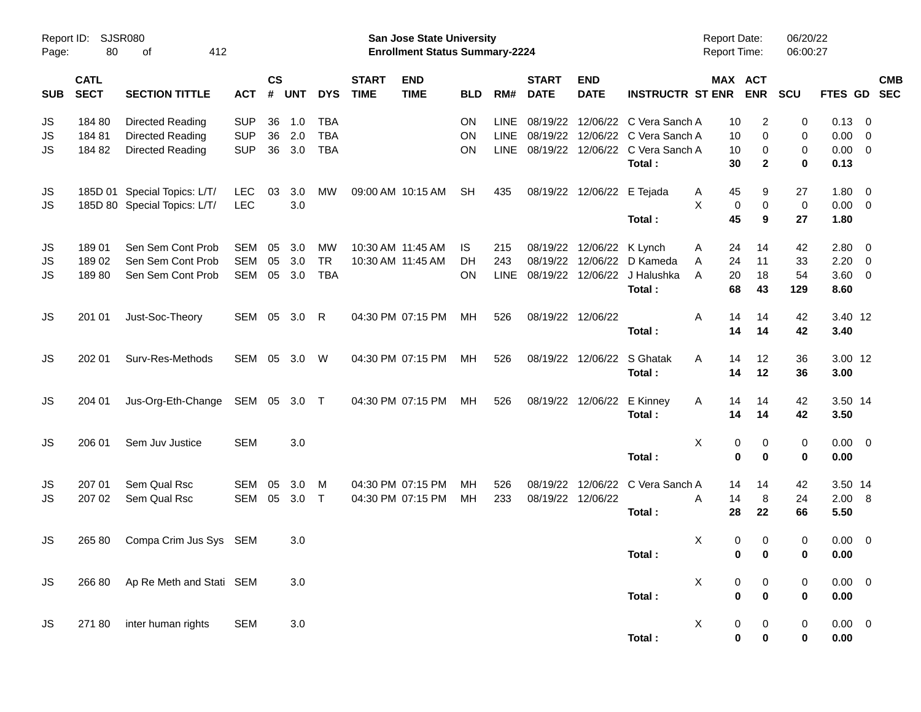| SUB | CATL SECT | SECTION TITTLE | ACT | CS # | UNT | DYS | START TIME | END TIME | BLD | RM# | START DATE | END DATE | INSTRUCTR | ST | MAX ENR | ACT ENR | SCU | FTES | GD | CMB SEC |
|---|---|---|---|---|---|---|---|---|---|---|---|---|---|---|---|---|---|---|---|---|
| JS | 184 80 | Directed Reading | SUP | 36 | 1.0 | TBA | | | ON | LINE | 08/19/22 | 12/06/22 | C Vera Sanch | A | 10 | 2 | 0 | 0.13 | 0 | |
| JS | 184 81 | Directed Reading | SUP | 36 | 2.0 | TBA | | | ON | LINE | 08/19/22 | 12/06/22 | C Vera Sanch | A | 10 | 0 | 0 | 0.00 | 0 | |
| JS | 184 82 | Directed Reading | SUP | 36 | 3.0 | TBA | | | ON | LINE | 08/19/22 | 12/06/22 | C Vera Sanch | A | 10 | 0 | 0 | 0.00 | 0 | |
| | | | | | | | | | | | | | **Total :** | | **30** | **2** | **0** | **0.13** | | |
| JS | 185D 01 | Special Topics: L/T/ | LEC | 03 | 3.0 | MW | 09:00 AM | 10:15 AM | SH | 435 | 08/19/22 | 12/06/22 | E Tejada | A | 45 | 9 | 27 | 1.80 | 0 | |
| JS | 185D 80 | Special Topics: L/T/ | LEC | | 3.0 | | | | | | | | | X | 0 | 0 | 0 | 0.00 | 0 | |
| | | | | | | | | | | | | | **Total :** | | **45** | **9** | **27** | **1.80** | | |
| JS | 189 01 | Sen Sem Cont Prob | SEM | 05 | 3.0 | MW | 10:30 AM | 11:45 AM | IS | 215 | 08/19/22 | 12/06/22 | K Lynch | A | 24 | 14 | 42 | 2.80 | 0 | |
| JS | 189 02 | Sen Sem Cont Prob | SEM | 05 | 3.0 | TR | 10:30 AM | 11:45 AM | DH | 243 | 08/19/22 | 12/06/22 | D Kameda | A | 24 | 11 | 33 | 2.20 | 0 | |
| JS | 189 80 | Sen Sem Cont Prob | SEM | 05 | 3.0 | TBA | | | ON | LINE | 08/19/22 | 12/06/22 | J Halushka | A | 20 | 18 | 54 | 3.60 | 0 | |
| | | | | | | | | | | | | | **Total :** | | **68** | **43** | **129** | **8.60** | | |
| JS | 201 01 | Just-Soc-Theory | SEM | 05 | 3.0 | R | 04:30 PM | 07:15 PM | MH | 526 | 08/19/22 | 12/06/22 | | A | 14 | 14 | 42 | 3.40 | 12 | |
| | | | | | | | | | | | | | **Total :** | | **14** | **14** | **42** | **3.40** | | |
| JS | 202 01 | Surv-Res-Methods | SEM | 05 | 3.0 | W | 04:30 PM | 07:15 PM | MH | 526 | 08/19/22 | 12/06/22 | S Ghatak | A | 14 | 12 | 36 | 3.00 | 12 | |
| | | | | | | | | | | | | | **Total :** | | **14** | **12** | **36** | **3.00** | | |
| JS | 204 01 | Jus-Org-Eth-Change | SEM | 05 | 3.0 | T | 04:30 PM | 07:15 PM | MH | 526 | 08/19/22 | 12/06/22 | E Kinney | A | 14 | 14 | 42 | 3.50 | 14 | |
| | | | | | | | | | | | | | **Total :** | | **14** | **14** | **42** | **3.50** | | |
| JS | 206 01 | Sem Juv Justice | SEM | | 3.0 | | | | | | | | | X | 0 | 0 | 0 | 0.00 | 0 | |
| | | | | | | | | | | | | | **Total :** | | **0** | **0** | **0** | **0.00** | | |
| JS | 207 01 | Sem Qual Rsc | SEM | 05 | 3.0 | M | 04:30 PM | 07:15 PM | MH | 526 | 08/19/22 | 12/06/22 | C Vera Sanch | A | 14 | 14 | 42 | 3.50 | 14 | |
| JS | 207 02 | Sem Qual Rsc | SEM | 05 | 3.0 | T | 04:30 PM | 07:15 PM | MH | 233 | 08/19/22 | 12/06/22 | | A | 14 | 8 | 24 | 2.00 | 8 | |
| | | | | | | | | | | | | | **Total :** | | **28** | **22** | **66** | **5.50** | | |
| JS | 265 80 | Compa Crim Jus Sys | SEM | | 3.0 | | | | | | | | | X | 0 | 0 | 0 | 0.00 | 0 | |
| | | | | | | | | | | | | | **Total :** | | **0** | **0** | **0** | **0.00** | | |
| JS | 266 80 | Ap Re Meth and Stati | SEM | | 3.0 | | | | | | | | | X | 0 | 0 | 0 | 0.00 | 0 | |
| | | | | | | | | | | | | | **Total :** | | **0** | **0** | **0** | **0.00** | | |
| JS | 271 80 | inter human rights | SEM | | 3.0 | | | | | | | | | X | 0 | 0 | 0 | 0.00 | 0 | |
| | | | | | | | | | | | | | **Total :** | | **0** | **0** | **0** | **0.00** | | |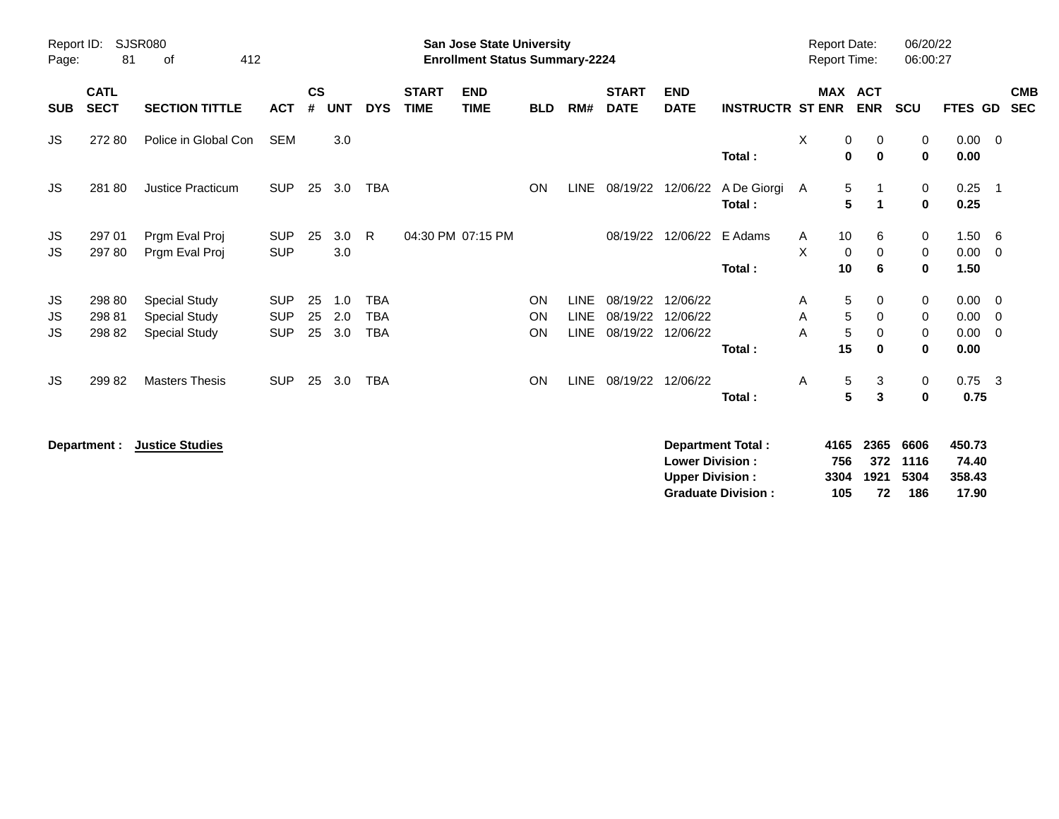Report ID: SJSR080
Page: 81 of 412

**San Jose State University**
**Enrollment Status Summary-2224**

Report Date: 06/20/22
Report Time: 06:00:27

| SUB | CATL SECT | SECTION TITTLE | ACT | CS # | UNT | DYS | START TIME | END TIME | BLD | RM# | START DATE | END DATE | INSTRUCTR | ST | MAX ENR | ACT ENR | SCU | FTES | GD | CMB SEC |
|---|---|---|---|---|---|---|---|---|---|---|---|---|---|---|---|---|---|---|---|---|
| JS | 272 80 | Police in Global Con | SEM | | 3.0 | | | | | | | | | X | 0 | 0 | 0 | 0.00 | 0 | |
| | | | | | | | | | | | | | **Total :** | | **0** | **0** | **0** | **0.00** | | |
| JS | 281 80 | Justice Practicum | SUP | 25 | 3.0 | TBA | | | ON | LINE | 08/19/22 | 12/06/22 | A De Giorgi | A | 5 | 1 | 0 | 0.25 | 1 | |
| | | | | | | | | | | | | | **Total :** | | **5** | **1** | **0** | **0.25** | | |
| JS | 297 01 | Prgm Eval Proj | SUP | 25 | 3.0 | R | 04:30 PM | 07:15 PM | | | 08/19/22 | 12/06/22 | E Adams | A | 10 | 6 | 0 | 1.50 | 6 | |
| JS | 297 80 | Prgm Eval Proj | SUP | | 3.0 | | | | | | | | | X | 0 | 0 | 0 | 0.00 | 0 | |
| | | | | | | | | | | | | | **Total :** | | **10** | **6** | **0** | **1.50** | | |
| JS | 298 80 | Special Study | SUP | 25 | 1.0 | TBA | | | ON | LINE | 08/19/22 | 12/06/22 | | A | 5 | 0 | 0 | 0.00 | 0 | |
| JS | 298 81 | Special Study | SUP | 25 | 2.0 | TBA | | | ON | LINE | 08/19/22 | 12/06/22 | | A | 5 | 0 | 0 | 0.00 | 0 | |
| JS | 298 82 | Special Study | SUP | 25 | 3.0 | TBA | | | ON | LINE | 08/19/22 | 12/06/22 | | A | 5 | 0 | 0 | 0.00 | 0 | |
| | | | | | | | | | | | | | **Total :** | | **15** | **0** | **0** | **0.00** | | |
| JS | 299 82 | Masters Thesis | SUP | 25 | 3.0 | TBA | | | ON | LINE | 08/19/22 | 12/06/22 | | A | 5 | 3 | 0 | 0.75 | 3 | |
| | | | | | | | | | | | | | **Total :** | | **5** | **3** | **0** | **0.75** | | |

**Department :** **Justice Studies**

| | MAX ENR | ACT ENR | SCU | FTES |
|---|---|---|---|---|
| **Department Total :** | **4165** | **2365** | **6606** | **450.73** |
| **Lower Division :** | **756** | **372** | **1116** | **74.40** |
| **Upper Division :** | **3304** | **1921** | **5304** | **358.43** |
| **Graduate Division :** | **105** | **72** | **186** | **17.90** |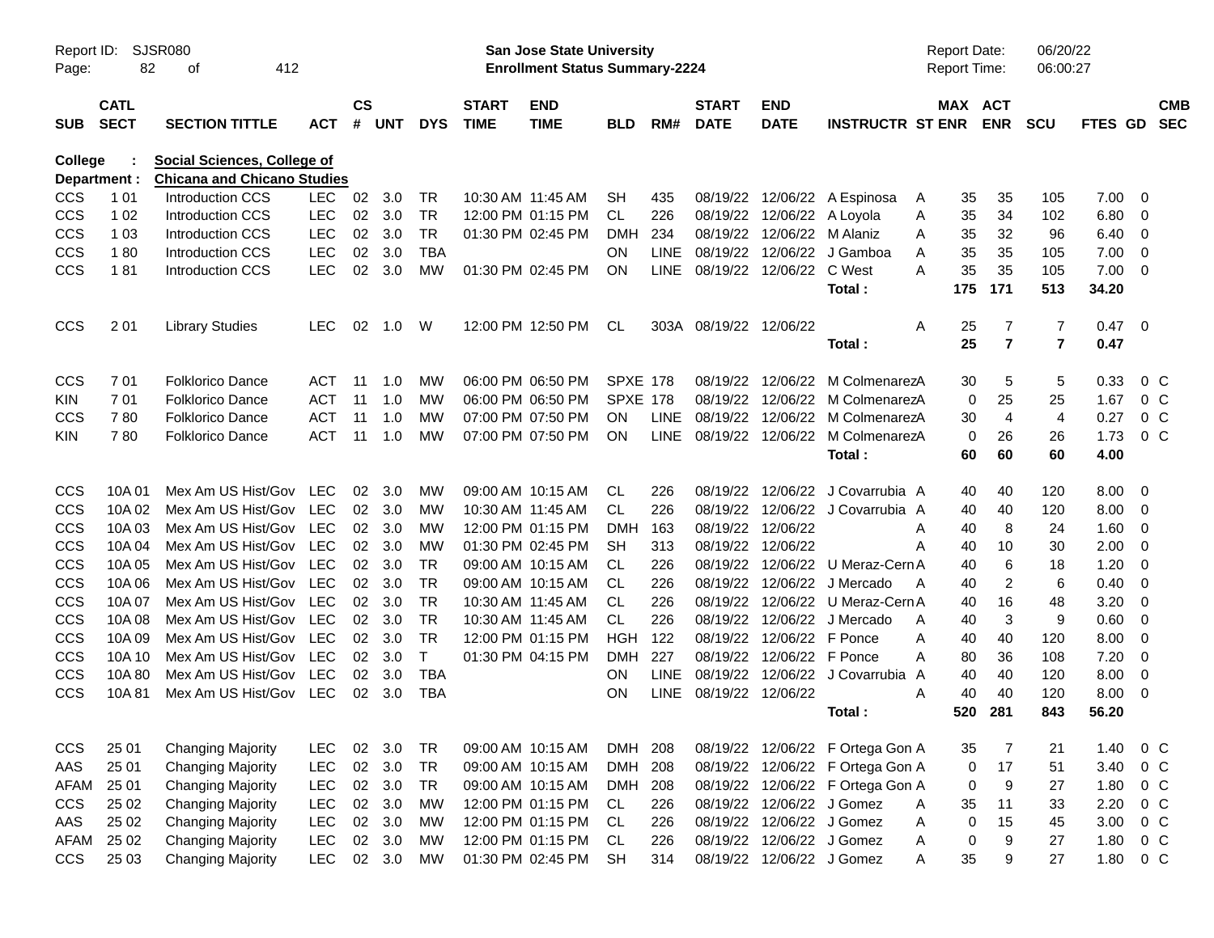Report ID: SJSR080
Page: 82 of 412

**San Jose State University**
**Enrollment Status Summary-2224**

Report Date: 06/20/22
Report Time: 06:00:27

**College : Social Sciences, College of**
**Department : Chicana and Chicano Studies**

| SUB | CATL SECT | SECTION TITTLE | ACT | CS # | UNT | DYS | START TIME | END TIME | BLD | RM# | START DATE | END DATE | INSTRUCTR | ST | MAX ENR | ACT ENR | SCU | FTES | GD | CMB SEC |
|---|---|---|---|---|---|---|---|---|---|---|---|---|---|---|---|---|---|---|---|---|
| CCS | 1 01 | Introduction CCS | LEC | 02 | 3.0 | TR | 10:30 AM | 11:45 AM | SH | 435 | 08/19/22 | 12/06/22 | A Espinosa | A | 35 | 35 | 105 | 7.00 | 0 | |
| CCS | 1 02 | Introduction CCS | LEC | 02 | 3.0 | TR | 12:00 PM | 01:15 PM | CL | 226 | 08/19/22 | 12/06/22 | A Loyola | A | 35 | 34 | 102 | 6.80 | 0 | |
| CCS | 1 03 | Introduction CCS | LEC | 02 | 3.0 | TR | 01:30 PM | 02:45 PM | DMH | 234 | 08/19/22 | 12/06/22 | M Alaniz | A | 35 | 32 | 96 | 6.40 | 0 | |
| CCS | 1 80 | Introduction CCS | LEC | 02 | 3.0 | TBA | | | ON | LINE | 08/19/22 | 12/06/22 | J Gamboa | A | 35 | 35 | 105 | 7.00 | 0 | |
| CCS | 1 81 | Introduction CCS | LEC | 02 | 3.0 | MW | 01:30 PM | 02:45 PM | ON | LINE | 08/19/22 | 12/06/22 | C West | A | 35 | 35 | 105 | 7.00 | 0 | |
| | | | | | | | | | | | | | **Total :** | | **175** | **171** | **513** | **34.20** | | |
| CCS | 2 01 | Library Studies | LEC | 02 | 1.0 | W | 12:00 PM | 12:50 PM | CL | 303A | 08/19/22 | 12/06/22 | | A | 25 | 7 | 7 | 0.47 | 0 | |
| | | | | | | | | | | | | | **Total :** | | **25** | **7** | **7** | **0.47** | | |
| CCS | 7 01 | Folklorico Dance | ACT | 11 | 1.0 | MW | 06:00 PM | 06:50 PM | SPXE | 178 | 08/19/22 | 12/06/22 | M Colmenarez | A | 30 | 5 | 5 | 0.33 | 0 | C |
| KIN | 7 01 | Folklorico Dance | ACT | 11 | 1.0 | MW | 06:00 PM | 06:50 PM | SPXE | 178 | 08/19/22 | 12/06/22 | M Colmenarez | A | 0 | 25 | 25 | 1.67 | 0 | C |
| CCS | 7 80 | Folklorico Dance | ACT | 11 | 1.0 | MW | 07:00 PM | 07:50 PM | ON | LINE | 08/19/22 | 12/06/22 | M Colmenarez | A | 30 | 4 | 4 | 0.27 | 0 | C |
| KIN | 7 80 | Folklorico Dance | ACT | 11 | 1.0 | MW | 07:00 PM | 07:50 PM | ON | LINE | 08/19/22 | 12/06/22 | M Colmenarez | A | 0 | 26 | 26 | 1.73 | 0 | C |
| | | | | | | | | | | | | | **Total :** | | **60** | **60** | **60** | **4.00** | | |
| CCS | 10A 01 | Mex Am US Hist/Gov | LEC | 02 | 3.0 | MW | 09:00 AM | 10:15 AM | CL | 226 | 08/19/22 | 12/06/22 | J Covarrubia | A | 40 | 40 | 120 | 8.00 | 0 | |
| CCS | 10A 02 | Mex Am US Hist/Gov | LEC | 02 | 3.0 | MW | 10:30 AM | 11:45 AM | CL | 226 | 08/19/22 | 12/06/22 | J Covarrubia | A | 40 | 40 | 120 | 8.00 | 0 | |
| CCS | 10A 03 | Mex Am US Hist/Gov | LEC | 02 | 3.0 | MW | 12:00 PM | 01:15 PM | DMH | 163 | 08/19/22 | 12/06/22 | | A | 40 | 8 | 24 | 1.60 | 0 | |
| CCS | 10A 04 | Mex Am US Hist/Gov | LEC | 02 | 3.0 | MW | 01:30 PM | 02:45 PM | SH | 313 | 08/19/22 | 12/06/22 | | A | 40 | 10 | 30 | 2.00 | 0 | |
| CCS | 10A 05 | Mex Am US Hist/Gov | LEC | 02 | 3.0 | TR | 09:00 AM | 10:15 AM | CL | 226 | 08/19/22 | 12/06/22 | U Meraz-Cern | A | 40 | 6 | 18 | 1.20 | 0 | |
| CCS | 10A 06 | Mex Am US Hist/Gov | LEC | 02 | 3.0 | TR | 09:00 AM | 10:15 AM | CL | 226 | 08/19/22 | 12/06/22 | J Mercado | A | 40 | 2 | 6 | 0.40 | 0 | |
| CCS | 10A 07 | Mex Am US Hist/Gov | LEC | 02 | 3.0 | TR | 10:30 AM | 11:45 AM | CL | 226 | 08/19/22 | 12/06/22 | U Meraz-Cern | A | 40 | 16 | 48 | 3.20 | 0 | |
| CCS | 10A 08 | Mex Am US Hist/Gov | LEC | 02 | 3.0 | TR | 10:30 AM | 11:45 AM | CL | 226 | 08/19/22 | 12/06/22 | J Mercado | A | 40 | 3 | 9 | 0.60 | 0 | |
| CCS | 10A 09 | Mex Am US Hist/Gov | LEC | 02 | 3.0 | TR | 12:00 PM | 01:15 PM | HGH | 122 | 08/19/22 | 12/06/22 | F Ponce | A | 40 | 40 | 120 | 8.00 | 0 | |
| CCS | 10A 10 | Mex Am US Hist/Gov | LEC | 02 | 3.0 | T | 01:30 PM | 04:15 PM | DMH | 227 | 08/19/22 | 12/06/22 | F Ponce | A | 80 | 36 | 108 | 7.20 | 0 | |
| CCS | 10A 80 | Mex Am US Hist/Gov | LEC | 02 | 3.0 | TBA | | | ON | LINE | 08/19/22 | 12/06/22 | J Covarrubia | A | 40 | 40 | 120 | 8.00 | 0 | |
| CCS | 10A 81 | Mex Am US Hist/Gov | LEC | 02 | 3.0 | TBA | | | ON | LINE | 08/19/22 | 12/06/22 | | A | 40 | 40 | 120 | 8.00 | 0 | |
| | | | | | | | | | | | | | **Total :** | | **520** | **281** | **843** | **56.20** | | |
| CCS | 25 01 | Changing Majority | LEC | 02 | 3.0 | TR | 09:00 AM | 10:15 AM | DMH | 208 | 08/19/22 | 12/06/22 | F Ortega Gon | A | 35 | 7 | 21 | 1.40 | 0 | C |
| AAS | 25 01 | Changing Majority | LEC | 02 | 3.0 | TR | 09:00 AM | 10:15 AM | DMH | 208 | 08/19/22 | 12/06/22 | F Ortega Gon | A | 0 | 17 | 51 | 3.40 | 0 | C |
| AFAM | 25 01 | Changing Majority | LEC | 02 | 3.0 | TR | 09:00 AM | 10:15 AM | DMH | 208 | 08/19/22 | 12/06/22 | F Ortega Gon | A | 0 | 9 | 27 | 1.80 | 0 | C |
| CCS | 25 02 | Changing Majority | LEC | 02 | 3.0 | MW | 12:00 PM | 01:15 PM | CL | 226 | 08/19/22 | 12/06/22 | J Gomez | A | 35 | 11 | 33 | 2.20 | 0 | C |
| AAS | 25 02 | Changing Majority | LEC | 02 | 3.0 | MW | 12:00 PM | 01:15 PM | CL | 226 | 08/19/22 | 12/06/22 | J Gomez | A | 0 | 15 | 45 | 3.00 | 0 | C |
| AFAM | 25 02 | Changing Majority | LEC | 02 | 3.0 | MW | 12:00 PM | 01:15 PM | CL | 226 | 08/19/22 | 12/06/22 | J Gomez | A | 0 | 9 | 27 | 1.80 | 0 | C |
| CCS | 25 03 | Changing Majority | LEC | 02 | 3.0 | MW | 01:30 PM | 02:45 PM | SH | 314 | 08/19/22 | 12/06/22 | J Gomez | A | 35 | 9 | 27 | 1.80 | 0 | C |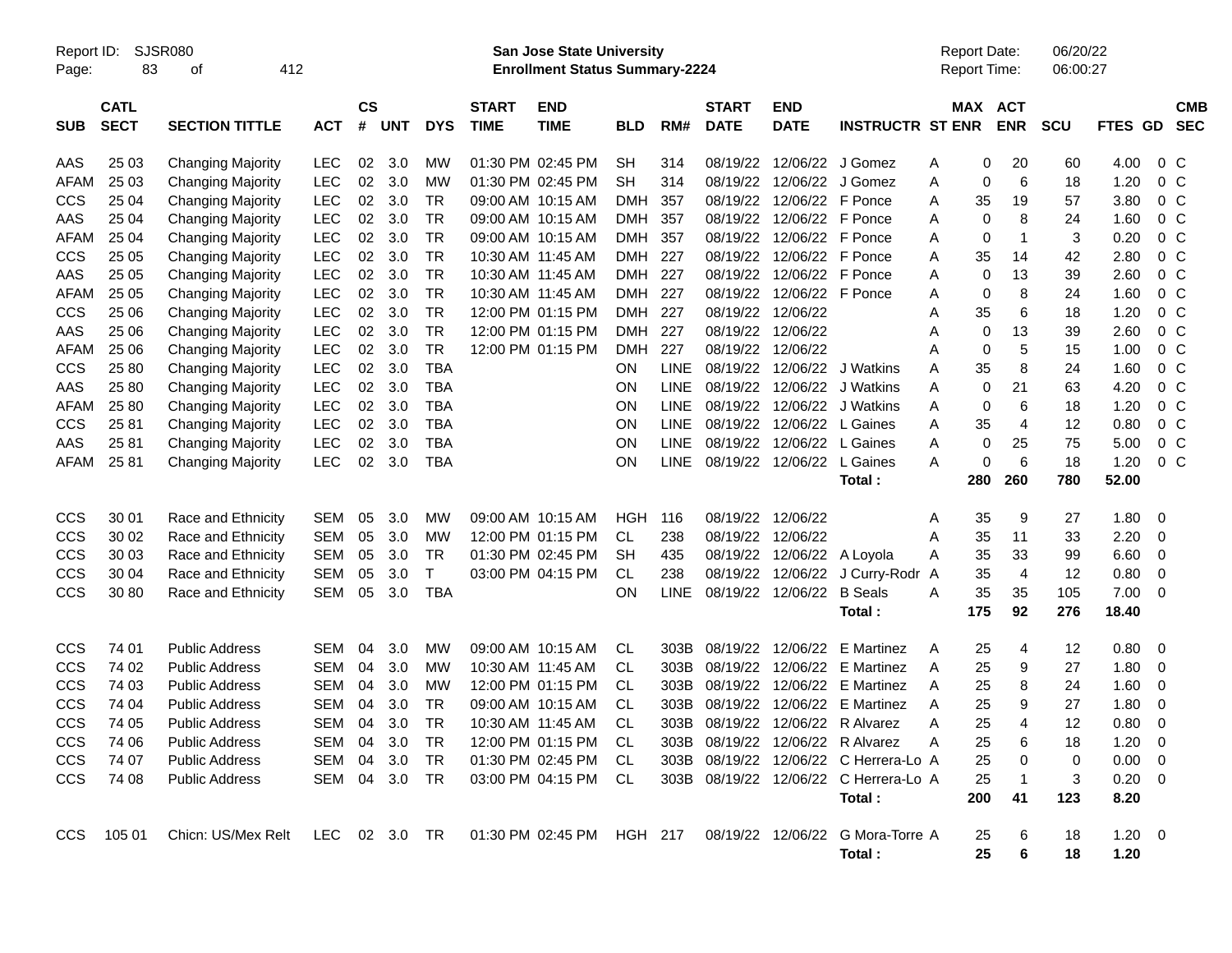Report ID: SJSR080
San Jose State University
Enrollment Status Summary-2224

Report Date: 06/20/22
Report Time: 06:00:27

| SUB | CATL SECT | SECTION TITTLE | ACT | CS # | UNT | DYS | START TIME | END TIME | BLD | RM# | START DATE | END DATE | INSTRUCTR | ST | MAX ENR | ACT ENR | SCU | FTES | GD | CMB SEC |
|---|---|---|---|---|---|---|---|---|---|---|---|---|---|---|---|---|---|---|---|---|
| AAS | 25 03 | Changing Majority | LEC | 02 | 3.0 | MW | 01:30 PM | 02:45 PM | SH | 314 | 08/19/22 | 12/06/22 | J Gomez | A | 0 | 20 | 60 | 4.00 | 0 | C |
| AFAM | 25 03 | Changing Majority | LEC | 02 | 3.0 | MW | 01:30 PM | 02:45 PM | SH | 314 | 08/19/22 | 12/06/22 | J Gomez | A | 0 | 6 | 18 | 1.20 | 0 | C |
| CCS | 25 04 | Changing Majority | LEC | 02 | 3.0 | TR | 09:00 AM | 10:15 AM | DMH | 357 | 08/19/22 | 12/06/22 | F Ponce | A | 35 | 19 | 57 | 3.80 | 0 | C |
| AAS | 25 04 | Changing Majority | LEC | 02 | 3.0 | TR | 09:00 AM | 10:15 AM | DMH | 357 | 08/19/22 | 12/06/22 | F Ponce | A | 0 | 8 | 24 | 1.60 | 0 | C |
| AFAM | 25 04 | Changing Majority | LEC | 02 | 3.0 | TR | 09:00 AM | 10:15 AM | DMH | 357 | 08/19/22 | 12/06/22 | F Ponce | A | 0 | 1 | 3 | 0.20 | 0 | C |
| CCS | 25 05 | Changing Majority | LEC | 02 | 3.0 | TR | 10:30 AM | 11:45 AM | DMH | 227 | 08/19/22 | 12/06/22 | F Ponce | A | 35 | 14 | 42 | 2.80 | 0 | C |
| AAS | 25 05 | Changing Majority | LEC | 02 | 3.0 | TR | 10:30 AM | 11:45 AM | DMH | 227 | 08/19/22 | 12/06/22 | F Ponce | A | 0 | 13 | 39 | 2.60 | 0 | C |
| AFAM | 25 05 | Changing Majority | LEC | 02 | 3.0 | TR | 10:30 AM | 11:45 AM | DMH | 227 | 08/19/22 | 12/06/22 | F Ponce | A | 0 | 8 | 24 | 1.60 | 0 | C |
| CCS | 25 06 | Changing Majority | LEC | 02 | 3.0 | TR | 12:00 PM | 01:15 PM | DMH | 227 | 08/19/22 | 12/06/22 | | A | 35 | 6 | 18 | 1.20 | 0 | C |
| AAS | 25 06 | Changing Majority | LEC | 02 | 3.0 | TR | 12:00 PM | 01:15 PM | DMH | 227 | 08/19/22 | 12/06/22 | | A | 0 | 13 | 39 | 2.60 | 0 | C |
| AFAM | 25 06 | Changing Majority | LEC | 02 | 3.0 | TR | 12:00 PM | 01:15 PM | DMH | 227 | 08/19/22 | 12/06/22 | | A | 0 | 5 | 15 | 1.00 | 0 | C |
| CCS | 25 80 | Changing Majority | LEC | 02 | 3.0 | TBA | | | ON | LINE | 08/19/22 | 12/06/22 | J Watkins | A | 35 | 8 | 24 | 1.60 | 0 | C |
| AAS | 25 80 | Changing Majority | LEC | 02 | 3.0 | TBA | | | ON | LINE | 08/19/22 | 12/06/22 | J Watkins | A | 0 | 21 | 63 | 4.20 | 0 | C |
| AFAM | 25 80 | Changing Majority | LEC | 02 | 3.0 | TBA | | | ON | LINE | 08/19/22 | 12/06/22 | J Watkins | A | 0 | 6 | 18 | 1.20 | 0 | C |
| CCS | 25 81 | Changing Majority | LEC | 02 | 3.0 | TBA | | | ON | LINE | 08/19/22 | 12/06/22 | L Gaines | A | 35 | 4 | 12 | 0.80 | 0 | C |
| AAS | 25 81 | Changing Majority | LEC | 02 | 3.0 | TBA | | | ON | LINE | 08/19/22 | 12/06/22 | L Gaines | A | 0 | 25 | 75 | 5.00 | 0 | C |
| AFAM | 25 81 | Changing Majority | LEC | 02 | 3.0 | TBA | | | ON | LINE | 08/19/22 | 12/06/22 | L Gaines | A | 0 | 6 | 18 | 1.20 | 0 | C |
| | | | | | | | | | | | | | **Total :** | | **280** | **260** | **780** | **52.00** | | |
| CCS | 30 01 | Race and Ethnicity | SEM | 05 | 3.0 | MW | 09:00 AM | 10:15 AM | HGH | 116 | 08/19/22 | 12/06/22 | | A | 35 | 9 | 27 | 1.80 | 0 | |
| CCS | 30 02 | Race and Ethnicity | SEM | 05 | 3.0 | MW | 12:00 PM | 01:15 PM | CL | 238 | 08/19/22 | 12/06/22 | | A | 35 | 11 | 33 | 2.20 | 0 | |
| CCS | 30 03 | Race and Ethnicity | SEM | 05 | 3.0 | TR | 01:30 PM | 02:45 PM | SH | 435 | 08/19/22 | 12/06/22 | A Loyola | A | 35 | 33 | 99 | 6.60 | 0 | |
| CCS | 30 04 | Race and Ethnicity | SEM | 05 | 3.0 | T | 03:00 PM | 04:15 PM | CL | 238 | 08/19/22 | 12/06/22 | J Curry-Rodr | A | 35 | 4 | 12 | 0.80 | 0 | |
| CCS | 30 80 | Race and Ethnicity | SEM | 05 | 3.0 | TBA | | | ON | LINE | 08/19/22 | 12/06/22 | B Seals | A | 35 | 35 | 105 | 7.00 | 0 | |
| | | | | | | | | | | | | | **Total :** | | **175** | **92** | **276** | **18.40** | | |
| CCS | 74 01 | Public Address | SEM | 04 | 3.0 | MW | 09:00 AM | 10:15 AM | CL | 303B | 08/19/22 | 12/06/22 | E Martinez | A | 25 | 4 | 12 | 0.80 | 0 | |
| CCS | 74 02 | Public Address | SEM | 04 | 3.0 | MW | 10:30 AM | 11:45 AM | CL | 303B | 08/19/22 | 12/06/22 | E Martinez | A | 25 | 9 | 27 | 1.80 | 0 | |
| CCS | 74 03 | Public Address | SEM | 04 | 3.0 | MW | 12:00 PM | 01:15 PM | CL | 303B | 08/19/22 | 12/06/22 | E Martinez | A | 25 | 8 | 24 | 1.60 | 0 | |
| CCS | 74 04 | Public Address | SEM | 04 | 3.0 | TR | 09:00 AM | 10:15 AM | CL | 303B | 08/19/22 | 12/06/22 | E Martinez | A | 25 | 9 | 27 | 1.80 | 0 | |
| CCS | 74 05 | Public Address | SEM | 04 | 3.0 | TR | 10:30 AM | 11:45 AM | CL | 303B | 08/19/22 | 12/06/22 | R Alvarez | A | 25 | 4 | 12 | 0.80 | 0 | |
| CCS | 74 06 | Public Address | SEM | 04 | 3.0 | TR | 12:00 PM | 01:15 PM | CL | 303B | 08/19/22 | 12/06/22 | R Alvarez | A | 25 | 6 | 18 | 1.20 | 0 | |
| CCS | 74 07 | Public Address | SEM | 04 | 3.0 | TR | 01:30 PM | 02:45 PM | CL | 303B | 08/19/22 | 12/06/22 | C Herrera-Lo | A | 25 | 0 | 0 | 0.00 | 0 | |
| CCS | 74 08 | Public Address | SEM | 04 | 3.0 | TR | 03:00 PM | 04:15 PM | CL | 303B | 08/19/22 | 12/06/22 | C Herrera-Lo | A | 25 | 1 | 3 | 0.20 | 0 | |
| | | | | | | | | | | | | | **Total :** | | **200** | **41** | **123** | **8.20** | | |
| CCS | 105 01 | Chicn: US/Mex Relt | LEC | 02 | 3.0 | TR | 01:30 PM | 02:45 PM | HGH | 217 | 08/19/22 | 12/06/22 | G Mora-Torre | A | 25 | 6 | 18 | 1.20 | 0 | |
| | | | | | | | | | | | | | **Total :** | | **25** | **6** | **18** | **1.20** | | |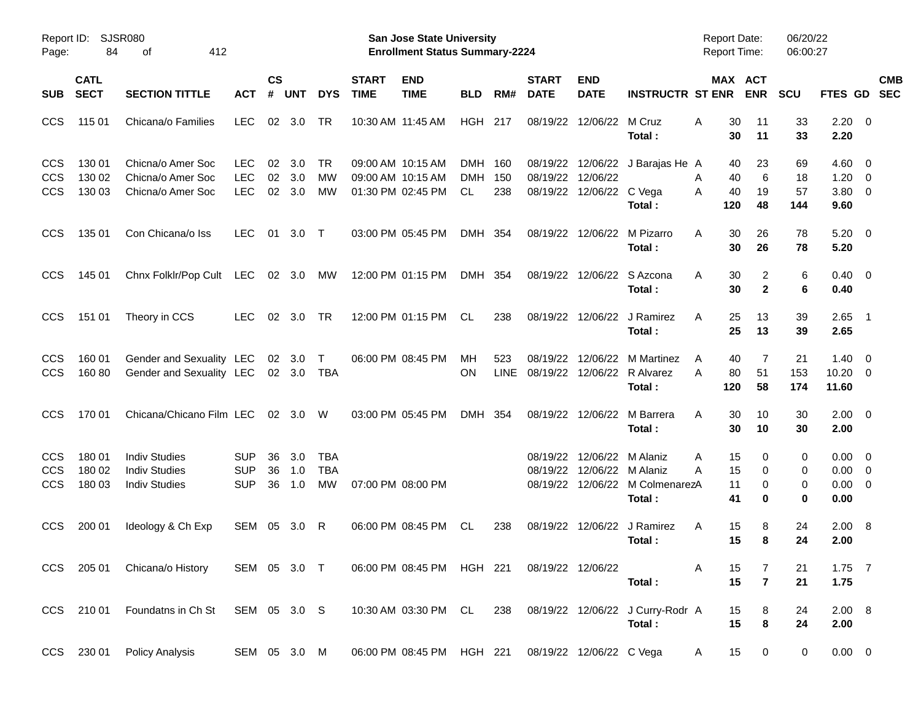Report ID: SJSR080
Page: 84 of 412

**San Jose State University**
**Enrollment Status Summary-2224**

Report Date: 06/20/22
Report Time: 06:00:27

| SUB | CATL SECT | SECTION TITTLE | ACT | CS # | UNT | DYS | START TIME | END TIME | BLD | RM# | START DATE | END DATE | INSTRUCTR | ST | MAX ENR | ACT ENR | SCU | FTES | GD | CMB SEC |
|---|---|---|---|---|---|---|---|---|---|---|---|---|---|---|---|---|---|---|---|---|
| CCS | 115 01 | Chicana/o Families | LEC | 02 | 3.0 | TR | 10:30 AM | 11:45 AM | HGH | 217 | 08/19/22 | 12/06/22 | M Cruz | A | 30 | 11 | 33 | 2.20 | 0 | |
| | | | | | | | | | | | | | **Total :** | | **30** | **11** | **33** | **2.20** | | |
| CCS | 130 01 | Chicna/o Amer Soc | LEC | 02 | 3.0 | TR | 09:00 AM | 10:15 AM | DMH | 160 | 08/19/22 | 12/06/22 | J Barajas He | A | 40 | 23 | 69 | 4.60 | 0 | |
| CCS | 130 02 | Chicna/o Amer Soc | LEC | 02 | 3.0 | MW | 09:00 AM | 10:15 AM | DMH | 150 | 08/19/22 | 12/06/22 | | A | 40 | 6 | 18 | 1.20 | 0 | |
| CCS | 130 03 | Chicna/o Amer Soc | LEC | 02 | 3.0 | MW | 01:30 PM | 02:45 PM | CL | 238 | 08/19/22 | 12/06/22 | C Vega | A | 40 | 19 | 57 | 3.80 | 0 | |
| | | | | | | | | | | | | | **Total :** | | **120** | **48** | **144** | **9.60** | | |
| CCS | 135 01 | Con Chicana/o Iss | LEC | 01 | 3.0 | T | 03:00 PM | 05:45 PM | DMH | 354 | 08/19/22 | 12/06/22 | M Pizarro | A | 30 | 26 | 78 | 5.20 | 0 | |
| | | | | | | | | | | | | | **Total :** | | **30** | **26** | **78** | **5.20** | | |
| CCS | 145 01 | Chnx Folklr/Pop Cult | LEC | 02 | 3.0 | MW | 12:00 PM | 01:15 PM | DMH | 354 | 08/19/22 | 12/06/22 | S Azcona | A | 30 | 2 | 6 | 0.40 | 0 | |
| | | | | | | | | | | | | | **Total :** | | **30** | **2** | **6** | **0.40** | | |
| CCS | 151 01 | Theory in CCS | LEC | 02 | 3.0 | TR | 12:00 PM | 01:15 PM | CL | 238 | 08/19/22 | 12/06/22 | J Ramirez | A | 25 | 13 | 39 | 2.65 | 1 | |
| | | | | | | | | | | | | | **Total :** | | **25** | **13** | **39** | **2.65** | | |
| CCS | 160 01 | Gender and Sexuality | LEC | 02 | 3.0 | T | 06:00 PM | 08:45 PM | MH | 523 | 08/19/22 | 12/06/22 | M Martinez | A | 40 | 7 | 21 | 1.40 | 0 | |
| CCS | 160 80 | Gender and Sexuality | LEC | 02 | 3.0 | TBA | | | ON | LINE | 08/19/22 | 12/06/22 | R Alvarez | A | 80 | 51 | 153 | 10.20 | 0 | |
| | | | | | | | | | | | | | **Total :** | | **120** | **58** | **174** | **11.60** | | |
| CCS | 170 01 | Chicana/Chicano Film | LEC | 02 | 3.0 | W | 03:00 PM | 05:45 PM | DMH | 354 | 08/19/22 | 12/06/22 | M Barrera | A | 30 | 10 | 30 | 2.00 | 0 | |
| | | | | | | | | | | | | | **Total :** | | **30** | **10** | **30** | **2.00** | | |
| CCS | 180 01 | Indiv Studies | SUP | 36 | 3.0 | TBA | | | | | 08/19/22 | 12/06/22 | M Alaniz | A | 15 | 0 | 0 | 0.00 | 0 | |
| CCS | 180 02 | Indiv Studies | SUP | 36 | 1.0 | TBA | | | | | 08/19/22 | 12/06/22 | M Alaniz | A | 15 | 0 | 0 | 0.00 | 0 | |
| CCS | 180 03 | Indiv Studies | SUP | 36 | 1.0 | MW | 07:00 PM | 08:00 PM | | | 08/19/22 | 12/06/22 | M Colmenarez | A | 11 | 0 | 0 | 0.00 | 0 | |
| | | | | | | | | | | | | | **Total :** | | **41** | **0** | **0** | **0.00** | | |
| CCS | 200 01 | Ideology & Ch Exp | SEM | 05 | 3.0 | R | 06:00 PM | 08:45 PM | CL | 238 | 08/19/22 | 12/06/22 | J Ramirez | A | 15 | 8 | 24 | 2.00 | 8 | |
| | | | | | | | | | | | | | **Total :** | | **15** | **8** | **24** | **2.00** | | |
| CCS | 205 01 | Chicana/o History | SEM | 05 | 3.0 | T | 06:00 PM | 08:45 PM | HGH | 221 | 08/19/22 | 12/06/22 | | A | 15 | 7 | 21 | 1.75 | 7 | |
| | | | | | | | | | | | | | **Total :** | | **15** | **7** | **21** | **1.75** | | |
| CCS | 210 01 | Foundatns in Ch St | SEM | 05 | 3.0 | S | 10:30 AM | 03:30 PM | CL | 238 | 08/19/22 | 12/06/22 | J Curry-Rodr | A | 15 | 8 | 24 | 2.00 | 8 | |
| | | | | | | | | | | | | | **Total :** | | **15** | **8** | **24** | **2.00** | | |
| CCS | 230 01 | Policy Analysis | SEM | 05 | 3.0 | M | 06:00 PM | 08:45 PM | HGH | 221 | 08/19/22 | 12/06/22 | C Vega | A | 15 | 0 | 0 | 0.00 | 0 | |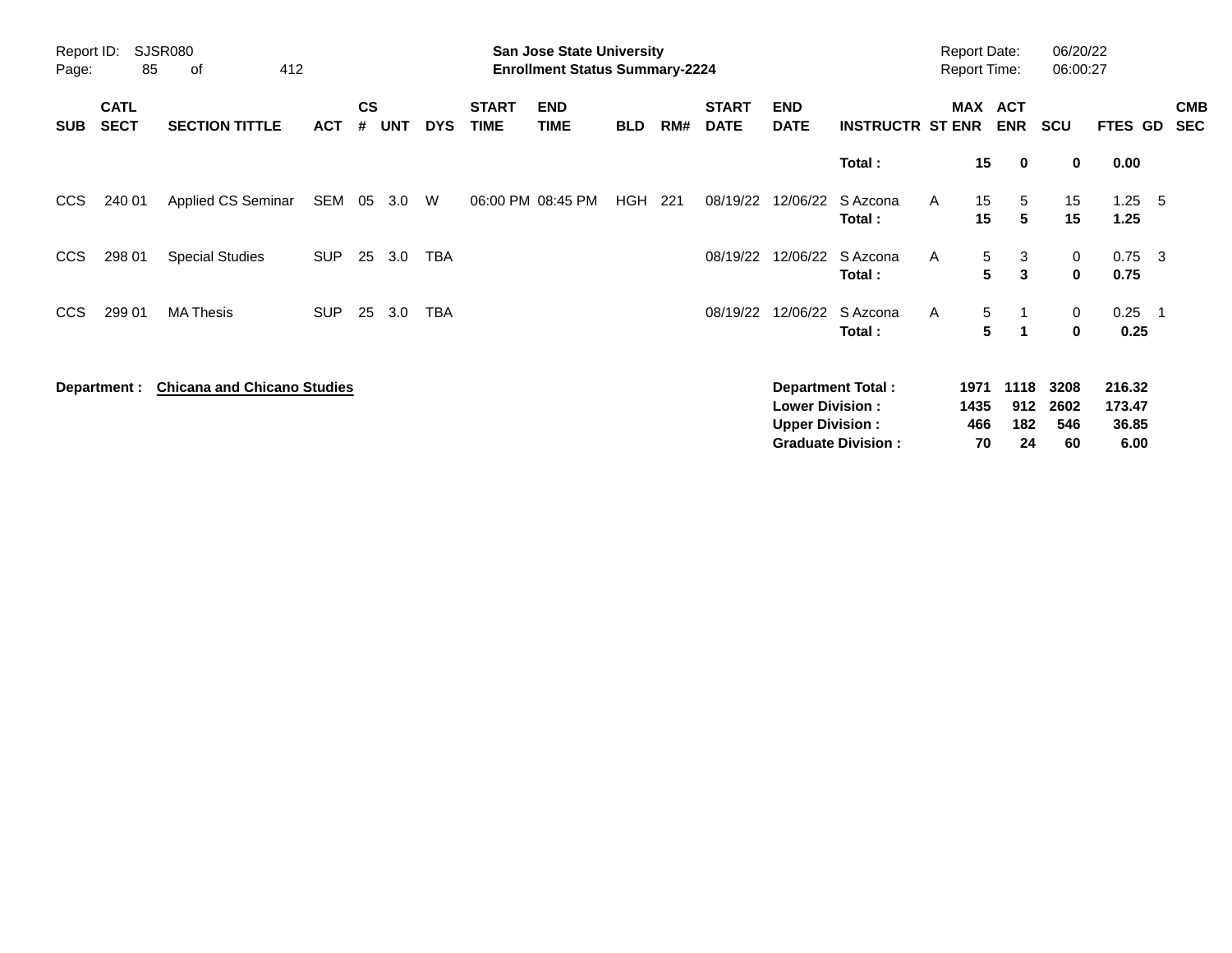**San Jose State University**
**Enrollment Status Summary-2224**

Report ID: SJSR080

Report Date: 06/20/22
Report Time: 06:00:27

| SUB | CATL SECT | SECTION TITTLE | ACT | CS # | UNT | DYS | START TIME | END TIME | BLD | RM# | START DATE | END DATE | INSTRUCTR | ST | MAX ENR | ACT ENR | SCU | FTES | GD | CMB SEC |
|---|---|---|---|---|---|---|---|---|---|---|---|---|---|---|---|---|---|---|---|---|
| | | | | | | | | | | | | | **Total :** | | **15** | **0** | **0** | **0.00** | | |
| CCS | 240 01 | Applied CS Seminar | SEM | 05 | 3.0 | W | 06:00 PM | 08:45 PM | HGH | 221 | 08/19/22 | 12/06/22 | S Azcona | A | 15 | 5 | 15 | 1.25 | 5 | |
| | | | | | | | | | | | | | **Total :** | | **15** | **5** | **15** | **1.25** | | |
| CCS | 298 01 | Special Studies | SUP | 25 | 3.0 | TBA | | | | | 08/19/22 | 12/06/22 | S Azcona | A | 5 | 3 | 0 | 0.75 | 3 | |
| | | | | | | | | | | | | | **Total :** | | **5** | **3** | **0** | **0.75** | | |
| CCS | 299 01 | MA Thesis | SUP | 25 | 3.0 | TBA | | | | | 08/19/22 | 12/06/22 | S Azcona | A | 5 | 1 | 0 | 0.25 | 1 | |
| | | | | | | | | | | | | | **Total :** | | **5** | **1** | **0** | **0.25** | | |

**Department : Chicana and Chicano Studies**

| | MAX ENR | ACT ENR | SCU | FTES |
|---|---|---|---|---|
| **Department Total :** | **1971** | **1118** | **3208** | **216.32** |
| **Lower Division :** | **1435** | **912** | **2602** | **173.47** |
| **Upper Division :** | **466** | **182** | **546** | **36.85** |
| **Graduate Division :** | **70** | **24** | **60** | **6.00** |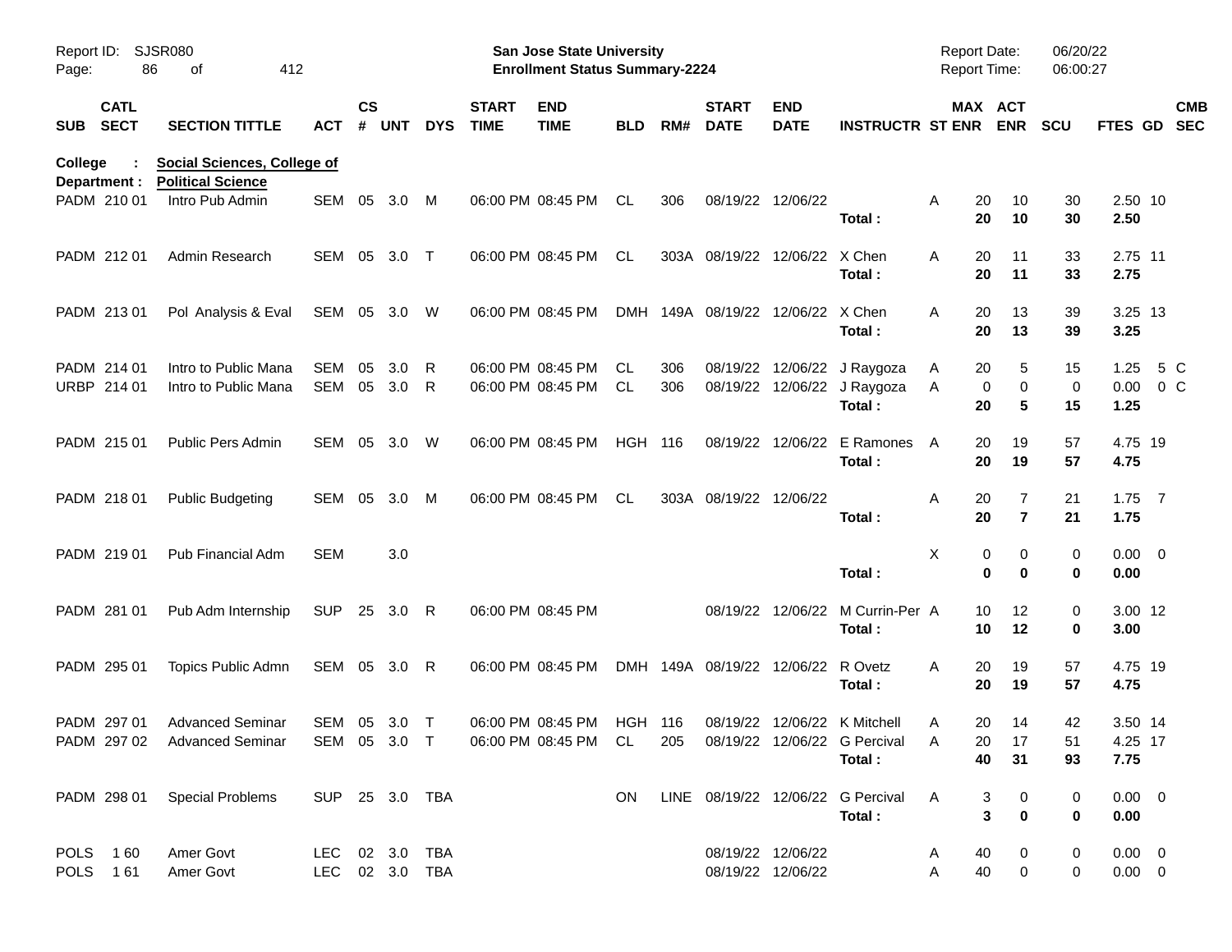Report ID: SJSR080 | San Jose State University | Report Date: 06/20/22
Page: 86 of 412 | Enrollment Status Summary-2224 | Report Time: 06:00:27

**College : Social Sciences, College of**
**Department : Political Science**

| SUB | CATL SECT | SECTION TITTLE | ACT | CS # | UNT | DYS | START TIME | END TIME | BLD | RM# | START DATE | END DATE | INSTRUCTR | ST | MAX ENR | ACT ENR | SCU | FTES | GD | CMB SEC |
|---|---|---|---|---|---|---|---|---|---|---|---|---|---|---|---|---|---|---|---|---|
| PADM | 210 01 | Intro Pub Admin | SEM | 05 | 3.0 | M | 06:00 PM | 08:45 PM | CL | 306 | 08/19/22 | 12/06/22 | | A | 20 | 10 | 30 | 2.50 | 10 | |
| | | | | | | | | | | | | | **Total :** | | **20** | **10** | **30** | **2.50** | | |
| PADM | 212 01 | Admin Research | SEM | 05 | 3.0 | T | 06:00 PM | 08:45 PM | CL | 303A | 08/19/22 | 12/06/22 | X Chen | A | 20 | 11 | 33 | 2.75 | 11 | |
| | | | | | | | | | | | | | **Total :** | | **20** | **11** | **33** | **2.75** | | |
| PADM | 213 01 | Pol Analysis & Eval | SEM | 05 | 3.0 | W | 06:00 PM | 08:45 PM | DMH | 149A | 08/19/22 | 12/06/22 | X Chen | A | 20 | 13 | 39 | 3.25 | 13 | |
| | | | | | | | | | | | | | **Total :** | | **20** | **13** | **39** | **3.25** | | |
| PADM | 214 01 | Intro to Public Mana | SEM | 05 | 3.0 | R | 06:00 PM | 08:45 PM | CL | 306 | 08/19/22 | 12/06/22 | J Raygoza | A | 20 | 5 | 15 | 1.25 | 5 | C |
| URBP | 214 01 | Intro to Public Mana | SEM | 05 | 3.0 | R | 06:00 PM | 08:45 PM | CL | 306 | 08/19/22 | 12/06/22 | J Raygoza | A | 0 | 0 | 0 | 0.00 | 0 | C |
| | | | | | | | | | | | | | **Total :** | | **20** | **5** | **15** | **1.25** | | |
| PADM | 215 01 | Public Pers Admin | SEM | 05 | 3.0 | W | 06:00 PM | 08:45 PM | HGH | 116 | 08/19/22 | 12/06/22 | E Ramones | A | 20 | 19 | 57 | 4.75 | 19 | |
| | | | | | | | | | | | | | **Total :** | | **20** | **19** | **57** | **4.75** | | |
| PADM | 218 01 | Public Budgeting | SEM | 05 | 3.0 | M | 06:00 PM | 08:45 PM | CL | 303A | 08/19/22 | 12/06/22 | | A | 20 | 7 | 21 | 1.75 | 7 | |
| | | | | | | | | | | | | | **Total :** | | **20** | **7** | **21** | **1.75** | | |
| PADM | 219 01 | Pub Financial Adm | SEM | | 3.0 | | | | | | | | | X | 0 | 0 | 0 | 0.00 | 0 | |
| | | | | | | | | | | | | | **Total :** | | **0** | **0** | **0** | **0.00** | | |
| PADM | 281 01 | Pub Adm Internship | SUP | 25 | 3.0 | R | 06:00 PM | 08:45 PM | | | 08/19/22 | 12/06/22 | M Currin-Per | A | 10 | 12 | 0 | 3.00 | 12 | |
| | | | | | | | | | | | | | **Total :** | | **10** | **12** | **0** | **3.00** | | |
| PADM | 295 01 | Topics Public Admn | SEM | 05 | 3.0 | R | 06:00 PM | 08:45 PM | DMH | 149A | 08/19/22 | 12/06/22 | R Ovetz | A | 20 | 19 | 57 | 4.75 | 19 | |
| | | | | | | | | | | | | | **Total :** | | **20** | **19** | **57** | **4.75** | | |
| PADM | 297 01 | Advanced Seminar | SEM | 05 | 3.0 | T | 06:00 PM | 08:45 PM | HGH | 116 | 08/19/22 | 12/06/22 | K Mitchell | A | 20 | 14 | 42 | 3.50 | 14 | |
| PADM | 297 02 | Advanced Seminar | SEM | 05 | 3.0 | T | 06:00 PM | 08:45 PM | CL | 205 | 08/19/22 | 12/06/22 | G Percival | A | 20 | 17 | 51 | 4.25 | 17 | |
| | | | | | | | | | | | | | **Total :** | | **40** | **31** | **93** | **7.75** | | |
| PADM | 298 01 | Special Problems | SUP | 25 | 3.0 | TBA | | | ON | LINE | 08/19/22 | 12/06/22 | G Percival | A | 3 | 0 | 0 | 0.00 | 0 | |
| | | | | | | | | | | | | | **Total :** | | **3** | **0** | **0** | **0.00** | | |
| POLS | 1 60 | Amer Govt | LEC | 02 | 3.0 | TBA | | | | | 08/19/22 | 12/06/22 | | A | 40 | 0 | 0 | 0.00 | 0 | |
| POLS | 1 61 | Amer Govt | LEC | 02 | 3.0 | TBA | | | | | 08/19/22 | 12/06/22 | | A | 40 | 0 | 0 | 0.00 | 0 | |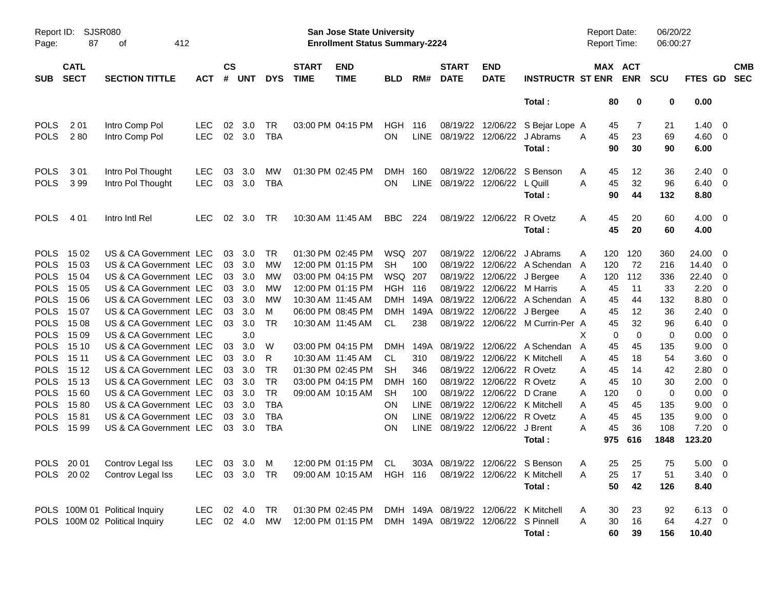Report ID: SJSR080
San Jose State University
Enrollment Status Summary-2224
Report Date: 06/20/22
Report Time: 06:00:27

| SUB | CATL SECT | SECTION TITTLE | ACT | CS # | UNT | DYS | START TIME | END TIME | BLD | RM# | START DATE | END DATE | INSTRUCTR | ST | MAX ENR | ACT ENR | SCU | FTES | GD | CMB SEC |
|---|---|---|---|---|---|---|---|---|---|---|---|---|---|---|---|---|---|---|---|---|
| | | | | | | | | | | | | | **Total :** | | **80** | **0** | **0** | **0.00** | | |
| POLS | 2 01 | Intro Comp Pol | LEC | 02 | 3.0 | TR | 03:00 PM | 04:15 PM | HGH | 116 | 08/19/22 | 12/06/22 | S Bejar Lope | A | 45 | 7 | 21 | 1.40 | 0 | |
| POLS | 2 80 | Intro Comp Pol | LEC | 02 | 3.0 | TBA | | | ON | LINE | 08/19/22 | 12/06/22 | J Abrams | A | 45 | 23 | 69 | 4.60 | 0 | |
| | | | | | | | | | | | | | **Total :** | | **90** | **30** | **90** | **6.00** | | |
| POLS | 3 01 | Intro Pol Thought | LEC | 03 | 3.0 | MW | 01:30 PM | 02:45 PM | DMH | 160 | 08/19/22 | 12/06/22 | S Benson | A | 45 | 12 | 36 | 2.40 | 0 | |
| POLS | 3 99 | Intro Pol Thought | LEC | 03 | 3.0 | TBA | | | ON | LINE | 08/19/22 | 12/06/22 | L Quill | A | 45 | 32 | 96 | 6.40 | 0 | |
| | | | | | | | | | | | | | **Total :** | | **90** | **44** | **132** | **8.80** | | |
| POLS | 4 01 | Intro Intl Rel | LEC | 02 | 3.0 | TR | 10:30 AM | 11:45 AM | BBC | 224 | 08/19/22 | 12/06/22 | R Ovetz | A | 45 | 20 | 60 | 4.00 | 0 | |
| | | | | | | | | | | | | | **Total :** | | **45** | **20** | **60** | **4.00** | | |
| POLS | 15 02 | US & CA Government | LEC | 03 | 3.0 | TR | 01:30 PM | 02:45 PM | WSQ | 207 | 08/19/22 | 12/06/22 | J Abrams | A | 120 | 120 | 360 | 24.00 | 0 | |
| POLS | 15 03 | US & CA Government | LEC | 03 | 3.0 | MW | 12:00 PM | 01:15 PM | SH | 100 | 08/19/22 | 12/06/22 | A Schendan | A | 120 | 72 | 216 | 14.40 | 0 | |
| POLS | 15 04 | US & CA Government | LEC | 03 | 3.0 | MW | 03:00 PM | 04:15 PM | WSQ | 207 | 08/19/22 | 12/06/22 | J Bergee | A | 120 | 112 | 336 | 22.40 | 0 | |
| POLS | 15 05 | US & CA Government | LEC | 03 | 3.0 | MW | 12:00 PM | 01:15 PM | HGH | 116 | 08/19/22 | 12/06/22 | M Harris | A | 45 | 11 | 33 | 2.20 | 0 | |
| POLS | 15 06 | US & CA Government | LEC | 03 | 3.0 | MW | 10:30 AM | 11:45 AM | DMH | 149A | 08/19/22 | 12/06/22 | A Schendan | A | 45 | 44 | 132 | 8.80 | 0 | |
| POLS | 15 07 | US & CA Government | LEC | 03 | 3.0 | M | 06:00 PM | 08:45 PM | DMH | 149A | 08/19/22 | 12/06/22 | J Bergee | A | 45 | 12 | 36 | 2.40 | 0 | |
| POLS | 15 08 | US & CA Government | LEC | 03 | 3.0 | TR | 10:30 AM | 11:45 AM | CL | 238 | 08/19/22 | 12/06/22 | M Currin-Per | A | 45 | 32 | 96 | 6.40 | 0 | |
| POLS | 15 09 | US & CA Government | LEC | | 3.0 | | | | | | | | | X | 0 | 0 | 0 | 0.00 | 0 | |
| POLS | 15 10 | US & CA Government | LEC | 03 | 3.0 | W | 03:00 PM | 04:15 PM | DMH | 149A | 08/19/22 | 12/06/22 | A Schendan | A | 45 | 45 | 135 | 9.00 | 0 | |
| POLS | 15 11 | US & CA Government | LEC | 03 | 3.0 | R | 10:30 AM | 11:45 AM | CL | 310 | 08/19/22 | 12/06/22 | K Mitchell | A | 45 | 18 | 54 | 3.60 | 0 | |
| POLS | 15 12 | US & CA Government | LEC | 03 | 3.0 | TR | 01:30 PM | 02:45 PM | SH | 346 | 08/19/22 | 12/06/22 | R Ovetz | A | 45 | 14 | 42 | 2.80 | 0 | |
| POLS | 15 13 | US & CA Government | LEC | 03 | 3.0 | TR | 03:00 PM | 04:15 PM | DMH | 160 | 08/19/22 | 12/06/22 | R Ovetz | A | 45 | 10 | 30 | 2.00 | 0 | |
| POLS | 15 60 | US & CA Government | LEC | 03 | 3.0 | TR | 09:00 AM | 10:15 AM | SH | 100 | 08/19/22 | 12/06/22 | D Crane | A | 120 | 0 | 0 | 0.00 | 0 | |
| POLS | 15 80 | US & CA Government | LEC | 03 | 3.0 | TBA | | | ON | LINE | 08/19/22 | 12/06/22 | K Mitchell | A | 45 | 45 | 135 | 9.00 | 0 | |
| POLS | 15 81 | US & CA Government | LEC | 03 | 3.0 | TBA | | | ON | LINE | 08/19/22 | 12/06/22 | R Ovetz | A | 45 | 45 | 135 | 9.00 | 0 | |
| POLS | 15 99 | US & CA Government | LEC | 03 | 3.0 | TBA | | | ON | LINE | 08/19/22 | 12/06/22 | J Brent | A | 45 | 36 | 108 | 7.20 | 0 | |
| | | | | | | | | | | | | | **Total :** | | **975** | **616** | **1848** | **123.20** | | |
| POLS | 20 01 | Controv Legal Iss | LEC | 03 | 3.0 | M | 12:00 PM | 01:15 PM | CL | 303A | 08/19/22 | 12/06/22 | S Benson | A | 25 | 25 | 75 | 5.00 | 0 | |
| POLS | 20 02 | Controv Legal Iss | LEC | 03 | 3.0 | TR | 09:00 AM | 10:15 AM | HGH | 116 | 08/19/22 | 12/06/22 | K Mitchell | A | 25 | 17 | 51 | 3.40 | 0 | |
| | | | | | | | | | | | | | **Total :** | | **50** | **42** | **126** | **8.40** | | |
| POLS | 100M 01 | Political Inquiry | LEC | 02 | 4.0 | TR | 01:30 PM | 02:45 PM | DMH | 149A | 08/19/22 | 12/06/22 | K Mitchell | A | 30 | 23 | 92 | 6.13 | 0 | |
| POLS | 100M 02 | Political Inquiry | LEC | 02 | 4.0 | MW | 12:00 PM | 01:15 PM | DMH | 149A | 08/19/22 | 12/06/22 | S Pinnell | A | 30 | 16 | 64 | 4.27 | 0 | |
| | | | | | | | | | | | | | **Total :** | | **60** | **39** | **156** | **10.40** | | |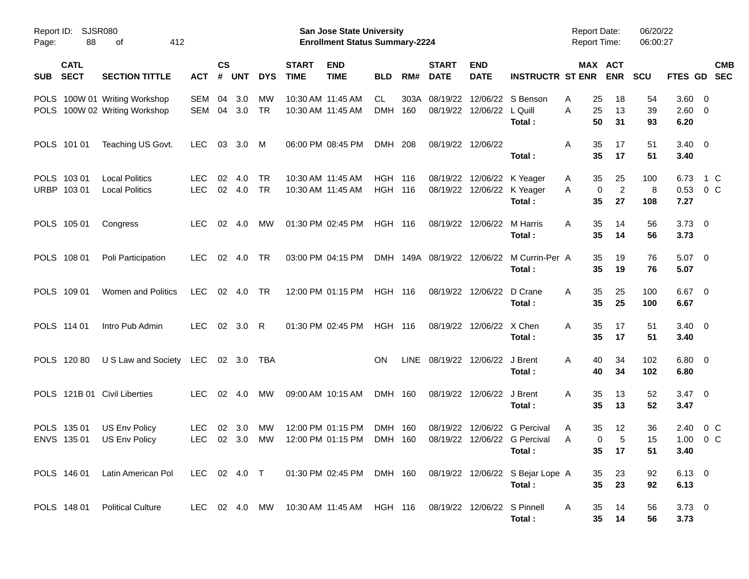Report ID: SJSR080
Page: 88 of 412

**San Jose State University**
**Enrollment Status Summary-2224**

Report Date: 06/20/22
Report Time: 06:00:27

| SUB | CATL SECT | SECTION TITTLE | ACT | CS # | UNT | DYS | START TIME | END TIME | BLD | RM# | START DATE | END DATE | INSTRUCTR | ST | MAX ENR | ACT ENR | SCU | FTES | GD | CMB SEC |
|---|---|---|---|---|---|---|---|---|---|---|---|---|---|---|---|---|---|---|---|---|
| POLS | 100W 01 | Writing Workshop | SEM | 04 | 3.0 | MW | 10:30 AM | 11:45 AM | CL | 303A | 08/19/22 | 12/06/22 | S Benson | A | 25 | 18 | 54 | 3.60 | 0 | |
| POLS | 100W 02 | Writing Workshop | SEM | 04 | 3.0 | TR | 10:30 AM | 11:45 AM | DMH | 160 | 08/19/22 | 12/06/22 | L Quill | A | 25 | 13 | 39 | 2.60 | 0 | |
| | | | | | | | | | | | | | **Total :** | | **50** | **31** | **93** | **6.20** | | |
| POLS | 101 01 | Teaching US Govt. | LEC | 03 | 3.0 | M | 06:00 PM | 08:45 PM | DMH | 208 | 08/19/22 | 12/06/22 | | A | 35 | 17 | 51 | 3.40 | 0 | |
| | | | | | | | | | | | | | **Total :** | | **35** | **17** | **51** | **3.40** | | |
| POLS | 103 01 | Local Politics | LEC | 02 | 4.0 | TR | 10:30 AM | 11:45 AM | HGH | 116 | 08/19/22 | 12/06/22 | K Yeager | A | 35 | 25 | 100 | 6.73 | 1 | C |
| URBP | 103 01 | Local Politics | LEC | 02 | 4.0 | TR | 10:30 AM | 11:45 AM | HGH | 116 | 08/19/22 | 12/06/22 | K Yeager | A | 0 | 2 | 8 | 0.53 | 0 | C |
| | | | | | | | | | | | | | **Total :** | | **35** | **27** | **108** | **7.27** | | |
| POLS | 105 01 | Congress | LEC | 02 | 4.0 | MW | 01:30 PM | 02:45 PM | HGH | 116 | 08/19/22 | 12/06/22 | M Harris | A | 35 | 14 | 56 | 3.73 | 0 | |
| | | | | | | | | | | | | | **Total :** | | **35** | **14** | **56** | **3.73** | | |
| POLS | 108 01 | Poli Participation | LEC | 02 | 4.0 | TR | 03:00 PM | 04:15 PM | DMH | 149A | 08/19/22 | 12/06/22 | M Currin-Per | A | 35 | 19 | 76 | 5.07 | 0 | |
| | | | | | | | | | | | | | **Total :** | | **35** | **19** | **76** | **5.07** | | |
| POLS | 109 01 | Women and Politics | LEC | 02 | 4.0 | TR | 12:00 PM | 01:15 PM | HGH | 116 | 08/19/22 | 12/06/22 | D Crane | A | 35 | 25 | 100 | 6.67 | 0 | |
| | | | | | | | | | | | | | **Total :** | | **35** | **25** | **100** | **6.67** | | |
| POLS | 114 01 | Intro Pub Admin | LEC | 02 | 3.0 | R | 01:30 PM | 02:45 PM | HGH | 116 | 08/19/22 | 12/06/22 | X Chen | A | 35 | 17 | 51 | 3.40 | 0 | |
| | | | | | | | | | | | | | **Total :** | | **35** | **17** | **51** | **3.40** | | |
| POLS | 120 80 | U S Law and Society | LEC | 02 | 3.0 | TBA | | | ON | LINE | 08/19/22 | 12/06/22 | J Brent | A | 40 | 34 | 102 | 6.80 | 0 | |
| | | | | | | | | | | | | | **Total :** | | **40** | **34** | **102** | **6.80** | | |
| POLS | 121B 01 | Civil Liberties | LEC | 02 | 4.0 | MW | 09:00 AM | 10:15 AM | DMH | 160 | 08/19/22 | 12/06/22 | J Brent | A | 35 | 13 | 52 | 3.47 | 0 | |
| | | | | | | | | | | | | | **Total :** | | **35** | **13** | **52** | **3.47** | | |
| POLS | 135 01 | US Env Policy | LEC | 02 | 3.0 | MW | 12:00 PM | 01:15 PM | DMH | 160 | 08/19/22 | 12/06/22 | G Percival | A | 35 | 12 | 36 | 2.40 | 0 | C |
| ENVS | 135 01 | US Env Policy | LEC | 02 | 3.0 | MW | 12:00 PM | 01:15 PM | DMH | 160 | 08/19/22 | 12/06/22 | G Percival | A | 0 | 5 | 15 | 1.00 | 0 | C |
| | | | | | | | | | | | | | **Total :** | | **35** | **17** | **51** | **3.40** | | |
| POLS | 146 01 | Latin American Pol | LEC | 02 | 4.0 | T | 01:30 PM | 02:45 PM | DMH | 160 | 08/19/22 | 12/06/22 | S Bejar Lope | A | 35 | 23 | 92 | 6.13 | 0 | |
| | | | | | | | | | | | | | **Total :** | | **35** | **23** | **92** | **6.13** | | |
| POLS | 148 01 | Political Culture | LEC | 02 | 4.0 | MW | 10:30 AM | 11:45 AM | HGH | 116 | 08/19/22 | 12/06/22 | S Pinnell | A | 35 | 14 | 56 | 3.73 | 0 | |
| | | | | | | | | | | | | | **Total :** | | **35** | **14** | **56** | **3.73** | | |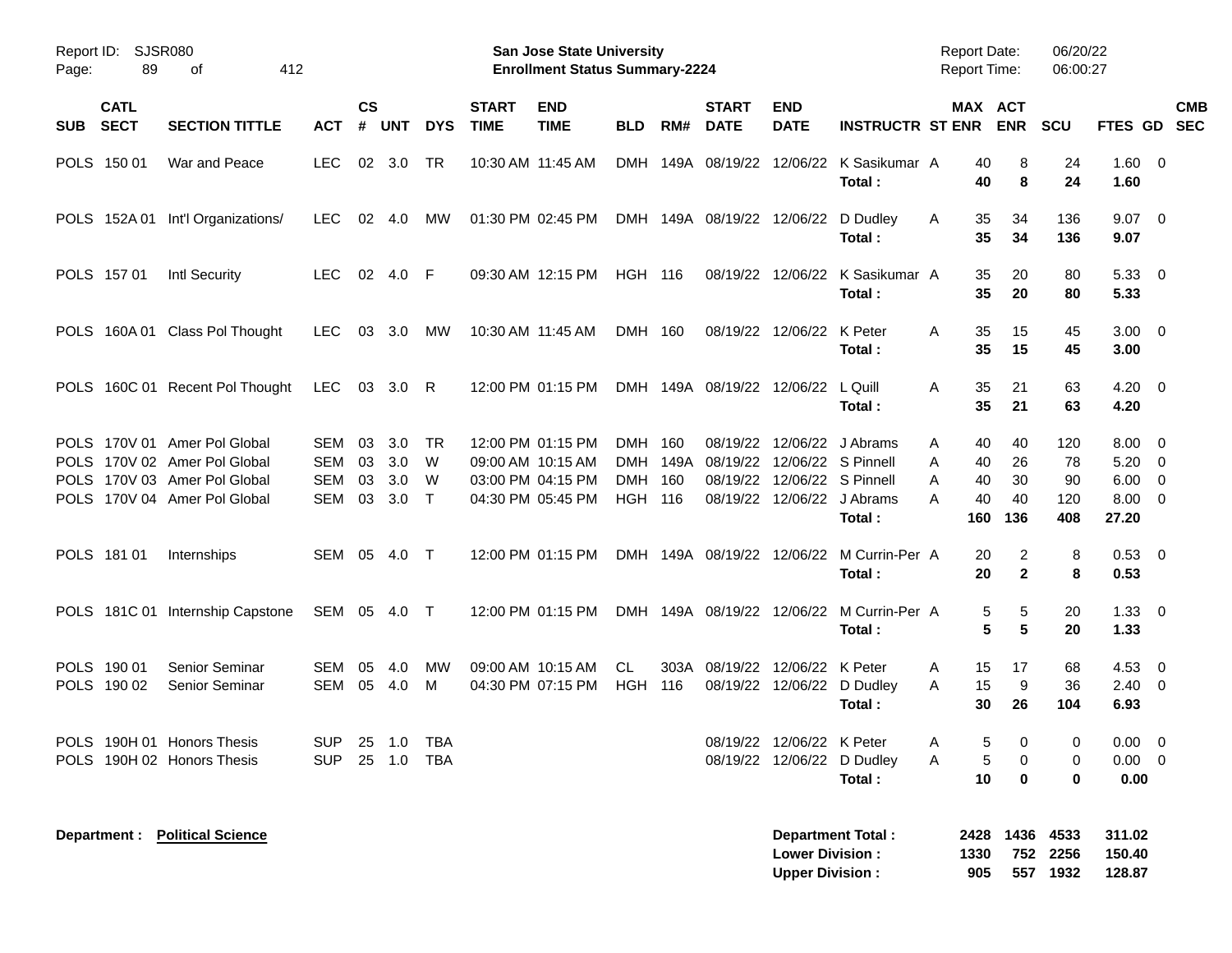| SUB | CATL SECT | SECTION TITTLE | ACT | CS # | UNT | DYS | START TIME | END TIME | BLD | RM# | START DATE | END DATE | INSTRUCTR | ST | MAX ENR | ACT ENR | SCU | FTES | GD | CMB SEC |
|---|---|---|---|---|---|---|---|---|---|---|---|---|---|---|---|---|---|---|---|---|
| POLS | 150 01 | War and Peace | LEC | 02 | 3.0 | TR | 10:30 AM | 11:45 AM | DMH | 149A | 08/19/22 | 12/06/22 | K Sasikumar | A | 40 | 8 | 24 | 1.60 | 0 | |
| | | | | | | | | | | | | | **Total :** | | **40** | **8** | **24** | **1.60** | | |
| POLS | 152A 01 | Int'l Organizations/ | LEC | 02 | 4.0 | MW | 01:30 PM | 02:45 PM | DMH | 149A | 08/19/22 | 12/06/22 | D Dudley | A | 35 | 34 | 136 | 9.07 | 0 | |
| | | | | | | | | | | | | | **Total :** | | **35** | **34** | **136** | **9.07** | | |
| POLS | 157 01 | Intl Security | LEC | 02 | 4.0 | F | 09:30 AM | 12:15 PM | HGH | 116 | 08/19/22 | 12/06/22 | K Sasikumar | A | 35 | 20 | 80 | 5.33 | 0 | |
| | | | | | | | | | | | | | **Total :** | | **35** | **20** | **80** | **5.33** | | |
| POLS | 160A 01 | Class Pol Thought | LEC | 03 | 3.0 | MW | 10:30 AM | 11:45 AM | DMH | 160 | 08/19/22 | 12/06/22 | K Peter | A | 35 | 15 | 45 | 3.00 | 0 | |
| | | | | | | | | | | | | | **Total :** | | **35** | **15** | **45** | **3.00** | | |
| POLS | 160C 01 | Recent Pol Thought | LEC | 03 | 3.0 | R | 12:00 PM | 01:15 PM | DMH | 149A | 08/19/22 | 12/06/22 | L Quill | A | 35 | 21 | 63 | 4.20 | 0 | |
| | | | | | | | | | | | | | **Total :** | | **35** | **21** | **63** | **4.20** | | |
| POLS | 170V 01 | Amer Pol Global | SEM | 03 | 3.0 | TR | 12:00 PM | 01:15 PM | DMH | 160 | 08/19/22 | 12/06/22 | J Abrams | A | 40 | 40 | 120 | 8.00 | 0 | |
| POLS | 170V 02 | Amer Pol Global | SEM | 03 | 3.0 | W | 09:00 AM | 10:15 AM | DMH | 149A | 08/19/22 | 12/06/22 | S Pinnell | A | 40 | 26 | 78 | 5.20 | 0 | |
| POLS | 170V 03 | Amer Pol Global | SEM | 03 | 3.0 | W | 03:00 PM | 04:15 PM | DMH | 160 | 08/19/22 | 12/06/22 | S Pinnell | A | 40 | 30 | 90 | 6.00 | 0 | |
| POLS | 170V 04 | Amer Pol Global | SEM | 03 | 3.0 | T | 04:30 PM | 05:45 PM | HGH | 116 | 08/19/22 | 12/06/22 | J Abrams | A | 40 | 40 | 120 | 8.00 | 0 | |
| | | | | | | | | | | | | | **Total :** | | **160** | **136** | **408** | **27.20** | | |
| POLS | 181 01 | Internships | SEM | 05 | 4.0 | T | 12:00 PM | 01:15 PM | DMH | 149A | 08/19/22 | 12/06/22 | M Currin-Per | A | 20 | 2 | 8 | 0.53 | 0 | |
| | | | | | | | | | | | | | **Total :** | | **20** | **2** | **8** | **0.53** | | |
| POLS | 181C 01 | Internship Capstone | SEM | 05 | 4.0 | T | 12:00 PM | 01:15 PM | DMH | 149A | 08/19/22 | 12/06/22 | M Currin-Per | A | 5 | 5 | 20 | 1.33 | 0 | |
| | | | | | | | | | | | | | **Total :** | | **5** | **5** | **20** | **1.33** | | |
| POLS | 190 01 | Senior Seminar | SEM | 05 | 4.0 | MW | 09:00 AM | 10:15 AM | CL | 303A | 08/19/22 | 12/06/22 | K Peter | A | 15 | 17 | 68 | 4.53 | 0 | |
| POLS | 190 02 | Senior Seminar | SEM | 05 | 4.0 | M | 04:30 PM | 07:15 PM | HGH | 116 | 08/19/22 | 12/06/22 | D Dudley | A | 15 | 9 | 36 | 2.40 | 0 | |
| | | | | | | | | | | | | | **Total :** | | **30** | **26** | **104** | **6.93** | | |
| POLS | 190H 01 | Honors Thesis | SUP | 25 | 1.0 | TBA | | | | | 08/19/22 | 12/06/22 | K Peter | A | 5 | 0 | 0 | 0.00 | 0 | |
| POLS | 190H 02 | Honors Thesis | SUP | 25 | 1.0 | TBA | | | | | 08/19/22 | 12/06/22 | D Dudley | A | 5 | 0 | 0 | 0.00 | 0 | |
| | | | | | | | | | | | | | **Total :** | | **10** | **0** | **0** | **0.00** | | |

**Department : Political Science**

| | MAX ENR | ACT ENR | SCU | FTES |
|---|---|---|---|---|
| **Department Total :** | **2428** | **1436** | **4533** | **311.02** |
| **Lower Division :** | **1330** | **752** | **2256** | **150.40** |
| **Upper Division :** | **905** | **557** | **1932** | **128.87** |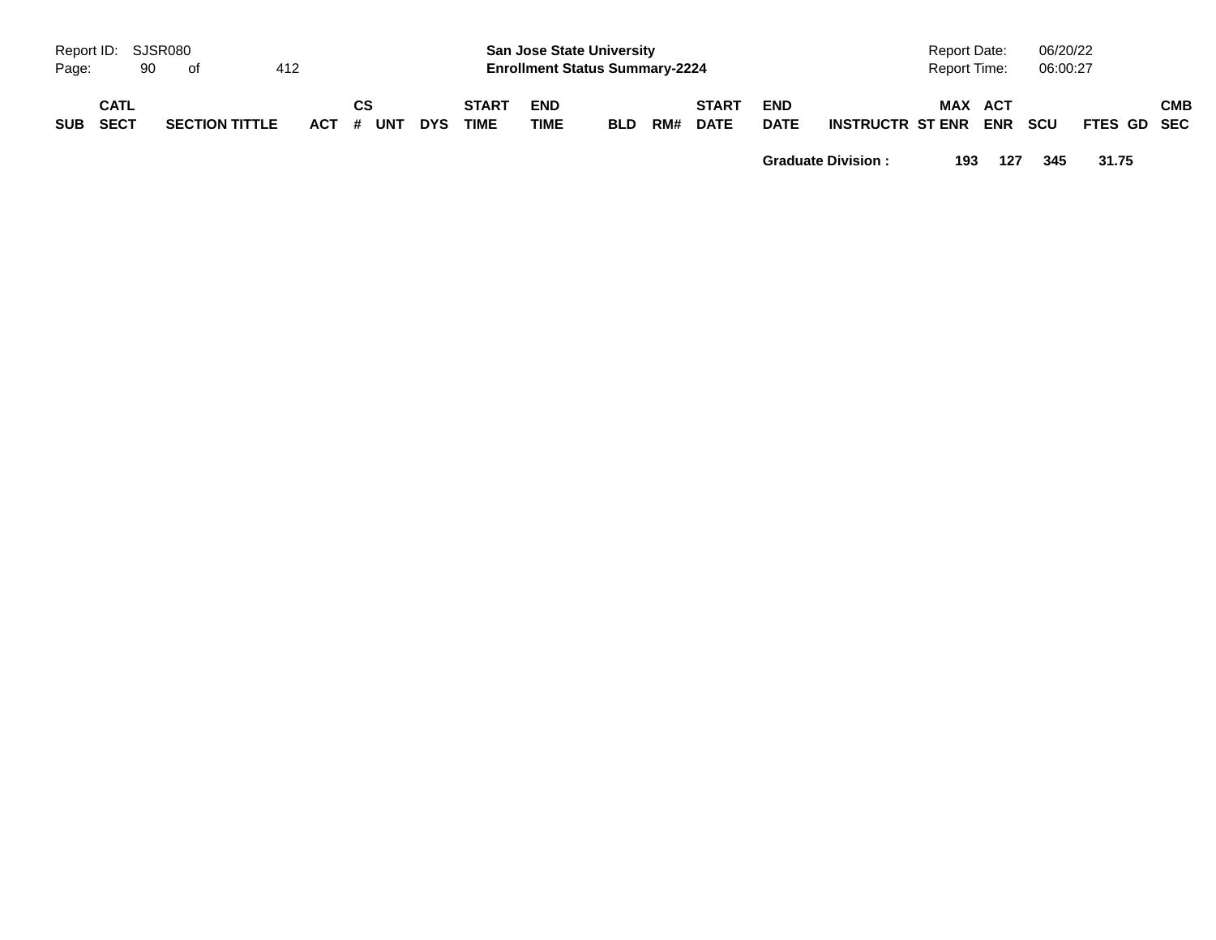| SUB | CATL SECT | SECTION TITTLE | ACT | CS # | UNT | DYS | START TIME | END TIME | BLD | RM# | START DATE | END DATE | INSTRUCTR | ST | MAX ENR | ACT ENR | SCU | FTES | GD | CMB SEC |
|---|---|---|---|---|---|---|---|---|---|---|---|---|---|---|---|---|---|---|---|---|
| | | | | | | | | | | | | **Graduate Division :** | | | **193** | **127** | **345** | **31.75** | | |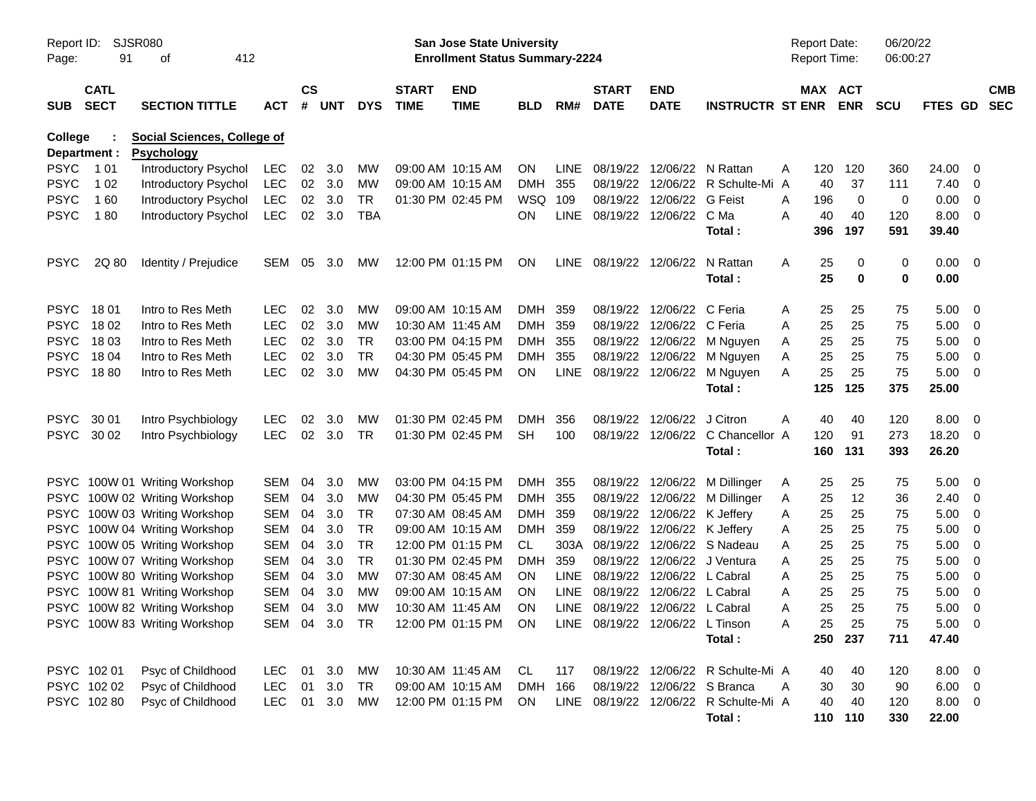Report ID: SJSR080
San Jose State University
Enrollment Status Summary-2224

Report Date: 06/20/22
Report Time: 06:00:27

**College : Social Sciences, College of**
**Department : Psychology**

| SUB | CATL SECT | SECTION TITTLE | ACT | CS # | UNT | DYS | START TIME | END TIME | BLD | RM# | START DATE | END DATE | INSTRUCTR | ST | MAX ENR | ACT ENR | SCU | FTES | GD | CMB SEC |
|---|---|---|---|---|---|---|---|---|---|---|---|---|---|---|---|---|---|---|---|---|
| PSYC | 1 01 | Introductory Psychol | LEC | 02 | 3.0 | MW | 09:00 AM | 10:15 AM | ON | LINE | 08/19/22 | 12/06/22 | N Rattan | A | 120 | 120 | 360 | 24.00 | 0 | |
| PSYC | 1 02 | Introductory Psychol | LEC | 02 | 3.0 | MW | 09:00 AM | 10:15 AM | DMH | 355 | 08/19/22 | 12/06/22 | R Schulte-Mi | A | 40 | 37 | 111 | 7.40 | 0 | |
| PSYC | 1 60 | Introductory Psychol | LEC | 02 | 3.0 | TR | 01:30 PM | 02:45 PM | WSQ | 109 | 08/19/22 | 12/06/22 | G Feist | A | 196 | 0 | 0 | 0.00 | 0 | |
| PSYC | 1 80 | Introductory Psychol | LEC | 02 | 3.0 | TBA | | | ON | LINE | 08/19/22 | 12/06/22 | C Ma | A | 40 | 40 | 120 | 8.00 | 0 | |
| | | | | | | | | | | | | | **Total :** | | **396** | **197** | **591** | **39.40** | | |
| PSYC | 2Q 80 | Identity / Prejudice | SEM | 05 | 3.0 | MW | 12:00 PM | 01:15 PM | ON | LINE | 08/19/22 | 12/06/22 | N Rattan | A | 25 | 0 | 0 | 0.00 | 0 | |
| | | | | | | | | | | | | | **Total :** | | **25** | **0** | **0** | **0.00** | | |
| PSYC | 18 01 | Intro to Res Meth | LEC | 02 | 3.0 | MW | 09:00 AM | 10:15 AM | DMH | 359 | 08/19/22 | 12/06/22 | C Feria | A | 25 | 25 | 75 | 5.00 | 0 | |
| PSYC | 18 02 | Intro to Res Meth | LEC | 02 | 3.0 | MW | 10:30 AM | 11:45 AM | DMH | 359 | 08/19/22 | 12/06/22 | C Feria | A | 25 | 25 | 75 | 5.00 | 0 | |
| PSYC | 18 03 | Intro to Res Meth | LEC | 02 | 3.0 | TR | 03:00 PM | 04:15 PM | DMH | 355 | 08/19/22 | 12/06/22 | M Nguyen | A | 25 | 25 | 75 | 5.00 | 0 | |
| PSYC | 18 04 | Intro to Res Meth | LEC | 02 | 3.0 | TR | 04:30 PM | 05:45 PM | DMH | 355 | 08/19/22 | 12/06/22 | M Nguyen | A | 25 | 25 | 75 | 5.00 | 0 | |
| PSYC | 18 80 | Intro to Res Meth | LEC | 02 | 3.0 | MW | 04:30 PM | 05:45 PM | ON | LINE | 08/19/22 | 12/06/22 | M Nguyen | A | 25 | 25 | 75 | 5.00 | 0 | |
| | | | | | | | | | | | | | **Total :** | | **125** | **125** | **375** | **25.00** | | |
| PSYC | 30 01 | Intro Psychbiology | LEC | 02 | 3.0 | MW | 01:30 PM | 02:45 PM | DMH | 356 | 08/19/22 | 12/06/22 | J Citron | A | 40 | 40 | 120 | 8.00 | 0 | |
| PSYC | 30 02 | Intro Psychbiology | LEC | 02 | 3.0 | TR | 01:30 PM | 02:45 PM | SH | 100 | 08/19/22 | 12/06/22 | C Chancellor | A | 120 | 91 | 273 | 18.20 | 0 | |
| | | | | | | | | | | | | | **Total :** | | **160** | **131** | **393** | **26.20** | | |
| PSYC | 100W 01 | Writing Workshop | SEM | 04 | 3.0 | MW | 03:00 PM | 04:15 PM | DMH | 355 | 08/19/22 | 12/06/22 | M Dillinger | A | 25 | 25 | 75 | 5.00 | 0 | |
| PSYC | 100W 02 | Writing Workshop | SEM | 04 | 3.0 | MW | 04:30 PM | 05:45 PM | DMH | 355 | 08/19/22 | 12/06/22 | M Dillinger | A | 25 | 12 | 36 | 2.40 | 0 | |
| PSYC | 100W 03 | Writing Workshop | SEM | 04 | 3.0 | TR | 07:30 AM | 08:45 AM | DMH | 359 | 08/19/22 | 12/06/22 | K Jeffery | A | 25 | 25 | 75 | 5.00 | 0 | |
| PSYC | 100W 04 | Writing Workshop | SEM | 04 | 3.0 | TR | 09:00 AM | 10:15 AM | DMH | 359 | 08/19/22 | 12/06/22 | K Jeffery | A | 25 | 25 | 75 | 5.00 | 0 | |
| PSYC | 100W 05 | Writing Workshop | SEM | 04 | 3.0 | TR | 12:00 PM | 01:15 PM | CL | 303A | 08/19/22 | 12/06/22 | S Nadeau | A | 25 | 25 | 75 | 5.00 | 0 | |
| PSYC | 100W 07 | Writing Workshop | SEM | 04 | 3.0 | TR | 01:30 PM | 02:45 PM | DMH | 359 | 08/19/22 | 12/06/22 | J Ventura | A | 25 | 25 | 75 | 5.00 | 0 | |
| PSYC | 100W 80 | Writing Workshop | SEM | 04 | 3.0 | MW | 07:30 AM | 08:45 AM | ON | LINE | 08/19/22 | 12/06/22 | L Cabral | A | 25 | 25 | 75 | 5.00 | 0 | |
| PSYC | 100W 81 | Writing Workshop | SEM | 04 | 3.0 | MW | 09:00 AM | 10:15 AM | ON | LINE | 08/19/22 | 12/06/22 | L Cabral | A | 25 | 25 | 75 | 5.00 | 0 | |
| PSYC | 100W 82 | Writing Workshop | SEM | 04 | 3.0 | MW | 10:30 AM | 11:45 AM | ON | LINE | 08/19/22 | 12/06/22 | L Cabral | A | 25 | 25 | 75 | 5.00 | 0 | |
| PSYC | 100W 83 | Writing Workshop | SEM | 04 | 3.0 | TR | 12:00 PM | 01:15 PM | ON | LINE | 08/19/22 | 12/06/22 | L Tinson | A | 25 | 25 | 75 | 5.00 | 0 | |
| | | | | | | | | | | | | | **Total :** | | **250** | **237** | **711** | **47.40** | | |
| PSYC | 102 01 | Psyc of Childhood | LEC | 01 | 3.0 | MW | 10:30 AM | 11:45 AM | CL | 117 | 08/19/22 | 12/06/22 | R Schulte-Mi | A | 40 | 40 | 120 | 8.00 | 0 | |
| PSYC | 102 02 | Psyc of Childhood | LEC | 01 | 3.0 | TR | 09:00 AM | 10:15 AM | DMH | 166 | 08/19/22 | 12/06/22 | S Branca | A | 30 | 30 | 90 | 6.00 | 0 | |
| PSYC | 102 80 | Psyc of Childhood | LEC | 01 | 3.0 | MW | 12:00 PM | 01:15 PM | ON | LINE | 08/19/22 | 12/06/22 | R Schulte-Mi | A | 40 | 40 | 120 | 8.00 | 0 | |
| | | | | | | | | | | | | | **Total :** | | **110** | **110** | **330** | **22.00** | | |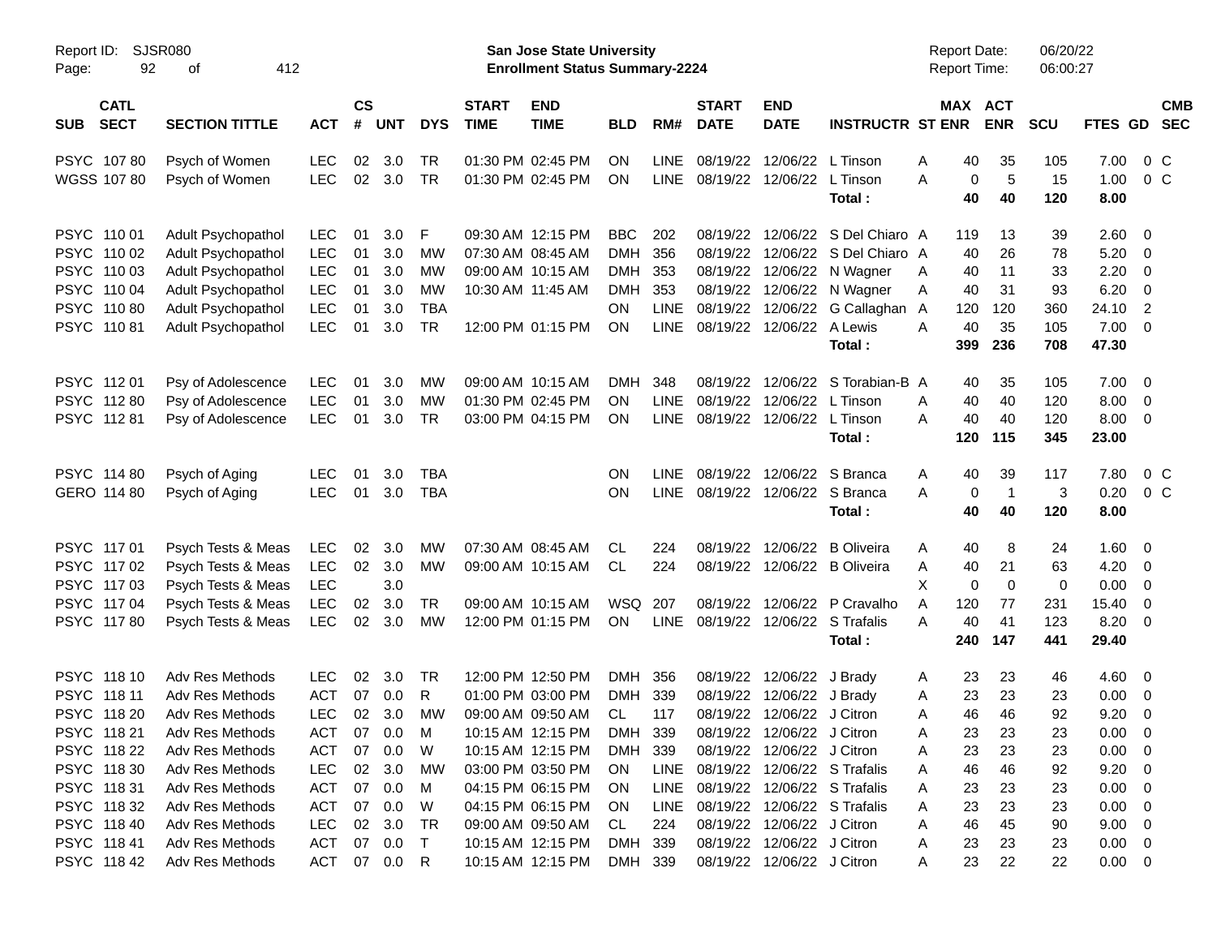Report ID: SJSR080
Page: 92 of 412

**San Jose State University**
**Enrollment Status Summary-2224**

Report Date: 06/20/22
Report Time: 06:00:27

| SUB | CATL SECT | SECTION TITTLE | ACT | CS # | UNT | DYS | START TIME | END TIME | BLD | RM# | START DATE | END DATE | INSTRUCTR | ST | MAX ENR | ACT ENR | SCU | FTES | GD | CMB SEC |
|---|---|---|---|---|---|---|---|---|---|---|---|---|---|---|---|---|---|---|---|---|
| PSYC | 107 80 | Psych of Women | LEC | 02 | 3.0 | TR | 01:30 PM | 02:45 PM | ON | LINE | 08/19/22 | 12/06/22 | L Tinson | A | 40 | 35 | 105 | 7.00 | 0 | C |
| WGSS | 107 80 | Psych of Women | LEC | 02 | 3.0 | TR | 01:30 PM | 02:45 PM | ON | LINE | 08/19/22 | 12/06/22 | L Tinson | A | 0 | 5 | 15 | 1.00 | 0 | C |
| | | | | | | | | | | | | | **Total :** | | **40** | **40** | **120** | **8.00** | | |
| PSYC | 110 01 | Adult Psychopathol | LEC | 01 | 3.0 | F | 09:30 AM | 12:15 PM | BBC | 202 | 08/19/22 | 12/06/22 | S Del Chiaro | A | 119 | 13 | 39 | 2.60 | 0 | |
| PSYC | 110 02 | Adult Psychopathol | LEC | 01 | 3.0 | MW | 07:30 AM | 08:45 AM | DMH | 356 | 08/19/22 | 12/06/22 | S Del Chiaro | A | 40 | 26 | 78 | 5.20 | 0 | |
| PSYC | 110 03 | Adult Psychopathol | LEC | 01 | 3.0 | MW | 09:00 AM | 10:15 AM | DMH | 353 | 08/19/22 | 12/06/22 | N Wagner | A | 40 | 11 | 33 | 2.20 | 0 | |
| PSYC | 110 04 | Adult Psychopathol | LEC | 01 | 3.0 | MW | 10:30 AM | 11:45 AM | DMH | 353 | 08/19/22 | 12/06/22 | N Wagner | A | 40 | 31 | 93 | 6.20 | 0 | |
| PSYC | 110 80 | Adult Psychopathol | LEC | 01 | 3.0 | TBA | | | ON | LINE | 08/19/22 | 12/06/22 | G Callaghan | A | 120 | 120 | 360 | 24.10 | 2 | |
| PSYC | 110 81 | Adult Psychopathol | LEC | 01 | 3.0 | TR | 12:00 PM | 01:15 PM | ON | LINE | 08/19/22 | 12/06/22 | A Lewis | A | 40 | 35 | 105 | 7.00 | 0 | |
| | | | | | | | | | | | | | **Total :** | | **399** | **236** | **708** | **47.30** | | |
| PSYC | 112 01 | Psy of Adolescence | LEC | 01 | 3.0 | MW | 09:00 AM | 10:15 AM | DMH | 348 | 08/19/22 | 12/06/22 | S Torabian-B | A | 40 | 35 | 105 | 7.00 | 0 | |
| PSYC | 112 80 | Psy of Adolescence | LEC | 01 | 3.0 | MW | 01:30 PM | 02:45 PM | ON | LINE | 08/19/22 | 12/06/22 | L Tinson | A | 40 | 40 | 120 | 8.00 | 0 | |
| PSYC | 112 81 | Psy of Adolescence | LEC | 01 | 3.0 | TR | 03:00 PM | 04:15 PM | ON | LINE | 08/19/22 | 12/06/22 | L Tinson | A | 40 | 40 | 120 | 8.00 | 0 | |
| | | | | | | | | | | | | | **Total :** | | **120** | **115** | **345** | **23.00** | | |
| PSYC | 114 80 | Psych of Aging | LEC | 01 | 3.0 | TBA | | | ON | LINE | 08/19/22 | 12/06/22 | S Branca | A | 40 | 39 | 117 | 7.80 | 0 | C |
| GERO | 114 80 | Psych of Aging | LEC | 01 | 3.0 | TBA | | | ON | LINE | 08/19/22 | 12/06/22 | S Branca | A | 0 | 1 | 3 | 0.20 | 0 | C |
| | | | | | | | | | | | | | **Total :** | | **40** | **40** | **120** | **8.00** | | |
| PSYC | 117 01 | Psych Tests & Meas | LEC | 02 | 3.0 | MW | 07:30 AM | 08:45 AM | CL | 224 | 08/19/22 | 12/06/22 | B Oliveira | A | 40 | 8 | 24 | 1.60 | 0 | |
| PSYC | 117 02 | Psych Tests & Meas | LEC | 02 | 3.0 | MW | 09:00 AM | 10:15 AM | CL | 224 | 08/19/22 | 12/06/22 | B Oliveira | A | 40 | 21 | 63 | 4.20 | 0 | |
| PSYC | 117 03 | Psych Tests & Meas | LEC | | 3.0 | | | | | | | | | X | 0 | 0 | 0 | 0.00 | 0 | |
| PSYC | 117 04 | Psych Tests & Meas | LEC | 02 | 3.0 | TR | 09:00 AM | 10:15 AM | WSQ | 207 | 08/19/22 | 12/06/22 | P Cravalho | A | 120 | 77 | 231 | 15.40 | 0 | |
| PSYC | 117 80 | Psych Tests & Meas | LEC | 02 | 3.0 | MW | 12:00 PM | 01:15 PM | ON | LINE | 08/19/22 | 12/06/22 | S Trafalis | A | 40 | 41 | 123 | 8.20 | 0 | |
| | | | | | | | | | | | | | **Total :** | | **240** | **147** | **441** | **29.40** | | |
| PSYC | 118 10 | Adv Res Methods | LEC | 02 | 3.0 | TR | 12:00 PM | 12:50 PM | DMH | 356 | 08/19/22 | 12/06/22 | J Brady | A | 23 | 23 | 46 | 4.60 | 0 | |
| PSYC | 118 11 | Adv Res Methods | ACT | 07 | 0.0 | R | 01:00 PM | 03:00 PM | DMH | 339 | 08/19/22 | 12/06/22 | J Brady | A | 23 | 23 | 23 | 0.00 | 0 | |
| PSYC | 118 20 | Adv Res Methods | LEC | 02 | 3.0 | MW | 09:00 AM | 09:50 AM | CL | 117 | 08/19/22 | 12/06/22 | J Citron | A | 46 | 46 | 92 | 9.20 | 0 | |
| PSYC | 118 21 | Adv Res Methods | ACT | 07 | 0.0 | M | 10:15 AM | 12:15 PM | DMH | 339 | 08/19/22 | 12/06/22 | J Citron | A | 23 | 23 | 23 | 0.00 | 0 | |
| PSYC | 118 22 | Adv Res Methods | ACT | 07 | 0.0 | W | 10:15 AM | 12:15 PM | DMH | 339 | 08/19/22 | 12/06/22 | J Citron | A | 23 | 23 | 23 | 0.00 | 0 | |
| PSYC | 118 30 | Adv Res Methods | LEC | 02 | 3.0 | MW | 03:00 PM | 03:50 PM | ON | LINE | 08/19/22 | 12/06/22 | S Trafalis | A | 46 | 46 | 92 | 9.20 | 0 | |
| PSYC | 118 31 | Adv Res Methods | ACT | 07 | 0.0 | M | 04:15 PM | 06:15 PM | ON | LINE | 08/19/22 | 12/06/22 | S Trafalis | A | 23 | 23 | 23 | 0.00 | 0 | |
| PSYC | 118 32 | Adv Res Methods | ACT | 07 | 0.0 | W | 04:15 PM | 06:15 PM | ON | LINE | 08/19/22 | 12/06/22 | S Trafalis | A | 23 | 23 | 23 | 0.00 | 0 | |
| PSYC | 118 40 | Adv Res Methods | LEC | 02 | 3.0 | TR | 09:00 AM | 09:50 AM | CL | 224 | 08/19/22 | 12/06/22 | J Citron | A | 46 | 45 | 90 | 9.00 | 0 | |
| PSYC | 118 41 | Adv Res Methods | ACT | 07 | 0.0 | T | 10:15 AM | 12:15 PM | DMH | 339 | 08/19/22 | 12/06/22 | J Citron | A | 23 | 23 | 23 | 0.00 | 0 | |
| PSYC | 118 42 | Adv Res Methods | ACT | 07 | 0.0 | R | 10:15 AM | 12:15 PM | DMH | 339 | 08/19/22 | 12/06/22 | J Citron | A | 23 | 22 | 22 | 0.00 | 0 | |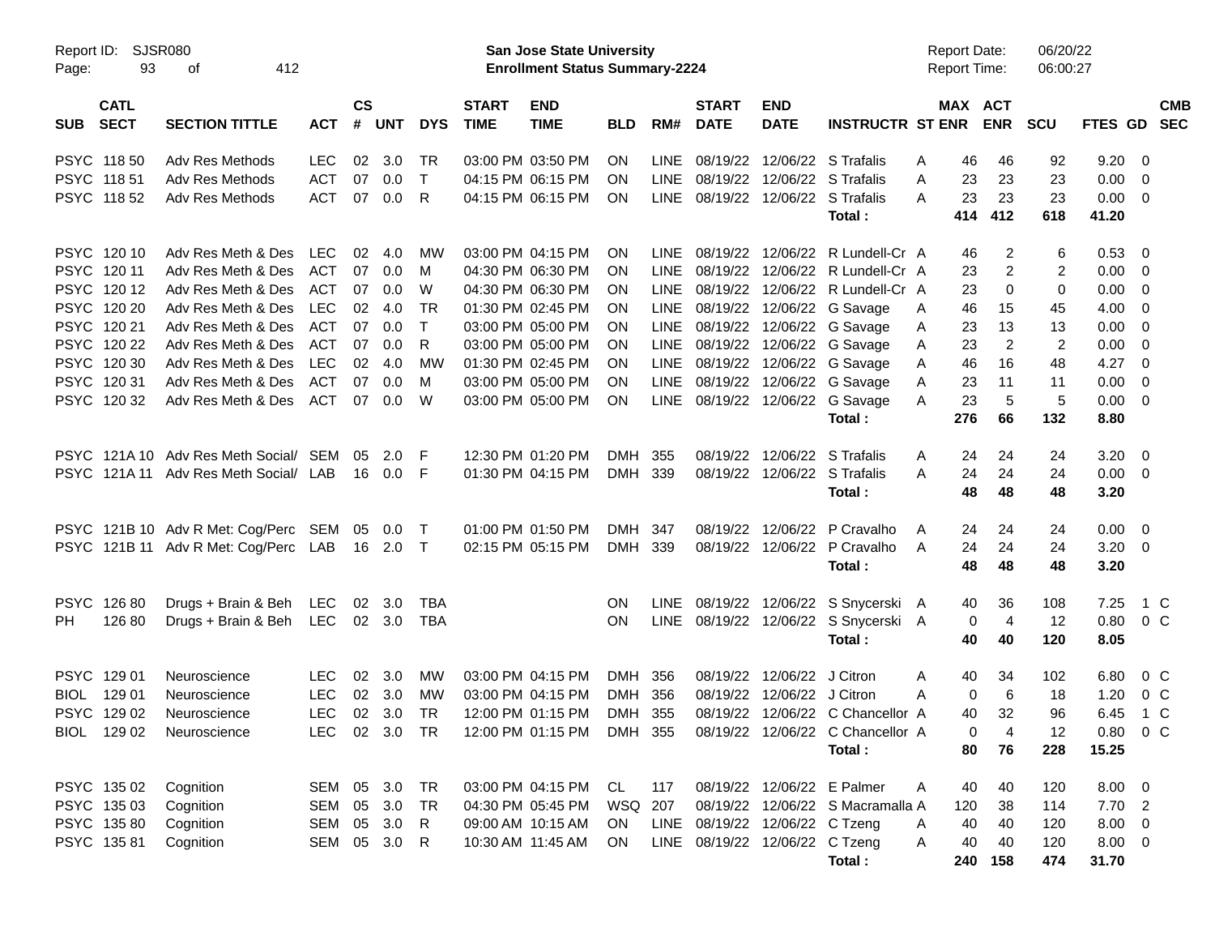Report ID: SJSR080
**San Jose State University**
**Enrollment Status Summary-2224**
Report Date: 06/20/22
Report Time: 06:00:27

| SUB | CATL SECT | SECTION TITTLE | ACT | CS # | UNT | DYS | START TIME | END TIME | BLD | RM# | START DATE | END DATE | INSTRUCTR | ST | MAX ENR | ACT ENR | SCU | FTES | GD | CMB SEC |
|---|---|---|---|---|---|---|---|---|---|---|---|---|---|---|---|---|---|---|---|---|
| PSYC | 118 50 | Adv Res Methods | LEC | 02 | 3.0 | TR | 03:00 PM | 03:50 PM | ON | LINE | 08/19/22 | 12/06/22 | S Trafalis | A | 46 | 46 | 92 | 9.20 | 0 | |
| PSYC | 118 51 | Adv Res Methods | ACT | 07 | 0.0 | T | 04:15 PM | 06:15 PM | ON | LINE | 08/19/22 | 12/06/22 | S Trafalis | A | 23 | 23 | 23 | 0.00 | 0 | |
| PSYC | 118 52 | Adv Res Methods | ACT | 07 | 0.0 | R | 04:15 PM | 06:15 PM | ON | LINE | 08/19/22 | 12/06/22 | S Trafalis | A | 23 | 23 | 23 | 0.00 | 0 | |
| | | | | | | | | | | | | | **Total :** | | **414** | **412** | **618** | **41.20** | | |
| PSYC | 120 10 | Adv Res Meth & Des | LEC | 02 | 4.0 | MW | 03:00 PM | 04:15 PM | ON | LINE | 08/19/22 | 12/06/22 | R Lundell-Cr | A | 46 | 2 | 6 | 0.53 | 0 | |
| PSYC | 120 11 | Adv Res Meth & Des | ACT | 07 | 0.0 | M | 04:30 PM | 06:30 PM | ON | LINE | 08/19/22 | 12/06/22 | R Lundell-Cr | A | 23 | 2 | 2 | 0.00 | 0 | |
| PSYC | 120 12 | Adv Res Meth & Des | ACT | 07 | 0.0 | W | 04:30 PM | 06:30 PM | ON | LINE | 08/19/22 | 12/06/22 | R Lundell-Cr | A | 23 | 0 | 0 | 0.00 | 0 | |
| PSYC | 120 20 | Adv Res Meth & Des | LEC | 02 | 4.0 | TR | 01:30 PM | 02:45 PM | ON | LINE | 08/19/22 | 12/06/22 | G Savage | A | 46 | 15 | 45 | 4.00 | 0 | |
| PSYC | 120 21 | Adv Res Meth & Des | ACT | 07 | 0.0 | T | 03:00 PM | 05:00 PM | ON | LINE | 08/19/22 | 12/06/22 | G Savage | A | 23 | 13 | 13 | 0.00 | 0 | |
| PSYC | 120 22 | Adv Res Meth & Des | ACT | 07 | 0.0 | R | 03:00 PM | 05:00 PM | ON | LINE | 08/19/22 | 12/06/22 | G Savage | A | 23 | 2 | 2 | 0.00 | 0 | |
| PSYC | 120 30 | Adv Res Meth & Des | LEC | 02 | 4.0 | MW | 01:30 PM | 02:45 PM | ON | LINE | 08/19/22 | 12/06/22 | G Savage | A | 46 | 16 | 48 | 4.27 | 0 | |
| PSYC | 120 31 | Adv Res Meth & Des | ACT | 07 | 0.0 | M | 03:00 PM | 05:00 PM | ON | LINE | 08/19/22 | 12/06/22 | G Savage | A | 23 | 11 | 11 | 0.00 | 0 | |
| PSYC | 120 32 | Adv Res Meth & Des | ACT | 07 | 0.0 | W | 03:00 PM | 05:00 PM | ON | LINE | 08/19/22 | 12/06/22 | G Savage | A | 23 | 5 | 5 | 0.00 | 0 | |
| | | | | | | | | | | | | | **Total :** | | **276** | **66** | **132** | **8.80** | | |
| PSYC | 121A 10 | Adv Res Meth Social/ | SEM | 05 | 2.0 | F | 12:30 PM | 01:20 PM | DMH | 355 | 08/19/22 | 12/06/22 | S Trafalis | A | 24 | 24 | 24 | 3.20 | 0 | |
| PSYC | 121A 11 | Adv Res Meth Social/ | LAB | 16 | 0.0 | F | 01:30 PM | 04:15 PM | DMH | 339 | 08/19/22 | 12/06/22 | S Trafalis | A | 24 | 24 | 24 | 0.00 | 0 | |
| | | | | | | | | | | | | | **Total :** | | **48** | **48** | **48** | **3.20** | | |
| PSYC | 121B 10 | Adv R Met: Cog/Perc | SEM | 05 | 0.0 | T | 01:00 PM | 01:50 PM | DMH | 347 | 08/19/22 | 12/06/22 | P Cravalho | A | 24 | 24 | 24 | 0.00 | 0 | |
| PSYC | 121B 11 | Adv R Met: Cog/Perc | LAB | 16 | 2.0 | T | 02:15 PM | 05:15 PM | DMH | 339 | 08/19/22 | 12/06/22 | P Cravalho | A | 24 | 24 | 24 | 3.20 | 0 | |
| | | | | | | | | | | | | | **Total :** | | **48** | **48** | **48** | **3.20** | | |
| PSYC | 126 80 | Drugs + Brain & Beh | LEC | 02 | 3.0 | TBA | | | ON | LINE | 08/19/22 | 12/06/22 | S Snycerski | A | 40 | 36 | 108 | 7.25 | 1 | C |
| PH | 126 80 | Drugs + Brain & Beh | LEC | 02 | 3.0 | TBA | | | ON | LINE | 08/19/22 | 12/06/22 | S Snycerski | A | 0 | 4 | 12 | 0.80 | 0 | C |
| | | | | | | | | | | | | | **Total :** | | **40** | **40** | **120** | **8.05** | | |
| PSYC | 129 01 | Neuroscience | LEC | 02 | 3.0 | MW | 03:00 PM | 04:15 PM | DMH | 356 | 08/19/22 | 12/06/22 | J Citron | A | 40 | 34 | 102 | 6.80 | 0 | C |
| BIOL | 129 01 | Neuroscience | LEC | 02 | 3.0 | MW | 03:00 PM | 04:15 PM | DMH | 356 | 08/19/22 | 12/06/22 | J Citron | A | 0 | 6 | 18 | 1.20 | 0 | C |
| PSYC | 129 02 | Neuroscience | LEC | 02 | 3.0 | TR | 12:00 PM | 01:15 PM | DMH | 355 | 08/19/22 | 12/06/22 | C Chancellor | A | 40 | 32 | 96 | 6.45 | 1 | C |
| BIOL | 129 02 | Neuroscience | LEC | 02 | 3.0 | TR | 12:00 PM | 01:15 PM | DMH | 355 | 08/19/22 | 12/06/22 | C Chancellor | A | 0 | 4 | 12 | 0.80 | 0 | C |
| | | | | | | | | | | | | | **Total :** | | **80** | **76** | **228** | **15.25** | | |
| PSYC | 135 02 | Cognition | SEM | 05 | 3.0 | TR | 03:00 PM | 04:15 PM | CL | 117 | 08/19/22 | 12/06/22 | E Palmer | A | 40 | 40 | 120 | 8.00 | 0 | |
| PSYC | 135 03 | Cognition | SEM | 05 | 3.0 | TR | 04:30 PM | 05:45 PM | WSQ | 207 | 08/19/22 | 12/06/22 | S Macramalla | A | 120 | 38 | 114 | 7.70 | 2 | |
| PSYC | 135 80 | Cognition | SEM | 05 | 3.0 | R | 09:00 AM | 10:15 AM | ON | LINE | 08/19/22 | 12/06/22 | C Tzeng | A | 40 | 40 | 120 | 8.00 | 0 | |
| PSYC | 135 81 | Cognition | SEM | 05 | 3.0 | R | 10:30 AM | 11:45 AM | ON | LINE | 08/19/22 | 12/06/22 | C Tzeng | A | 40 | 40 | 120 | 8.00 | 0 | |
| | | | | | | | | | | | | | **Total :** | | **240** | **158** | **474** | **31.70** | | |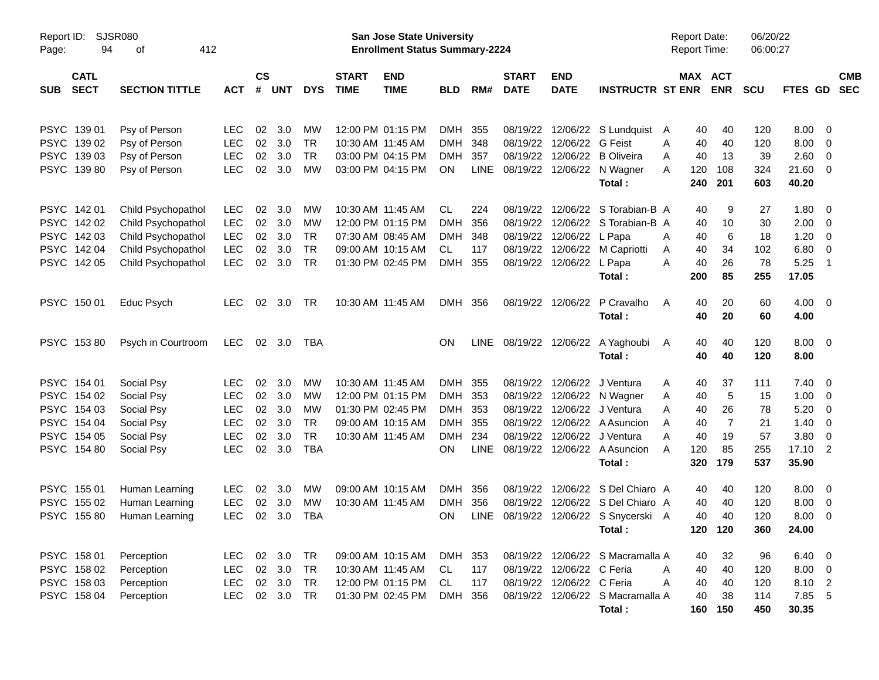Report ID: SJSR080 | San Jose State University | Report Date: 06/20/22
Page: 94 of 412 | Enrollment Status Summary-2224 | Report Time: 06:00:27

| SUB | CATL SECT | SECTION TITTLE | ACT | CS # | UNT | DYS | START TIME | END TIME | BLD | RM# | START DATE | END DATE | INSTRUCTR | ST | MAX ENR | ACT ENR | SCU | FTES | GD | CMB SEC |
|---|---|---|---|---|---|---|---|---|---|---|---|---|---|---|---|---|---|---|---|---|
| PSYC | 139 01 | Psy of Person | LEC | 02 | 3.0 | MW | 12:00 PM | 01:15 PM | DMH | 355 | 08/19/22 | 12/06/22 | S Lundquist | A | 40 | 40 | 120 | 8.00 | 0 | |
| PSYC | 139 02 | Psy of Person | LEC | 02 | 3.0 | TR | 10:30 AM | 11:45 AM | DMH | 348 | 08/19/22 | 12/06/22 | G Feist | A | 40 | 40 | 120 | 8.00 | 0 | |
| PSYC | 139 03 | Psy of Person | LEC | 02 | 3.0 | TR | 03:00 PM | 04:15 PM | DMH | 357 | 08/19/22 | 12/06/22 | B Oliveira | A | 40 | 13 | 39 | 2.60 | 0 | |
| PSYC | 139 80 | Psy of Person | LEC | 02 | 3.0 | MW | 03:00 PM | 04:15 PM | ON | LINE | 08/19/22 | 12/06/22 | N Wagner | A | 120 | 108 | 324 | 21.60 | 0 | |
| | | | | | | | | | | | | | **Total :** | | **240** | **201** | **603** | **40.20** | | |
| PSYC | 142 01 | Child Psychopathol | LEC | 02 | 3.0 | MW | 10:30 AM | 11:45 AM | CL | 224 | 08/19/22 | 12/06/22 | S Torabian-B | A | 40 | 9 | 27 | 1.80 | 0 | |
| PSYC | 142 02 | Child Psychopathol | LEC | 02 | 3.0 | MW | 12:00 PM | 01:15 PM | DMH | 356 | 08/19/22 | 12/06/22 | S Torabian-B | A | 40 | 10 | 30 | 2.00 | 0 | |
| PSYC | 142 03 | Child Psychopathol | LEC | 02 | 3.0 | TR | 07:30 AM | 08:45 AM | DMH | 348 | 08/19/22 | 12/06/22 | L Papa | A | 40 | 6 | 18 | 1.20 | 0 | |
| PSYC | 142 04 | Child Psychopathol | LEC | 02 | 3.0 | TR | 09:00 AM | 10:15 AM | CL | 117 | 08/19/22 | 12/06/22 | M Capriotti | A | 40 | 34 | 102 | 6.80 | 0 | |
| PSYC | 142 05 | Child Psychopathol | LEC | 02 | 3.0 | TR | 01:30 PM | 02:45 PM | DMH | 355 | 08/19/22 | 12/06/22 | L Papa | A | 40 | 26 | 78 | 5.25 | 1 | |
| | | | | | | | | | | | | | **Total :** | | **200** | **85** | **255** | **17.05** | | |
| PSYC | 150 01 | Educ Psych | LEC | 02 | 3.0 | TR | 10:30 AM | 11:45 AM | DMH | 356 | 08/19/22 | 12/06/22 | P Cravalho | A | 40 | 20 | 60 | 4.00 | 0 | |
| | | | | | | | | | | | | | **Total :** | | **40** | **20** | **60** | **4.00** | | |
| PSYC | 153 80 | Psych in Courtroom | LEC | 02 | 3.0 | TBA | | | ON | LINE | 08/19/22 | 12/06/22 | A Yaghoubi | A | 40 | 40 | 120 | 8.00 | 0 | |
| | | | | | | | | | | | | | **Total :** | | **40** | **40** | **120** | **8.00** | | |
| PSYC | 154 01 | Social Psy | LEC | 02 | 3.0 | MW | 10:30 AM | 11:45 AM | DMH | 355 | 08/19/22 | 12/06/22 | J Ventura | A | 40 | 37 | 111 | 7.40 | 0 | |
| PSYC | 154 02 | Social Psy | LEC | 02 | 3.0 | MW | 12:00 PM | 01:15 PM | DMH | 353 | 08/19/22 | 12/06/22 | N Wagner | A | 40 | 5 | 15 | 1.00 | 0 | |
| PSYC | 154 03 | Social Psy | LEC | 02 | 3.0 | MW | 01:30 PM | 02:45 PM | DMH | 353 | 08/19/22 | 12/06/22 | J Ventura | A | 40 | 26 | 78 | 5.20 | 0 | |
| PSYC | 154 04 | Social Psy | LEC | 02 | 3.0 | TR | 09:00 AM | 10:15 AM | DMH | 355 | 08/19/22 | 12/06/22 | A Asuncion | A | 40 | 7 | 21 | 1.40 | 0 | |
| PSYC | 154 05 | Social Psy | LEC | 02 | 3.0 | TR | 10:30 AM | 11:45 AM | DMH | 234 | 08/19/22 | 12/06/22 | J Ventura | A | 40 | 19 | 57 | 3.80 | 0 | |
| PSYC | 154 80 | Social Psy | LEC | 02 | 3.0 | TBA | | | ON | LINE | 08/19/22 | 12/06/22 | A Asuncion | A | 120 | 85 | 255 | 17.10 | 2 | |
| | | | | | | | | | | | | | **Total :** | | **320** | **179** | **537** | **35.90** | | |
| PSYC | 155 01 | Human Learning | LEC | 02 | 3.0 | MW | 09:00 AM | 10:15 AM | DMH | 356 | 08/19/22 | 12/06/22 | S Del Chiaro | A | 40 | 40 | 120 | 8.00 | 0 | |
| PSYC | 155 02 | Human Learning | LEC | 02 | 3.0 | MW | 10:30 AM | 11:45 AM | DMH | 356 | 08/19/22 | 12/06/22 | S Del Chiaro | A | 40 | 40 | 120 | 8.00 | 0 | |
| PSYC | 155 80 | Human Learning | LEC | 02 | 3.0 | TBA | | | ON | LINE | 08/19/22 | 12/06/22 | S Snycerski | A | 40 | 40 | 120 | 8.00 | 0 | |
| | | | | | | | | | | | | | **Total :** | | **120** | **120** | **360** | **24.00** | | |
| PSYC | 158 01 | Perception | LEC | 02 | 3.0 | TR | 09:00 AM | 10:15 AM | DMH | 353 | 08/19/22 | 12/06/22 | S Macramalla | A | 40 | 32 | 96 | 6.40 | 0 | |
| PSYC | 158 02 | Perception | LEC | 02 | 3.0 | TR | 10:30 AM | 11:45 AM | CL | 117 | 08/19/22 | 12/06/22 | C Feria | A | 40 | 40 | 120 | 8.00 | 0 | |
| PSYC | 158 03 | Perception | LEC | 02 | 3.0 | TR | 12:00 PM | 01:15 PM | CL | 117 | 08/19/22 | 12/06/22 | C Feria | A | 40 | 40 | 120 | 8.10 | 2 | |
| PSYC | 158 04 | Perception | LEC | 02 | 3.0 | TR | 01:30 PM | 02:45 PM | DMH | 356 | 08/19/22 | 12/06/22 | S Macramalla | A | 40 | 38 | 114 | 7.85 | 5 | |
| | | | | | | | | | | | | | **Total :** | | **160** | **150** | **450** | **30.35** | | |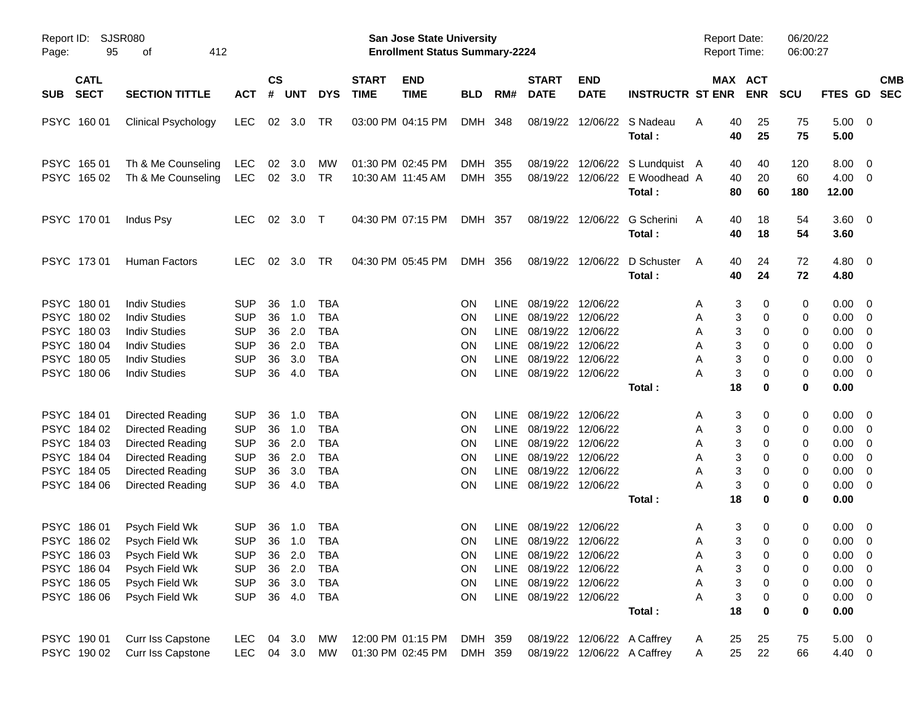Report ID: SJSR080

**San Jose State University**
**Enrollment Status Summary-2224**

Report Date: 06/20/22
Report Time: 06:00:27

| SUB | CATL SECT | SECTION TITTLE | ACT | CS # | UNT | DYS | START TIME | END TIME | BLD | RM# | START DATE | END DATE | INSTRUCTR | ST | MAX ENR | ACT ENR | SCU | FTES | GD | CMB SEC |
|---|---|---|---|---|---|---|---|---|---|---|---|---|---|---|---|---|---|---|---|---|
| PSYC | 160 01 | Clinical Psychology | LEC | 02 | 3.0 | TR | 03:00 PM | 04:15 PM | DMH | 348 | 08/19/22 | 12/06/22 | S Nadeau | A | 40 | 25 | 75 | 5.00 | 0 | |
| | | | | | | | | | | | | | **Total :** | | **40** | **25** | **75** | **5.00** | | |
| PSYC | 165 01 | Th & Me Counseling | LEC | 02 | 3.0 | MW | 01:30 PM | 02:45 PM | DMH | 355 | 08/19/22 | 12/06/22 | S Lundquist | A | 40 | 40 | 120 | 8.00 | 0 | |
| PSYC | 165 02 | Th & Me Counseling | LEC | 02 | 3.0 | TR | 10:30 AM | 11:45 AM | DMH | 355 | 08/19/22 | 12/06/22 | E Woodhead | A | 40 | 20 | 60 | 4.00 | 0 | |
| | | | | | | | | | | | | | **Total :** | | **80** | **60** | **180** | **12.00** | | |
| PSYC | 170 01 | Indus Psy | LEC | 02 | 3.0 | T | 04:30 PM | 07:15 PM | DMH | 357 | 08/19/22 | 12/06/22 | G Scherini | A | 40 | 18 | 54 | 3.60 | 0 | |
| | | | | | | | | | | | | | **Total :** | | **40** | **18** | **54** | **3.60** | | |
| PSYC | 173 01 | Human Factors | LEC | 02 | 3.0 | TR | 04:30 PM | 05:45 PM | DMH | 356 | 08/19/22 | 12/06/22 | D Schuster | A | 40 | 24 | 72 | 4.80 | 0 | |
| | | | | | | | | | | | | | **Total :** | | **40** | **24** | **72** | **4.80** | | |
| PSYC | 180 01 | Indiv Studies | SUP | 36 | 1.0 | TBA | | | ON | LINE | 08/19/22 | 12/06/22 | | A | 3 | 0 | 0 | 0.00 | 0 | |
| PSYC | 180 02 | Indiv Studies | SUP | 36 | 1.0 | TBA | | | ON | LINE | 08/19/22 | 12/06/22 | | A | 3 | 0 | 0 | 0.00 | 0 | |
| PSYC | 180 03 | Indiv Studies | SUP | 36 | 2.0 | TBA | | | ON | LINE | 08/19/22 | 12/06/22 | | A | 3 | 0 | 0 | 0.00 | 0 | |
| PSYC | 180 04 | Indiv Studies | SUP | 36 | 2.0 | TBA | | | ON | LINE | 08/19/22 | 12/06/22 | | A | 3 | 0 | 0 | 0.00 | 0 | |
| PSYC | 180 05 | Indiv Studies | SUP | 36 | 3.0 | TBA | | | ON | LINE | 08/19/22 | 12/06/22 | | A | 3 | 0 | 0 | 0.00 | 0 | |
| PSYC | 180 06 | Indiv Studies | SUP | 36 | 4.0 | TBA | | | ON | LINE | 08/19/22 | 12/06/22 | | A | 3 | 0 | 0 | 0.00 | 0 | |
| | | | | | | | | | | | | | **Total :** | | **18** | **0** | **0** | **0.00** | | |
| PSYC | 184 01 | Directed Reading | SUP | 36 | 1.0 | TBA | | | ON | LINE | 08/19/22 | 12/06/22 | | A | 3 | 0 | 0 | 0.00 | 0 | |
| PSYC | 184 02 | Directed Reading | SUP | 36 | 1.0 | TBA | | | ON | LINE | 08/19/22 | 12/06/22 | | A | 3 | 0 | 0 | 0.00 | 0 | |
| PSYC | 184 03 | Directed Reading | SUP | 36 | 2.0 | TBA | | | ON | LINE | 08/19/22 | 12/06/22 | | A | 3 | 0 | 0 | 0.00 | 0 | |
| PSYC | 184 04 | Directed Reading | SUP | 36 | 2.0 | TBA | | | ON | LINE | 08/19/22 | 12/06/22 | | A | 3 | 0 | 0 | 0.00 | 0 | |
| PSYC | 184 05 | Directed Reading | SUP | 36 | 3.0 | TBA | | | ON | LINE | 08/19/22 | 12/06/22 | | A | 3 | 0 | 0 | 0.00 | 0 | |
| PSYC | 184 06 | Directed Reading | SUP | 36 | 4.0 | TBA | | | ON | LINE | 08/19/22 | 12/06/22 | | A | 3 | 0 | 0 | 0.00 | 0 | |
| | | | | | | | | | | | | | **Total :** | | **18** | **0** | **0** | **0.00** | | |
| PSYC | 186 01 | Psych Field Wk | SUP | 36 | 1.0 | TBA | | | ON | LINE | 08/19/22 | 12/06/22 | | A | 3 | 0 | 0 | 0.00 | 0 | |
| PSYC | 186 02 | Psych Field Wk | SUP | 36 | 1.0 | TBA | | | ON | LINE | 08/19/22 | 12/06/22 | | A | 3 | 0 | 0 | 0.00 | 0 | |
| PSYC | 186 03 | Psych Field Wk | SUP | 36 | 2.0 | TBA | | | ON | LINE | 08/19/22 | 12/06/22 | | A | 3 | 0 | 0 | 0.00 | 0 | |
| PSYC | 186 04 | Psych Field Wk | SUP | 36 | 2.0 | TBA | | | ON | LINE | 08/19/22 | 12/06/22 | | A | 3 | 0 | 0 | 0.00 | 0 | |
| PSYC | 186 05 | Psych Field Wk | SUP | 36 | 3.0 | TBA | | | ON | LINE | 08/19/22 | 12/06/22 | | A | 3 | 0 | 0 | 0.00 | 0 | |
| PSYC | 186 06 | Psych Field Wk | SUP | 36 | 4.0 | TBA | | | ON | LINE | 08/19/22 | 12/06/22 | | A | 3 | 0 | 0 | 0.00 | 0 | |
| | | | | | | | | | | | | | **Total :** | | **18** | **0** | **0** | **0.00** | | |
| PSYC | 190 01 | Curr Iss Capstone | LEC | 04 | 3.0 | MW | 12:00 PM | 01:15 PM | DMH | 359 | 08/19/22 | 12/06/22 | A Caffrey | A | 25 | 25 | 75 | 5.00 | 0 | |
| PSYC | 190 02 | Curr Iss Capstone | LEC | 04 | 3.0 | MW | 01:30 PM | 02:45 PM | DMH | 359 | 08/19/22 | 12/06/22 | A Caffrey | A | 25 | 22 | 66 | 4.40 | 0 | |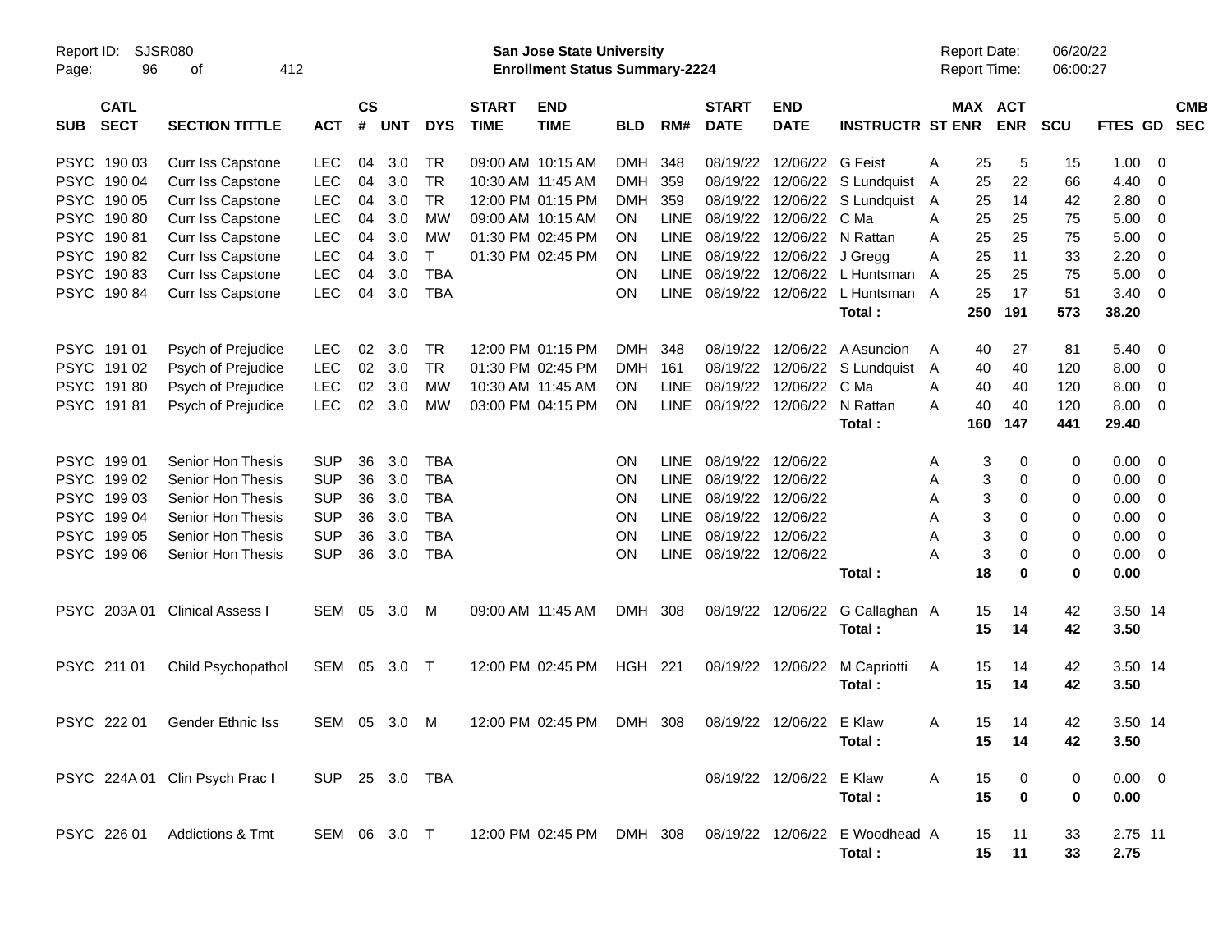Report ID: SJSR080
Page: 96 of 412

**San Jose State University**
**Enrollment Status Summary-2224**

Report Date: 06/20/22
Report Time: 06:00:27

| SUB | CATL SECT | SECTION TITTLE | ACT | CS # | UNT | DYS | START TIME | END TIME | BLD | RM# | START DATE | END DATE | INSTRUCTR | ST | MAX ENR | ACT ENR | SCU | FTES | GD | CMB SEC |
|---|---|---|---|---|---|---|---|---|---|---|---|---|---|---|---|---|---|---|---|---|
| PSYC | 190 03 | Curr Iss Capstone | LEC | 04 | 3.0 | TR | 09:00 AM | 10:15 AM | DMH | 348 | 08/19/22 | 12/06/22 | G Feist | A | 25 | 5 | 15 | 1.00 | 0 | |
| PSYC | 190 04 | Curr Iss Capstone | LEC | 04 | 3.0 | TR | 10:30 AM | 11:45 AM | DMH | 359 | 08/19/22 | 12/06/22 | S Lundquist | A | 25 | 22 | 66 | 4.40 | 0 | |
| PSYC | 190 05 | Curr Iss Capstone | LEC | 04 | 3.0 | TR | 12:00 PM | 01:15 PM | DMH | 359 | 08/19/22 | 12/06/22 | S Lundquist | A | 25 | 14 | 42 | 2.80 | 0 | |
| PSYC | 190 80 | Curr Iss Capstone | LEC | 04 | 3.0 | MW | 09:00 AM | 10:15 AM | ON | LINE | 08/19/22 | 12/06/22 | C Ma | A | 25 | 25 | 75 | 5.00 | 0 | |
| PSYC | 190 81 | Curr Iss Capstone | LEC | 04 | 3.0 | MW | 01:30 PM | 02:45 PM | ON | LINE | 08/19/22 | 12/06/22 | N Rattan | A | 25 | 25 | 75 | 5.00 | 0 | |
| PSYC | 190 82 | Curr Iss Capstone | LEC | 04 | 3.0 | T | 01:30 PM | 02:45 PM | ON | LINE | 08/19/22 | 12/06/22 | J Gregg | A | 25 | 11 | 33 | 2.20 | 0 | |
| PSYC | 190 83 | Curr Iss Capstone | LEC | 04 | 3.0 | TBA | | | ON | LINE | 08/19/22 | 12/06/22 | L Huntsman | A | 25 | 25 | 75 | 5.00 | 0 | |
| PSYC | 190 84 | Curr Iss Capstone | LEC | 04 | 3.0 | TBA | | | ON | LINE | 08/19/22 | 12/06/22 | L Huntsman | A | 25 | 17 | 51 | 3.40 | 0 | |
| | | | | | | | | | | | | | **Total :** | | **250** | **191** | **573** | **38.20** | | |
| PSYC | 191 01 | Psych of Prejudice | LEC | 02 | 3.0 | TR | 12:00 PM | 01:15 PM | DMH | 348 | 08/19/22 | 12/06/22 | A Asuncion | A | 40 | 27 | 81 | 5.40 | 0 | |
| PSYC | 191 02 | Psych of Prejudice | LEC | 02 | 3.0 | TR | 01:30 PM | 02:45 PM | DMH | 161 | 08/19/22 | 12/06/22 | S Lundquist | A | 40 | 40 | 120 | 8.00 | 0 | |
| PSYC | 191 80 | Psych of Prejudice | LEC | 02 | 3.0 | MW | 10:30 AM | 11:45 AM | ON | LINE | 08/19/22 | 12/06/22 | C Ma | A | 40 | 40 | 120 | 8.00 | 0 | |
| PSYC | 191 81 | Psych of Prejudice | LEC | 02 | 3.0 | MW | 03:00 PM | 04:15 PM | ON | LINE | 08/19/22 | 12/06/22 | N Rattan | A | 40 | 40 | 120 | 8.00 | 0 | |
| | | | | | | | | | | | | | **Total :** | | **160** | **147** | **441** | **29.40** | | |
| PSYC | 199 01 | Senior Hon Thesis | SUP | 36 | 3.0 | TBA | | | ON | LINE | 08/19/22 | 12/06/22 | | A | 3 | 0 | 0 | 0.00 | 0 | |
| PSYC | 199 02 | Senior Hon Thesis | SUP | 36 | 3.0 | TBA | | | ON | LINE | 08/19/22 | 12/06/22 | | A | 3 | 0 | 0 | 0.00 | 0 | |
| PSYC | 199 03 | Senior Hon Thesis | SUP | 36 | 3.0 | TBA | | | ON | LINE | 08/19/22 | 12/06/22 | | A | 3 | 0 | 0 | 0.00 | 0 | |
| PSYC | 199 04 | Senior Hon Thesis | SUP | 36 | 3.0 | TBA | | | ON | LINE | 08/19/22 | 12/06/22 | | A | 3 | 0 | 0 | 0.00 | 0 | |
| PSYC | 199 05 | Senior Hon Thesis | SUP | 36 | 3.0 | TBA | | | ON | LINE | 08/19/22 | 12/06/22 | | A | 3 | 0 | 0 | 0.00 | 0 | |
| PSYC | 199 06 | Senior Hon Thesis | SUP | 36 | 3.0 | TBA | | | ON | LINE | 08/19/22 | 12/06/22 | | A | 3 | 0 | 0 | 0.00 | 0 | |
| | | | | | | | | | | | | | **Total :** | | **18** | **0** | **0** | **0.00** | | |
| PSYC | 203A 01 | Clinical Assess I | SEM | 05 | 3.0 | M | 09:00 AM | 11:45 AM | DMH | 308 | 08/19/22 | 12/06/22 | G Callaghan | A | 15 | 14 | 42 | 3.50 | 14 | |
| | | | | | | | | | | | | | **Total :** | | **15** | **14** | **42** | **3.50** | | |
| PSYC | 211 01 | Child Psychopathol | SEM | 05 | 3.0 | T | 12:00 PM | 02:45 PM | HGH | 221 | 08/19/22 | 12/06/22 | M Capriotti | A | 15 | 14 | 42 | 3.50 | 14 | |
| | | | | | | | | | | | | | **Total :** | | **15** | **14** | **42** | **3.50** | | |
| PSYC | 222 01 | Gender Ethnic Iss | SEM | 05 | 3.0 | M | 12:00 PM | 02:45 PM | DMH | 308 | 08/19/22 | 12/06/22 | E Klaw | A | 15 | 14 | 42 | 3.50 | 14 | |
| | | | | | | | | | | | | | **Total :** | | **15** | **14** | **42** | **3.50** | | |
| PSYC | 224A 01 | Clin Psych Prac I | SUP | 25 | 3.0 | TBA | | | | | 08/19/22 | 12/06/22 | E Klaw | A | 15 | 0 | 0 | 0.00 | 0 | |
| | | | | | | | | | | | | | **Total :** | | **15** | **0** | **0** | **0.00** | | |
| PSYC | 226 01 | Addictions & Tmt | SEM | 06 | 3.0 | T | 12:00 PM | 02:45 PM | DMH | 308 | 08/19/22 | 12/06/22 | E Woodhead | A | 15 | 11 | 33 | 2.75 | 11 | |
| | | | | | | | | | | | | | **Total :** | | **15** | **11** | **33** | **2.75** | | |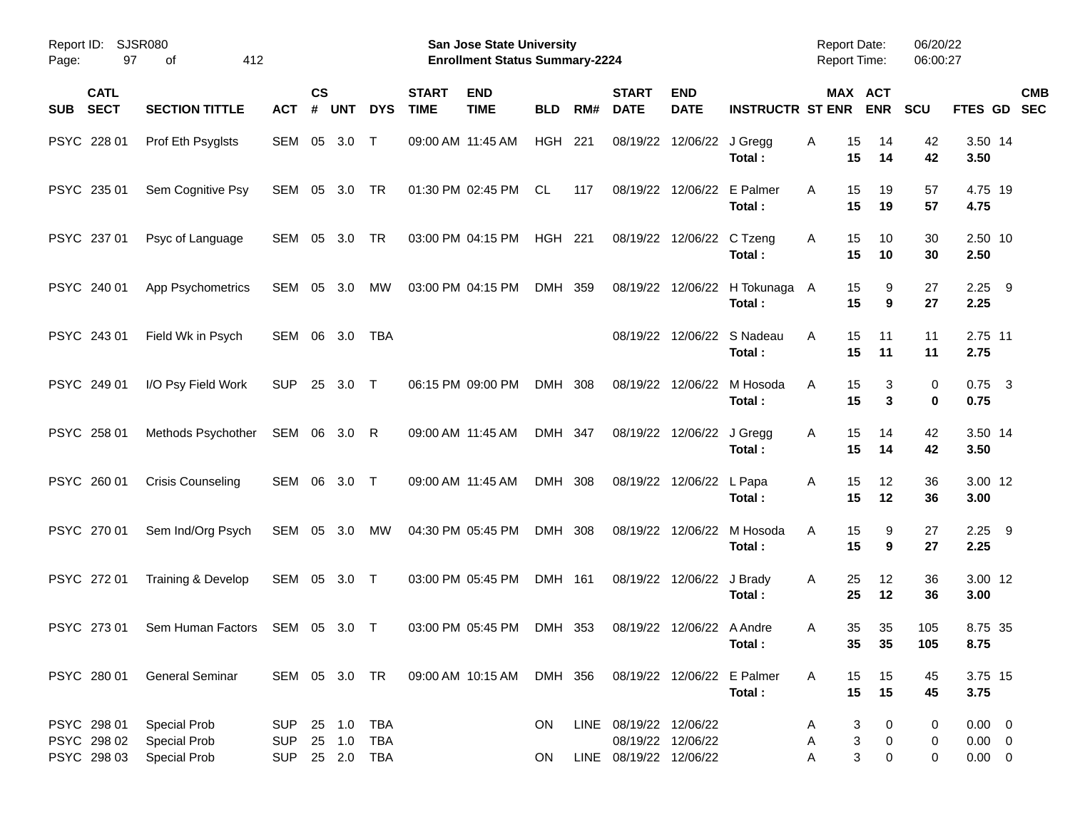Report ID: SJSR080
Page: 97 of 412

**San Jose State University**
**Enrollment Status Summary-2224**

Report Date: 06/20/22
Report Time: 06:00:27

| SUB | CATL SECT | SECTION TITTLE | ACT | CS # | UNT | DYS | START TIME | END TIME | BLD | RM# | START DATE | END DATE | INSTRUCTR | ST | MAX ENR | ACT ENR | SCU | FTES | GD | CMB SEC |
|---|---|---|---|---|---|---|---|---|---|---|---|---|---|---|---|---|---|---|---|---|
| PSYC | 228 01 | Prof Eth Psyglsts | SEM | 05 | 3.0 | T | 09:00 AM | 11:45 AM | HGH | 221 | 08/19/22 | 12/06/22 | J Gregg | A | 15 | 14 | 42 | 3.50 | 14 | |
| | | | | | | | | | | | | | **Total :** | | **15** | **14** | **42** | **3.50** | | |
| PSYC | 235 01 | Sem Cognitive Psy | SEM | 05 | 3.0 | TR | 01:30 PM | 02:45 PM | CL | 117 | 08/19/22 | 12/06/22 | E Palmer | A | 15 | 19 | 57 | 4.75 | 19 | |
| | | | | | | | | | | | | | **Total :** | | **15** | **19** | **57** | **4.75** | | |
| PSYC | 237 01 | Psyc of Language | SEM | 05 | 3.0 | TR | 03:00 PM | 04:15 PM | HGH | 221 | 08/19/22 | 12/06/22 | C Tzeng | A | 15 | 10 | 30 | 2.50 | 10 | |
| | | | | | | | | | | | | | **Total :** | | **15** | **10** | **30** | **2.50** | | |
| PSYC | 240 01 | App Psychometrics | SEM | 05 | 3.0 | MW | 03:00 PM | 04:15 PM | DMH | 359 | 08/19/22 | 12/06/22 | H Tokunaga | A | 15 | 9 | 27 | 2.25 | 9 | |
| | | | | | | | | | | | | | **Total :** | | **15** | **9** | **27** | **2.25** | | |
| PSYC | 243 01 | Field Wk in Psych | SEM | 06 | 3.0 | TBA | | | | | 08/19/22 | 12/06/22 | S Nadeau | A | 15 | 11 | 11 | 2.75 | 11 | |
| | | | | | | | | | | | | | **Total :** | | **15** | **11** | **11** | **2.75** | | |
| PSYC | 249 01 | I/O Psy Field Work | SUP | 25 | 3.0 | T | 06:15 PM | 09:00 PM | DMH | 308 | 08/19/22 | 12/06/22 | M Hosoda | A | 15 | 3 | 0 | 0.75 | 3 | |
| | | | | | | | | | | | | | **Total :** | | **15** | **3** | **0** | **0.75** | | |
| PSYC | 258 01 | Methods Psychother | SEM | 06 | 3.0 | R | 09:00 AM | 11:45 AM | DMH | 347 | 08/19/22 | 12/06/22 | J Gregg | A | 15 | 14 | 42 | 3.50 | 14 | |
| | | | | | | | | | | | | | **Total :** | | **15** | **14** | **42** | **3.50** | | |
| PSYC | 260 01 | Crisis Counseling | SEM | 06 | 3.0 | T | 09:00 AM | 11:45 AM | DMH | 308 | 08/19/22 | 12/06/22 | L Papa | A | 15 | 12 | 36 | 3.00 | 12 | |
| | | | | | | | | | | | | | **Total :** | | **15** | **12** | **36** | **3.00** | | |
| PSYC | 270 01 | Sem Ind/Org Psych | SEM | 05 | 3.0 | MW | 04:30 PM | 05:45 PM | DMH | 308 | 08/19/22 | 12/06/22 | M Hosoda | A | 15 | 9 | 27 | 2.25 | 9 | |
| | | | | | | | | | | | | | **Total :** | | **15** | **9** | **27** | **2.25** | | |
| PSYC | 272 01 | Training & Develop | SEM | 05 | 3.0 | T | 03:00 PM | 05:45 PM | DMH | 161 | 08/19/22 | 12/06/22 | J Brady | A | 25 | 12 | 36 | 3.00 | 12 | |
| | | | | | | | | | | | | | **Total :** | | **25** | **12** | **36** | **3.00** | | |
| PSYC | 273 01 | Sem Human Factors | SEM | 05 | 3.0 | T | 03:00 PM | 05:45 PM | DMH | 353 | 08/19/22 | 12/06/22 | A Andre | A | 35 | 35 | 105 | 8.75 | 35 | |
| | | | | | | | | | | | | | **Total :** | | **35** | **35** | **105** | **8.75** | | |
| PSYC | 280 01 | General Seminar | SEM | 05 | 3.0 | TR | 09:00 AM | 10:15 AM | DMH | 356 | 08/19/22 | 12/06/22 | E Palmer | A | 15 | 15 | 45 | 3.75 | 15 | |
| | | | | | | | | | | | | | **Total :** | | **15** | **15** | **45** | **3.75** | | |
| PSYC | 298 01 | Special Prob | SUP | 25 | 1.0 | TBA | | | ON | LINE | 08/19/22 | 12/06/22 | | A | 3 | 0 | 0 | 0.00 | 0 | |
| PSYC | 298 02 | Special Prob | SUP | 25 | 1.0 | TBA | | | | | 08/19/22 | 12/06/22 | | A | 3 | 0 | 0 | 0.00 | 0 | |
| PSYC | 298 03 | Special Prob | SUP | 25 | 2.0 | TBA | | | ON | LINE | 08/19/22 | 12/06/22 | | A | 3 | 0 | 0 | 0.00 | 0 | |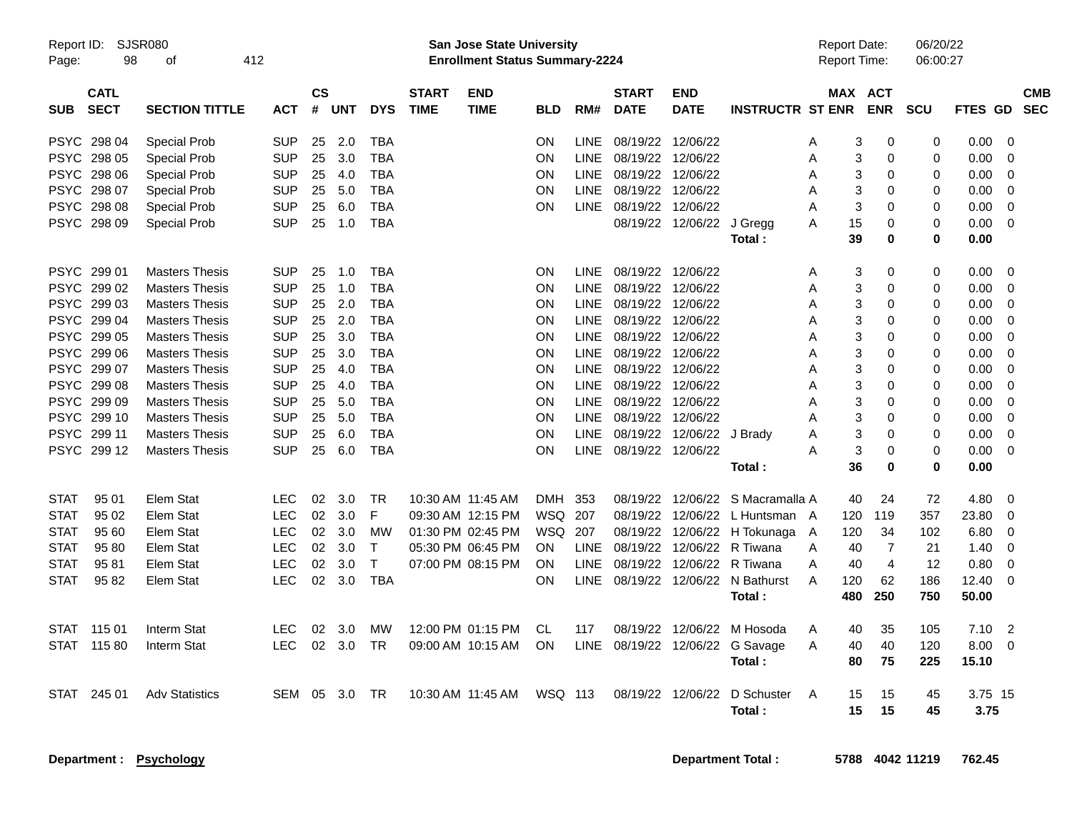Report ID: SJSR080 San Jose State University Report Date: 06/20/22
Enrollment Status Summary-2224 Report Time: 06:00:27

| SUB | CATL SECT | SECTION TITTLE | ACT | CS # | UNT | DYS | START TIME | END TIME | BLD | RM# | START DATE | END DATE | INSTRUCTR | ST | MAX ENR | ACT ENR | SCU | FTES | GD | CMB SEC |
|---|---|---|---|---|---|---|---|---|---|---|---|---|---|---|---|---|---|---|---|---|
| PSYC | 298 04 | Special Prob | SUP | 25 | 2.0 | TBA | | | ON | LINE | 08/19/22 | 12/06/22 | | A | 3 | 0 | 0 | 0.00 | 0 | |
| PSYC | 298 05 | Special Prob | SUP | 25 | 3.0 | TBA | | | ON | LINE | 08/19/22 | 12/06/22 | | A | 3 | 0 | 0 | 0.00 | 0 | |
| PSYC | 298 06 | Special Prob | SUP | 25 | 4.0 | TBA | | | ON | LINE | 08/19/22 | 12/06/22 | | A | 3 | 0 | 0 | 0.00 | 0 | |
| PSYC | 298 07 | Special Prob | SUP | 25 | 5.0 | TBA | | | ON | LINE | 08/19/22 | 12/06/22 | | A | 3 | 0 | 0 | 0.00 | 0 | |
| PSYC | 298 08 | Special Prob | SUP | 25 | 6.0 | TBA | | | ON | LINE | 08/19/22 | 12/06/22 | | A | 3 | 0 | 0 | 0.00 | 0 | |
| PSYC | 298 09 | Special Prob | SUP | 25 | 1.0 | TBA | | | | | 08/19/22 | 12/06/22 | J Gregg | A | 15 | 0 | 0 | 0.00 | 0 | |
| | | | | | | | | | | | | | **Total :** | | **39** | **0** | **0** | **0.00** | | |
| PSYC | 299 01 | Masters Thesis | SUP | 25 | 1.0 | TBA | | | ON | LINE | 08/19/22 | 12/06/22 | | A | 3 | 0 | 0 | 0.00 | 0 | |
| PSYC | 299 02 | Masters Thesis | SUP | 25 | 1.0 | TBA | | | ON | LINE | 08/19/22 | 12/06/22 | | A | 3 | 0 | 0 | 0.00 | 0 | |
| PSYC | 299 03 | Masters Thesis | SUP | 25 | 2.0 | TBA | | | ON | LINE | 08/19/22 | 12/06/22 | | A | 3 | 0 | 0 | 0.00 | 0 | |
| PSYC | 299 04 | Masters Thesis | SUP | 25 | 2.0 | TBA | | | ON | LINE | 08/19/22 | 12/06/22 | | A | 3 | 0 | 0 | 0.00 | 0 | |
| PSYC | 299 05 | Masters Thesis | SUP | 25 | 3.0 | TBA | | | ON | LINE | 08/19/22 | 12/06/22 | | A | 3 | 0 | 0 | 0.00 | 0 | |
| PSYC | 299 06 | Masters Thesis | SUP | 25 | 3.0 | TBA | | | ON | LINE | 08/19/22 | 12/06/22 | | A | 3 | 0 | 0 | 0.00 | 0 | |
| PSYC | 299 07 | Masters Thesis | SUP | 25 | 4.0 | TBA | | | ON | LINE | 08/19/22 | 12/06/22 | | A | 3 | 0 | 0 | 0.00 | 0 | |
| PSYC | 299 08 | Masters Thesis | SUP | 25 | 4.0 | TBA | | | ON | LINE | 08/19/22 | 12/06/22 | | A | 3 | 0 | 0 | 0.00 | 0 | |
| PSYC | 299 09 | Masters Thesis | SUP | 25 | 5.0 | TBA | | | ON | LINE | 08/19/22 | 12/06/22 | | A | 3 | 0 | 0 | 0.00 | 0 | |
| PSYC | 299 10 | Masters Thesis | SUP | 25 | 5.0 | TBA | | | ON | LINE | 08/19/22 | 12/06/22 | | A | 3 | 0 | 0 | 0.00 | 0 | |
| PSYC | 299 11 | Masters Thesis | SUP | 25 | 6.0 | TBA | | | ON | LINE | 08/19/22 | 12/06/22 | J Brady | A | 3 | 0 | 0 | 0.00 | 0 | |
| PSYC | 299 12 | Masters Thesis | SUP | 25 | 6.0 | TBA | | | ON | LINE | 08/19/22 | 12/06/22 | | A | 3 | 0 | 0 | 0.00 | 0 | |
| | | | | | | | | | | | | | **Total :** | | **36** | **0** | **0** | **0.00** | | |
| STAT | 95 01 | Elem Stat | LEC | 02 | 3.0 | TR | 10:30 AM | 11:45 AM | DMH | 353 | 08/19/22 | 12/06/22 | S Macramalla | A | 40 | 24 | 72 | 4.80 | 0 | |
| STAT | 95 02 | Elem Stat | LEC | 02 | 3.0 | F | 09:30 AM | 12:15 PM | WSQ | 207 | 08/19/22 | 12/06/22 | L Huntsman | A | 120 | 119 | 357 | 23.80 | 0 | |
| STAT | 95 60 | Elem Stat | LEC | 02 | 3.0 | MW | 01:30 PM | 02:45 PM | WSQ | 207 | 08/19/22 | 12/06/22 | H Tokunaga | A | 120 | 34 | 102 | 6.80 | 0 | |
| STAT | 95 80 | Elem Stat | LEC | 02 | 3.0 | T | 05:30 PM | 06:45 PM | ON | LINE | 08/19/22 | 12/06/22 | R Tiwana | A | 40 | 7 | 21 | 1.40 | 0 | |
| STAT | 95 81 | Elem Stat | LEC | 02 | 3.0 | T | 07:00 PM | 08:15 PM | ON | LINE | 08/19/22 | 12/06/22 | R Tiwana | A | 40 | 4 | 12 | 0.80 | 0 | |
| STAT | 95 82 | Elem Stat | LEC | 02 | 3.0 | TBA | | | ON | LINE | 08/19/22 | 12/06/22 | N Bathurst | A | 120 | 62 | 186 | 12.40 | 0 | |
| | | | | | | | | | | | | | **Total :** | | **480** | **250** | **750** | **50.00** | | |
| STAT | 115 01 | Interm Stat | LEC | 02 | 3.0 | MW | 12:00 PM | 01:15 PM | CL | 117 | 08/19/22 | 12/06/22 | M Hosoda | A | 40 | 35 | 105 | 7.10 | 2 | |
| STAT | 115 80 | Interm Stat | LEC | 02 | 3.0 | TR | 09:00 AM | 10:15 AM | ON | LINE | 08/19/22 | 12/06/22 | G Savage | A | 40 | 40 | 120 | 8.00 | 0 | |
| | | | | | | | | | | | | | **Total :** | | **80** | **75** | **225** | **15.10** | | |
| STAT | 245 01 | Adv Statistics | SEM | 05 | 3.0 | TR | 10:30 AM | 11:45 AM | WSQ | 113 | 08/19/22 | 12/06/22 | D Schuster | A | 15 | 15 | 45 | 3.75 | 15 | |
| | | | | | | | | | | | | | **Total :** | | **15** | **15** | **45** | **3.75** | | |

**Department : Psychology** **Department Total : 5788 4042 11219 762.45**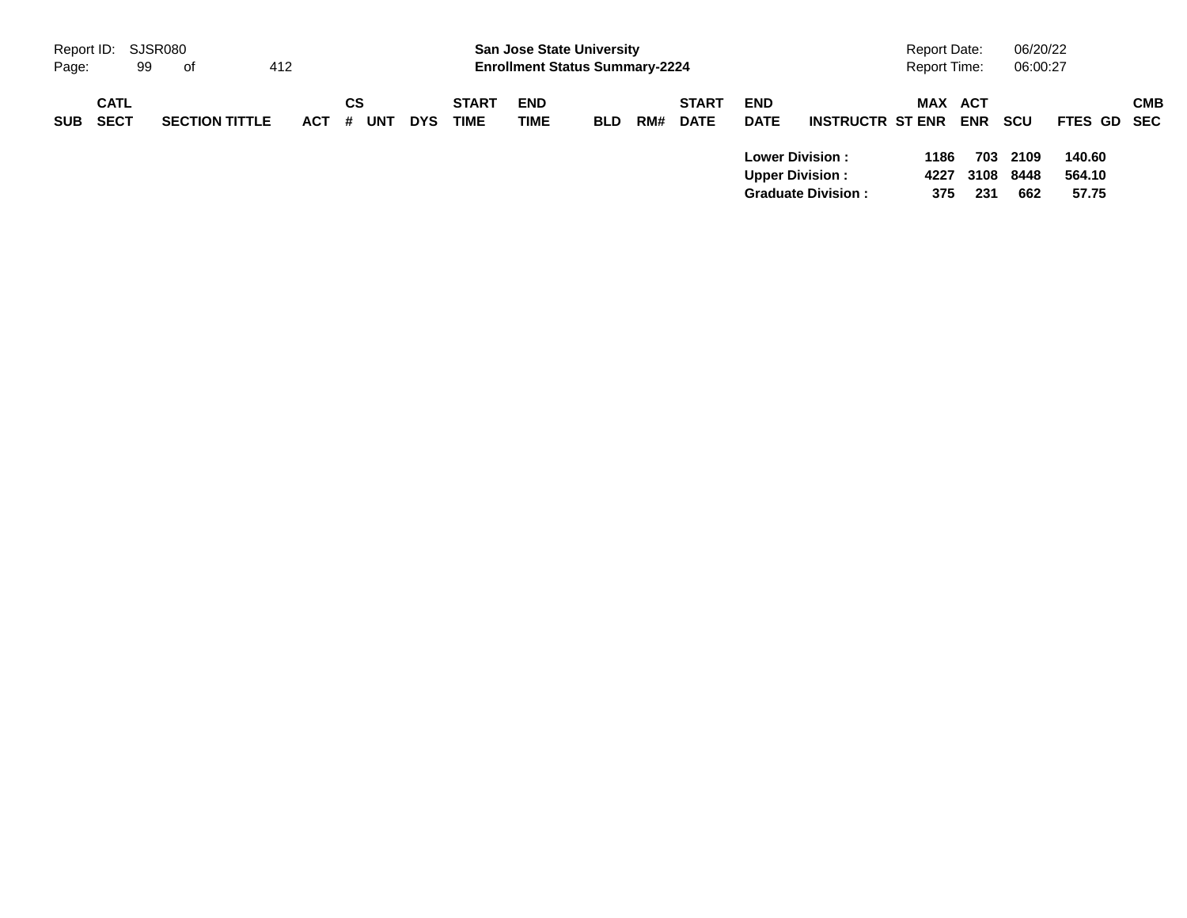| SUB | CATL SECT | SECTION TITTLE | ACT | CS # | UNT | DYS | START TIME | END TIME | BLD | RM# | START DATE | END DATE | INSTRUCTR | ST | MAX ENR | ACT ENR | SCU | FTES | GD | CMB SEC |
|---|---|---|---|---|---|---|---|---|---|---|---|---|---|---|---|---|---|---|---|---|
| | | | | | | | | | | | | **Lower Division :** | | | **1186** | **703** | **2109** | **140.60** | | |
| | | | | | | | | | | | | **Upper Division :** | | | **4227** | **3108** | **8448** | **564.10** | | |
| | | | | | | | | | | | | **Graduate Division :** | | | **375** | **231** | **662** | **57.75** | | |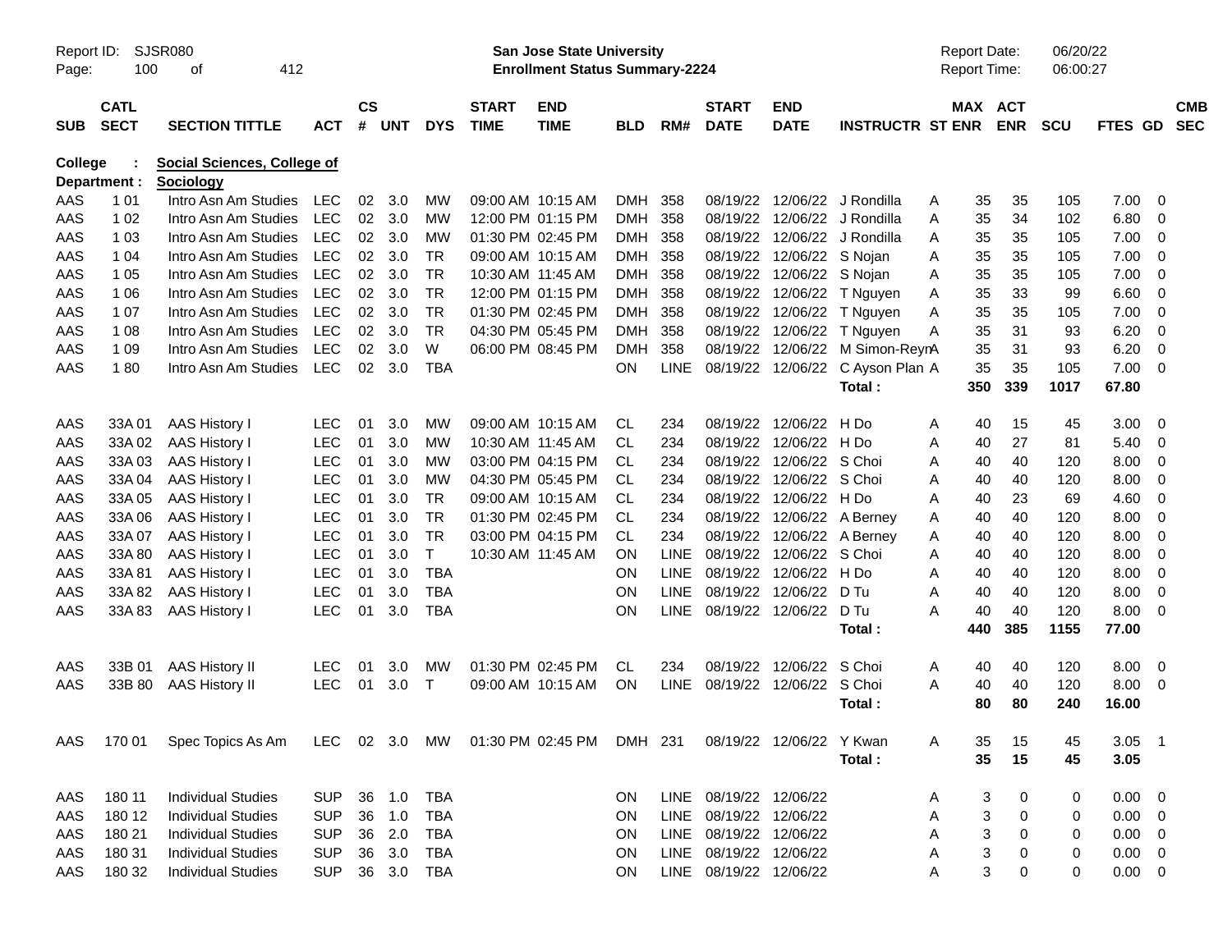Report ID: SJSR080 **San Jose State University** Report Date: 06/20/22
**Enrollment Status Summary-2224** Report Time: 06:00:27

**College : Social Sciences, College of**
**Department : Sociology**

| SUB | CATL SECT | SECTION TITTLE | ACT | CS # | UNT | DYS | START TIME | END TIME | BLD | RM# | START DATE | END DATE | INSTRUCTR | ST | MAX ENR | ACT ENR | SCU | FTES | GD | CMB SEC |
|---|---|---|---|---|---|---|---|---|---|---|---|---|---|---|---|---|---|---|---|---|
| AAS | 1 01 | Intro Asn Am Studies | LEC | 02 | 3.0 | MW | 09:00 AM | 10:15 AM | DMH | 358 | 08/19/22 | 12/06/22 | J Rondilla | A | 35 | 35 | 105 | 7.00 | 0 | |
| AAS | 1 02 | Intro Asn Am Studies | LEC | 02 | 3.0 | MW | 12:00 PM | 01:15 PM | DMH | 358 | 08/19/22 | 12/06/22 | J Rondilla | A | 35 | 34 | 102 | 6.80 | 0 | |
| AAS | 1 03 | Intro Asn Am Studies | LEC | 02 | 3.0 | MW | 01:30 PM | 02:45 PM | DMH | 358 | 08/19/22 | 12/06/22 | J Rondilla | A | 35 | 35 | 105 | 7.00 | 0 | |
| AAS | 1 04 | Intro Asn Am Studies | LEC | 02 | 3.0 | TR | 09:00 AM | 10:15 AM | DMH | 358 | 08/19/22 | 12/06/22 | S Nojan | A | 35 | 35 | 105 | 7.00 | 0 | |
| AAS | 1 05 | Intro Asn Am Studies | LEC | 02 | 3.0 | TR | 10:30 AM | 11:45 AM | DMH | 358 | 08/19/22 | 12/06/22 | S Nojan | A | 35 | 35 | 105 | 7.00 | 0 | |
| AAS | 1 06 | Intro Asn Am Studies | LEC | 02 | 3.0 | TR | 12:00 PM | 01:15 PM | DMH | 358 | 08/19/22 | 12/06/22 | T Nguyen | A | 35 | 33 | 99 | 6.60 | 0 | |
| AAS | 1 07 | Intro Asn Am Studies | LEC | 02 | 3.0 | TR | 01:30 PM | 02:45 PM | DMH | 358 | 08/19/22 | 12/06/22 | T Nguyen | A | 35 | 35 | 105 | 7.00 | 0 | |
| AAS | 1 08 | Intro Asn Am Studies | LEC | 02 | 3.0 | TR | 04:30 PM | 05:45 PM | DMH | 358 | 08/19/22 | 12/06/22 | T Nguyen | A | 35 | 31 | 93 | 6.20 | 0 | |
| AAS | 1 09 | Intro Asn Am Studies | LEC | 02 | 3.0 | W | 06:00 PM | 08:45 PM | DMH | 358 | 08/19/22 | 12/06/22 | M Simon-Reyn | A | 35 | 31 | 93 | 6.20 | 0 | |
| AAS | 1 80 | Intro Asn Am Studies | LEC | 02 | 3.0 | TBA | | | ON | LINE | 08/19/22 | 12/06/22 | C Ayson Plan | A | 35 | 35 | 105 | 7.00 | 0 | |
| | | | | | | | | | | | | | **Total :** | | **350** | **339** | **1017** | **67.80** | | |
| AAS | 33A 01 | AAS History I | LEC | 01 | 3.0 | MW | 09:00 AM | 10:15 AM | CL | 234 | 08/19/22 | 12/06/22 | H Do | A | 40 | 15 | 45 | 3.00 | 0 | |
| AAS | 33A 02 | AAS History I | LEC | 01 | 3.0 | MW | 10:30 AM | 11:45 AM | CL | 234 | 08/19/22 | 12/06/22 | H Do | A | 40 | 27 | 81 | 5.40 | 0 | |
| AAS | 33A 03 | AAS History I | LEC | 01 | 3.0 | MW | 03:00 PM | 04:15 PM | CL | 234 | 08/19/22 | 12/06/22 | S Choi | A | 40 | 40 | 120 | 8.00 | 0 | |
| AAS | 33A 04 | AAS History I | LEC | 01 | 3.0 | MW | 04:30 PM | 05:45 PM | CL | 234 | 08/19/22 | 12/06/22 | S Choi | A | 40 | 40 | 120 | 8.00 | 0 | |
| AAS | 33A 05 | AAS History I | LEC | 01 | 3.0 | TR | 09:00 AM | 10:15 AM | CL | 234 | 08/19/22 | 12/06/22 | H Do | A | 40 | 23 | 69 | 4.60 | 0 | |
| AAS | 33A 06 | AAS History I | LEC | 01 | 3.0 | TR | 01:30 PM | 02:45 PM | CL | 234 | 08/19/22 | 12/06/22 | A Berney | A | 40 | 40 | 120 | 8.00 | 0 | |
| AAS | 33A 07 | AAS History I | LEC | 01 | 3.0 | TR | 03:00 PM | 04:15 PM | CL | 234 | 08/19/22 | 12/06/22 | A Berney | A | 40 | 40 | 120 | 8.00 | 0 | |
| AAS | 33A 80 | AAS History I | LEC | 01 | 3.0 | T | 10:30 AM | 11:45 AM | ON | LINE | 08/19/22 | 12/06/22 | S Choi | A | 40 | 40 | 120 | 8.00 | 0 | |
| AAS | 33A 81 | AAS History I | LEC | 01 | 3.0 | TBA | | | ON | LINE | 08/19/22 | 12/06/22 | H Do | A | 40 | 40 | 120 | 8.00 | 0 | |
| AAS | 33A 82 | AAS History I | LEC | 01 | 3.0 | TBA | | | ON | LINE | 08/19/22 | 12/06/22 | D Tu | A | 40 | 40 | 120 | 8.00 | 0 | |
| AAS | 33A 83 | AAS History I | LEC | 01 | 3.0 | TBA | | | ON | LINE | 08/19/22 | 12/06/22 | D Tu | A | 40 | 40 | 120 | 8.00 | 0 | |
| | | | | | | | | | | | | | **Total :** | | **440** | **385** | **1155** | **77.00** | | |
| AAS | 33B 01 | AAS History II | LEC | 01 | 3.0 | MW | 01:30 PM | 02:45 PM | CL | 234 | 08/19/22 | 12/06/22 | S Choi | A | 40 | 40 | 120 | 8.00 | 0 | |
| AAS | 33B 80 | AAS History II | LEC | 01 | 3.0 | T | 09:00 AM | 10:15 AM | ON | LINE | 08/19/22 | 12/06/22 | S Choi | A | 40 | 40 | 120 | 8.00 | 0 | |
| | | | | | | | | | | | | | **Total :** | | **80** | **80** | **240** | **16.00** | | |
| AAS | 170 01 | Spec Topics As Am | LEC | 02 | 3.0 | MW | 01:30 PM | 02:45 PM | DMH | 231 | 08/19/22 | 12/06/22 | Y Kwan | A | 35 | 15 | 45 | 3.05 | 1 | |
| | | | | | | | | | | | | | **Total :** | | **35** | **15** | **45** | **3.05** | | |
| AAS | 180 11 | Individual Studies | SUP | 36 | 1.0 | TBA | | | ON | LINE | 08/19/22 | 12/06/22 | | A | 3 | 0 | 0 | 0.00 | 0 | |
| AAS | 180 12 | Individual Studies | SUP | 36 | 1.0 | TBA | | | ON | LINE | 08/19/22 | 12/06/22 | | A | 3 | 0 | 0 | 0.00 | 0 | |
| AAS | 180 21 | Individual Studies | SUP | 36 | 2.0 | TBA | | | ON | LINE | 08/19/22 | 12/06/22 | | A | 3 | 0 | 0 | 0.00 | 0 | |
| AAS | 180 31 | Individual Studies | SUP | 36 | 3.0 | TBA | | | ON | LINE | 08/19/22 | 12/06/22 | | A | 3 | 0 | 0 | 0.00 | 0 | |
| AAS | 180 32 | Individual Studies | SUP | 36 | 3.0 | TBA | | | ON | LINE | 08/19/22 | 12/06/22 | | A | 3 | 0 | 0 | 0.00 | 0 | |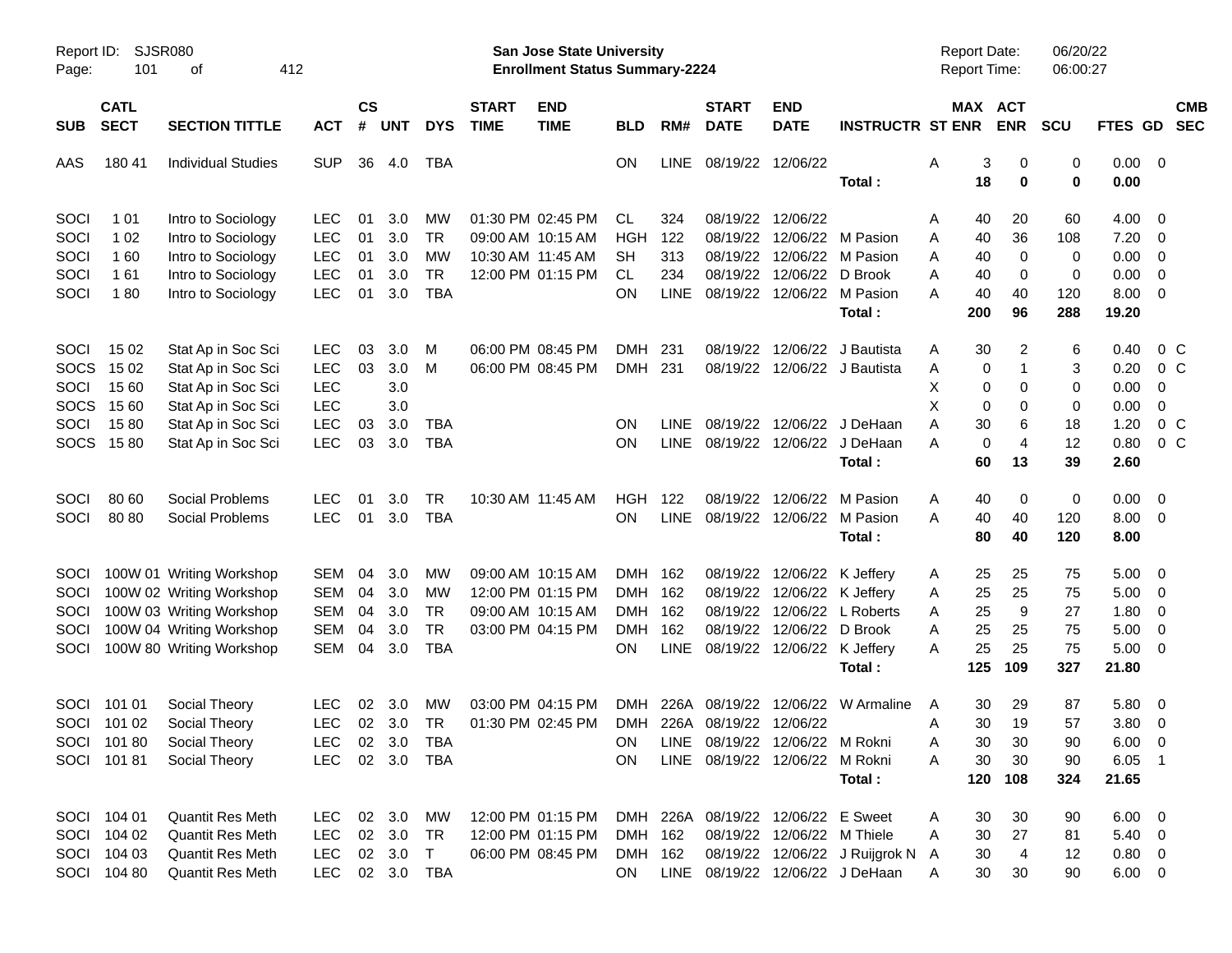Report ID: SJSR080
Page: 101 of 412

**San Jose State University**
**Enrollment Status Summary-2224**

Report Date: 06/20/22
Report Time: 06:00:27

| SUB | CATL SECT | SECTION TITTLE | ACT | CS # | UNT | DYS | START TIME | END TIME | BLD | RM# | START DATE | END DATE | INSTRUCTR | ST | MAX ENR | ACT ENR | SCU | FTES | GD | CMB SEC |
|---|---|---|---|---|---|---|---|---|---|---|---|---|---|---|---|---|---|---|---|---|
| AAS | 180 41 | Individual Studies | SUP | 36 | 4.0 | TBA | | | ON | LINE | 08/19/22 | 12/06/22 | | A | 3 | 0 | 0 | 0.00 | 0 | |
| | | | | | | | | | | | | | **Total :** | | **18** | **0** | **0** | **0.00** | | |
| SOCI | 1 01 | Intro to Sociology | LEC | 01 | 3.0 | MW | 01:30 PM | 02:45 PM | CL | 324 | 08/19/22 | 12/06/22 | | A | 40 | 20 | 60 | 4.00 | 0 | |
| SOCI | 1 02 | Intro to Sociology | LEC | 01 | 3.0 | TR | 09:00 AM | 10:15 AM | HGH | 122 | 08/19/22 | 12/06/22 | M Pasion | A | 40 | 36 | 108 | 7.20 | 0 | |
| SOCI | 1 60 | Intro to Sociology | LEC | 01 | 3.0 | MW | 10:30 AM | 11:45 AM | SH | 313 | 08/19/22 | 12/06/22 | M Pasion | A | 40 | 0 | 0 | 0.00 | 0 | |
| SOCI | 1 61 | Intro to Sociology | LEC | 01 | 3.0 | TR | 12:00 PM | 01:15 PM | CL | 234 | 08/19/22 | 12/06/22 | D Brook | A | 40 | 0 | 0 | 0.00 | 0 | |
| SOCI | 1 80 | Intro to Sociology | LEC | 01 | 3.0 | TBA | | | ON | LINE | 08/19/22 | 12/06/22 | M Pasion | A | 40 | 40 | 120 | 8.00 | 0 | |
| | | | | | | | | | | | | | **Total :** | | **200** | **96** | **288** | **19.20** | | |
| SOCI | 15 02 | Stat Ap in Soc Sci | LEC | 03 | 3.0 | M | 06:00 PM | 08:45 PM | DMH | 231 | 08/19/22 | 12/06/22 | J Bautista | A | 30 | 2 | 6 | 0.40 | 0 | C |
| SOCS | 15 02 | Stat Ap in Soc Sci | LEC | 03 | 3.0 | M | 06:00 PM | 08:45 PM | DMH | 231 | 08/19/22 | 12/06/22 | J Bautista | A | 0 | 1 | 3 | 0.20 | 0 | C |
| SOCI | 15 60 | Stat Ap in Soc Sci | LEC | | 3.0 | | | | | | | | | X | 0 | 0 | 0 | 0.00 | 0 | |
| SOCS | 15 60 | Stat Ap in Soc Sci | LEC | | 3.0 | | | | | | | | | X | 0 | 0 | 0 | 0.00 | 0 | |
| SOCI | 15 80 | Stat Ap in Soc Sci | LEC | 03 | 3.0 | TBA | | | ON | LINE | 08/19/22 | 12/06/22 | J DeHaan | A | 30 | 6 | 18 | 1.20 | 0 | C |
| SOCS | 15 80 | Stat Ap in Soc Sci | LEC | 03 | 3.0 | TBA | | | ON | LINE | 08/19/22 | 12/06/22 | J DeHaan | A | 0 | 4 | 12 | 0.80 | 0 | C |
| | | | | | | | | | | | | | **Total :** | | **60** | **13** | **39** | **2.60** | | |
| SOCI | 80 60 | Social Problems | LEC | 01 | 3.0 | TR | 10:30 AM | 11:45 AM | HGH | 122 | 08/19/22 | 12/06/22 | M Pasion | A | 40 | 0 | 0 | 0.00 | 0 | |
| SOCI | 80 80 | Social Problems | LEC | 01 | 3.0 | TBA | | | ON | LINE | 08/19/22 | 12/06/22 | M Pasion | A | 40 | 40 | 120 | 8.00 | 0 | |
| | | | | | | | | | | | | | **Total :** | | **80** | **40** | **120** | **8.00** | | |
| SOCI | 100W 01 | Writing Workshop | SEM | 04 | 3.0 | MW | 09:00 AM | 10:15 AM | DMH | 162 | 08/19/22 | 12/06/22 | K Jeffery | A | 25 | 25 | 75 | 5.00 | 0 | |
| SOCI | 100W 02 | Writing Workshop | SEM | 04 | 3.0 | MW | 12:00 PM | 01:15 PM | DMH | 162 | 08/19/22 | 12/06/22 | K Jeffery | A | 25 | 25 | 75 | 5.00 | 0 | |
| SOCI | 100W 03 | Writing Workshop | SEM | 04 | 3.0 | TR | 09:00 AM | 10:15 AM | DMH | 162 | 08/19/22 | 12/06/22 | L Roberts | A | 25 | 9 | 27 | 1.80 | 0 | |
| SOCI | 100W 04 | Writing Workshop | SEM | 04 | 3.0 | TR | 03:00 PM | 04:15 PM | DMH | 162 | 08/19/22 | 12/06/22 | D Brook | A | 25 | 25 | 75 | 5.00 | 0 | |
| SOCI | 100W 80 | Writing Workshop | SEM | 04 | 3.0 | TBA | | | ON | LINE | 08/19/22 | 12/06/22 | K Jeffery | A | 25 | 25 | 75 | 5.00 | 0 | |
| | | | | | | | | | | | | | **Total :** | | **125** | **109** | **327** | **21.80** | | |
| SOCI | 101 01 | Social Theory | LEC | 02 | 3.0 | MW | 03:00 PM | 04:15 PM | DMH | 226A | 08/19/22 | 12/06/22 | W Armaline | A | 30 | 29 | 87 | 5.80 | 0 | |
| SOCI | 101 02 | Social Theory | LEC | 02 | 3.0 | TR | 01:30 PM | 02:45 PM | DMH | 226A | 08/19/22 | 12/06/22 | | A | 30 | 19 | 57 | 3.80 | 0 | |
| SOCI | 101 80 | Social Theory | LEC | 02 | 3.0 | TBA | | | ON | LINE | 08/19/22 | 12/06/22 | M Rokni | A | 30 | 30 | 90 | 6.00 | 0 | |
| SOCI | 101 81 | Social Theory | LEC | 02 | 3.0 | TBA | | | ON | LINE | 08/19/22 | 12/06/22 | M Rokni | A | 30 | 30 | 90 | 6.05 | 1 | |
| | | | | | | | | | | | | | **Total :** | | **120** | **108** | **324** | **21.65** | | |
| SOCI | 104 01 | Quantit Res Meth | LEC | 02 | 3.0 | MW | 12:00 PM | 01:15 PM | DMH | 226A | 08/19/22 | 12/06/22 | E Sweet | A | 30 | 30 | 90 | 6.00 | 0 | |
| SOCI | 104 02 | Quantit Res Meth | LEC | 02 | 3.0 | TR | 12:00 PM | 01:15 PM | DMH | 162 | 08/19/22 | 12/06/22 | M Thiele | A | 30 | 27 | 81 | 5.40 | 0 | |
| SOCI | 104 03 | Quantit Res Meth | LEC | 02 | 3.0 | T | 06:00 PM | 08:45 PM | DMH | 162 | 08/19/22 | 12/06/22 | J Ruijgrok N | A | 30 | 4 | 12 | 0.80 | 0 | |
| SOCI | 104 80 | Quantit Res Meth | LEC | 02 | 3.0 | TBA | | | ON | LINE | 08/19/22 | 12/06/22 | J DeHaan | A | 30 | 30 | 90 | 6.00 | 0 | |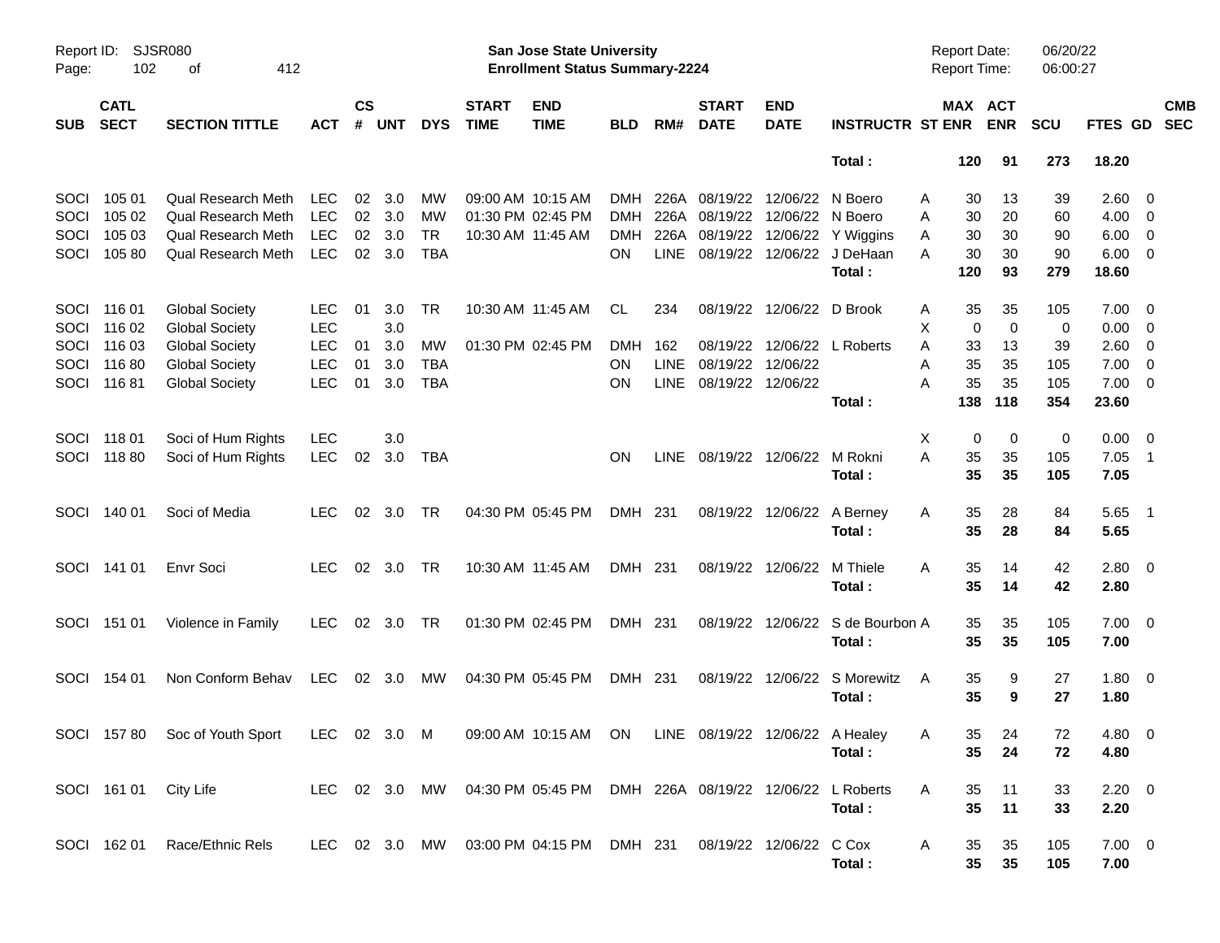Report ID: SJSR080

**San Jose State University**
**Enrollment Status Summary-2224**

Report Date: 06/20/22
Report Time: 06:00:27

| SUB | CATL SECT | SECTION TITTLE | ACT | CS # | UNT | DYS | START TIME | END TIME | BLD | RM# | START DATE | END DATE | INSTRUCTR | ST | MAX ENR | ACT ENR | SCU | FTES | GD | CMB SEC |
|---|---|---|---|---|---|---|---|---|---|---|---|---|---|---|---|---|---|---|---|---|
| | | | | | | | | | | | | | **Total :** | | **120** | **91** | **273** | **18.20** | | |
| SOCI | 105 01 | Qual Research Meth | LEC | 02 | 3.0 | MW | 09:00 AM | 10:15 AM | DMH | 226A | 08/19/22 | 12/06/22 | N Boero | A | 30 | 13 | 39 | 2.60 | 0 | |
| SOCI | 105 02 | Qual Research Meth | LEC | 02 | 3.0 | MW | 01:30 PM | 02:45 PM | DMH | 226A | 08/19/22 | 12/06/22 | N Boero | A | 30 | 20 | 60 | 4.00 | 0 | |
| SOCI | 105 03 | Qual Research Meth | LEC | 02 | 3.0 | TR | 10:30 AM | 11:45 AM | DMH | 226A | 08/19/22 | 12/06/22 | Y Wiggins | A | 30 | 30 | 90 | 6.00 | 0 | |
| SOCI | 105 80 | Qual Research Meth | LEC | 02 | 3.0 | TBA | | | ON | LINE | 08/19/22 | 12/06/22 | J DeHaan | A | 30 | 30 | 90 | 6.00 | 0 | |
| | | | | | | | | | | | | | **Total :** | | **120** | **93** | **279** | **18.60** | | |
| SOCI | 116 01 | Global Society | LEC | 01 | 3.0 | TR | 10:30 AM | 11:45 AM | CL | 234 | 08/19/22 | 12/06/22 | D Brook | A | 35 | 35 | 105 | 7.00 | 0 | |
| SOCI | 116 02 | Global Society | LEC | | 3.0 | | | | | | | | | X | 0 | 0 | 0 | 0.00 | 0 | |
| SOCI | 116 03 | Global Society | LEC | 01 | 3.0 | MW | 01:30 PM | 02:45 PM | DMH | 162 | 08/19/22 | 12/06/22 | L Roberts | A | 33 | 13 | 39 | 2.60 | 0 | |
| SOCI | 116 80 | Global Society | LEC | 01 | 3.0 | TBA | | | ON | LINE | 08/19/22 | 12/06/22 | | A | 35 | 35 | 105 | 7.00 | 0 | |
| SOCI | 116 81 | Global Society | LEC | 01 | 3.0 | TBA | | | ON | LINE | 08/19/22 | 12/06/22 | | A | 35 | 35 | 105 | 7.00 | 0 | |
| | | | | | | | | | | | | | **Total :** | | **138** | **118** | **354** | **23.60** | | |
| SOCI | 118 01 | Soci of Hum Rights | LEC | | 3.0 | | | | | | | | | X | 0 | 0 | 0 | 0.00 | 0 | |
| SOCI | 118 80 | Soci of Hum Rights | LEC | 02 | 3.0 | TBA | | | ON | LINE | 08/19/22 | 12/06/22 | M Rokni | A | 35 | 35 | 105 | 7.05 | 1 | |
| | | | | | | | | | | | | | **Total :** | | **35** | **35** | **105** | **7.05** | | |
| SOCI | 140 01 | Soci of Media | LEC | 02 | 3.0 | TR | 04:30 PM | 05:45 PM | DMH | 231 | 08/19/22 | 12/06/22 | A Berney | A | 35 | 28 | 84 | 5.65 | 1 | |
| | | | | | | | | | | | | | **Total :** | | **35** | **28** | **84** | **5.65** | | |
| SOCI | 141 01 | Envr Soci | LEC | 02 | 3.0 | TR | 10:30 AM | 11:45 AM | DMH | 231 | 08/19/22 | 12/06/22 | M Thiele | A | 35 | 14 | 42 | 2.80 | 0 | |
| | | | | | | | | | | | | | **Total :** | | **35** | **14** | **42** | **2.80** | | |
| SOCI | 151 01 | Violence in Family | LEC | 02 | 3.0 | TR | 01:30 PM | 02:45 PM | DMH | 231 | 08/19/22 | 12/06/22 | S de Bourbon | A | 35 | 35 | 105 | 7.00 | 0 | |
| | | | | | | | | | | | | | **Total :** | | **35** | **35** | **105** | **7.00** | | |
| SOCI | 154 01 | Non Conform Behav | LEC | 02 | 3.0 | MW | 04:30 PM | 05:45 PM | DMH | 231 | 08/19/22 | 12/06/22 | S Morewitz | A | 35 | 9 | 27 | 1.80 | 0 | |
| | | | | | | | | | | | | | **Total :** | | **35** | **9** | **27** | **1.80** | | |
| SOCI | 157 80 | Soc of Youth Sport | LEC | 02 | 3.0 | M | 09:00 AM | 10:15 AM | ON | LINE | 08/19/22 | 12/06/22 | A Healey | A | 35 | 24 | 72 | 4.80 | 0 | |
| | | | | | | | | | | | | | **Total :** | | **35** | **24** | **72** | **4.80** | | |
| SOCI | 161 01 | City Life | LEC | 02 | 3.0 | MW | 04:30 PM | 05:45 PM | DMH | 226A | 08/19/22 | 12/06/22 | L Roberts | A | 35 | 11 | 33 | 2.20 | 0 | |
| | | | | | | | | | | | | | **Total :** | | **35** | **11** | **33** | **2.20** | | |
| SOCI | 162 01 | Race/Ethnic Rels | LEC | 02 | 3.0 | MW | 03:00 PM | 04:15 PM | DMH | 231 | 08/19/22 | 12/06/22 | C Cox | A | 35 | 35 | 105 | 7.00 | 0 | |
| | | | | | | | | | | | | | **Total :** | | **35** | **35** | **105** | **7.00** | | |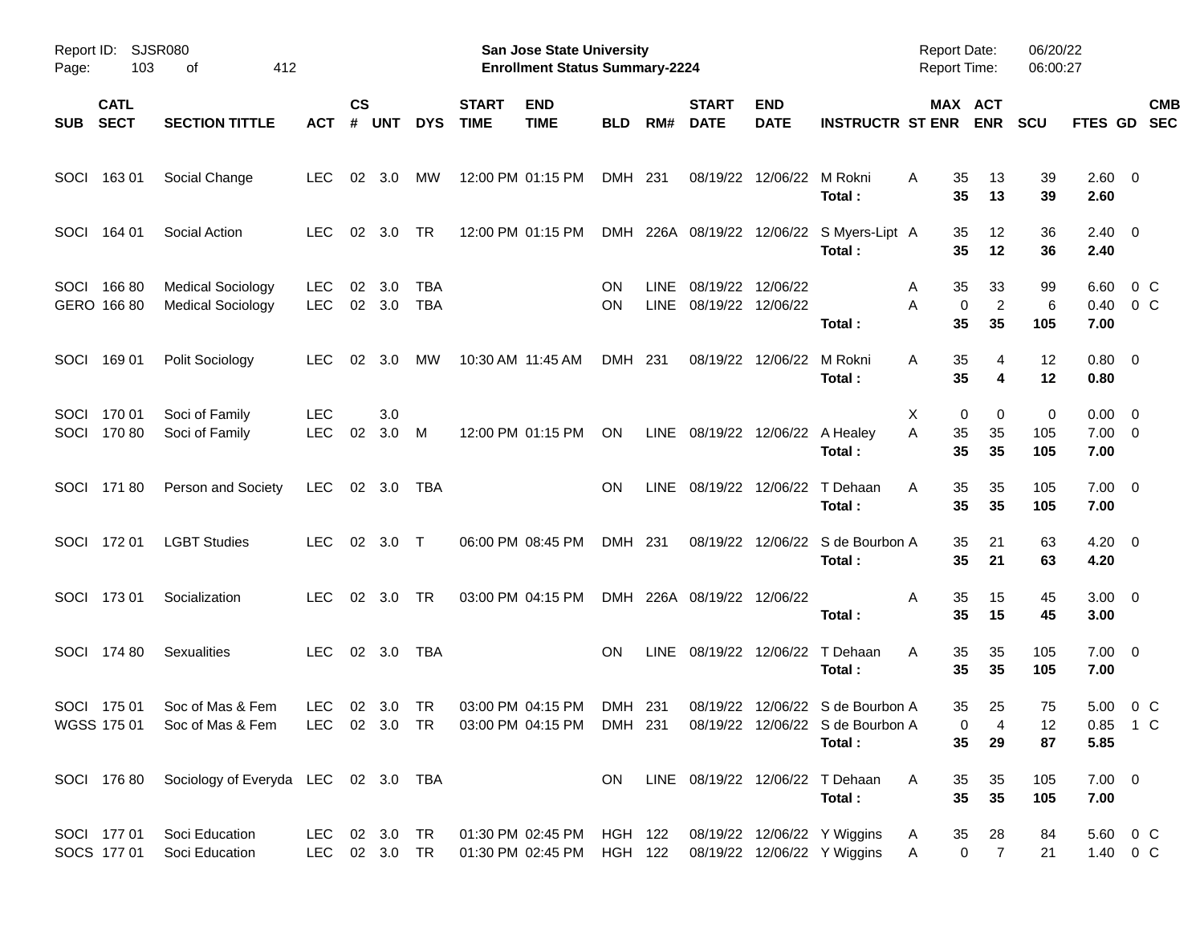Report ID: SJSR080 | San Jose State University | Report Date: 06/20/22
Page: 103 of 412 | Enrollment Status Summary-2224 | Report Time: 06:00:27

| SUB | CATL SECT | SECTION TITTLE | ACT | CS # | UNT | DYS | START TIME | END TIME | BLD | RM# | START DATE | END DATE | INSTRUCTR | ST | MAX ENR | ACT ENR | SCU | FTES | GD | CMB SEC |
|---|---|---|---|---|---|---|---|---|---|---|---|---|---|---|---|---|---|---|---|---|
| SOCI | 163 01 | Social Change | LEC | 02 | 3.0 | MW | 12:00 PM | 01:15 PM | DMH | 231 | 08/19/22 | 12/06/22 | M Rokni | A | 35 | 13 | 39 | 2.60 | 0 | |
| | | | | | | | | | | | | | **Total :** | | **35** | **13** | **39** | **2.60** | | |
| SOCI | 164 01 | Social Action | LEC | 02 | 3.0 | TR | 12:00 PM | 01:15 PM | DMH | 226A | 08/19/22 | 12/06/22 | S Myers-Lipt | A | 35 | 12 | 36 | 2.40 | 0 | |
| | | | | | | | | | | | | | **Total :** | | **35** | **12** | **36** | **2.40** | | |
| SOCI | 166 80 | Medical Sociology | LEC | 02 | 3.0 | TBA | | | ON | LINE | 08/19/22 | 12/06/22 | | A | 35 | 33 | 99 | 6.60 | 0 | C |
| GERO | 166 80 | Medical Sociology | LEC | 02 | 3.0 | TBA | | | ON | LINE | 08/19/22 | 12/06/22 | | A | 0 | 2 | 6 | 0.40 | 0 | C |
| | | | | | | | | | | | | | **Total :** | | **35** | **35** | **105** | **7.00** | | |
| SOCI | 169 01 | Polit Sociology | LEC | 02 | 3.0 | MW | 10:30 AM | 11:45 AM | DMH | 231 | 08/19/22 | 12/06/22 | M Rokni | A | 35 | 4 | 12 | 0.80 | 0 | |
| | | | | | | | | | | | | | **Total :** | | **35** | **4** | **12** | **0.80** | | |
| SOCI | 170 01 | Soci of Family | LEC | | 3.0 | | | | | | | | | X | 0 | 0 | 0 | 0.00 | 0 | |
| SOCI | 170 80 | Soci of Family | LEC | 02 | 3.0 | M | 12:00 PM | 01:15 PM | ON | LINE | 08/19/22 | 12/06/22 | A Healey | A | 35 | 35 | 105 | 7.00 | 0 | |
| | | | | | | | | | | | | | **Total :** | | **35** | **35** | **105** | **7.00** | | |
| SOCI | 171 80 | Person and Society | LEC | 02 | 3.0 | TBA | | | ON | LINE | 08/19/22 | 12/06/22 | T Dehaan | A | 35 | 35 | 105 | 7.00 | 0 | |
| | | | | | | | | | | | | | **Total :** | | **35** | **35** | **105** | **7.00** | | |
| SOCI | 172 01 | LGBT Studies | LEC | 02 | 3.0 | T | 06:00 PM | 08:45 PM | DMH | 231 | 08/19/22 | 12/06/22 | S de Bourbon | A | 35 | 21 | 63 | 4.20 | 0 | |
| | | | | | | | | | | | | | **Total :** | | **35** | **21** | **63** | **4.20** | | |
| SOCI | 173 01 | Socialization | LEC | 02 | 3.0 | TR | 03:00 PM | 04:15 PM | DMH | 226A | 08/19/22 | 12/06/22 | | A | 35 | 15 | 45 | 3.00 | 0 | |
| | | | | | | | | | | | | | **Total :** | | **35** | **15** | **45** | **3.00** | | |
| SOCI | 174 80 | Sexualities | LEC | 02 | 3.0 | TBA | | | ON | LINE | 08/19/22 | 12/06/22 | T Dehaan | A | 35 | 35 | 105 | 7.00 | 0 | |
| | | | | | | | | | | | | | **Total :** | | **35** | **35** | **105** | **7.00** | | |
| SOCI | 175 01 | Soc of Mas & Fem | LEC | 02 | 3.0 | TR | 03:00 PM | 04:15 PM | DMH | 231 | 08/19/22 | 12/06/22 | S de Bourbon | A | 35 | 25 | 75 | 5.00 | 0 | C |
| WGSS | 175 01 | Soc of Mas & Fem | LEC | 02 | 3.0 | TR | 03:00 PM | 04:15 PM | DMH | 231 | 08/19/22 | 12/06/22 | S de Bourbon | A | 0 | 4 | 12 | 0.85 | 1 | C |
| | | | | | | | | | | | | | **Total :** | | **35** | **29** | **87** | **5.85** | | |
| SOCI | 176 80 | Sociology of Everyda | LEC | 02 | 3.0 | TBA | | | ON | LINE | 08/19/22 | 12/06/22 | T Dehaan | A | 35 | 35 | 105 | 7.00 | 0 | |
| | | | | | | | | | | | | | **Total :** | | **35** | **35** | **105** | **7.00** | | |
| SOCI | 177 01 | Soci Education | LEC | 02 | 3.0 | TR | 01:30 PM | 02:45 PM | HGH | 122 | 08/19/22 | 12/06/22 | Y Wiggins | A | 35 | 28 | 84 | 5.60 | 0 | C |
| SOCS | 177 01 | Soci Education | LEC | 02 | 3.0 | TR | 01:30 PM | 02:45 PM | HGH | 122 | 08/19/22 | 12/06/22 | Y Wiggins | A | 0 | 7 | 21 | 1.40 | 0 | C |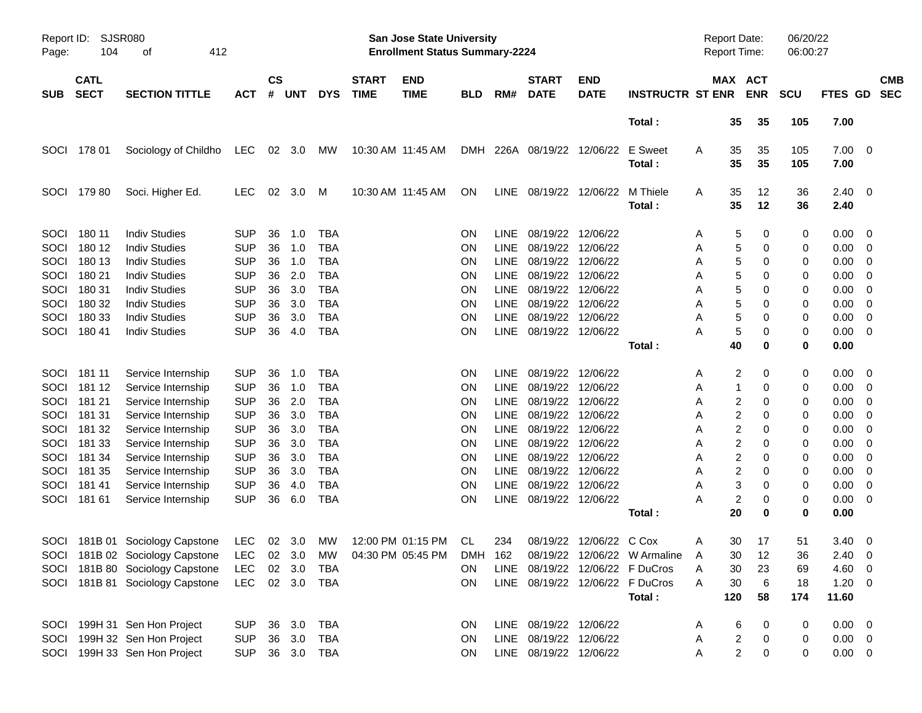| SUB | CATL SECT | SECTION TITTLE | ACT | CS # | UNT | DYS | START TIME | END TIME | BLD | RM# | START DATE | END DATE | INSTRUCTR | ST | MAX ENR | ACT ENR | SCU | FTES | GD | CMB SEC |
|---|---|---|---|---|---|---|---|---|---|---|---|---|---|---|---|---|---|---|---|---|
| | | | | | | | | | | | | | Total : | | 35 | 35 | 105 | 7.00 | | |
| SOCI | 178 01 | Sociology of Childho | LEC | 02 | 3.0 | MW | 10:30 AM | 11:45 AM | DMH | 226A | 08/19/22 | 12/06/22 | E Sweet | A | 35 | 35 | 105 | 7.00 | 0 | |
| | | | | | | | | | | | | | Total : | | 35 | 35 | 105 | 7.00 | | |
| SOCI | 179 80 | Soci. Higher Ed. | LEC | 02 | 3.0 | M | 10:30 AM | 11:45 AM | ON | LINE | 08/19/22 | 12/06/22 | M Thiele | A | 35 | 12 | 36 | 2.40 | 0 | |
| | | | | | | | | | | | | | Total : | | 35 | 12 | 36 | 2.40 | | |
| SOCI | 180 11 | Indiv Studies | SUP | 36 | 1.0 | TBA | | | ON | LINE | 08/19/22 | 12/06/22 | | A | 5 | 0 | 0 | 0.00 | 0 | |
| SOCI | 180 12 | Indiv Studies | SUP | 36 | 1.0 | TBA | | | ON | LINE | 08/19/22 | 12/06/22 | | A | 5 | 0 | 0 | 0.00 | 0 | |
| SOCI | 180 13 | Indiv Studies | SUP | 36 | 1.0 | TBA | | | ON | LINE | 08/19/22 | 12/06/22 | | A | 5 | 0 | 0 | 0.00 | 0 | |
| SOCI | 180 21 | Indiv Studies | SUP | 36 | 2.0 | TBA | | | ON | LINE | 08/19/22 | 12/06/22 | | A | 5 | 0 | 0 | 0.00 | 0 | |
| SOCI | 180 31 | Indiv Studies | SUP | 36 | 3.0 | TBA | | | ON | LINE | 08/19/22 | 12/06/22 | | A | 5 | 0 | 0 | 0.00 | 0 | |
| SOCI | 180 32 | Indiv Studies | SUP | 36 | 3.0 | TBA | | | ON | LINE | 08/19/22 | 12/06/22 | | A | 5 | 0 | 0 | 0.00 | 0 | |
| SOCI | 180 33 | Indiv Studies | SUP | 36 | 3.0 | TBA | | | ON | LINE | 08/19/22 | 12/06/22 | | A | 5 | 0 | 0 | 0.00 | 0 | |
| SOCI | 180 41 | Indiv Studies | SUP | 36 | 4.0 | TBA | | | ON | LINE | 08/19/22 | 12/06/22 | | A | 5 | 0 | 0 | 0.00 | 0 | |
| | | | | | | | | | | | | | Total : | | 40 | 0 | 0 | 0.00 | | |
| SOCI | 181 11 | Service Internship | SUP | 36 | 1.0 | TBA | | | ON | LINE | 08/19/22 | 12/06/22 | | A | 2 | 0 | 0 | 0.00 | 0 | |
| SOCI | 181 12 | Service Internship | SUP | 36 | 1.0 | TBA | | | ON | LINE | 08/19/22 | 12/06/22 | | A | 1 | 0 | 0 | 0.00 | 0 | |
| SOCI | 181 21 | Service Internship | SUP | 36 | 2.0 | TBA | | | ON | LINE | 08/19/22 | 12/06/22 | | A | 2 | 0 | 0 | 0.00 | 0 | |
| SOCI | 181 31 | Service Internship | SUP | 36 | 3.0 | TBA | | | ON | LINE | 08/19/22 | 12/06/22 | | A | 2 | 0 | 0 | 0.00 | 0 | |
| SOCI | 181 32 | Service Internship | SUP | 36 | 3.0 | TBA | | | ON | LINE | 08/19/22 | 12/06/22 | | A | 2 | 0 | 0 | 0.00 | 0 | |
| SOCI | 181 33 | Service Internship | SUP | 36 | 3.0 | TBA | | | ON | LINE | 08/19/22 | 12/06/22 | | A | 2 | 0 | 0 | 0.00 | 0 | |
| SOCI | 181 34 | Service Internship | SUP | 36 | 3.0 | TBA | | | ON | LINE | 08/19/22 | 12/06/22 | | A | 2 | 0 | 0 | 0.00 | 0 | |
| SOCI | 181 35 | Service Internship | SUP | 36 | 3.0 | TBA | | | ON | LINE | 08/19/22 | 12/06/22 | | A | 2 | 0 | 0 | 0.00 | 0 | |
| SOCI | 181 41 | Service Internship | SUP | 36 | 4.0 | TBA | | | ON | LINE | 08/19/22 | 12/06/22 | | A | 3 | 0 | 0 | 0.00 | 0 | |
| SOCI | 181 61 | Service Internship | SUP | 36 | 6.0 | TBA | | | ON | LINE | 08/19/22 | 12/06/22 | | A | 2 | 0 | 0 | 0.00 | 0 | |
| | | | | | | | | | | | | | Total : | | 20 | 0 | 0 | 0.00 | | |
| SOCI | 181B 01 | Sociology Capstone | LEC | 02 | 3.0 | MW | 12:00 PM | 01:15 PM | CL | 234 | 08/19/22 | 12/06/22 | C Cox | A | 30 | 17 | 51 | 3.40 | 0 | |
| SOCI | 181B 02 | Sociology Capstone | LEC | 02 | 3.0 | MW | 04:30 PM | 05:45 PM | DMH | 162 | 08/19/22 | 12/06/22 | W Armaline | A | 30 | 12 | 36 | 2.40 | 0 | |
| SOCI | 181B 80 | Sociology Capstone | LEC | 02 | 3.0 | TBA | | | ON | LINE | 08/19/22 | 12/06/22 | F DuCros | A | 30 | 23 | 69 | 4.60 | 0 | |
| SOCI | 181B 81 | Sociology Capstone | LEC | 02 | 3.0 | TBA | | | ON | LINE | 08/19/22 | 12/06/22 | F DuCros | A | 30 | 6 | 18 | 1.20 | 0 | |
| | | | | | | | | | | | | | Total : | | 120 | 58 | 174 | 11.60 | | |
| SOCI | 199H 31 | Sen Hon Project | SUP | 36 | 3.0 | TBA | | | ON | LINE | 08/19/22 | 12/06/22 | | A | 6 | 0 | 0 | 0.00 | 0 | |
| SOCI | 199H 32 | Sen Hon Project | SUP | 36 | 3.0 | TBA | | | ON | LINE | 08/19/22 | 12/06/22 | | A | 2 | 0 | 0 | 0.00 | 0 | |
| SOCI | 199H 33 | Sen Hon Project | SUP | 36 | 3.0 | TBA | | | ON | LINE | 08/19/22 | 12/06/22 | | A | 2 | 0 | 0 | 0.00 | 0 | |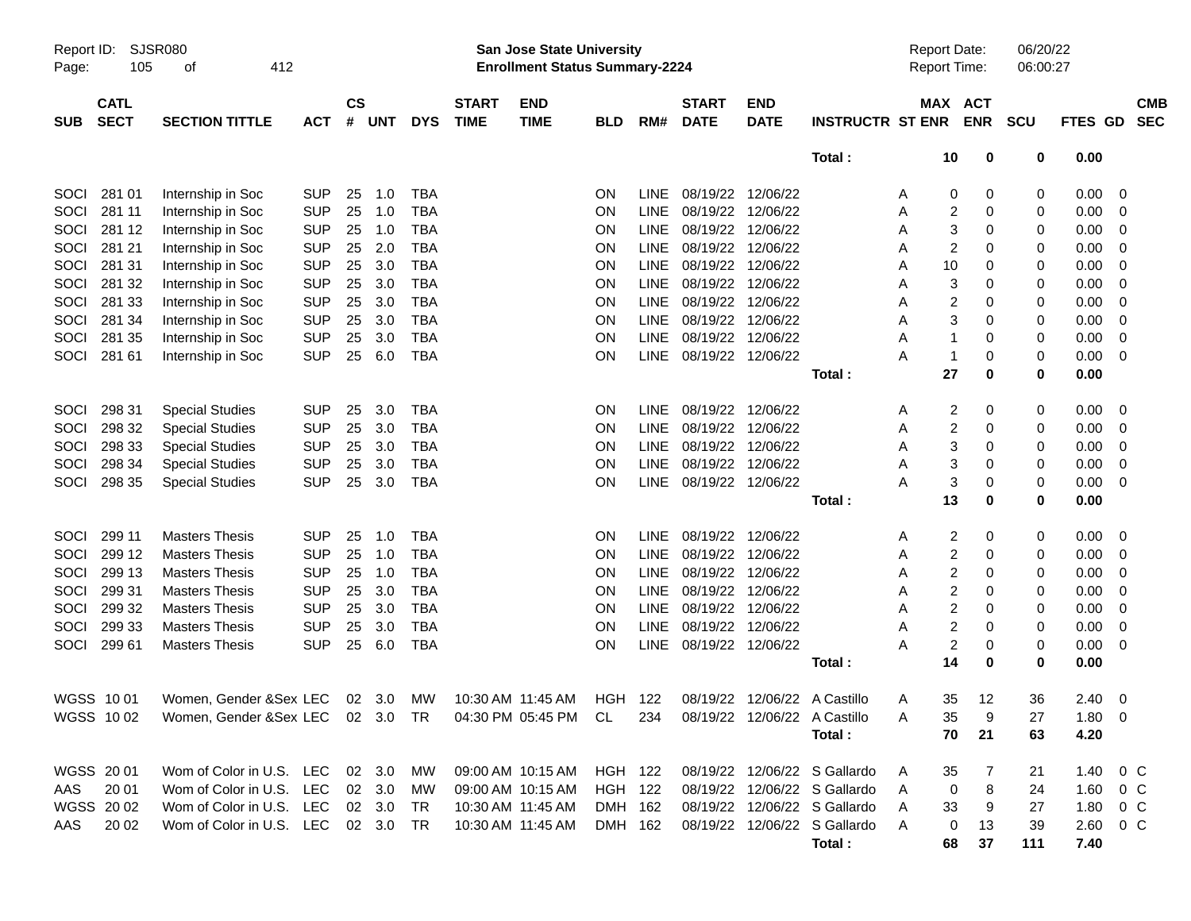Report ID: SJSR080

**San Jose State University**
**Enrollment Status Summary-2224**

Report Date: 06/20/22
Report Time: 06:00:27

| SUB | CATL SECT | SECTION TITTLE | ACT | CS # | UNT | DYS | START TIME | END TIME | BLD | RM# | START DATE | END DATE | INSTRUCTR | ST | MAX ENR | ACT ENR | SCU | FTES | GD | CMB SEC |
|---|---|---|---|---|---|---|---|---|---|---|---|---|---|---|---|---|---|---|---|---|
| | | | | | | | | | | | | | **Total :** | | **10** | **0** | **0** | **0.00** | | |
| SOCI | 281 01 | Internship in Soc | SUP | 25 | 1.0 | TBA | | | ON | LINE | 08/19/22 | 12/06/22 | | A | 0 | 0 | 0 | 0.00 | 0 | |
| SOCI | 281 11 | Internship in Soc | SUP | 25 | 1.0 | TBA | | | ON | LINE | 08/19/22 | 12/06/22 | | A | 2 | 0 | 0 | 0.00 | 0 | |
| SOCI | 281 12 | Internship in Soc | SUP | 25 | 1.0 | TBA | | | ON | LINE | 08/19/22 | 12/06/22 | | A | 3 | 0 | 0 | 0.00 | 0 | |
| SOCI | 281 21 | Internship in Soc | SUP | 25 | 2.0 | TBA | | | ON | LINE | 08/19/22 | 12/06/22 | | A | 2 | 0 | 0 | 0.00 | 0 | |
| SOCI | 281 31 | Internship in Soc | SUP | 25 | 3.0 | TBA | | | ON | LINE | 08/19/22 | 12/06/22 | | A | 10 | 0 | 0 | 0.00 | 0 | |
| SOCI | 281 32 | Internship in Soc | SUP | 25 | 3.0 | TBA | | | ON | LINE | 08/19/22 | 12/06/22 | | A | 3 | 0 | 0 | 0.00 | 0 | |
| SOCI | 281 33 | Internship in Soc | SUP | 25 | 3.0 | TBA | | | ON | LINE | 08/19/22 | 12/06/22 | | A | 2 | 0 | 0 | 0.00 | 0 | |
| SOCI | 281 34 | Internship in Soc | SUP | 25 | 3.0 | TBA | | | ON | LINE | 08/19/22 | 12/06/22 | | A | 3 | 0 | 0 | 0.00 | 0 | |
| SOCI | 281 35 | Internship in Soc | SUP | 25 | 3.0 | TBA | | | ON | LINE | 08/19/22 | 12/06/22 | | A | 1 | 0 | 0 | 0.00 | 0 | |
| SOCI | 281 61 | Internship in Soc | SUP | 25 | 6.0 | TBA | | | ON | LINE | 08/19/22 | 12/06/22 | | A | 1 | 0 | 0 | 0.00 | 0 | |
| | | | | | | | | | | | | | **Total :** | | **27** | **0** | **0** | **0.00** | | |
| SOCI | 298 31 | Special Studies | SUP | 25 | 3.0 | TBA | | | ON | LINE | 08/19/22 | 12/06/22 | | A | 2 | 0 | 0 | 0.00 | 0 | |
| SOCI | 298 32 | Special Studies | SUP | 25 | 3.0 | TBA | | | ON | LINE | 08/19/22 | 12/06/22 | | A | 2 | 0 | 0 | 0.00 | 0 | |
| SOCI | 298 33 | Special Studies | SUP | 25 | 3.0 | TBA | | | ON | LINE | 08/19/22 | 12/06/22 | | A | 3 | 0 | 0 | 0.00 | 0 | |
| SOCI | 298 34 | Special Studies | SUP | 25 | 3.0 | TBA | | | ON | LINE | 08/19/22 | 12/06/22 | | A | 3 | 0 | 0 | 0.00 | 0 | |
| SOCI | 298 35 | Special Studies | SUP | 25 | 3.0 | TBA | | | ON | LINE | 08/19/22 | 12/06/22 | | A | 3 | 0 | 0 | 0.00 | 0 | |
| | | | | | | | | | | | | | **Total :** | | **13** | **0** | **0** | **0.00** | | |
| SOCI | 299 11 | Masters Thesis | SUP | 25 | 1.0 | TBA | | | ON | LINE | 08/19/22 | 12/06/22 | | A | 2 | 0 | 0 | 0.00 | 0 | |
| SOCI | 299 12 | Masters Thesis | SUP | 25 | 1.0 | TBA | | | ON | LINE | 08/19/22 | 12/06/22 | | A | 2 | 0 | 0 | 0.00 | 0 | |
| SOCI | 299 13 | Masters Thesis | SUP | 25 | 1.0 | TBA | | | ON | LINE | 08/19/22 | 12/06/22 | | A | 2 | 0 | 0 | 0.00 | 0 | |
| SOCI | 299 31 | Masters Thesis | SUP | 25 | 3.0 | TBA | | | ON | LINE | 08/19/22 | 12/06/22 | | A | 2 | 0 | 0 | 0.00 | 0 | |
| SOCI | 299 32 | Masters Thesis | SUP | 25 | 3.0 | TBA | | | ON | LINE | 08/19/22 | 12/06/22 | | A | 2 | 0 | 0 | 0.00 | 0 | |
| SOCI | 299 33 | Masters Thesis | SUP | 25 | 3.0 | TBA | | | ON | LINE | 08/19/22 | 12/06/22 | | A | 2 | 0 | 0 | 0.00 | 0 | |
| SOCI | 299 61 | Masters Thesis | SUP | 25 | 6.0 | TBA | | | ON | LINE | 08/19/22 | 12/06/22 | | A | 2 | 0 | 0 | 0.00 | 0 | |
| | | | | | | | | | | | | | **Total :** | | **14** | **0** | **0** | **0.00** | | |
| WGSS | 10 01 | Women, Gender &Sex | LEC | 02 | 3.0 | MW | 10:30 AM | 11:45 AM | HGH | 122 | 08/19/22 | 12/06/22 | A Castillo | A | 35 | 12 | 36 | 2.40 | 0 | |
| WGSS | 10 02 | Women, Gender &Sex | LEC | 02 | 3.0 | TR | 04:30 PM | 05:45 PM | CL | 234 | 08/19/22 | 12/06/22 | A Castillo | A | 35 | 9 | 27 | 1.80 | 0 | |
| | | | | | | | | | | | | | **Total :** | | **70** | **21** | **63** | **4.20** | | |
| WGSS | 20 01 | Wom of Color in U.S. | LEC | 02 | 3.0 | MW | 09:00 AM | 10:15 AM | HGH | 122 | 08/19/22 | 12/06/22 | S Gallardo | A | 35 | 7 | 21 | 1.40 | 0 | C |
| AAS | 20 01 | Wom of Color in U.S. | LEC | 02 | 3.0 | MW | 09:00 AM | 10:15 AM | HGH | 122 | 08/19/22 | 12/06/22 | S Gallardo | A | 0 | 8 | 24 | 1.60 | 0 | C |
| WGSS | 20 02 | Wom of Color in U.S. | LEC | 02 | 3.0 | TR | 10:30 AM | 11:45 AM | DMH | 162 | 08/19/22 | 12/06/22 | S Gallardo | A | 33 | 9 | 27 | 1.80 | 0 | C |
| AAS | 20 02 | Wom of Color in U.S. | LEC | 02 | 3.0 | TR | 10:30 AM | 11:45 AM | DMH | 162 | 08/19/22 | 12/06/22 | S Gallardo | A | 0 | 13 | 39 | 2.60 | 0 | C |
| | | | | | | | | | | | | | **Total :** | | **68** | **37** | **111** | **7.40** | | |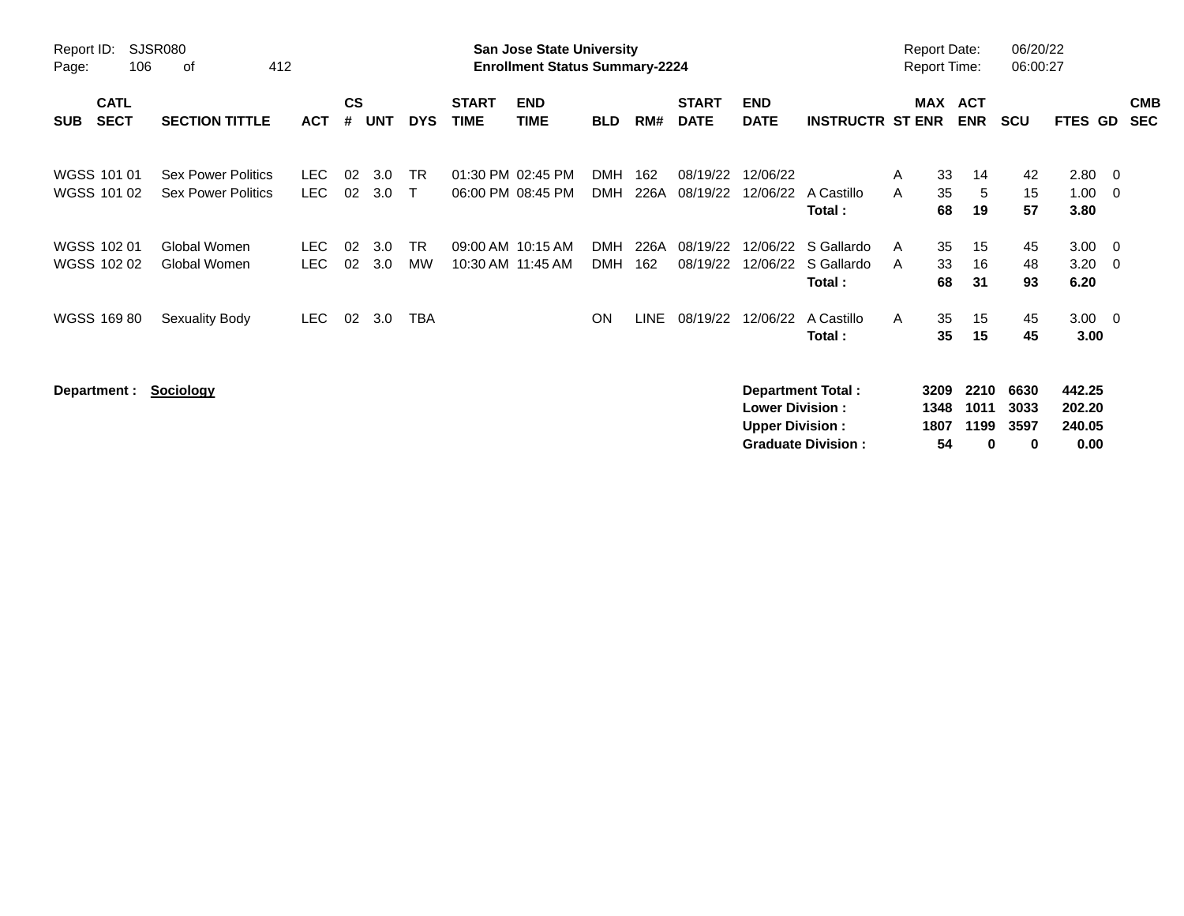Report ID: SJSR080

**San Jose State University**
**Enrollment Status Summary-2224**

Report Date: 06/20/22
Report Time: 06:00:27

| SUB | CATL SECT | SECTION TITTLE | ACT | CS # | UNT | DYS | START TIME | END TIME | BLD | RM# | START DATE | END DATE | INSTRUCTR | ST | MAX ENR | ACT ENR | SCU | FTES | GD | CMB SEC |
|---|---|---|---|---|---|---|---|---|---|---|---|---|---|---|---|---|---|---|---|---|
| WGSS | 101 01 | Sex Power Politics | LEC | 02 | 3.0 | TR | 01:30 PM | 02:45 PM | DMH | 162 | 08/19/22 | 12/06/22 | | A | 33 | 14 | 42 | 2.80 | 0 | |
| WGSS | 101 02 | Sex Power Politics | LEC | 02 | 3.0 | T | 06:00 PM | 08:45 PM | DMH | 226A | 08/19/22 | 12/06/22 | A Castillo | A | 35 | 5 | 15 | 1.00 | 0 | |
| | | | | | | | | | | | | | **Total :** | | **68** | **19** | **57** | **3.80** | | |
| WGSS | 102 01 | Global Women | LEC | 02 | 3.0 | TR | 09:00 AM | 10:15 AM | DMH | 226A | 08/19/22 | 12/06/22 | S Gallardo | A | 35 | 15 | 45 | 3.00 | 0 | |
| WGSS | 102 02 | Global Women | LEC | 02 | 3.0 | MW | 10:30 AM | 11:45 AM | DMH | 162 | 08/19/22 | 12/06/22 | S Gallardo | A | 33 | 16 | 48 | 3.20 | 0 | |
| | | | | | | | | | | | | | **Total :** | | **68** | **31** | **93** | **6.20** | | |
| WGSS | 169 80 | Sexuality Body | LEC | 02 | 3.0 | TBA | | | ON | LINE | 08/19/22 | 12/06/22 | A Castillo | A | 35 | 15 | 45 | 3.00 | 0 | |
| | | | | | | | | | | | | | **Total :** | | **35** | **15** | **45** | **3.00** | | |

**Department : Sociology**

| | MAX ENR | ACT ENR | SCU | FTES |
|---|---|---|---|---|
| **Department Total :** | **3209** | **2210** | **6630** | **442.25** |
| **Lower Division :** | **1348** | **1011** | **3033** | **202.20** |
| **Upper Division :** | **1807** | **1199** | **3597** | **240.05** |
| **Graduate Division :** | **54** | **0** | **0** | **0.00** |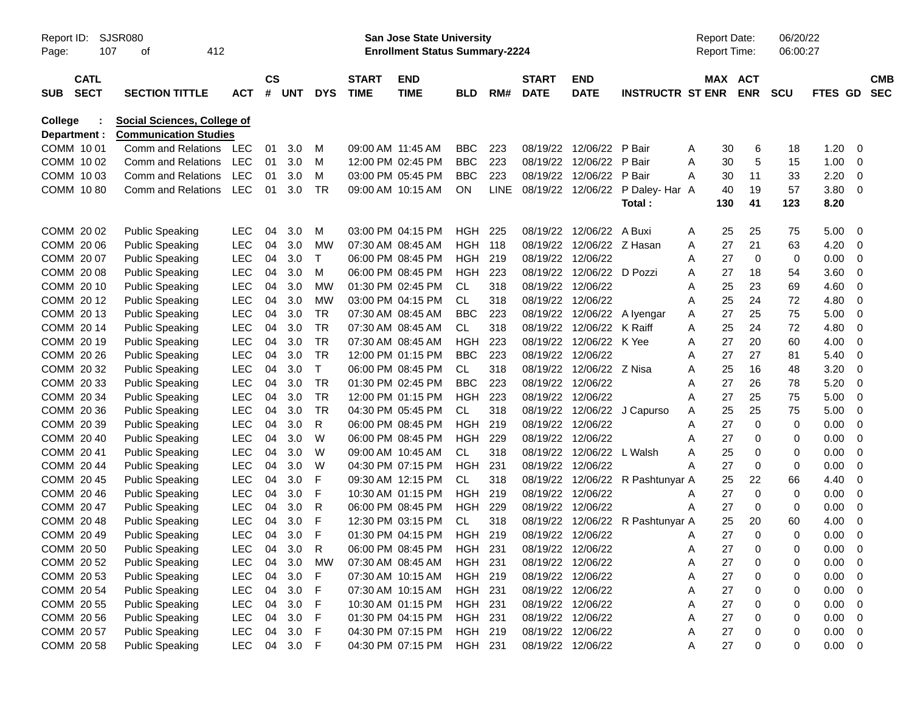Report ID: SJSR080 — San Jose State University — Report Date: 06/20/22

Enrollment Status Summary-2224 — Report Time: 06:00:27

**College : Social Sciences, College of**

**Department : Communication Studies**

| SUB | CATL SECT | SECTION TITTLE | ACT | CS # | UNT | DYS | START TIME | END TIME | BLD | RM# | START DATE | END DATE | INSTRUCTR | ST | MAX ENR | ACT ENR | SCU | FTES | GD | CMB SEC |
|---|---|---|---|---|---|---|---|---|---|---|---|---|---|---|---|---|---|---|---|---|
| COMM | 10 01 | Comm and Relations | LEC | 01 | 3.0 | M | 09:00 AM | 11:45 AM | BBC | 223 | 08/19/22 | 12/06/22 | P Bair | A | 30 | 6 | 18 | 1.20 | 0 | |
| COMM | 10 02 | Comm and Relations | LEC | 01 | 3.0 | M | 12:00 PM | 02:45 PM | BBC | 223 | 08/19/22 | 12/06/22 | P Bair | A | 30 | 5 | 15 | 1.00 | 0 | |
| COMM | 10 03 | Comm and Relations | LEC | 01 | 3.0 | M | 03:00 PM | 05:45 PM | BBC | 223 | 08/19/22 | 12/06/22 | P Bair | A | 30 | 11 | 33 | 2.20 | 0 | |
| COMM | 10 80 | Comm and Relations | LEC | 01 | 3.0 | TR | 09:00 AM | 10:15 AM | ON | LINE | 08/19/22 | 12/06/22 | P Daley- Har | A | 40 | 19 | 57 | 3.80 | 0 | |
| | | | | | | | | | | | | | Total : | | 130 | 41 | 123 | 8.20 | | |
| COMM | 20 02 | Public Speaking | LEC | 04 | 3.0 | M | 03:00 PM | 04:15 PM | HGH | 225 | 08/19/22 | 12/06/22 | A Buxi | A | 25 | 25 | 75 | 5.00 | 0 | |
| COMM | 20 06 | Public Speaking | LEC | 04 | 3.0 | MW | 07:30 AM | 08:45 AM | HGH | 118 | 08/19/22 | 12/06/22 | Z Hasan | A | 27 | 21 | 63 | 4.20 | 0 | |
| COMM | 20 07 | Public Speaking | LEC | 04 | 3.0 | T | 06:00 PM | 08:45 PM | HGH | 219 | 08/19/22 | 12/06/22 | | A | 27 | 0 | 0 | 0.00 | 0 | |
| COMM | 20 08 | Public Speaking | LEC | 04 | 3.0 | M | 06:00 PM | 08:45 PM | HGH | 223 | 08/19/22 | 12/06/22 | D Pozzi | A | 27 | 18 | 54 | 3.60 | 0 | |
| COMM | 20 10 | Public Speaking | LEC | 04 | 3.0 | MW | 01:30 PM | 02:45 PM | CL | 318 | 08/19/22 | 12/06/22 | | A | 25 | 23 | 69 | 4.60 | 0 | |
| COMM | 20 12 | Public Speaking | LEC | 04 | 3.0 | MW | 03:00 PM | 04:15 PM | CL | 318 | 08/19/22 | 12/06/22 | | A | 25 | 24 | 72 | 4.80 | 0 | |
| COMM | 20 13 | Public Speaking | LEC | 04 | 3.0 | TR | 07:30 AM | 08:45 AM | BBC | 223 | 08/19/22 | 12/06/22 | A Iyengar | A | 27 | 25 | 75 | 5.00 | 0 | |
| COMM | 20 14 | Public Speaking | LEC | 04 | 3.0 | TR | 07:30 AM | 08:45 AM | CL | 318 | 08/19/22 | 12/06/22 | K Raiff | A | 25 | 24 | 72 | 4.80 | 0 | |
| COMM | 20 19 | Public Speaking | LEC | 04 | 3.0 | TR | 07:30 AM | 08:45 AM | HGH | 223 | 08/19/22 | 12/06/22 | K Yee | A | 27 | 20 | 60 | 4.00 | 0 | |
| COMM | 20 26 | Public Speaking | LEC | 04 | 3.0 | TR | 12:00 PM | 01:15 PM | BBC | 223 | 08/19/22 | 12/06/22 | | A | 27 | 27 | 81 | 5.40 | 0 | |
| COMM | 20 32 | Public Speaking | LEC | 04 | 3.0 | T | 06:00 PM | 08:45 PM | CL | 318 | 08/19/22 | 12/06/22 | Z Nisa | A | 25 | 16 | 48 | 3.20 | 0 | |
| COMM | 20 33 | Public Speaking | LEC | 04 | 3.0 | TR | 01:30 PM | 02:45 PM | BBC | 223 | 08/19/22 | 12/06/22 | | A | 27 | 26 | 78 | 5.20 | 0 | |
| COMM | 20 34 | Public Speaking | LEC | 04 | 3.0 | TR | 12:00 PM | 01:15 PM | HGH | 223 | 08/19/22 | 12/06/22 | | A | 27 | 25 | 75 | 5.00 | 0 | |
| COMM | 20 36 | Public Speaking | LEC | 04 | 3.0 | TR | 04:30 PM | 05:45 PM | CL | 318 | 08/19/22 | 12/06/22 | J Capurso | A | 25 | 25 | 75 | 5.00 | 0 | |
| COMM | 20 39 | Public Speaking | LEC | 04 | 3.0 | R | 06:00 PM | 08:45 PM | HGH | 219 | 08/19/22 | 12/06/22 | | A | 27 | 0 | 0 | 0.00 | 0 | |
| COMM | 20 40 | Public Speaking | LEC | 04 | 3.0 | W | 06:00 PM | 08:45 PM | HGH | 229 | 08/19/22 | 12/06/22 | | A | 27 | 0 | 0 | 0.00 | 0 | |
| COMM | 20 41 | Public Speaking | LEC | 04 | 3.0 | W | 09:00 AM | 10:45 AM | CL | 318 | 08/19/22 | 12/06/22 | L Walsh | A | 25 | 0 | 0 | 0.00 | 0 | |
| COMM | 20 44 | Public Speaking | LEC | 04 | 3.0 | W | 04:30 PM | 07:15 PM | HGH | 231 | 08/19/22 | 12/06/22 | | A | 27 | 0 | 0 | 0.00 | 0 | |
| COMM | 20 45 | Public Speaking | LEC | 04 | 3.0 | F | 09:30 AM | 12:15 PM | CL | 318 | 08/19/22 | 12/06/22 | R Pashtunyar | A | 25 | 22 | 66 | 4.40 | 0 | |
| COMM | 20 46 | Public Speaking | LEC | 04 | 3.0 | F | 10:30 AM | 01:15 PM | HGH | 219 | 08/19/22 | 12/06/22 | | A | 27 | 0 | 0 | 0.00 | 0 | |
| COMM | 20 47 | Public Speaking | LEC | 04 | 3.0 | R | 06:00 PM | 08:45 PM | HGH | 229 | 08/19/22 | 12/06/22 | | A | 27 | 0 | 0 | 0.00 | 0 | |
| COMM | 20 48 | Public Speaking | LEC | 04 | 3.0 | F | 12:30 PM | 03:15 PM | CL | 318 | 08/19/22 | 12/06/22 | R Pashtunyar | A | 25 | 20 | 60 | 4.00 | 0 | |
| COMM | 20 49 | Public Speaking | LEC | 04 | 3.0 | F | 01:30 PM | 04:15 PM | HGH | 219 | 08/19/22 | 12/06/22 | | A | 27 | 0 | 0 | 0.00 | 0 | |
| COMM | 20 50 | Public Speaking | LEC | 04 | 3.0 | R | 06:00 PM | 08:45 PM | HGH | 231 | 08/19/22 | 12/06/22 | | A | 27 | 0 | 0 | 0.00 | 0 | |
| COMM | 20 52 | Public Speaking | LEC | 04 | 3.0 | MW | 07:30 AM | 08:45 AM | HGH | 231 | 08/19/22 | 12/06/22 | | A | 27 | 0 | 0 | 0.00 | 0 | |
| COMM | 20 53 | Public Speaking | LEC | 04 | 3.0 | F | 07:30 AM | 10:15 AM | HGH | 219 | 08/19/22 | 12/06/22 | | A | 27 | 0 | 0 | 0.00 | 0 | |
| COMM | 20 54 | Public Speaking | LEC | 04 | 3.0 | F | 07:30 AM | 10:15 AM | HGH | 231 | 08/19/22 | 12/06/22 | | A | 27 | 0 | 0 | 0.00 | 0 | |
| COMM | 20 55 | Public Speaking | LEC | 04 | 3.0 | F | 10:30 AM | 01:15 PM | HGH | 231 | 08/19/22 | 12/06/22 | | A | 27 | 0 | 0 | 0.00 | 0 | |
| COMM | 20 56 | Public Speaking | LEC | 04 | 3.0 | F | 01:30 PM | 04:15 PM | HGH | 231 | 08/19/22 | 12/06/22 | | A | 27 | 0 | 0 | 0.00 | 0 | |
| COMM | 20 57 | Public Speaking | LEC | 04 | 3.0 | F | 04:30 PM | 07:15 PM | HGH | 219 | 08/19/22 | 12/06/22 | | A | 27 | 0 | 0 | 0.00 | 0 | |
| COMM | 20 58 | Public Speaking | LEC | 04 | 3.0 | F | 04:30 PM | 07:15 PM | HGH | 231 | 08/19/22 | 12/06/22 | | A | 27 | 0 | 0 | 0.00 | 0 | |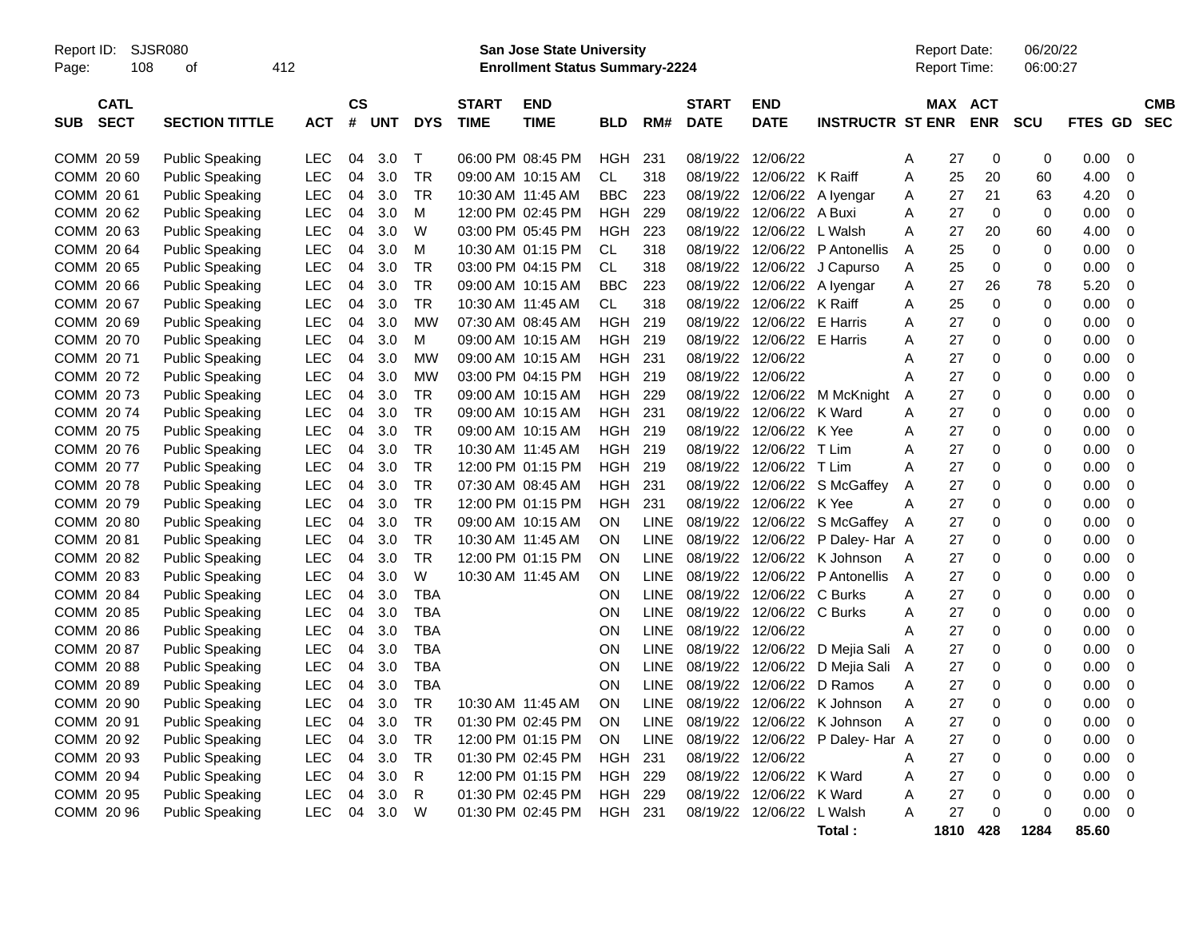Report ID: SJSR080 | San Jose State University | Report Date: 06/20/22
Page: 108 of 412 | Enrollment Status Summary-2224 | Report Time: 06:00:27

| SUB | CATL SECT | SECTION TITTLE | ACT | CS # | UNT | DYS | START TIME | END TIME | BLD | RM# | START DATE | END DATE | INSTRUCTR | ST | MAX ENR | ACT ENR | SCU | FTES | GD | CMB SEC |
|---|---|---|---|---|---|---|---|---|---|---|---|---|---|---|---|---|---|---|---|---|
| COMM | 20 59 | Public Speaking | LEC | 04 | 3.0 | T | 06:00 PM | 08:45 PM | HGH | 231 | 08/19/22 | 12/06/22 | | A | 27 | 0 | 0 | 0.00 | 0 | |
| COMM | 20 60 | Public Speaking | LEC | 04 | 3.0 | TR | 09:00 AM | 10:15 AM | CL | 318 | 08/19/22 | 12/06/22 | K Raiff | A | 25 | 20 | 60 | 4.00 | 0 | |
| COMM | 20 61 | Public Speaking | LEC | 04 | 3.0 | TR | 10:30 AM | 11:45 AM | BBC | 223 | 08/19/22 | 12/06/22 | A Iyengar | A | 27 | 21 | 63 | 4.20 | 0 | |
| COMM | 20 62 | Public Speaking | LEC | 04 | 3.0 | M | 12:00 PM | 02:45 PM | HGH | 229 | 08/19/22 | 12/06/22 | A Buxi | A | 27 | 0 | 0 | 0.00 | 0 | |
| COMM | 20 63 | Public Speaking | LEC | 04 | 3.0 | W | 03:00 PM | 05:45 PM | HGH | 223 | 08/19/22 | 12/06/22 | L Walsh | A | 27 | 20 | 60 | 4.00 | 0 | |
| COMM | 20 64 | Public Speaking | LEC | 04 | 3.0 | M | 10:30 AM | 01:15 PM | CL | 318 | 08/19/22 | 12/06/22 | P Antonellis | A | 25 | 0 | 0 | 0.00 | 0 | |
| COMM | 20 65 | Public Speaking | LEC | 04 | 3.0 | TR | 03:00 PM | 04:15 PM | CL | 318 | 08/19/22 | 12/06/22 | J Capurso | A | 25 | 0 | 0 | 0.00 | 0 | |
| COMM | 20 66 | Public Speaking | LEC | 04 | 3.0 | TR | 09:00 AM | 10:15 AM | BBC | 223 | 08/19/22 | 12/06/22 | A Iyengar | A | 27 | 26 | 78 | 5.20 | 0 | |
| COMM | 20 67 | Public Speaking | LEC | 04 | 3.0 | TR | 10:30 AM | 11:45 AM | CL | 318 | 08/19/22 | 12/06/22 | K Raiff | A | 25 | 0 | 0 | 0.00 | 0 | |
| COMM | 20 69 | Public Speaking | LEC | 04 | 3.0 | MW | 07:30 AM | 08:45 AM | HGH | 219 | 08/19/22 | 12/06/22 | E Harris | A | 27 | 0 | 0 | 0.00 | 0 | |
| COMM | 20 70 | Public Speaking | LEC | 04 | 3.0 | M | 09:00 AM | 10:15 AM | HGH | 219 | 08/19/22 | 12/06/22 | E Harris | A | 27 | 0 | 0 | 0.00 | 0 | |
| COMM | 20 71 | Public Speaking | LEC | 04 | 3.0 | MW | 09:00 AM | 10:15 AM | HGH | 231 | 08/19/22 | 12/06/22 | | A | 27 | 0 | 0 | 0.00 | 0 | |
| COMM | 20 72 | Public Speaking | LEC | 04 | 3.0 | MW | 03:00 PM | 04:15 PM | HGH | 219 | 08/19/22 | 12/06/22 | | A | 27 | 0 | 0 | 0.00 | 0 | |
| COMM | 20 73 | Public Speaking | LEC | 04 | 3.0 | TR | 09:00 AM | 10:15 AM | HGH | 229 | 08/19/22 | 12/06/22 | M McKnight | A | 27 | 0 | 0 | 0.00 | 0 | |
| COMM | 20 74 | Public Speaking | LEC | 04 | 3.0 | TR | 09:00 AM | 10:15 AM | HGH | 231 | 08/19/22 | 12/06/22 | K Ward | A | 27 | 0 | 0 | 0.00 | 0 | |
| COMM | 20 75 | Public Speaking | LEC | 04 | 3.0 | TR | 09:00 AM | 10:15 AM | HGH | 219 | 08/19/22 | 12/06/22 | K Yee | A | 27 | 0 | 0 | 0.00 | 0 | |
| COMM | 20 76 | Public Speaking | LEC | 04 | 3.0 | TR | 10:30 AM | 11:45 AM | HGH | 219 | 08/19/22 | 12/06/22 | T Lim | A | 27 | 0 | 0 | 0.00 | 0 | |
| COMM | 20 77 | Public Speaking | LEC | 04 | 3.0 | TR | 12:00 PM | 01:15 PM | HGH | 219 | 08/19/22 | 12/06/22 | T Lim | A | 27 | 0 | 0 | 0.00 | 0 | |
| COMM | 20 78 | Public Speaking | LEC | 04 | 3.0 | TR | 07:30 AM | 08:45 AM | HGH | 231 | 08/19/22 | 12/06/22 | S McGaffey | A | 27 | 0 | 0 | 0.00 | 0 | |
| COMM | 20 79 | Public Speaking | LEC | 04 | 3.0 | TR | 12:00 PM | 01:15 PM | HGH | 231 | 08/19/22 | 12/06/22 | K Yee | A | 27 | 0 | 0 | 0.00 | 0 | |
| COMM | 20 80 | Public Speaking | LEC | 04 | 3.0 | TR | 09:00 AM | 10:15 AM | ON | LINE | 08/19/22 | 12/06/22 | S McGaffey | A | 27 | 0 | 0 | 0.00 | 0 | |
| COMM | 20 81 | Public Speaking | LEC | 04 | 3.0 | TR | 10:30 AM | 11:45 AM | ON | LINE | 08/19/22 | 12/06/22 | P Daley- Har | A | 27 | 0 | 0 | 0.00 | 0 | |
| COMM | 20 82 | Public Speaking | LEC | 04 | 3.0 | TR | 12:00 PM | 01:15 PM | ON | LINE | 08/19/22 | 12/06/22 | K Johnson | A | 27 | 0 | 0 | 0.00 | 0 | |
| COMM | 20 83 | Public Speaking | LEC | 04 | 3.0 | W | 10:30 AM | 11:45 AM | ON | LINE | 08/19/22 | 12/06/22 | P Antonellis | A | 27 | 0 | 0 | 0.00 | 0 | |
| COMM | 20 84 | Public Speaking | LEC | 04 | 3.0 | TBA | | | ON | LINE | 08/19/22 | 12/06/22 | C Burks | A | 27 | 0 | 0 | 0.00 | 0 | |
| COMM | 20 85 | Public Speaking | LEC | 04 | 3.0 | TBA | | | ON | LINE | 08/19/22 | 12/06/22 | C Burks | A | 27 | 0 | 0 | 0.00 | 0 | |
| COMM | 20 86 | Public Speaking | LEC | 04 | 3.0 | TBA | | | ON | LINE | 08/19/22 | 12/06/22 | | A | 27 | 0 | 0 | 0.00 | 0 | |
| COMM | 20 87 | Public Speaking | LEC | 04 | 3.0 | TBA | | | ON | LINE | 08/19/22 | 12/06/22 | D Mejia Sali | A | 27 | 0 | 0 | 0.00 | 0 | |
| COMM | 20 88 | Public Speaking | LEC | 04 | 3.0 | TBA | | | ON | LINE | 08/19/22 | 12/06/22 | D Mejia Sali | A | 27 | 0 | 0 | 0.00 | 0 | |
| COMM | 20 89 | Public Speaking | LEC | 04 | 3.0 | TBA | | | ON | LINE | 08/19/22 | 12/06/22 | D Ramos | A | 27 | 0 | 0 | 0.00 | 0 | |
| COMM | 20 90 | Public Speaking | LEC | 04 | 3.0 | TR | 10:30 AM | 11:45 AM | ON | LINE | 08/19/22 | 12/06/22 | K Johnson | A | 27 | 0 | 0 | 0.00 | 0 | |
| COMM | 20 91 | Public Speaking | LEC | 04 | 3.0 | TR | 01:30 PM | 02:45 PM | ON | LINE | 08/19/22 | 12/06/22 | K Johnson | A | 27 | 0 | 0 | 0.00 | 0 | |
| COMM | 20 92 | Public Speaking | LEC | 04 | 3.0 | TR | 12:00 PM | 01:15 PM | ON | LINE | 08/19/22 | 12/06/22 | P Daley- Har | A | 27 | 0 | 0 | 0.00 | 0 | |
| COMM | 20 93 | Public Speaking | LEC | 04 | 3.0 | TR | 01:30 PM | 02:45 PM | HGH | 231 | 08/19/22 | 12/06/22 | | A | 27 | 0 | 0 | 0.00 | 0 | |
| COMM | 20 94 | Public Speaking | LEC | 04 | 3.0 | R | 12:00 PM | 01:15 PM | HGH | 229 | 08/19/22 | 12/06/22 | K Ward | A | 27 | 0 | 0 | 0.00 | 0 | |
| COMM | 20 95 | Public Speaking | LEC | 04 | 3.0 | R | 01:30 PM | 02:45 PM | HGH | 229 | 08/19/22 | 12/06/22 | K Ward | A | 27 | 0 | 0 | 0.00 | 0 | |
| COMM | 20 96 | Public Speaking | LEC | 04 | 3.0 | W | 01:30 PM | 02:45 PM | HGH | 231 | 08/19/22 | 12/06/22 | L Walsh | A | 27 | 0 | 0 | 0.00 | 0 | |
| | | | | | | | | | | | | | **Total :** | | **1810** | **428** | **1284** | **85.60** | | |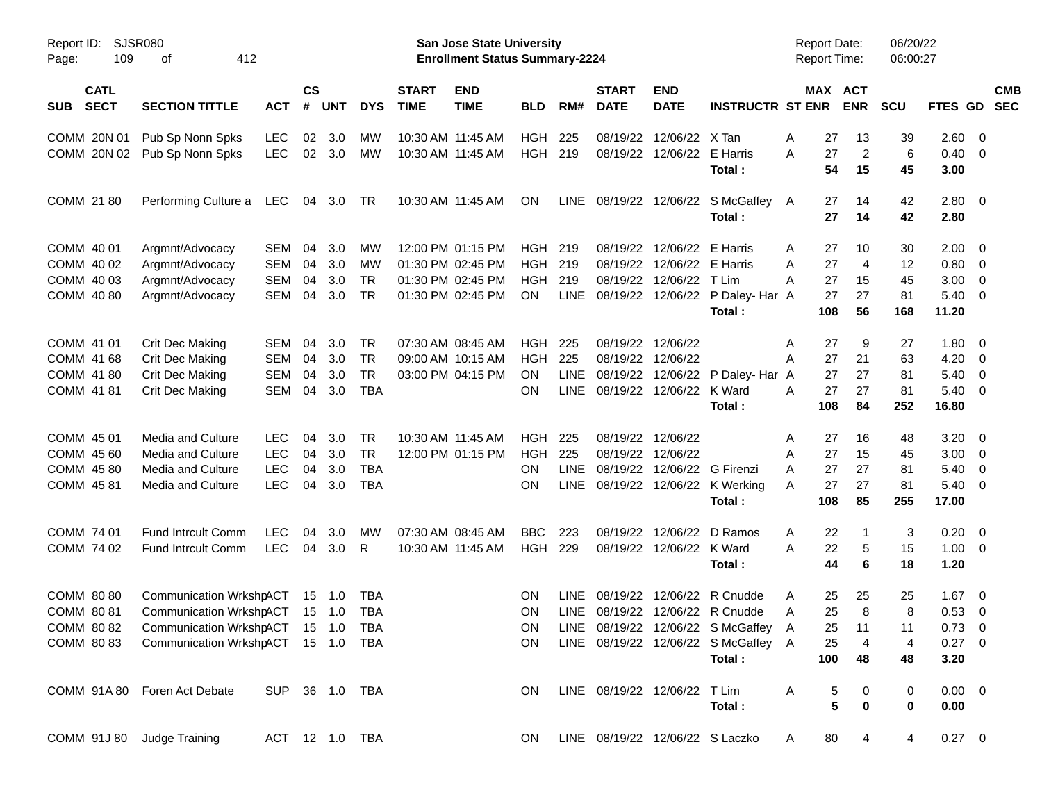Report ID: SJSR080 | San Jose State University | Report Date: 06/20/22
Page: 109 of 412 | Enrollment Status Summary-2224 | Report Time: 06:00:27

| SUB | CATL SECT | SECTION TITTLE | ACT | CS # | UNT | DYS | START TIME | END TIME | BLD | RM# | START DATE | END DATE | INSTRUCTR | ST | MAX ENR | ACT ENR | SCU | FTES | GD | CMB SEC |
|---|---|---|---|---|---|---|---|---|---|---|---|---|---|---|---|---|---|---|---|---|
| COMM | 20N 01 | Pub Sp Nonn Spks | LEC | 02 | 3.0 | MW | 10:30 AM | 11:45 AM | HGH | 225 | 08/19/22 | 12/06/22 | X Tan | A | 27 | 13 | 39 | 2.60 | 0 | |
| COMM | 20N 02 | Pub Sp Nonn Spks | LEC | 02 | 3.0 | MW | 10:30 AM | 11:45 AM | HGH | 219 | 08/19/22 | 12/06/22 | E Harris | A | 27 | 2 | 6 | 0.40 | 0 | |
| | | | | | | | | | | | | | **Total :** | | **54** | **15** | **45** | **3.00** | | |
| COMM | 21 80 | Performing Culture a | LEC | 04 | 3.0 | TR | 10:30 AM | 11:45 AM | ON | LINE | 08/19/22 | 12/06/22 | S McGaffey | A | 27 | 14 | 42 | 2.80 | 0 | |
| | | | | | | | | | | | | | **Total :** | | **27** | **14** | **42** | **2.80** | | |
| COMM | 40 01 | Argmnt/Advocacy | SEM | 04 | 3.0 | MW | 12:00 PM | 01:15 PM | HGH | 219 | 08/19/22 | 12/06/22 | E Harris | A | 27 | 10 | 30 | 2.00 | 0 | |
| COMM | 40 02 | Argmnt/Advocacy | SEM | 04 | 3.0 | MW | 01:30 PM | 02:45 PM | HGH | 219 | 08/19/22 | 12/06/22 | E Harris | A | 27 | 4 | 12 | 0.80 | 0 | |
| COMM | 40 03 | Argmnt/Advocacy | SEM | 04 | 3.0 | TR | 01:30 PM | 02:45 PM | HGH | 219 | 08/19/22 | 12/06/22 | T Lim | A | 27 | 15 | 45 | 3.00 | 0 | |
| COMM | 40 80 | Argmnt/Advocacy | SEM | 04 | 3.0 | TR | 01:30 PM | 02:45 PM | ON | LINE | 08/19/22 | 12/06/22 | P Daley- Har | A | 27 | 27 | 81 | 5.40 | 0 | |
| | | | | | | | | | | | | | **Total :** | | **108** | **56** | **168** | **11.20** | | |
| COMM | 41 01 | Crit Dec Making | SEM | 04 | 3.0 | TR | 07:30 AM | 08:45 AM | HGH | 225 | 08/19/22 | 12/06/22 | | A | 27 | 9 | 27 | 1.80 | 0 | |
| COMM | 41 68 | Crit Dec Making | SEM | 04 | 3.0 | TR | 09:00 AM | 10:15 AM | HGH | 225 | 08/19/22 | 12/06/22 | | A | 27 | 21 | 63 | 4.20 | 0 | |
| COMM | 41 80 | Crit Dec Making | SEM | 04 | 3.0 | TR | 03:00 PM | 04:15 PM | ON | LINE | 08/19/22 | 12/06/22 | P Daley- Har | A | 27 | 27 | 81 | 5.40 | 0 | |
| COMM | 41 81 | Crit Dec Making | SEM | 04 | 3.0 | TBA | | | ON | LINE | 08/19/22 | 12/06/22 | K Ward | A | 27 | 27 | 81 | 5.40 | 0 | |
| | | | | | | | | | | | | | **Total :** | | **108** | **84** | **252** | **16.80** | | |
| COMM | 45 01 | Media and Culture | LEC | 04 | 3.0 | TR | 10:30 AM | 11:45 AM | HGH | 225 | 08/19/22 | 12/06/22 | | A | 27 | 16 | 48 | 3.20 | 0 | |
| COMM | 45 60 | Media and Culture | LEC | 04 | 3.0 | TR | 12:00 PM | 01:15 PM | HGH | 225 | 08/19/22 | 12/06/22 | | A | 27 | 15 | 45 | 3.00 | 0 | |
| COMM | 45 80 | Media and Culture | LEC | 04 | 3.0 | TBA | | | ON | LINE | 08/19/22 | 12/06/22 | G Firenzi | A | 27 | 27 | 81 | 5.40 | 0 | |
| COMM | 45 81 | Media and Culture | LEC | 04 | 3.0 | TBA | | | ON | LINE | 08/19/22 | 12/06/22 | K Werking | A | 27 | 27 | 81 | 5.40 | 0 | |
| | | | | | | | | | | | | | **Total :** | | **108** | **85** | **255** | **17.00** | | |
| COMM | 74 01 | Fund Intrcult Comm | LEC | 04 | 3.0 | MW | 07:30 AM | 08:45 AM | BBC | 223 | 08/19/22 | 12/06/22 | D Ramos | A | 22 | 1 | 3 | 0.20 | 0 | |
| COMM | 74 02 | Fund Intrcult Comm | LEC | 04 | 3.0 | R | 10:30 AM | 11:45 AM | HGH | 229 | 08/19/22 | 12/06/22 | K Ward | A | 22 | 5 | 15 | 1.00 | 0 | |
| | | | | | | | | | | | | | **Total :** | | **44** | **6** | **18** | **1.20** | | |
| COMM | 80 80 | Communication Wrkshp | ACT | 15 | 1.0 | TBA | | | ON | LINE | 08/19/22 | 12/06/22 | R Cnudde | A | 25 | 25 | 25 | 1.67 | 0 | |
| COMM | 80 81 | Communication Wrkshp | ACT | 15 | 1.0 | TBA | | | ON | LINE | 08/19/22 | 12/06/22 | R Cnudde | A | 25 | 8 | 8 | 0.53 | 0 | |
| COMM | 80 82 | Communication Wrkshp | ACT | 15 | 1.0 | TBA | | | ON | LINE | 08/19/22 | 12/06/22 | S McGaffey | A | 25 | 11 | 11 | 0.73 | 0 | |
| COMM | 80 83 | Communication Wrkshp | ACT | 15 | 1.0 | TBA | | | ON | LINE | 08/19/22 | 12/06/22 | S McGaffey | A | 25 | 4 | 4 | 0.27 | 0 | |
| | | | | | | | | | | | | | **Total :** | | **100** | **48** | **48** | **3.20** | | |
| COMM | 91A 80 | Foren Act Debate | SUP | 36 | 1.0 | TBA | | | ON | LINE | 08/19/22 | 12/06/22 | T Lim | A | 5 | 0 | 0 | 0.00 | 0 | |
| | | | | | | | | | | | | | **Total :** | | **5** | **0** | **0** | **0.00** | | |
| COMM | 91J 80 | Judge Training | ACT | 12 | 1.0 | TBA | | | ON | LINE | 08/19/22 | 12/06/22 | S Laczko | A | 80 | 4 | 4 | 0.27 | 0 | |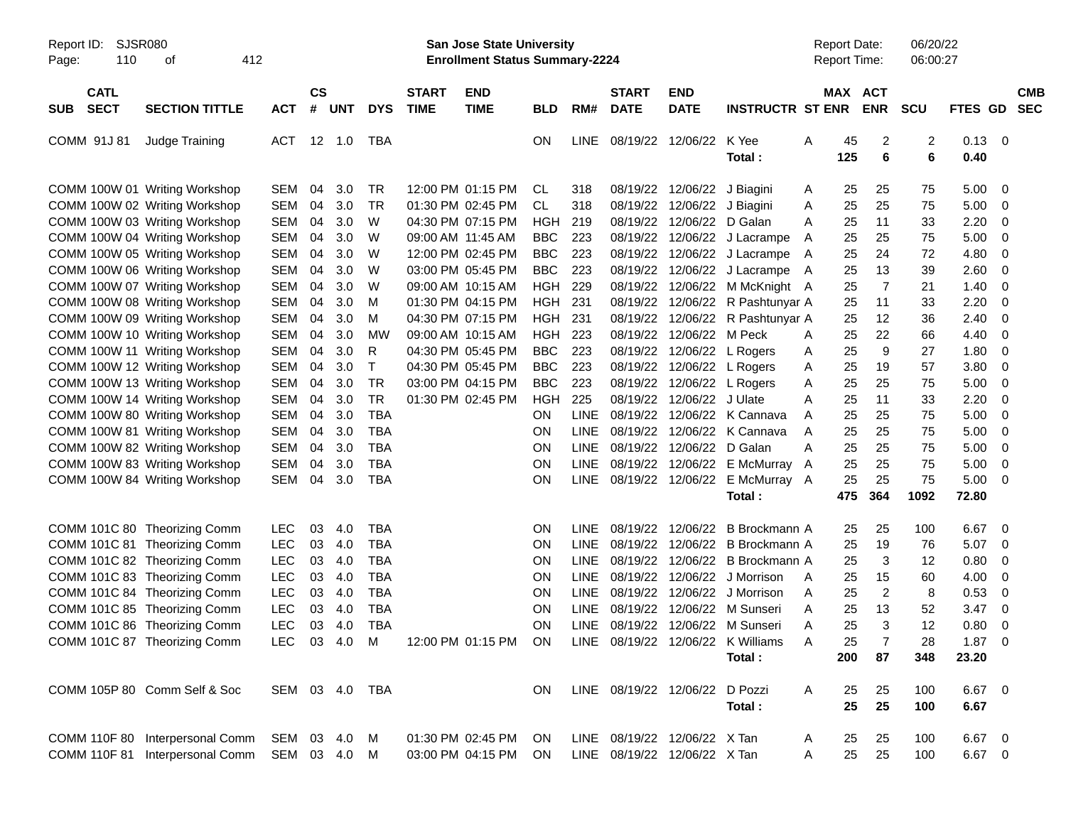Report ID: SJSR080
Page: 110 of 412

**San Jose State University**
**Enrollment Status Summary-2224**

Report Date: 06/20/22
Report Time: 06:00:27

| SUB | CATL SECT | SECTION TITTLE | ACT | CS # | UNT | DYS | START TIME | END TIME | BLD | RM# | START DATE | END DATE | INSTRUCTR | ST | MAX ENR | ACT ENR | SCU | FTES | GD | CMB SEC |
|---|---|---|---|---|---|---|---|---|---|---|---|---|---|---|---|---|---|---|---|---|
| COMM | 91J 81 | Judge Training | ACT | 12 | 1.0 | TBA | | | ON | LINE | 08/19/22 | 12/06/22 | K Yee | A | 45 | 2 | 2 | 0.13 | 0 | |
| | | | | | | | | | | | | | **Total :** | | **125** | **6** | **6** | **0.40** | | |
| COMM | 100W 01 | Writing Workshop | SEM | 04 | 3.0 | TR | 12:00 PM | 01:15 PM | CL | 318 | 08/19/22 | 12/06/22 | J Biagini | A | 25 | 25 | 75 | 5.00 | 0 | |
| COMM | 100W 02 | Writing Workshop | SEM | 04 | 3.0 | TR | 01:30 PM | 02:45 PM | CL | 318 | 08/19/22 | 12/06/22 | J Biagini | A | 25 | 25 | 75 | 5.00 | 0 | |
| COMM | 100W 03 | Writing Workshop | SEM | 04 | 3.0 | W | 04:30 PM | 07:15 PM | HGH | 219 | 08/19/22 | 12/06/22 | D Galan | A | 25 | 11 | 33 | 2.20 | 0 | |
| COMM | 100W 04 | Writing Workshop | SEM | 04 | 3.0 | W | 09:00 AM | 11:45 AM | BBC | 223 | 08/19/22 | 12/06/22 | J Lacrampe | A | 25 | 25 | 75 | 5.00 | 0 | |
| COMM | 100W 05 | Writing Workshop | SEM | 04 | 3.0 | W | 12:00 PM | 02:45 PM | BBC | 223 | 08/19/22 | 12/06/22 | J Lacrampe | A | 25 | 24 | 72 | 4.80 | 0 | |
| COMM | 100W 06 | Writing Workshop | SEM | 04 | 3.0 | W | 03:00 PM | 05:45 PM | BBC | 223 | 08/19/22 | 12/06/22 | J Lacrampe | A | 25 | 13 | 39 | 2.60 | 0 | |
| COMM | 100W 07 | Writing Workshop | SEM | 04 | 3.0 | W | 09:00 AM | 10:15 AM | HGH | 229 | 08/19/22 | 12/06/22 | M McKnight | A | 25 | 7 | 21 | 1.40 | 0 | |
| COMM | 100W 08 | Writing Workshop | SEM | 04 | 3.0 | M | 01:30 PM | 04:15 PM | HGH | 231 | 08/19/22 | 12/06/22 | R Pashtunyar | A | 25 | 11 | 33 | 2.20 | 0 | |
| COMM | 100W 09 | Writing Workshop | SEM | 04 | 3.0 | M | 04:30 PM | 07:15 PM | HGH | 231 | 08/19/22 | 12/06/22 | R Pashtunyar | A | 25 | 12 | 36 | 2.40 | 0 | |
| COMM | 100W 10 | Writing Workshop | SEM | 04 | 3.0 | MW | 09:00 AM | 10:15 AM | HGH | 223 | 08/19/22 | 12/06/22 | M Peck | A | 25 | 22 | 66 | 4.40 | 0 | |
| COMM | 100W 11 | Writing Workshop | SEM | 04 | 3.0 | R | 04:30 PM | 05:45 PM | BBC | 223 | 08/19/22 | 12/06/22 | L Rogers | A | 25 | 9 | 27 | 1.80 | 0 | |
| COMM | 100W 12 | Writing Workshop | SEM | 04 | 3.0 | T | 04:30 PM | 05:45 PM | BBC | 223 | 08/19/22 | 12/06/22 | L Rogers | A | 25 | 19 | 57 | 3.80 | 0 | |
| COMM | 100W 13 | Writing Workshop | SEM | 04 | 3.0 | TR | 03:00 PM | 04:15 PM | BBC | 223 | 08/19/22 | 12/06/22 | L Rogers | A | 25 | 25 | 75 | 5.00 | 0 | |
| COMM | 100W 14 | Writing Workshop | SEM | 04 | 3.0 | TR | 01:30 PM | 02:45 PM | HGH | 225 | 08/19/22 | 12/06/22 | J Ulate | A | 25 | 11 | 33 | 2.20 | 0 | |
| COMM | 100W 80 | Writing Workshop | SEM | 04 | 3.0 | TBA | | | ON | LINE | 08/19/22 | 12/06/22 | K Cannava | A | 25 | 25 | 75 | 5.00 | 0 | |
| COMM | 100W 81 | Writing Workshop | SEM | 04 | 3.0 | TBA | | | ON | LINE | 08/19/22 | 12/06/22 | K Cannava | A | 25 | 25 | 75 | 5.00 | 0 | |
| COMM | 100W 82 | Writing Workshop | SEM | 04 | 3.0 | TBA | | | ON | LINE | 08/19/22 | 12/06/22 | D Galan | A | 25 | 25 | 75 | 5.00 | 0 | |
| COMM | 100W 83 | Writing Workshop | SEM | 04 | 3.0 | TBA | | | ON | LINE | 08/19/22 | 12/06/22 | E McMurray | A | 25 | 25 | 75 | 5.00 | 0 | |
| COMM | 100W 84 | Writing Workshop | SEM | 04 | 3.0 | TBA | | | ON | LINE | 08/19/22 | 12/06/22 | E McMurray | A | 25 | 25 | 75 | 5.00 | 0 | |
| | | | | | | | | | | | | | **Total :** | | **475** | **364** | **1092** | **72.80** | | |
| COMM | 101C 80 | Theorizing Comm | LEC | 03 | 4.0 | TBA | | | ON | LINE | 08/19/22 | 12/06/22 | B Brockmann | A | 25 | 25 | 100 | 6.67 | 0 | |
| COMM | 101C 81 | Theorizing Comm | LEC | 03 | 4.0 | TBA | | | ON | LINE | 08/19/22 | 12/06/22 | B Brockmann | A | 25 | 19 | 76 | 5.07 | 0 | |
| COMM | 101C 82 | Theorizing Comm | LEC | 03 | 4.0 | TBA | | | ON | LINE | 08/19/22 | 12/06/22 | B Brockmann | A | 25 | 3 | 12 | 0.80 | 0 | |
| COMM | 101C 83 | Theorizing Comm | LEC | 03 | 4.0 | TBA | | | ON | LINE | 08/19/22 | 12/06/22 | J Morrison | A | 25 | 15 | 60 | 4.00 | 0 | |
| COMM | 101C 84 | Theorizing Comm | LEC | 03 | 4.0 | TBA | | | ON | LINE | 08/19/22 | 12/06/22 | J Morrison | A | 25 | 2 | 8 | 0.53 | 0 | |
| COMM | 101C 85 | Theorizing Comm | LEC | 03 | 4.0 | TBA | | | ON | LINE | 08/19/22 | 12/06/22 | M Sunseri | A | 25 | 13 | 52 | 3.47 | 0 | |
| COMM | 101C 86 | Theorizing Comm | LEC | 03 | 4.0 | TBA | | | ON | LINE | 08/19/22 | 12/06/22 | M Sunseri | A | 25 | 3 | 12 | 0.80 | 0 | |
| COMM | 101C 87 | Theorizing Comm | LEC | 03 | 4.0 | M | 12:00 PM | 01:15 PM | ON | LINE | 08/19/22 | 12/06/22 | K Williams | A | 25 | 7 | 28 | 1.87 | 0 | |
| | | | | | | | | | | | | | **Total :** | | **200** | **87** | **348** | **23.20** | | |
| COMM | 105P 80 | Comm Self & Soc | SEM | 03 | 4.0 | TBA | | | ON | LINE | 08/19/22 | 12/06/22 | D Pozzi | A | 25 | 25 | 100 | 6.67 | 0 | |
| | | | | | | | | | | | | | **Total :** | | **25** | **25** | **100** | **6.67** | | |
| COMM | 110F 80 | Interpersonal Comm | SEM | 03 | 4.0 | M | 01:30 PM | 02:45 PM | ON | LINE | 08/19/22 | 12/06/22 | X Tan | A | 25 | 25 | 100 | 6.67 | 0 | |
| COMM | 110F 81 | Interpersonal Comm | SEM | 03 | 4.0 | M | 03:00 PM | 04:15 PM | ON | LINE | 08/19/22 | 12/06/22 | X Tan | A | 25 | 25 | 100 | 6.67 | 0 | |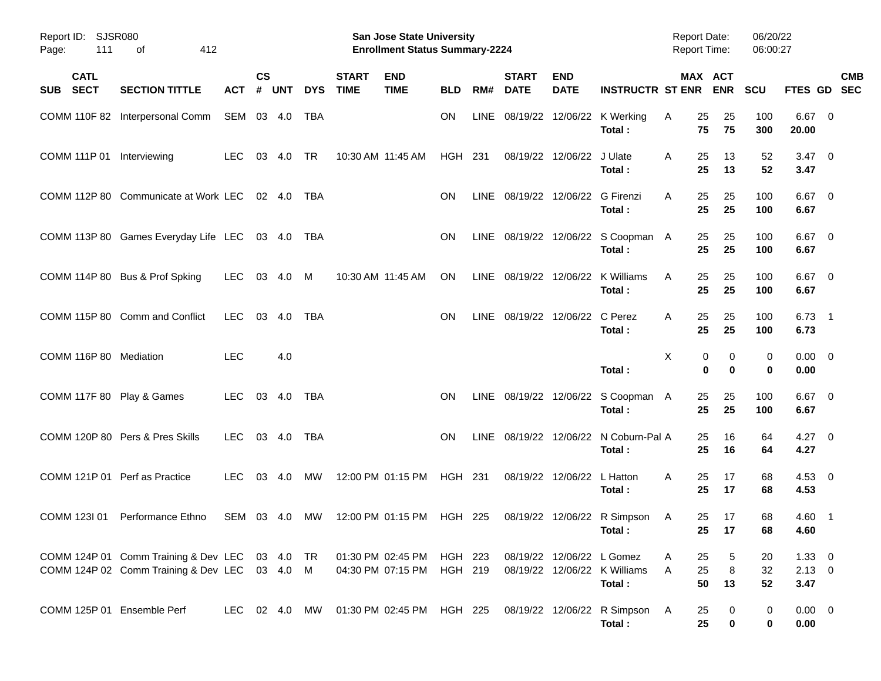Report ID: SJSR080
Page: 111 of 412

**San Jose State University**
**Enrollment Status Summary-2224**

Report Date: 06/20/22
Report Time: 06:00:27

| SUB | CATL SECT | SECTION TITTLE | ACT | CS # | UNT | DYS | START TIME | END TIME | BLD | RM# | START DATE | END DATE | INSTRUCTR | ST | MAX ENR | ACT ENR | SCU | FTES | GD | CMB SEC |
|---|---|---|---|---|---|---|---|---|---|---|---|---|---|---|---|---|---|---|---|---|
| COMM | 110F 82 | Interpersonal Comm | SEM | 03 | 4.0 | TBA | | | ON | LINE | 08/19/22 | 12/06/22 | K Werking | A | 25 | 25 | 100 | 6.67 | 0 | |
| | | | | | | | | | | | | | **Total :** | | **75** | **75** | **300** | **20.00** | | |
| COMM | 111P 01 | Interviewing | LEC | 03 | 4.0 | TR | 10:30 AM | 11:45 AM | HGH | 231 | 08/19/22 | 12/06/22 | J Ulate | A | 25 | 13 | 52 | 3.47 | 0 | |
| | | | | | | | | | | | | | **Total :** | | **25** | **13** | **52** | **3.47** | | |
| COMM | 112P 80 | Communicate at Work | LEC | 02 | 4.0 | TBA | | | ON | LINE | 08/19/22 | 12/06/22 | G Firenzi | A | 25 | 25 | 100 | 6.67 | 0 | |
| | | | | | | | | | | | | | **Total :** | | **25** | **25** | **100** | **6.67** | | |
| COMM | 113P 80 | Games Everyday Life | LEC | 03 | 4.0 | TBA | | | ON | LINE | 08/19/22 | 12/06/22 | S Coopman | A | 25 | 25 | 100 | 6.67 | 0 | |
| | | | | | | | | | | | | | **Total :** | | **25** | **25** | **100** | **6.67** | | |
| COMM | 114P 80 | Bus & Prof Spking | LEC | 03 | 4.0 | M | 10:30 AM | 11:45 AM | ON | LINE | 08/19/22 | 12/06/22 | K Williams | A | 25 | 25 | 100 | 6.67 | 0 | |
| | | | | | | | | | | | | | **Total :** | | **25** | **25** | **100** | **6.67** | | |
| COMM | 115P 80 | Comm and Conflict | LEC | 03 | 4.0 | TBA | | | ON | LINE | 08/19/22 | 12/06/22 | C Perez | A | 25 | 25 | 100 | 6.73 | 1 | |
| | | | | | | | | | | | | | **Total :** | | **25** | **25** | **100** | **6.73** | | |
| COMM | 116P 80 | Mediation | LEC | | 4.0 | | | | | | | | | X | 0 | 0 | 0 | 0.00 | 0 | |
| | | | | | | | | | | | | | **Total :** | | **0** | **0** | **0** | **0.00** | | |
| COMM | 117F 80 | Play & Games | LEC | 03 | 4.0 | TBA | | | ON | LINE | 08/19/22 | 12/06/22 | S Coopman | A | 25 | 25 | 100 | 6.67 | 0 | |
| | | | | | | | | | | | | | **Total :** | | **25** | **25** | **100** | **6.67** | | |
| COMM | 120P 80 | Pers & Pres Skills | LEC | 03 | 4.0 | TBA | | | ON | LINE | 08/19/22 | 12/06/22 | N Coburn-Pal | A | 25 | 16 | 64 | 4.27 | 0 | |
| | | | | | | | | | | | | | **Total :** | | **25** | **16** | **64** | **4.27** | | |
| COMM | 121P 01 | Perf as Practice | LEC | 03 | 4.0 | MW | 12:00 PM | 01:15 PM | HGH | 231 | 08/19/22 | 12/06/22 | L Hatton | A | 25 | 17 | 68 | 4.53 | 0 | |
| | | | | | | | | | | | | | **Total :** | | **25** | **17** | **68** | **4.53** | | |
| COMM | 123I 01 | Performance Ethno | SEM | 03 | 4.0 | MW | 12:00 PM | 01:15 PM | HGH | 225 | 08/19/22 | 12/06/22 | R Simpson | A | 25 | 17 | 68 | 4.60 | 1 | |
| | | | | | | | | | | | | | **Total :** | | **25** | **17** | **68** | **4.60** | | |
| COMM | 124P 01 | Comm Training & Dev | LEC | 03 | 4.0 | TR | 01:30 PM | 02:45 PM | HGH | 223 | 08/19/22 | 12/06/22 | L Gomez | A | 25 | 5 | 20 | 1.33 | 0 | |
| COMM | 124P 02 | Comm Training & Dev | LEC | 03 | 4.0 | M | 04:30 PM | 07:15 PM | HGH | 219 | 08/19/22 | 12/06/22 | K Williams | A | 25 | 8 | 32 | 2.13 | 0 | |
| | | | | | | | | | | | | | **Total :** | | **50** | **13** | **52** | **3.47** | | |
| COMM | 125P 01 | Ensemble Perf | LEC | 02 | 4.0 | MW | 01:30 PM | 02:45 PM | HGH | 225 | 08/19/22 | 12/06/22 | R Simpson | A | 25 | 0 | 0 | 0.00 | 0 | |
| | | | | | | | | | | | | | **Total :** | | **25** | **0** | **0** | **0.00** | | |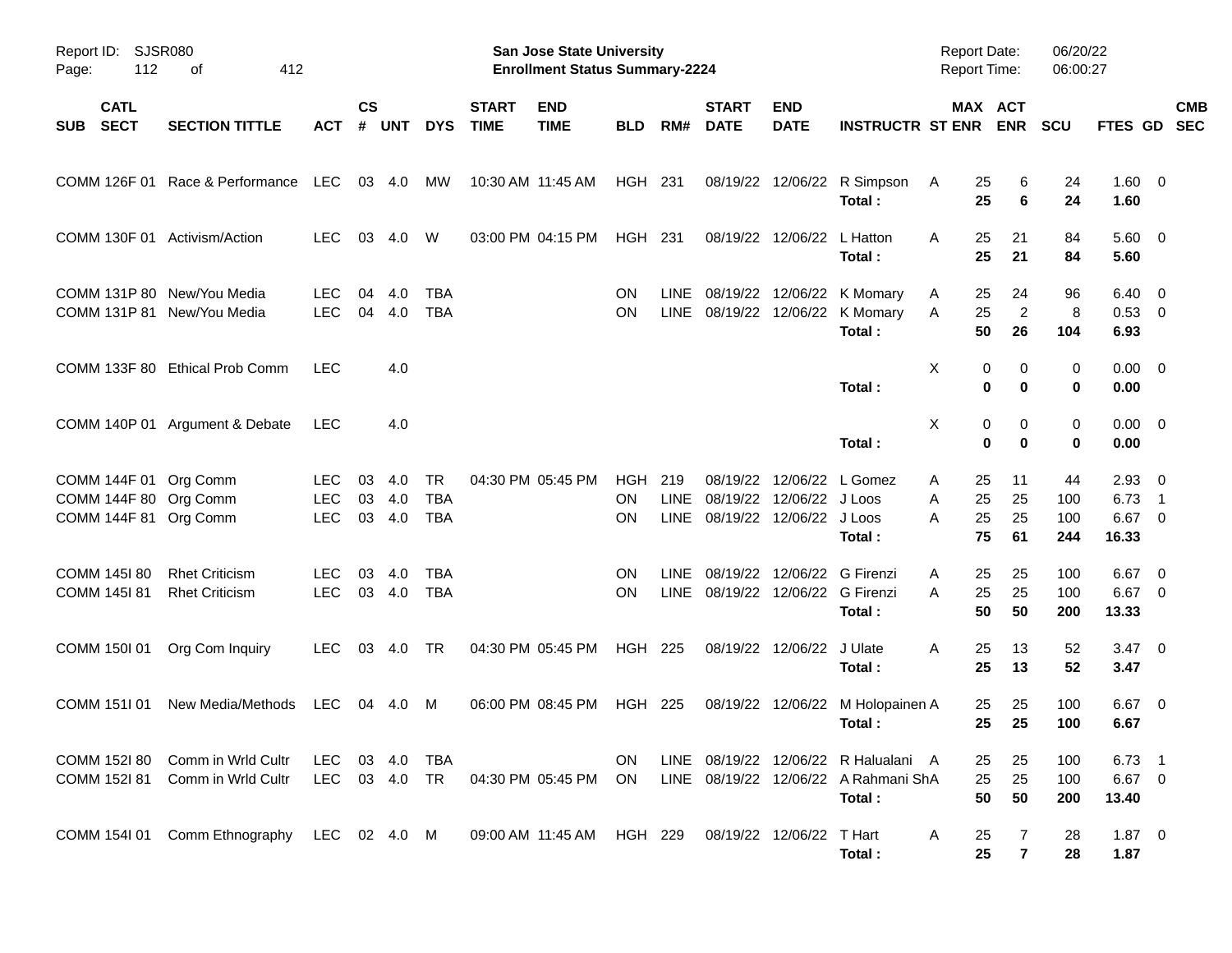Report ID: SJSR080
Page: 112 of 412

**San Jose State University**
**Enrollment Status Summary-2224**

Report Date: 06/20/22
Report Time: 06:00:27

| SUB | CATL SECT | SECTION TITTLE | ACT | CS # | UNT | DYS | START TIME | END TIME | BLD | RM# | START DATE | END DATE | INSTRUCTR | ST | MAX ENR | ACT ENR | SCU | FTES | GD | CMB SEC |
|---|---|---|---|---|---|---|---|---|---|---|---|---|---|---|---|---|---|---|---|---|
| COMM | 126F 01 | Race & Performance | LEC | 03 | 4.0 | MW | 10:30 AM | 11:45 AM | HGH | 231 | 08/19/22 | 12/06/22 | R Simpson | A | 25 | 6 | 24 | 1.60 | 0 | |
| | | | | | | | | | | | | | **Total :** | | **25** | **6** | **24** | **1.60** | | |
| COMM | 130F 01 | Activism/Action | LEC | 03 | 4.0 | W | 03:00 PM | 04:15 PM | HGH | 231 | 08/19/22 | 12/06/22 | L Hatton | A | 25 | 21 | 84 | 5.60 | 0 | |
| | | | | | | | | | | | | | **Total :** | | **25** | **21** | **84** | **5.60** | | |
| COMM | 131P 80 | New/You Media | LEC | 04 | 4.0 | TBA | | | ON | LINE | 08/19/22 | 12/06/22 | K Momary | A | 25 | 24 | 96 | 6.40 | 0 | |
| COMM | 131P 81 | New/You Media | LEC | 04 | 4.0 | TBA | | | ON | LINE | 08/19/22 | 12/06/22 | K Momary | A | 25 | 2 | 8 | 0.53 | 0 | |
| | | | | | | | | | | | | | **Total :** | | **50** | **26** | **104** | **6.93** | | |
| COMM | 133F 80 | Ethical Prob Comm | LEC | | 4.0 | | | | | | | | | X | 0 | 0 | 0 | 0.00 | 0 | |
| | | | | | | | | | | | | | **Total :** | | **0** | **0** | **0** | **0.00** | | |
| COMM | 140P 01 | Argument & Debate | LEC | | 4.0 | | | | | | | | | X | 0 | 0 | 0 | 0.00 | 0 | |
| | | | | | | | | | | | | | **Total :** | | **0** | **0** | **0** | **0.00** | | |
| COMM | 144F 01 | Org Comm | LEC | 03 | 4.0 | TR | 04:30 PM | 05:45 PM | HGH | 219 | 08/19/22 | 12/06/22 | L Gomez | A | 25 | 11 | 44 | 2.93 | 0 | |
| COMM | 144F 80 | Org Comm | LEC | 03 | 4.0 | TBA | | | ON | LINE | 08/19/22 | 12/06/22 | J Loos | A | 25 | 25 | 100 | 6.73 | 1 | |
| COMM | 144F 81 | Org Comm | LEC | 03 | 4.0 | TBA | | | ON | LINE | 08/19/22 | 12/06/22 | J Loos | A | 25 | 25 | 100 | 6.67 | 0 | |
| | | | | | | | | | | | | | **Total :** | | **75** | **61** | **244** | **16.33** | | |
| COMM | 145I 80 | Rhet Criticism | LEC | 03 | 4.0 | TBA | | | ON | LINE | 08/19/22 | 12/06/22 | G Firenzi | A | 25 | 25 | 100 | 6.67 | 0 | |
| COMM | 145I 81 | Rhet Criticism | LEC | 03 | 4.0 | TBA | | | ON | LINE | 08/19/22 | 12/06/22 | G Firenzi | A | 25 | 25 | 100 | 6.67 | 0 | |
| | | | | | | | | | | | | | **Total :** | | **50** | **50** | **200** | **13.33** | | |
| COMM | 150I 01 | Org Com Inquiry | LEC | 03 | 4.0 | TR | 04:30 PM | 05:45 PM | HGH | 225 | 08/19/22 | 12/06/22 | J Ulate | A | 25 | 13 | 52 | 3.47 | 0 | |
| | | | | | | | | | | | | | **Total :** | | **25** | **13** | **52** | **3.47** | | |
| COMM | 151I 01 | New Media/Methods | LEC | 04 | 4.0 | M | 06:00 PM | 08:45 PM | HGH | 225 | 08/19/22 | 12/06/22 | M Holopainen | A | 25 | 25 | 100 | 6.67 | 0 | |
| | | | | | | | | | | | | | **Total :** | | **25** | **25** | **100** | **6.67** | | |
| COMM | 152I 80 | Comm in Wrld Cultr | LEC | 03 | 4.0 | TBA | | | ON | LINE | 08/19/22 | 12/06/22 | R Halualani | A | 25 | 25 | 100 | 6.73 | 1 | |
| COMM | 152I 81 | Comm in Wrld Cultr | LEC | 03 | 4.0 | TR | 04:30 PM | 05:45 PM | ON | LINE | 08/19/22 | 12/06/22 | A Rahmani Sh | A | 25 | 25 | 100 | 6.67 | 0 | |
| | | | | | | | | | | | | | **Total :** | | **50** | **50** | **200** | **13.40** | | |
| COMM | 154I 01 | Comm Ethnography | LEC | 02 | 4.0 | M | 09:00 AM | 11:45 AM | HGH | 229 | 08/19/22 | 12/06/22 | T Hart | A | 25 | 7 | 28 | 1.87 | 0 | |
| | | | | | | | | | | | | | **Total :** | | **25** | **7** | **28** | **1.87** | | |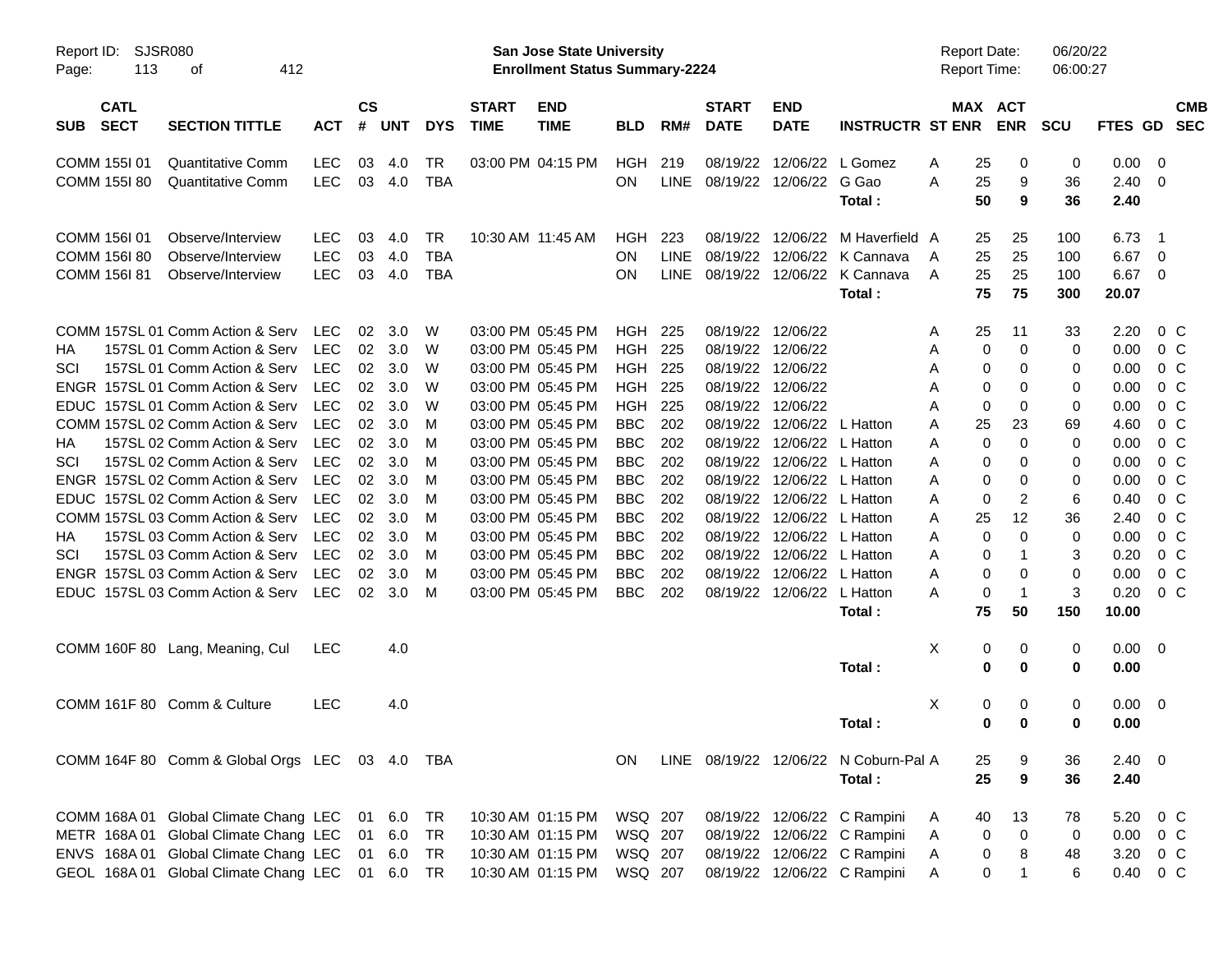Report ID: SJSR080 — San Jose State University — Report Date: 06/20/22

**Enrollment Status Summary-2224** — Report Time: 06:00:27

| SUB | CATL SECT | SECTION TITTLE | ACT | CS # | UNT | DYS | START TIME | END TIME | BLD | RM# | START DATE | END DATE | INSTRUCTR | ST | MAX ENR | ACT ENR | SCU | FTES | GD | CMB SEC |
|---|---|---|---|---|---|---|---|---|---|---|---|---|---|---|---|---|---|---|---|---|
| COMM | 155I 01 | Quantitative Comm | LEC | 03 | 4.0 | TR | 03:00 PM | 04:15 PM | HGH | 219 | 08/19/22 | 12/06/22 | L Gomez | A | 25 | 0 | 0 | 0.00 | 0 | |
| COMM | 155I 80 | Quantitative Comm | LEC | 03 | 4.0 | TBA | | | ON | LINE | 08/19/22 | 12/06/22 | G Gao | A | 25 | 9 | 36 | 2.40 | 0 | |
| | | | | | | | | | | | | | **Total :** | | **50** | **9** | **36** | **2.40** | | |
| COMM | 156I 01 | Observe/Interview | LEC | 03 | 4.0 | TR | 10:30 AM | 11:45 AM | HGH | 223 | 08/19/22 | 12/06/22 | M Haverfield | A | 25 | 25 | 100 | 6.73 | 1 | |
| COMM | 156I 80 | Observe/Interview | LEC | 03 | 4.0 | TBA | | | ON | LINE | 08/19/22 | 12/06/22 | K Cannava | A | 25 | 25 | 100 | 6.67 | 0 | |
| COMM | 156I 81 | Observe/Interview | LEC | 03 | 4.0 | TBA | | | ON | LINE | 08/19/22 | 12/06/22 | K Cannava | A | 25 | 25 | 100 | 6.67 | 0 | |
| | | | | | | | | | | | | | **Total :** | | **75** | **75** | **300** | **20.07** | | |
| COMM | 157SL 01 | Comm Action & Serv | LEC | 02 | 3.0 | W | 03:00 PM | 05:45 PM | HGH | 225 | 08/19/22 | 12/06/22 | | A | 25 | 11 | 33 | 2.20 | 0 | C |
| HA | 157SL 01 | Comm Action & Serv | LEC | 02 | 3.0 | W | 03:00 PM | 05:45 PM | HGH | 225 | 08/19/22 | 12/06/22 | | A | 0 | 0 | 0 | 0.00 | 0 | C |
| SCI | 157SL 01 | Comm Action & Serv | LEC | 02 | 3.0 | W | 03:00 PM | 05:45 PM | HGH | 225 | 08/19/22 | 12/06/22 | | A | 0 | 0 | 0 | 0.00 | 0 | C |
| ENGR | 157SL 01 | Comm Action & Serv | LEC | 02 | 3.0 | W | 03:00 PM | 05:45 PM | HGH | 225 | 08/19/22 | 12/06/22 | | A | 0 | 0 | 0 | 0.00 | 0 | C |
| EDUC | 157SL 01 | Comm Action & Serv | LEC | 02 | 3.0 | W | 03:00 PM | 05:45 PM | HGH | 225 | 08/19/22 | 12/06/22 | | A | 0 | 0 | 0 | 0.00 | 0 | C |
| COMM | 157SL 02 | Comm Action & Serv | LEC | 02 | 3.0 | M | 03:00 PM | 05:45 PM | BBC | 202 | 08/19/22 | 12/06/22 | L Hatton | A | 25 | 23 | 69 | 4.60 | 0 | C |
| HA | 157SL 02 | Comm Action & Serv | LEC | 02 | 3.0 | M | 03:00 PM | 05:45 PM | BBC | 202 | 08/19/22 | 12/06/22 | L Hatton | A | 0 | 0 | 0 | 0.00 | 0 | C |
| SCI | 157SL 02 | Comm Action & Serv | LEC | 02 | 3.0 | M | 03:00 PM | 05:45 PM | BBC | 202 | 08/19/22 | 12/06/22 | L Hatton | A | 0 | 0 | 0 | 0.00 | 0 | C |
| ENGR | 157SL 02 | Comm Action & Serv | LEC | 02 | 3.0 | M | 03:00 PM | 05:45 PM | BBC | 202 | 08/19/22 | 12/06/22 | L Hatton | A | 0 | 0 | 0 | 0.00 | 0 | C |
| EDUC | 157SL 02 | Comm Action & Serv | LEC | 02 | 3.0 | M | 03:00 PM | 05:45 PM | BBC | 202 | 08/19/22 | 12/06/22 | L Hatton | A | 0 | 2 | 6 | 0.40 | 0 | C |
| COMM | 157SL 03 | Comm Action & Serv | LEC | 02 | 3.0 | M | 03:00 PM | 05:45 PM | BBC | 202 | 08/19/22 | 12/06/22 | L Hatton | A | 25 | 12 | 36 | 2.40 | 0 | C |
| HA | 157SL 03 | Comm Action & Serv | LEC | 02 | 3.0 | M | 03:00 PM | 05:45 PM | BBC | 202 | 08/19/22 | 12/06/22 | L Hatton | A | 0 | 0 | 0 | 0.00 | 0 | C |
| SCI | 157SL 03 | Comm Action & Serv | LEC | 02 | 3.0 | M | 03:00 PM | 05:45 PM | BBC | 202 | 08/19/22 | 12/06/22 | L Hatton | A | 0 | 1 | 3 | 0.20 | 0 | C |
| ENGR | 157SL 03 | Comm Action & Serv | LEC | 02 | 3.0 | M | 03:00 PM | 05:45 PM | BBC | 202 | 08/19/22 | 12/06/22 | L Hatton | A | 0 | 0 | 0 | 0.00 | 0 | C |
| EDUC | 157SL 03 | Comm Action & Serv | LEC | 02 | 3.0 | M | 03:00 PM | 05:45 PM | BBC | 202 | 08/19/22 | 12/06/22 | L Hatton | A | 0 | 1 | 3 | 0.20 | 0 | C |
| | | | | | | | | | | | | | **Total :** | | **75** | **50** | **150** | **10.00** | | |
| COMM | 160F 80 | Lang, Meaning, Cul | LEC | | 4.0 | | | | | | | | | X | 0 | 0 | 0 | 0.00 | 0 | |
| | | | | | | | | | | | | | **Total :** | | **0** | **0** | **0** | **0.00** | | |
| COMM | 161F 80 | Comm & Culture | LEC | | 4.0 | | | | | | | | | X | 0 | 0 | 0 | 0.00 | 0 | |
| | | | | | | | | | | | | | **Total :** | | **0** | **0** | **0** | **0.00** | | |
| COMM | 164F 80 | Comm & Global Orgs | LEC | 03 | 4.0 | TBA | | | ON | LINE | 08/19/22 | 12/06/22 | N Coburn-Pal | A | 25 | 9 | 36 | 2.40 | 0 | |
| | | | | | | | | | | | | | **Total :** | | **25** | **9** | **36** | **2.40** | | |
| COMM | 168A 01 | Global Climate Chang | LEC | 01 | 6.0 | TR | 10:30 AM | 01:15 PM | WSQ | 207 | 08/19/22 | 12/06/22 | C Rampini | A | 40 | 13 | 78 | 5.20 | 0 | C |
| METR | 168A 01 | Global Climate Chang | LEC | 01 | 6.0 | TR | 10:30 AM | 01:15 PM | WSQ | 207 | 08/19/22 | 12/06/22 | C Rampini | A | 0 | 0 | 0 | 0.00 | 0 | C |
| ENVS | 168A 01 | Global Climate Chang | LEC | 01 | 6.0 | TR | 10:30 AM | 01:15 PM | WSQ | 207 | 08/19/22 | 12/06/22 | C Rampini | A | 0 | 8 | 48 | 3.20 | 0 | C |
| GEOL | 168A 01 | Global Climate Chang | LEC | 01 | 6.0 | TR | 10:30 AM | 01:15 PM | WSQ | 207 | 08/19/22 | 12/06/22 | C Rampini | A | 0 | 1 | 6 | 0.40 | 0 | C |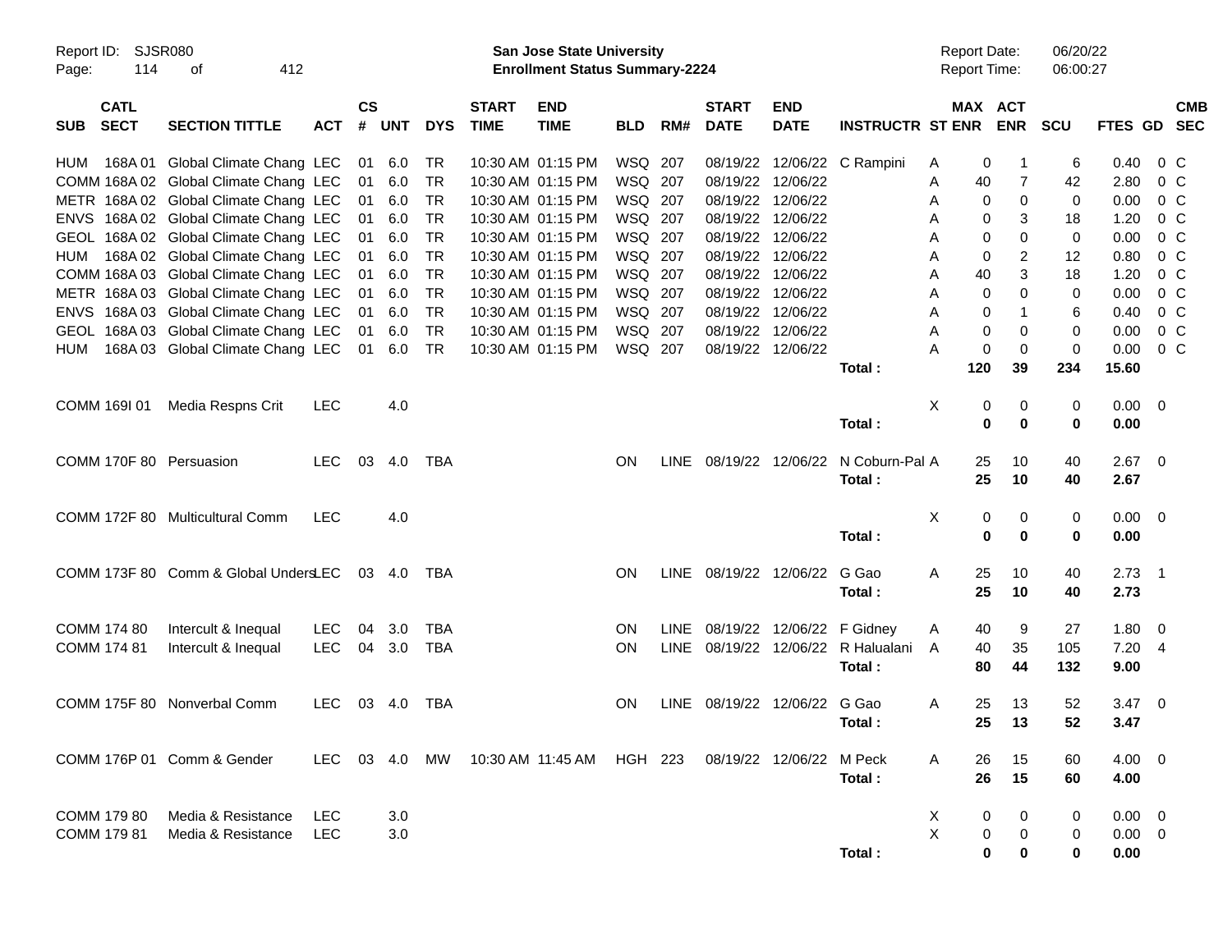| SUB | CATL SECT | SECTION TITTLE | ACT | CS # | UNT | DYS | START TIME | END TIME | BLD | RM# | START DATE | END DATE | INSTRUCTR | ST | MAX ENR | ACT ENR | SCU | FTES | GD | CMB SEC |
|---|---|---|---|---|---|---|---|---|---|---|---|---|---|---|---|---|---|---|---|---|
| HUM | 168A 01 | Global Climate Chang | LEC | 01 | 6.0 | TR | 10:30 AM | 01:15 PM | WSQ | 207 | 08/19/22 | 12/06/22 | C Rampini | A | 0 | 1 | 6 | 0.40 | 0 | C |
| COMM | 168A 02 | Global Climate Chang | LEC | 01 | 6.0 | TR | 10:30 AM | 01:15 PM | WSQ | 207 | 08/19/22 | 12/06/22 | | A | 40 | 7 | 42 | 2.80 | 0 | C |
| METR | 168A 02 | Global Climate Chang | LEC | 01 | 6.0 | TR | 10:30 AM | 01:15 PM | WSQ | 207 | 08/19/22 | 12/06/22 | | A | 0 | 0 | 0 | 0.00 | 0 | C |
| ENVS | 168A 02 | Global Climate Chang | LEC | 01 | 6.0 | TR | 10:30 AM | 01:15 PM | WSQ | 207 | 08/19/22 | 12/06/22 | | A | 0 | 3 | 18 | 1.20 | 0 | C |
| GEOL | 168A 02 | Global Climate Chang | LEC | 01 | 6.0 | TR | 10:30 AM | 01:15 PM | WSQ | 207 | 08/19/22 | 12/06/22 | | A | 0 | 0 | 0 | 0.00 | 0 | C |
| HUM | 168A 02 | Global Climate Chang | LEC | 01 | 6.0 | TR | 10:30 AM | 01:15 PM | WSQ | 207 | 08/19/22 | 12/06/22 | | A | 0 | 2 | 12 | 0.80 | 0 | C |
| COMM | 168A 03 | Global Climate Chang | LEC | 01 | 6.0 | TR | 10:30 AM | 01:15 PM | WSQ | 207 | 08/19/22 | 12/06/22 | | A | 40 | 3 | 18 | 1.20 | 0 | C |
| METR | 168A 03 | Global Climate Chang | LEC | 01 | 6.0 | TR | 10:30 AM | 01:15 PM | WSQ | 207 | 08/19/22 | 12/06/22 | | A | 0 | 0 | 0 | 0.00 | 0 | C |
| ENVS | 168A 03 | Global Climate Chang | LEC | 01 | 6.0 | TR | 10:30 AM | 01:15 PM | WSQ | 207 | 08/19/22 | 12/06/22 | | A | 0 | 1 | 6 | 0.40 | 0 | C |
| GEOL | 168A 03 | Global Climate Chang | LEC | 01 | 6.0 | TR | 10:30 AM | 01:15 PM | WSQ | 207 | 08/19/22 | 12/06/22 | | A | 0 | 0 | 0 | 0.00 | 0 | C |
| HUM | 168A 03 | Global Climate Chang | LEC | 01 | 6.0 | TR | 10:30 AM | 01:15 PM | WSQ | 207 | 08/19/22 | 12/06/22 | | A | 0 | 0 | 0 | 0.00 | 0 | C |
| | | | | | | | | | | | | | **Total :** | | **120** | **39** | **234** | **15.60** | | |
| COMM | 169I 01 | Media Respns Crit | LEC | | 4.0 | | | | | | | | | X | 0 | 0 | 0 | 0.00 | 0 | |
| | | | | | | | | | | | | | **Total :** | | **0** | **0** | **0** | **0.00** | | |
| COMM | 170F 80 | Persuasion | LEC | 03 | 4.0 | TBA | | | ON | LINE | 08/19/22 | 12/06/22 | N Coburn-Pal | A | 25 | 10 | 40 | 2.67 | 0 | |
| | | | | | | | | | | | | | **Total :** | | **25** | **10** | **40** | **2.67** | | |
| COMM | 172F 80 | Multicultural Comm | LEC | | 4.0 | | | | | | | | | X | 0 | 0 | 0 | 0.00 | 0 | |
| | | | | | | | | | | | | | **Total :** | | **0** | **0** | **0** | **0.00** | | |
| COMM | 173F 80 | Comm & Global Unders | LEC | 03 | 4.0 | TBA | | | ON | LINE | 08/19/22 | 12/06/22 | G Gao | A | 25 | 10 | 40 | 2.73 | 1 | |
| | | | | | | | | | | | | | **Total :** | | **25** | **10** | **40** | **2.73** | | |
| COMM | 174 80 | Intercult & Inequal | LEC | 04 | 3.0 | TBA | | | ON | LINE | 08/19/22 | 12/06/22 | F Gidney | A | 40 | 9 | 27 | 1.80 | 0 | |
| COMM | 174 81 | Intercult & Inequal | LEC | 04 | 3.0 | TBA | | | ON | LINE | 08/19/22 | 12/06/22 | R Halualani | A | 40 | 35 | 105 | 7.20 | 4 | |
| | | | | | | | | | | | | | **Total :** | | **80** | **44** | **132** | **9.00** | | |
| COMM | 175F 80 | Nonverbal Comm | LEC | 03 | 4.0 | TBA | | | ON | LINE | 08/19/22 | 12/06/22 | G Gao | A | 25 | 13 | 52 | 3.47 | 0 | |
| | | | | | | | | | | | | | **Total :** | | **25** | **13** | **52** | **3.47** | | |
| COMM | 176P 01 | Comm & Gender | LEC | 03 | 4.0 | MW | 10:30 AM | 11:45 AM | HGH | 223 | 08/19/22 | 12/06/22 | M Peck | A | 26 | 15 | 60 | 4.00 | 0 | |
| | | | | | | | | | | | | | **Total :** | | **26** | **15** | **60** | **4.00** | | |
| COMM | 179 80 | Media & Resistance | LEC | | 3.0 | | | | | | | | | X | 0 | 0 | 0 | 0.00 | 0 | |
| COMM | 179 81 | Media & Resistance | LEC | | 3.0 | | | | | | | | | X | 0 | 0 | 0 | 0.00 | 0 | |
| | | | | | | | | | | | | | **Total :** | | **0** | **0** | **0** | **0.00** | | |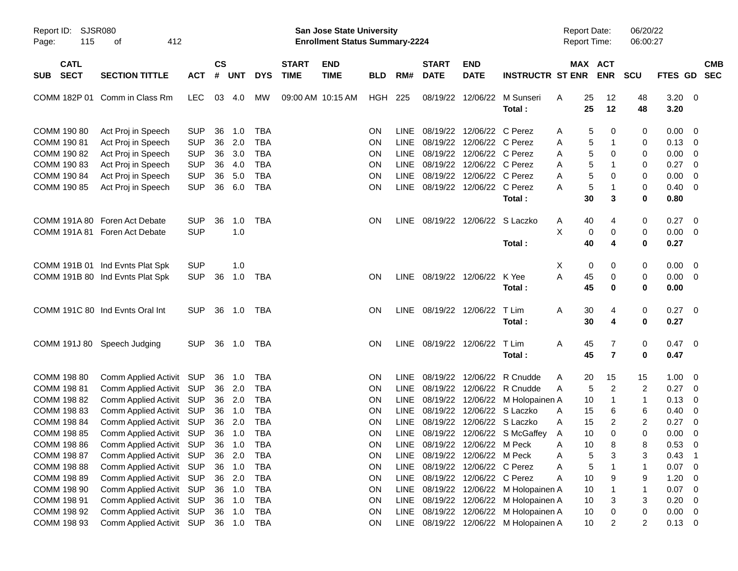Report ID: SJSR080
Page: 115 of 412

**San Jose State University**
**Enrollment Status Summary-2224**

Report Date: 06/20/22
Report Time: 06:00:27

| SUB | CATL SECT | SECTION TITTLE | ACT | CS # | UNT | DYS | START TIME | END TIME | BLD | RM# | START DATE | END DATE | INSTRUCTR | ST | MAX ENR | ACT ENR | SCU | FTES | GD | CMB SEC |
|---|---|---|---|---|---|---|---|---|---|---|---|---|---|---|---|---|---|---|---|---|
| COMM | 182P 01 | Comm in Class Rm | LEC | 03 | 4.0 | MW | 09:00 AM | 10:15 AM | HGH | 225 | 08/19/22 | 12/06/22 | M Sunseri | A | 25 | 12 | 48 | 3.20 | 0 | |
| | | | | | | | | | | | | | **Total :** | | **25** | **12** | **48** | **3.20** | | |
| COMM | 190 80 | Act Proj in Speech | SUP | 36 | 1.0 | TBA | | | ON | LINE | 08/19/22 | 12/06/22 | C Perez | A | 5 | 0 | 0 | 0.00 | 0 | |
| COMM | 190 81 | Act Proj in Speech | SUP | 36 | 2.0 | TBA | | | ON | LINE | 08/19/22 | 12/06/22 | C Perez | A | 5 | 1 | 0 | 0.13 | 0 | |
| COMM | 190 82 | Act Proj in Speech | SUP | 36 | 3.0 | TBA | | | ON | LINE | 08/19/22 | 12/06/22 | C Perez | A | 5 | 0 | 0 | 0.00 | 0 | |
| COMM | 190 83 | Act Proj in Speech | SUP | 36 | 4.0 | TBA | | | ON | LINE | 08/19/22 | 12/06/22 | C Perez | A | 5 | 1 | 0 | 0.27 | 0 | |
| COMM | 190 84 | Act Proj in Speech | SUP | 36 | 5.0 | TBA | | | ON | LINE | 08/19/22 | 12/06/22 | C Perez | A | 5 | 0 | 0 | 0.00 | 0 | |
| COMM | 190 85 | Act Proj in Speech | SUP | 36 | 6.0 | TBA | | | ON | LINE | 08/19/22 | 12/06/22 | C Perez | A | 5 | 1 | 0 | 0.40 | 0 | |
| | | | | | | | | | | | | | **Total :** | | **30** | **3** | **0** | **0.80** | | |
| COMM | 191A 80 | Foren Act Debate | SUP | 36 | 1.0 | TBA | | | ON | LINE | 08/19/22 | 12/06/22 | S Laczko | A | 40 | 4 | 0 | 0.27 | 0 | |
| COMM | 191A 81 | Foren Act Debate | SUP | | 1.0 | | | | | | | | | X | 0 | 0 | 0 | 0.00 | 0 | |
| | | | | | | | | | | | | | **Total :** | | **40** | **4** | **0** | **0.27** | | |
| COMM | 191B 01 | Ind Evnts Plat Spk | SUP | | 1.0 | | | | | | | | | X | 0 | 0 | 0 | 0.00 | 0 | |
| COMM | 191B 80 | Ind Evnts Plat Spk | SUP | 36 | 1.0 | TBA | | | ON | LINE | 08/19/22 | 12/06/22 | K Yee | A | 45 | 0 | 0 | 0.00 | 0 | |
| | | | | | | | | | | | | | **Total :** | | **45** | **0** | **0** | **0.00** | | |
| COMM | 191C 80 | Ind Evnts Oral Int | SUP | 36 | 1.0 | TBA | | | ON | LINE | 08/19/22 | 12/06/22 | T Lim | A | 30 | 4 | 0 | 0.27 | 0 | |
| | | | | | | | | | | | | | **Total :** | | **30** | **4** | **0** | **0.27** | | |
| COMM | 191J 80 | Speech Judging | SUP | 36 | 1.0 | TBA | | | ON | LINE | 08/19/22 | 12/06/22 | T Lim | A | 45 | 7 | 0 | 0.47 | 0 | |
| | | | | | | | | | | | | | **Total :** | | **45** | **7** | **0** | **0.47** | | |
| COMM | 198 80 | Comm Applied Activit | SUP | 36 | 1.0 | TBA | | | ON | LINE | 08/19/22 | 12/06/22 | R Cnudde | A | 20 | 15 | 15 | 1.00 | 0 | |
| COMM | 198 81 | Comm Applied Activit | SUP | 36 | 2.0 | TBA | | | ON | LINE | 08/19/22 | 12/06/22 | R Cnudde | A | 5 | 2 | 2 | 0.27 | 0 | |
| COMM | 198 82 | Comm Applied Activit | SUP | 36 | 2.0 | TBA | | | ON | LINE | 08/19/22 | 12/06/22 | M Holopainen | A | 10 | 1 | 1 | 0.13 | 0 | |
| COMM | 198 83 | Comm Applied Activit | SUP | 36 | 1.0 | TBA | | | ON | LINE | 08/19/22 | 12/06/22 | S Laczko | A | 15 | 6 | 6 | 0.40 | 0 | |
| COMM | 198 84 | Comm Applied Activit | SUP | 36 | 2.0 | TBA | | | ON | LINE | 08/19/22 | 12/06/22 | S Laczko | A | 15 | 2 | 2 | 0.27 | 0 | |
| COMM | 198 85 | Comm Applied Activit | SUP | 36 | 1.0 | TBA | | | ON | LINE | 08/19/22 | 12/06/22 | S McGaffey | A | 10 | 0 | 0 | 0.00 | 0 | |
| COMM | 198 86 | Comm Applied Activit | SUP | 36 | 1.0 | TBA | | | ON | LINE | 08/19/22 | 12/06/22 | M Peck | A | 10 | 8 | 8 | 0.53 | 0 | |
| COMM | 198 87 | Comm Applied Activit | SUP | 36 | 2.0 | TBA | | | ON | LINE | 08/19/22 | 12/06/22 | M Peck | A | 5 | 3 | 3 | 0.43 | 1 | |
| COMM | 198 88 | Comm Applied Activit | SUP | 36 | 1.0 | TBA | | | ON | LINE | 08/19/22 | 12/06/22 | C Perez | A | 5 | 1 | 1 | 0.07 | 0 | |
| COMM | 198 89 | Comm Applied Activit | SUP | 36 | 2.0 | TBA | | | ON | LINE | 08/19/22 | 12/06/22 | C Perez | A | 10 | 9 | 9 | 1.20 | 0 | |
| COMM | 198 90 | Comm Applied Activit | SUP | 36 | 1.0 | TBA | | | ON | LINE | 08/19/22 | 12/06/22 | M Holopainen | A | 10 | 1 | 1 | 0.07 | 0 | |
| COMM | 198 91 | Comm Applied Activit | SUP | 36 | 1.0 | TBA | | | ON | LINE | 08/19/22 | 12/06/22 | M Holopainen | A | 10 | 3 | 3 | 0.20 | 0 | |
| COMM | 198 92 | Comm Applied Activit | SUP | 36 | 1.0 | TBA | | | ON | LINE | 08/19/22 | 12/06/22 | M Holopainen | A | 10 | 0 | 0 | 0.00 | 0 | |
| COMM | 198 93 | Comm Applied Activit | SUP | 36 | 1.0 | TBA | | | ON | LINE | 08/19/22 | 12/06/22 | M Holopainen | A | 10 | 2 | 2 | 0.13 | 0 | |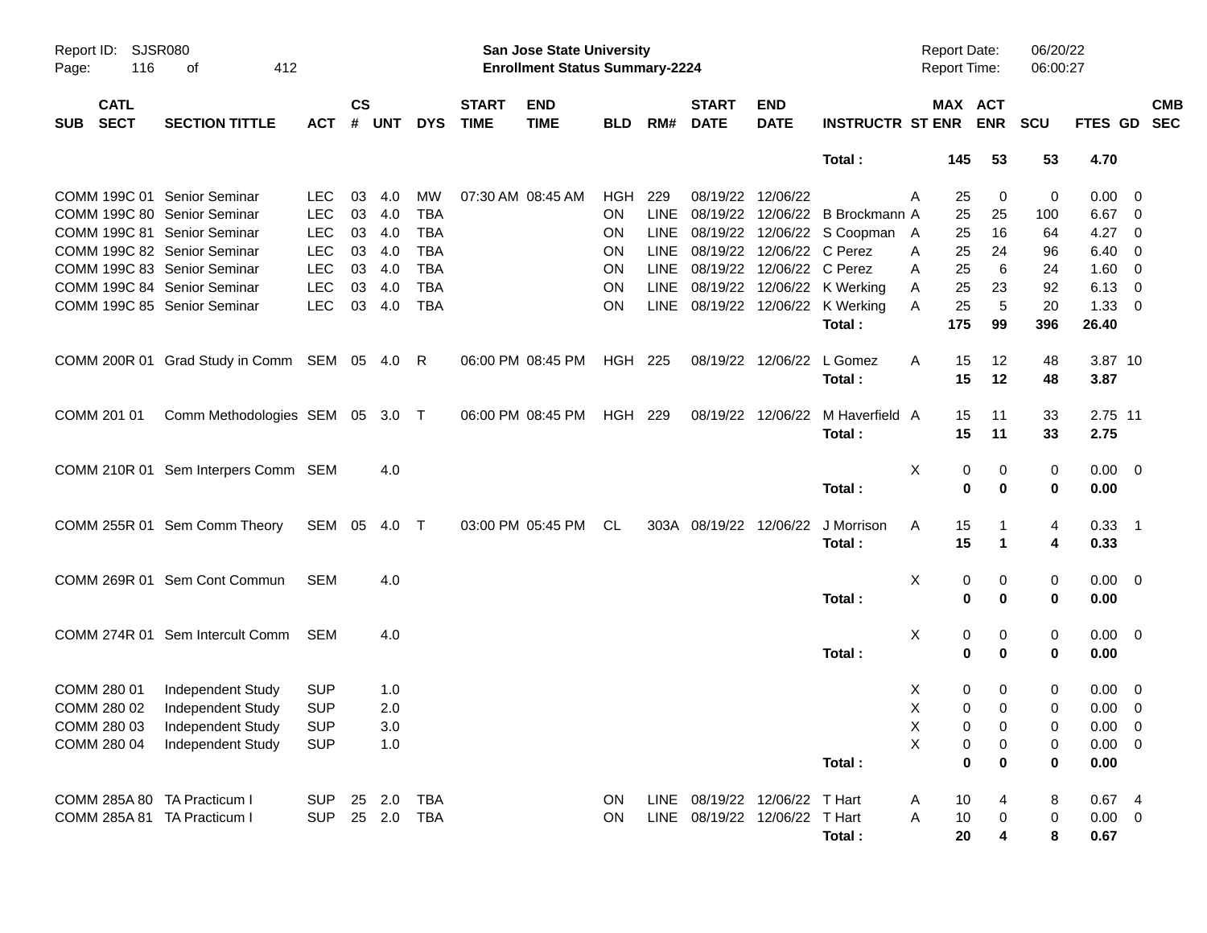Report ID: SJSR080
San Jose State University
Enrollment Status Summary-2224
Report Date: 06/20/22
Report Time: 06:00:27

| SUB | CATL SECT | SECTION TITTLE | ACT | CS # | UNT | DYS | START TIME | END TIME | BLD | RM# | START DATE | END DATE | INSTRUCTR | ST | MAX ENR | ACT ENR | SCU | FTES | GD | CMB SEC |
|---|---|---|---|---|---|---|---|---|---|---|---|---|---|---|---|---|---|---|---|---|
| | | | | | | | | | | | | | **Total :** | | **145** | **53** | **53** | **4.70** | | |
| COMM | 199C 01 | Senior Seminar | LEC | 03 | 4.0 | MW | 07:30 AM | 08:45 AM | HGH | 229 | 08/19/22 | 12/06/22 | | A | 25 | 0 | 0 | 0.00 | 0 | |
| COMM | 199C 80 | Senior Seminar | LEC | 03 | 4.0 | TBA | | | ON | LINE | 08/19/22 | 12/06/22 | B Brockmann | A | 25 | 25 | 100 | 6.67 | 0 | |
| COMM | 199C 81 | Senior Seminar | LEC | 03 | 4.0 | TBA | | | ON | LINE | 08/19/22 | 12/06/22 | S Coopman | A | 25 | 16 | 64 | 4.27 | 0 | |
| COMM | 199C 82 | Senior Seminar | LEC | 03 | 4.0 | TBA | | | ON | LINE | 08/19/22 | 12/06/22 | C Perez | A | 25 | 24 | 96 | 6.40 | 0 | |
| COMM | 199C 83 | Senior Seminar | LEC | 03 | 4.0 | TBA | | | ON | LINE | 08/19/22 | 12/06/22 | C Perez | A | 25 | 6 | 24 | 1.60 | 0 | |
| COMM | 199C 84 | Senior Seminar | LEC | 03 | 4.0 | TBA | | | ON | LINE | 08/19/22 | 12/06/22 | K Werking | A | 25 | 23 | 92 | 6.13 | 0 | |
| COMM | 199C 85 | Senior Seminar | LEC | 03 | 4.0 | TBA | | | ON | LINE | 08/19/22 | 12/06/22 | K Werking | A | 25 | 5 | 20 | 1.33 | 0 | |
| | | | | | | | | | | | | | **Total :** | | **175** | **99** | **396** | **26.40** | | |
| COMM | 200R 01 | Grad Study in Comm | SEM | 05 | 4.0 | R | 06:00 PM | 08:45 PM | HGH | 225 | 08/19/22 | 12/06/22 | L Gomez | A | 15 | 12 | 48 | 3.87 | 10 | |
| | | | | | | | | | | | | | **Total :** | | **15** | **12** | **48** | **3.87** | | |
| COMM | 201 01 | Comm Methodologies | SEM | 05 | 3.0 | T | 06:00 PM | 08:45 PM | HGH | 229 | 08/19/22 | 12/06/22 | M Haverfield | A | 15 | 11 | 33 | 2.75 | 11 | |
| | | | | | | | | | | | | | **Total :** | | **15** | **11** | **33** | **2.75** | | |
| COMM | 210R 01 | Sem Interpers Comm | SEM | | 4.0 | | | | | | | | | X | 0 | 0 | 0 | 0.00 | 0 | |
| | | | | | | | | | | | | | **Total :** | | **0** | **0** | **0** | **0.00** | | |
| COMM | 255R 01 | Sem Comm Theory | SEM | 05 | 4.0 | T | 03:00 PM | 05:45 PM | CL | 303A | 08/19/22 | 12/06/22 | J Morrison | A | 15 | 1 | 4 | 0.33 | 1 | |
| | | | | | | | | | | | | | **Total :** | | **15** | **1** | **4** | **0.33** | | |
| COMM | 269R 01 | Sem Cont Commun | SEM | | 4.0 | | | | | | | | | X | 0 | 0 | 0 | 0.00 | 0 | |
| | | | | | | | | | | | | | **Total :** | | **0** | **0** | **0** | **0.00** | | |
| COMM | 274R 01 | Sem Intercult Comm | SEM | | 4.0 | | | | | | | | | X | 0 | 0 | 0 | 0.00 | 0 | |
| | | | | | | | | | | | | | **Total :** | | **0** | **0** | **0** | **0.00** | | |
| COMM | 280 01 | Independent Study | SUP | | 1.0 | | | | | | | | | X | 0 | 0 | 0 | 0.00 | 0 | |
| COMM | 280 02 | Independent Study | SUP | | 2.0 | | | | | | | | | X | 0 | 0 | 0 | 0.00 | 0 | |
| COMM | 280 03 | Independent Study | SUP | | 3.0 | | | | | | | | | X | 0 | 0 | 0 | 0.00 | 0 | |
| COMM | 280 04 | Independent Study | SUP | | 1.0 | | | | | | | | | X | 0 | 0 | 0 | 0.00 | 0 | |
| | | | | | | | | | | | | | **Total :** | | **0** | **0** | **0** | **0.00** | | |
| COMM | 285A 80 | TA Practicum I | SUP | 25 | 2.0 | TBA | | | ON | LINE | 08/19/22 | 12/06/22 | T Hart | A | 10 | 4 | 8 | 0.67 | 4 | |
| COMM | 285A 81 | TA Practicum I | SUP | 25 | 2.0 | TBA | | | ON | LINE | 08/19/22 | 12/06/22 | T Hart | A | 10 | 0 | 0 | 0.00 | 0 | |
| | | | | | | | | | | | | | **Total :** | | **20** | **4** | **8** | **0.67** | | |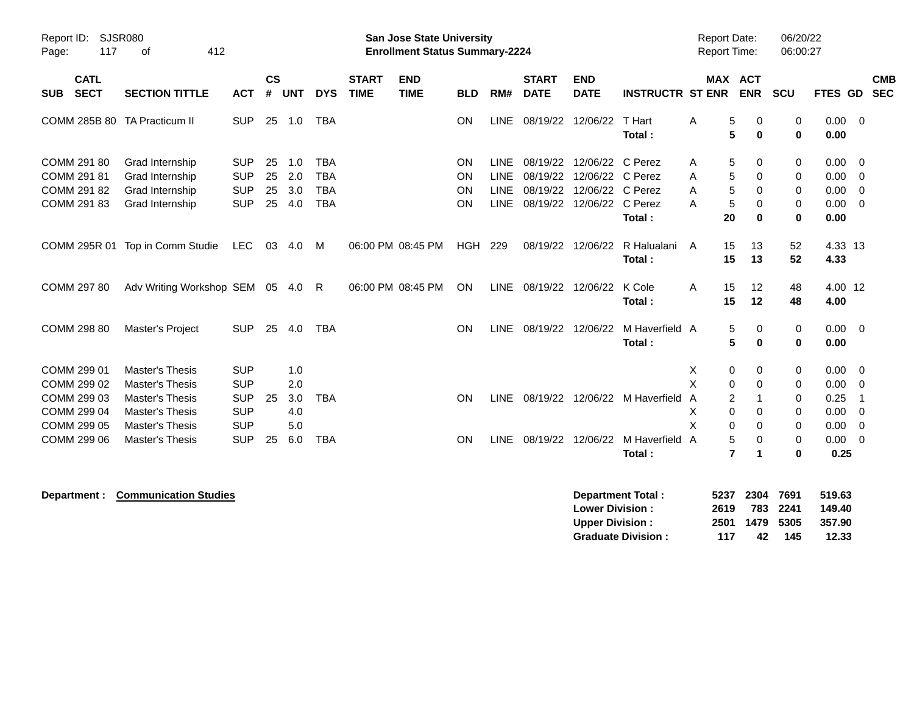Report ID: SJSR080
Page: 117 of 412

**San Jose State University**
**Enrollment Status Summary-2224**

Report Date: 06/20/22
Report Time: 06:00:27

| SUB | CATL SECT | SECTION TITTLE | ACT | CS # | UNT | DYS | START TIME | END TIME | BLD | RM# | START DATE | END DATE | INSTRUCTR | ST | MAX ENR | ACT ENR | SCU | FTES | GD | CMB SEC |
|---|---|---|---|---|---|---|---|---|---|---|---|---|---|---|---|---|---|---|---|---|
| COMM | 285B 80 | TA Practicum II | SUP | 25 | 1.0 | TBA | | | ON | LINE | 08/19/22 | 12/06/22 | T Hart | A | 5 | 0 | 0 | 0.00 | 0 | |
| | | | | | | | | | | | | | **Total :** | | **5** | **0** | **0** | **0.00** | | |
| COMM | 291 80 | Grad Internship | SUP | 25 | 1.0 | TBA | | | ON | LINE | 08/19/22 | 12/06/22 | C Perez | A | 5 | 0 | 0 | 0.00 | 0 | |
| COMM | 291 81 | Grad Internship | SUP | 25 | 2.0 | TBA | | | ON | LINE | 08/19/22 | 12/06/22 | C Perez | A | 5 | 0 | 0 | 0.00 | 0 | |
| COMM | 291 82 | Grad Internship | SUP | 25 | 3.0 | TBA | | | ON | LINE | 08/19/22 | 12/06/22 | C Perez | A | 5 | 0 | 0 | 0.00 | 0 | |
| COMM | 291 83 | Grad Internship | SUP | 25 | 4.0 | TBA | | | ON | LINE | 08/19/22 | 12/06/22 | C Perez | A | 5 | 0 | 0 | 0.00 | 0 | |
| | | | | | | | | | | | | | **Total :** | | **20** | **0** | **0** | **0.00** | | |
| COMM | 295R 01 | Top in Comm Studie | LEC | 03 | 4.0 | M | 06:00 PM | 08:45 PM | HGH | 229 | 08/19/22 | 12/06/22 | R Halualani | A | 15 | 13 | 52 | 4.33 | 13 | |
| | | | | | | | | | | | | | **Total :** | | **15** | **13** | **52** | **4.33** | | |
| COMM | 297 80 | Adv Writing Workshop | SEM | 05 | 4.0 | R | 06:00 PM | 08:45 PM | ON | LINE | 08/19/22 | 12/06/22 | K Cole | A | 15 | 12 | 48 | 4.00 | 12 | |
| | | | | | | | | | | | | | **Total :** | | **15** | **12** | **48** | **4.00** | | |
| COMM | 298 80 | Master's Project | SUP | 25 | 4.0 | TBA | | | ON | LINE | 08/19/22 | 12/06/22 | M Haverfield | A | 5 | 0 | 0 | 0.00 | 0 | |
| | | | | | | | | | | | | | **Total :** | | **5** | **0** | **0** | **0.00** | | |
| COMM | 299 01 | Master's Thesis | SUP | | 1.0 | | | | | | | | | X | 0 | 0 | 0 | 0.00 | 0 | |
| COMM | 299 02 | Master's Thesis | SUP | | 2.0 | | | | | | | | | X | 0 | 0 | 0 | 0.00 | 0 | |
| COMM | 299 03 | Master's Thesis | SUP | 25 | 3.0 | TBA | | | ON | LINE | 08/19/22 | 12/06/22 | M Haverfield | A | 2 | 1 | 0 | 0.25 | 1 | |
| COMM | 299 04 | Master's Thesis | SUP | | 4.0 | | | | | | | | | X | 0 | 0 | 0 | 0.00 | 0 | |
| COMM | 299 05 | Master's Thesis | SUP | | 5.0 | | | | | | | | | X | 0 | 0 | 0 | 0.00 | 0 | |
| COMM | 299 06 | Master's Thesis | SUP | 25 | 6.0 | TBA | | | ON | LINE | 08/19/22 | 12/06/22 | M Haverfield | A | 5 | 0 | 0 | 0.00 | 0 | |
| | | | | | | | | | | | | | **Total :** | | **7** | **1** | **0** | **0.25** | | |

**Department :** **Communication Studies**

| | MAX ENR | ACT ENR | SCU | FTES |
|---|---|---|---|---|
| **Department Total :** | **5237** | **2304** | **7691** | **519.63** |
| **Lower Division :** | **2619** | **783** | **2241** | **149.40** |
| **Upper Division :** | **2501** | **1479** | **5305** | **357.90** |
| **Graduate Division :** | **117** | **42** | **145** | **12.33** |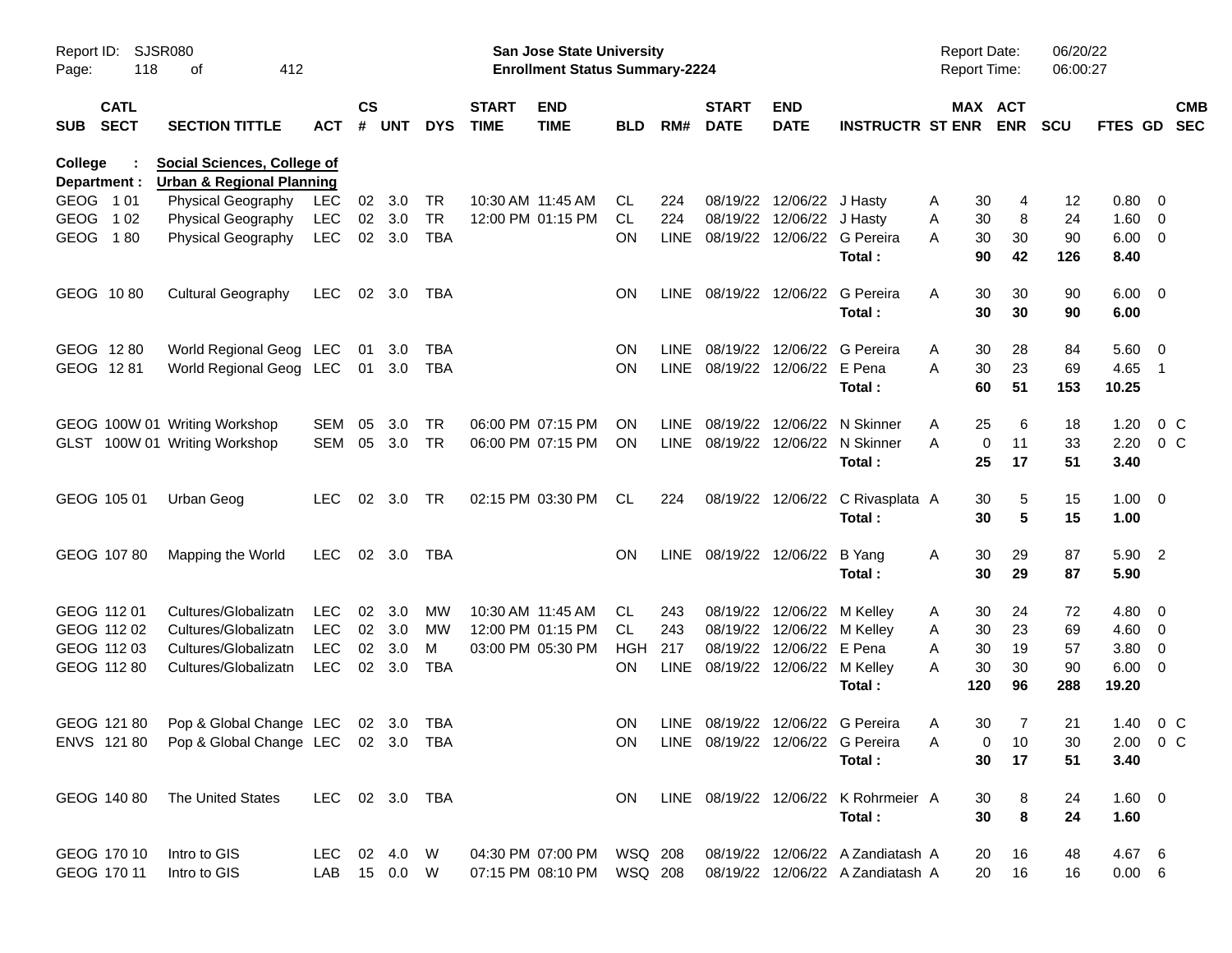**San Jose State University**
**Enrollment Status Summary-2224**

Report ID: SJSR080
Report Date: 06/20/22
Report Time: 06:00:27

**College : Social Sciences, College of**
**Department : Urban & Regional Planning**

| SUB | CATL SECT | SECTION TITTLE | ACT | CS # | UNT | DYS | START TIME | END TIME | BLD | RM# | START DATE | END DATE | INSTRUCTR | ST | MAX ENR | ACT ENR | SCU | FTES | GD | CMB SEC |
|---|---|---|---|---|---|---|---|---|---|---|---|---|---|---|---|---|---|---|---|---|
| GEOG | 1 01 | Physical Geography | LEC | 02 | 3.0 | TR | 10:30 AM | 11:45 AM | CL | 224 | 08/19/22 | 12/06/22 | J Hasty | A | 30 | 4 | 12 | 0.80 | 0 | |
| GEOG | 1 02 | Physical Geography | LEC | 02 | 3.0 | TR | 12:00 PM | 01:15 PM | CL | 224 | 08/19/22 | 12/06/22 | J Hasty | A | 30 | 8 | 24 | 1.60 | 0 | |
| GEOG | 1 80 | Physical Geography | LEC | 02 | 3.0 | TBA | | | ON | LINE | 08/19/22 | 12/06/22 | G Pereira | A | 30 | 30 | 90 | 6.00 | 0 | |
| | | | | | | | | | | | | | **Total :** | | **90** | **42** | **126** | **8.40** | | |
| GEOG | 10 80 | Cultural Geography | LEC | 02 | 3.0 | TBA | | | ON | LINE | 08/19/22 | 12/06/22 | G Pereira | A | 30 | 30 | 90 | 6.00 | 0 | |
| | | | | | | | | | | | | | **Total :** | | **30** | **30** | **90** | **6.00** | | |
| GEOG | 12 80 | World Regional Geog | LEC | 01 | 3.0 | TBA | | | ON | LINE | 08/19/22 | 12/06/22 | G Pereira | A | 30 | 28 | 84 | 5.60 | 0 | |
| GEOG | 12 81 | World Regional Geog | LEC | 01 | 3.0 | TBA | | | ON | LINE | 08/19/22 | 12/06/22 | E Pena | A | 30 | 23 | 69 | 4.65 | 1 | |
| | | | | | | | | | | | | | **Total :** | | **60** | **51** | **153** | **10.25** | | |
| GEOG | 100W 01 | Writing Workshop | SEM | 05 | 3.0 | TR | 06:00 PM | 07:15 PM | ON | LINE | 08/19/22 | 12/06/22 | N Skinner | A | 25 | 6 | 18 | 1.20 | 0 | C |
| GLST | 100W 01 | Writing Workshop | SEM | 05 | 3.0 | TR | 06:00 PM | 07:15 PM | ON | LINE | 08/19/22 | 12/06/22 | N Skinner | A | 0 | 11 | 33 | 2.20 | 0 | C |
| | | | | | | | | | | | | | **Total :** | | **25** | **17** | **51** | **3.40** | | |
| GEOG | 105 01 | Urban Geog | LEC | 02 | 3.0 | TR | 02:15 PM | 03:30 PM | CL | 224 | 08/19/22 | 12/06/22 | C Rivasplata | A | 30 | 5 | 15 | 1.00 | 0 | |
| | | | | | | | | | | | | | **Total :** | | **30** | **5** | **15** | **1.00** | | |
| GEOG | 107 80 | Mapping the World | LEC | 02 | 3.0 | TBA | | | ON | LINE | 08/19/22 | 12/06/22 | B Yang | A | 30 | 29 | 87 | 5.90 | 2 | |
| | | | | | | | | | | | | | **Total :** | | **30** | **29** | **87** | **5.90** | | |
| GEOG | 112 01 | Cultures/Globalizatn | LEC | 02 | 3.0 | MW | 10:30 AM | 11:45 AM | CL | 243 | 08/19/22 | 12/06/22 | M Kelley | A | 30 | 24 | 72 | 4.80 | 0 | |
| GEOG | 112 02 | Cultures/Globalizatn | LEC | 02 | 3.0 | MW | 12:00 PM | 01:15 PM | CL | 243 | 08/19/22 | 12/06/22 | M Kelley | A | 30 | 23 | 69 | 4.60 | 0 | |
| GEOG | 112 03 | Cultures/Globalizatn | LEC | 02 | 3.0 | M | 03:00 PM | 05:30 PM | HGH | 217 | 08/19/22 | 12/06/22 | E Pena | A | 30 | 19 | 57 | 3.80 | 0 | |
| GEOG | 112 80 | Cultures/Globalizatn | LEC | 02 | 3.0 | TBA | | | ON | LINE | 08/19/22 | 12/06/22 | M Kelley | A | 30 | 30 | 90 | 6.00 | 0 | |
| | | | | | | | | | | | | | **Total :** | | **120** | **96** | **288** | **19.20** | | |
| GEOG | 121 80 | Pop & Global Change | LEC | 02 | 3.0 | TBA | | | ON | LINE | 08/19/22 | 12/06/22 | G Pereira | A | 30 | 7 | 21 | 1.40 | 0 | C |
| ENVS | 121 80 | Pop & Global Change | LEC | 02 | 3.0 | TBA | | | ON | LINE | 08/19/22 | 12/06/22 | G Pereira | A | 0 | 10 | 30 | 2.00 | 0 | C |
| | | | | | | | | | | | | | **Total :** | | **30** | **17** | **51** | **3.40** | | |
| GEOG | 140 80 | The United States | LEC | 02 | 3.0 | TBA | | | ON | LINE | 08/19/22 | 12/06/22 | K Rohrmeier | A | 30 | 8 | 24 | 1.60 | 0 | |
| | | | | | | | | | | | | | **Total :** | | **30** | **8** | **24** | **1.60** | | |
| GEOG | 170 10 | Intro to GIS | LEC | 02 | 4.0 | W | 04:30 PM | 07:00 PM | WSQ | 208 | 08/19/22 | 12/06/22 | A Zandiatash | A | 20 | 16 | 48 | 4.67 | 6 | |
| GEOG | 170 11 | Intro to GIS | LAB | 15 | 0.0 | W | 07:15 PM | 08:10 PM | WSQ | 208 | 08/19/22 | 12/06/22 | A Zandiatash | A | 20 | 16 | 16 | 0.00 | 6 | |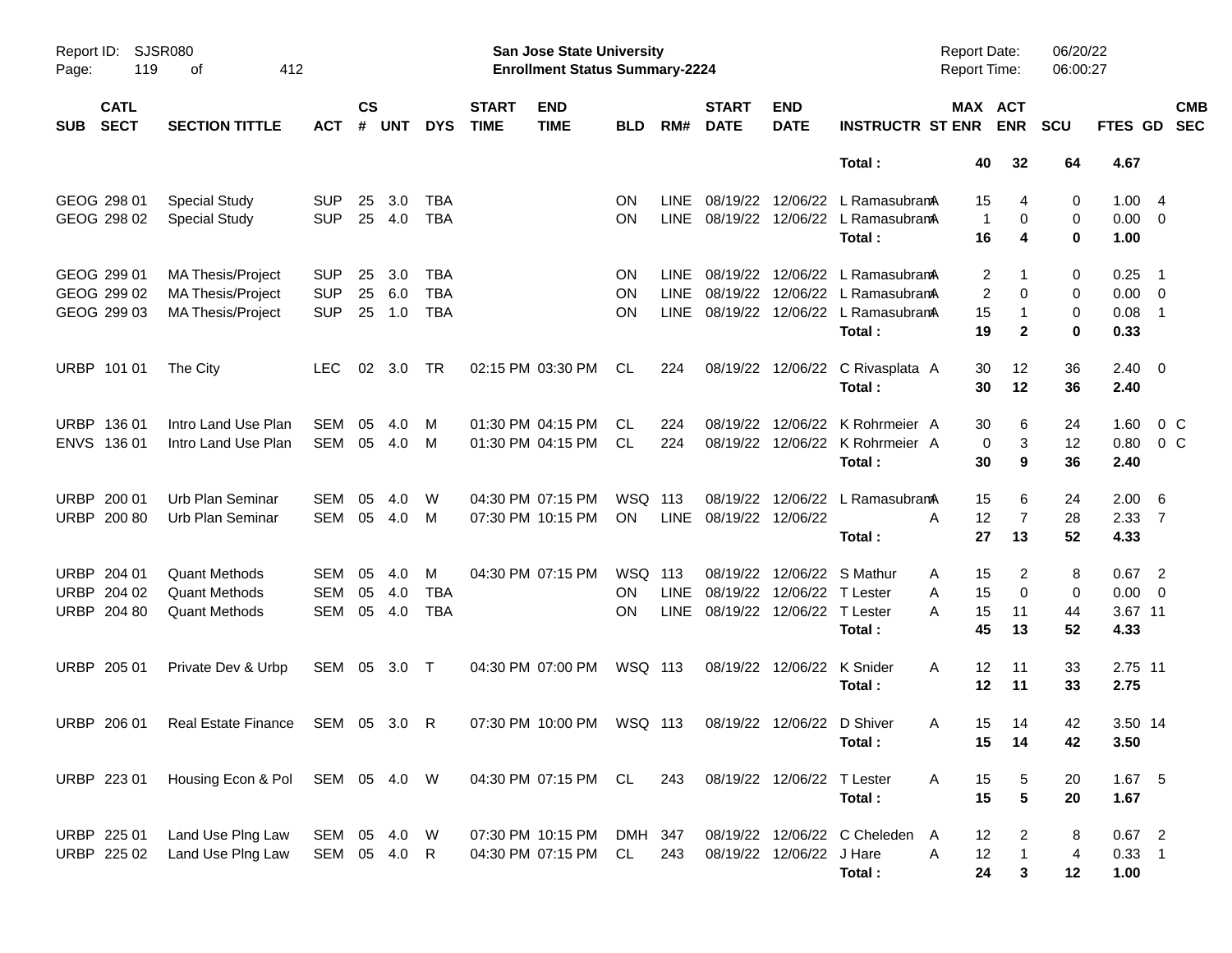Report ID: SJSR080
Page: 119 of 412

**San Jose State University**
**Enrollment Status Summary-2224**

Report Date: 06/20/22
Report Time: 06:00:27

| SUB | CATL SECT | SECTION TITTLE | ACT | CS # | UNT | DYS | START TIME | END TIME | BLD | RM# | START DATE | END DATE | INSTRUCTR | ST | MAX ENR | ACT ENR | SCU | FTES | GD | CMB SEC |
|---|---|---|---|---|---|---|---|---|---|---|---|---|---|---|---|---|---|---|---|---|
| | | | | | | | | | | | | | **Total :** | | **40** | **32** | **64** | **4.67** | | |
| GEOG | 298 01 | Special Study | SUP | 25 | 3.0 | TBA | | | ON | LINE | 08/19/22 | 12/06/22 | L Ramasubram | A | 15 | 4 | 0 | 1.00 | 4 | |
| GEOG | 298 02 | Special Study | SUP | 25 | 4.0 | TBA | | | ON | LINE | 08/19/22 | 12/06/22 | L Ramasubram | A | 1 | 0 | 0 | 0.00 | 0 | |
| | | | | | | | | | | | | | **Total :** | | **16** | **4** | **0** | **1.00** | | |
| GEOG | 299 01 | MA Thesis/Project | SUP | 25 | 3.0 | TBA | | | ON | LINE | 08/19/22 | 12/06/22 | L Ramasubram | A | 2 | 1 | 0 | 0.25 | 1 | |
| GEOG | 299 02 | MA Thesis/Project | SUP | 25 | 6.0 | TBA | | | ON | LINE | 08/19/22 | 12/06/22 | L Ramasubram | A | 2 | 0 | 0 | 0.00 | 0 | |
| GEOG | 299 03 | MA Thesis/Project | SUP | 25 | 1.0 | TBA | | | ON | LINE | 08/19/22 | 12/06/22 | L Ramasubram | A | 15 | 1 | 0 | 0.08 | 1 | |
| | | | | | | | | | | | | | **Total :** | | **19** | **2** | **0** | **0.33** | | |
| URBP | 101 01 | The City | LEC | 02 | 3.0 | TR | 02:15 PM | 03:30 PM | CL | 224 | 08/19/22 | 12/06/22 | C Rivasplata | A | 30 | 12 | 36 | 2.40 | 0 | |
| | | | | | | | | | | | | | **Total :** | | **30** | **12** | **36** | **2.40** | | |
| URBP | 136 01 | Intro Land Use Plan | SEM | 05 | 4.0 | M | 01:30 PM | 04:15 PM | CL | 224 | 08/19/22 | 12/06/22 | K Rohrmeier | A | 30 | 6 | 24 | 1.60 | 0 | C |
| ENVS | 136 01 | Intro Land Use Plan | SEM | 05 | 4.0 | M | 01:30 PM | 04:15 PM | CL | 224 | 08/19/22 | 12/06/22 | K Rohrmeier | A | 0 | 3 | 12 | 0.80 | 0 | C |
| | | | | | | | | | | | | | **Total :** | | **30** | **9** | **36** | **2.40** | | |
| URBP | 200 01 | Urb Plan Seminar | SEM | 05 | 4.0 | W | 04:30 PM | 07:15 PM | WSQ | 113 | 08/19/22 | 12/06/22 | L Ramasubram | A | 15 | 6 | 24 | 2.00 | 6 | |
| URBP | 200 80 | Urb Plan Seminar | SEM | 05 | 4.0 | M | 07:30 PM | 10:15 PM | ON | LINE | 08/19/22 | 12/06/22 | | A | 12 | 7 | 28 | 2.33 | 7 | |
| | | | | | | | | | | | | | **Total :** | | **27** | **13** | **52** | **4.33** | | |
| URBP | 204 01 | Quant Methods | SEM | 05 | 4.0 | M | 04:30 PM | 07:15 PM | WSQ | 113 | 08/19/22 | 12/06/22 | S Mathur | A | 15 | 2 | 8 | 0.67 | 2 | |
| URBP | 204 02 | Quant Methods | SEM | 05 | 4.0 | TBA | | | ON | LINE | 08/19/22 | 12/06/22 | T Lester | A | 15 | 0 | 0 | 0.00 | 0 | |
| URBP | 204 80 | Quant Methods | SEM | 05 | 4.0 | TBA | | | ON | LINE | 08/19/22 | 12/06/22 | T Lester | A | 15 | 11 | 44 | 3.67 | 11 | |
| | | | | | | | | | | | | | **Total :** | | **45** | **13** | **52** | **4.33** | | |
| URBP | 205 01 | Private Dev & Urbp | SEM | 05 | 3.0 | T | 04:30 PM | 07:00 PM | WSQ | 113 | 08/19/22 | 12/06/22 | K Snider | A | 12 | 11 | 33 | 2.75 | 11 | |
| | | | | | | | | | | | | | **Total :** | | **12** | **11** | **33** | **2.75** | | |
| URBP | 206 01 | Real Estate Finance | SEM | 05 | 3.0 | R | 07:30 PM | 10:00 PM | WSQ | 113 | 08/19/22 | 12/06/22 | D Shiver | A | 15 | 14 | 42 | 3.50 | 14 | |
| | | | | | | | | | | | | | **Total :** | | **15** | **14** | **42** | **3.50** | | |
| URBP | 223 01 | Housing Econ & Pol | SEM | 05 | 4.0 | W | 04:30 PM | 07:15 PM | CL | 243 | 08/19/22 | 12/06/22 | T Lester | A | 15 | 5 | 20 | 1.67 | 5 | |
| | | | | | | | | | | | | | **Total :** | | **15** | **5** | **20** | **1.67** | | |
| URBP | 225 01 | Land Use Plng Law | SEM | 05 | 4.0 | W | 07:30 PM | 10:15 PM | DMH | 347 | 08/19/22 | 12/06/22 | C Cheleden | A | 12 | 2 | 8 | 0.67 | 2 | |
| URBP | 225 02 | Land Use Plng Law | SEM | 05 | 4.0 | R | 04:30 PM | 07:15 PM | CL | 243 | 08/19/22 | 12/06/22 | J Hare | A | 12 | 1 | 4 | 0.33 | 1 | |
| | | | | | | | | | | | | | **Total :** | | **24** | **3** | **12** | **1.00** | | |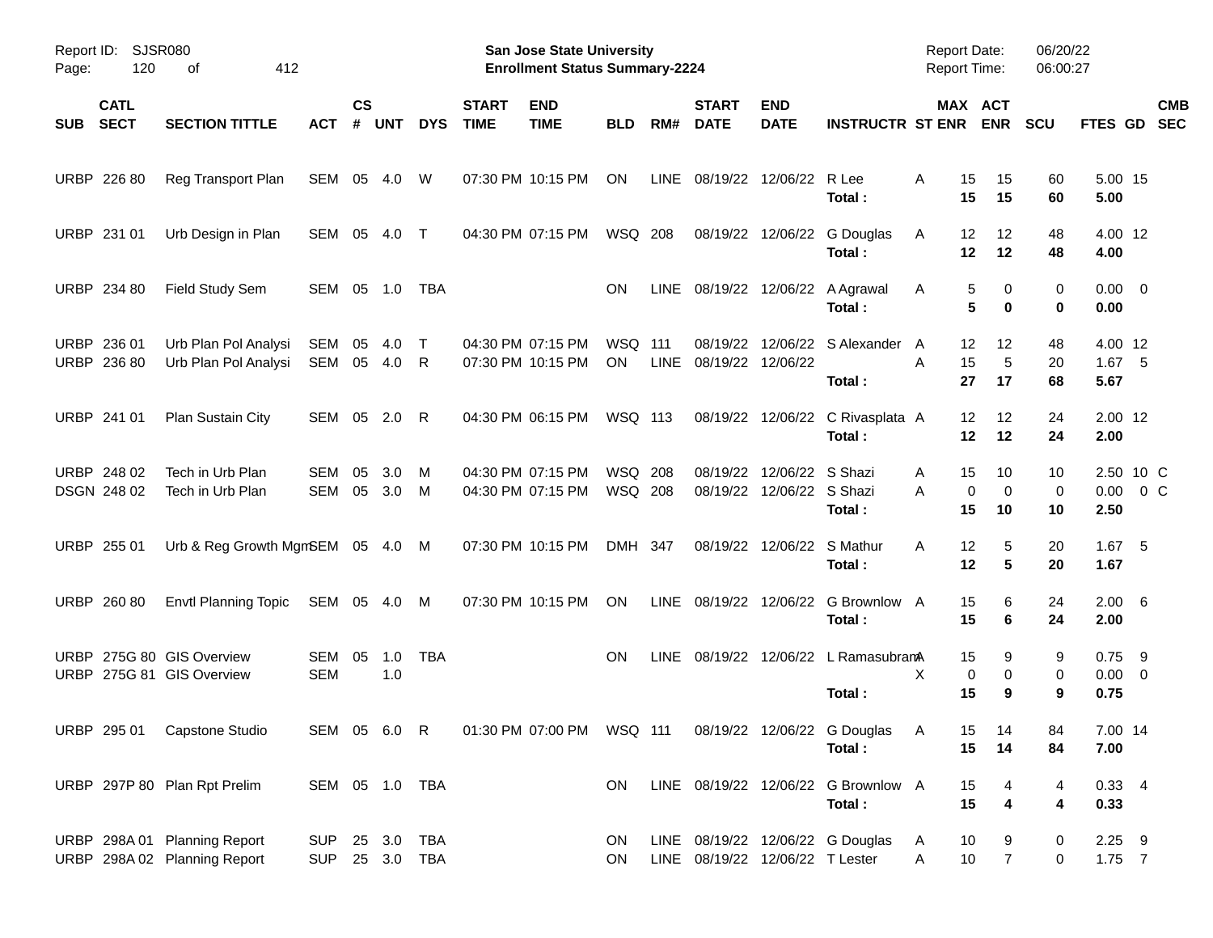Report ID: SJSR080 | **San Jose State University** | Report Date: 06/20/22
**Enrollment Status Summary-2224** | Report Time: 06:00:27

| SUB | CATL SECT | SECTION TITTLE | ACT | CS # | UNT | DYS | START TIME | END TIME | BLD | RM# | START DATE | END DATE | INSTRUCTR | ST | MAX ENR | ACT ENR | SCU | FTES | GD | CMB SEC |
|---|---|---|---|---|---|---|---|---|---|---|---|---|---|---|---|---|---|---|---|---|
| URBP | 226 80 | Reg Transport Plan | SEM | 05 | 4.0 | W | 07:30 PM | 10:15 PM | ON | LINE | 08/19/22 | 12/06/22 | R Lee | A | 15 | 15 | 60 | 5.00 | 15 | |
| | | | | | | | | | | | | | **Total :** | | **15** | **15** | **60** | **5.00** | | |
| URBP | 231 01 | Urb Design in Plan | SEM | 05 | 4.0 | T | 04:30 PM | 07:15 PM | WSQ | 208 | 08/19/22 | 12/06/22 | G Douglas | A | 12 | 12 | 48 | 4.00 | 12 | |
| | | | | | | | | | | | | | **Total :** | | **12** | **12** | **48** | **4.00** | | |
| URBP | 234 80 | Field Study Sem | SEM | 05 | 1.0 | TBA | | | ON | LINE | 08/19/22 | 12/06/22 | A Agrawal | A | 5 | 0 | 0 | 0.00 | 0 | |
| | | | | | | | | | | | | | **Total :** | | **5** | **0** | **0** | **0.00** | | |
| URBP | 236 01 | Urb Plan Pol Analysi | SEM | 05 | 4.0 | T | 04:30 PM | 07:15 PM | WSQ | 111 | 08/19/22 | 12/06/22 | S Alexander | A | 12 | 12 | 48 | 4.00 | 12 | |
| URBP | 236 80 | Urb Plan Pol Analysi | SEM | 05 | 4.0 | R | 07:30 PM | 10:15 PM | ON | LINE | 08/19/22 | 12/06/22 | | A | 15 | 5 | 20 | 1.67 | 5 | |
| | | | | | | | | | | | | | **Total :** | | **27** | **17** | **68** | **5.67** | | |
| URBP | 241 01 | Plan Sustain City | SEM | 05 | 2.0 | R | 04:30 PM | 06:15 PM | WSQ | 113 | 08/19/22 | 12/06/22 | C Rivasplata | A | 12 | 12 | 24 | 2.00 | 12 | |
| | | | | | | | | | | | | | **Total :** | | **12** | **12** | **24** | **2.00** | | |
| URBP | 248 02 | Tech in Urb Plan | SEM | 05 | 3.0 | M | 04:30 PM | 07:15 PM | WSQ | 208 | 08/19/22 | 12/06/22 | S Shazi | A | 15 | 10 | 10 | 2.50 | 10 | C |
| DSGN | 248 02 | Tech in Urb Plan | SEM | 05 | 3.0 | M | 04:30 PM | 07:15 PM | WSQ | 208 | 08/19/22 | 12/06/22 | S Shazi | A | 0 | 0 | 0 | 0.00 | 0 | C |
| | | | | | | | | | | | | | **Total :** | | **15** | **10** | **10** | **2.50** | | |
| URBP | 255 01 | Urb & Reg Growth Mgm | SEM | 05 | 4.0 | M | 07:30 PM | 10:15 PM | DMH | 347 | 08/19/22 | 12/06/22 | S Mathur | A | 12 | 5 | 20 | 1.67 | 5 | |
| | | | | | | | | | | | | | **Total :** | | **12** | **5** | **20** | **1.67** | | |
| URBP | 260 80 | Envtl Planning Topic | SEM | 05 | 4.0 | M | 07:30 PM | 10:15 PM | ON | LINE | 08/19/22 | 12/06/22 | G Brownlow | A | 15 | 6 | 24 | 2.00 | 6 | |
| | | | | | | | | | | | | | **Total :** | | **15** | **6** | **24** | **2.00** | | |
| URBP | 275G 80 | GIS Overview | SEM | 05 | 1.0 | TBA | | | ON | LINE | 08/19/22 | 12/06/22 | L Ramasubram | A | 15 | 9 | 9 | 0.75 | 9 | |
| URBP | 275G 81 | GIS Overview | SEM | | 1.0 | | | | | | | | | X | 0 | 0 | 0 | 0.00 | 0 | |
| | | | | | | | | | | | | | **Total :** | | **15** | **9** | **9** | **0.75** | | |
| URBP | 295 01 | Capstone Studio | SEM | 05 | 6.0 | R | 01:30 PM | 07:00 PM | WSQ | 111 | 08/19/22 | 12/06/22 | G Douglas | A | 15 | 14 | 84 | 7.00 | 14 | |
| | | | | | | | | | | | | | **Total :** | | **15** | **14** | **84** | **7.00** | | |
| URBP | 297P 80 | Plan Rpt Prelim | SEM | 05 | 1.0 | TBA | | | ON | LINE | 08/19/22 | 12/06/22 | G Brownlow | A | 15 | 4 | 4 | 0.33 | 4 | |
| | | | | | | | | | | | | | **Total :** | | **15** | **4** | **4** | **0.33** | | |
| URBP | 298A 01 | Planning Report | SUP | 25 | 3.0 | TBA | | | ON | LINE | 08/19/22 | 12/06/22 | G Douglas | A | 10 | 9 | 0 | 2.25 | 9 | |
| URBP | 298A 02 | Planning Report | SUP | 25 | 3.0 | TBA | | | ON | LINE | 08/19/22 | 12/06/22 | T Lester | A | 10 | 7 | 0 | 1.75 | 7 | |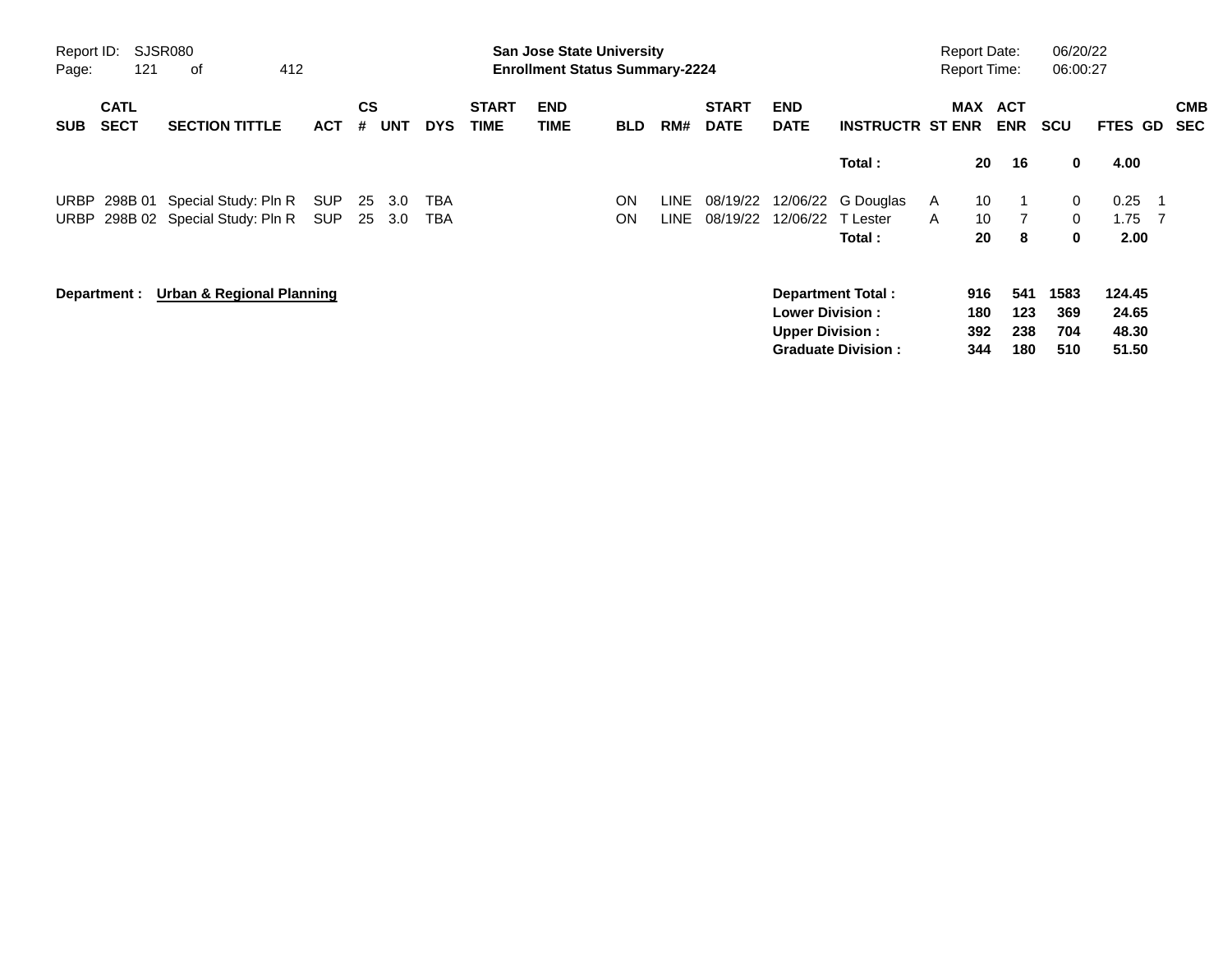| SUB | CATL SECT | SECTION TITTLE | ACT | CS # | UNT | DYS | START TIME | END TIME | BLD | RM# | START DATE | END DATE | INSTRUCTR | ST | MAX ENR | ACT ENR | SCU | FTES | GD | CMB SEC |
|---|---|---|---|---|---|---|---|---|---|---|---|---|---|---|---|---|---|---|---|---|
| | | | | | | | | | | | | | **Total :** | | **20** | **16** | **0** | **4.00** | | |
| URBP | 298B 01 | Special Study: Pln R | SUP | 25 | 3.0 | TBA | | | ON | LINE | 08/19/22 | 12/06/22 | G Douglas | A | 10 | 1 | 0 | 0.25 | 1 | |
| URBP | 298B 02 | Special Study: Pln R | SUP | 25 | 3.0 | TBA | | | ON | LINE | 08/19/22 | 12/06/22 | T Lester | A | 10 | 7 | 0 | 1.75 | 7 | |
| | | | | | | | | | | | | | **Total :** | | **20** | **8** | **0** | **2.00** | | |

**Department : Urban & Regional Planning**

| | MAX ENR | ACT ENR | SCU | FTES |
|---|---|---|---|---|
| **Department Total :** | **916** | **541** | **1583** | **124.45** |
| **Lower Division :** | **180** | **123** | **369** | **24.65** |
| **Upper Division :** | **392** | **238** | **704** | **48.30** |
| **Graduate Division :** | **344** | **180** | **510** | **51.50** |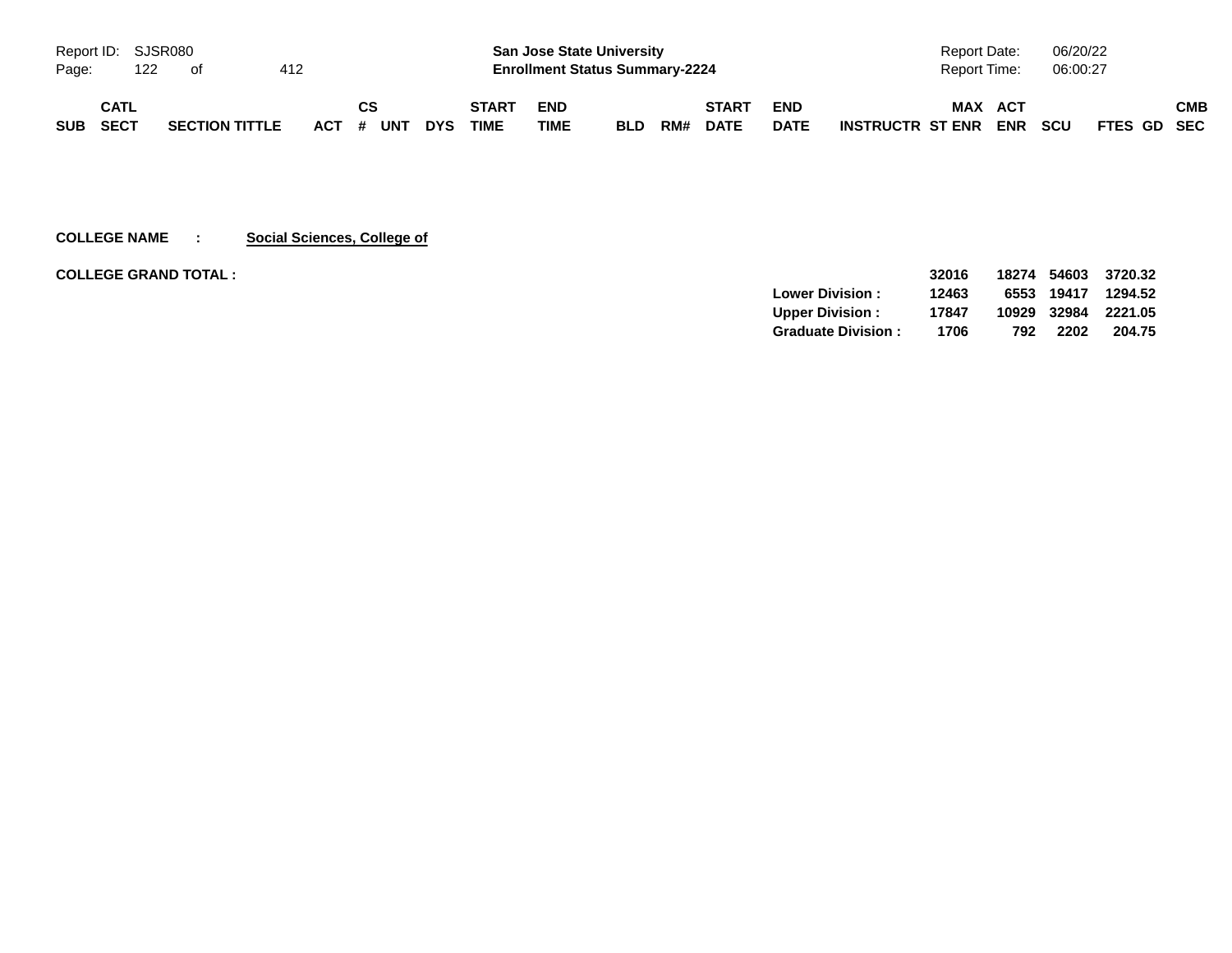**COLLEGE NAME : Social Sciences, College of**

| | MAX ST ENR | ACT ENR | SCU | FTES |
|---|---|---|---|---|
| **COLLEGE GRAND TOTAL :** | **32016** | **18274** | **54603** | **3720.32** |
| **Lower Division :** | **12463** | **6553** | **19417** | **1294.52** |
| **Upper Division :** | **17847** | **10929** | **32984** | **2221.05** |
| **Graduate Division :** | **1706** | **792** | **2202** | **204.75** |